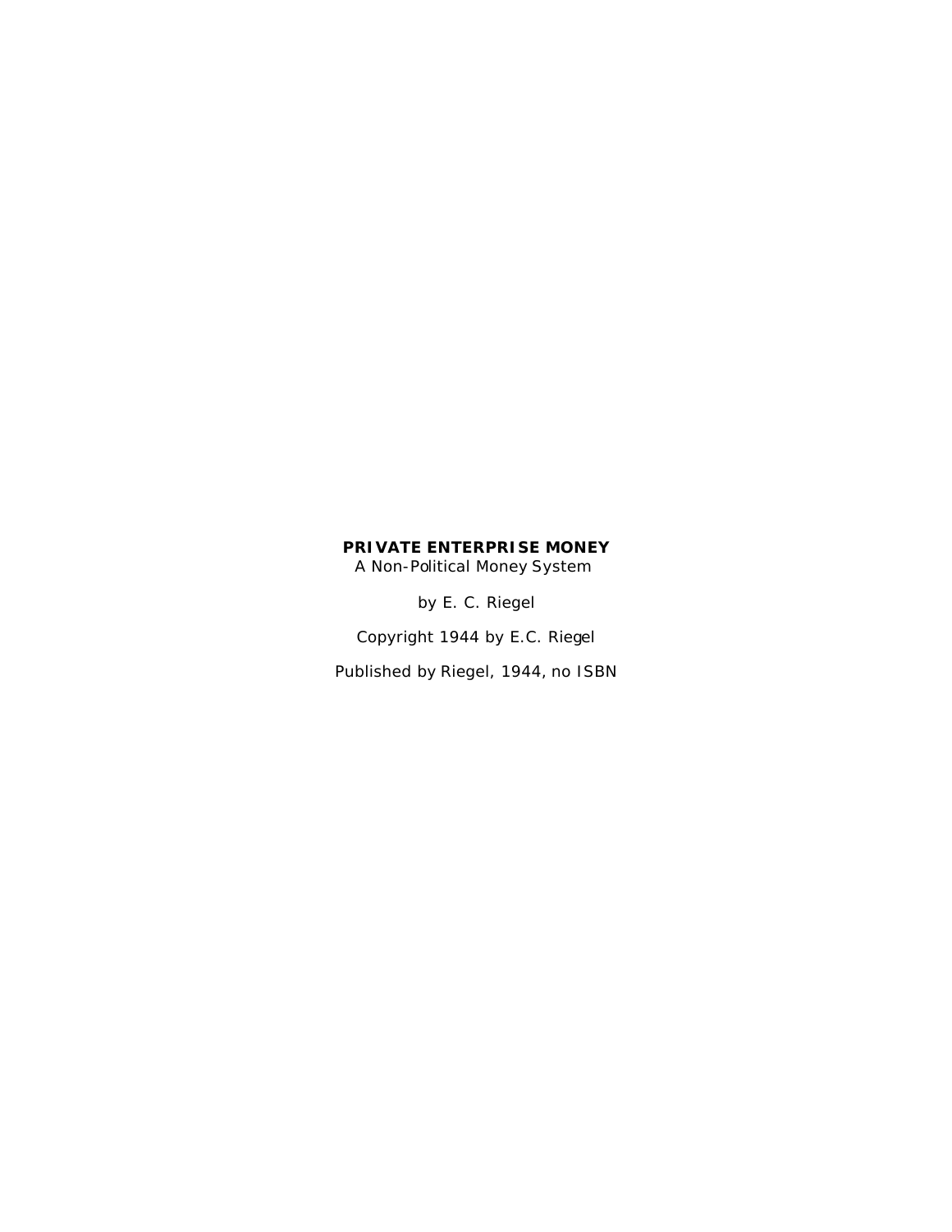# PRIVATE ENTERPRISE MONEY

A Non-Political Money System

by E. C. Riegel

Copyright 1944 by E.C. Riegel

Published by Riegel, 1944, no ISBN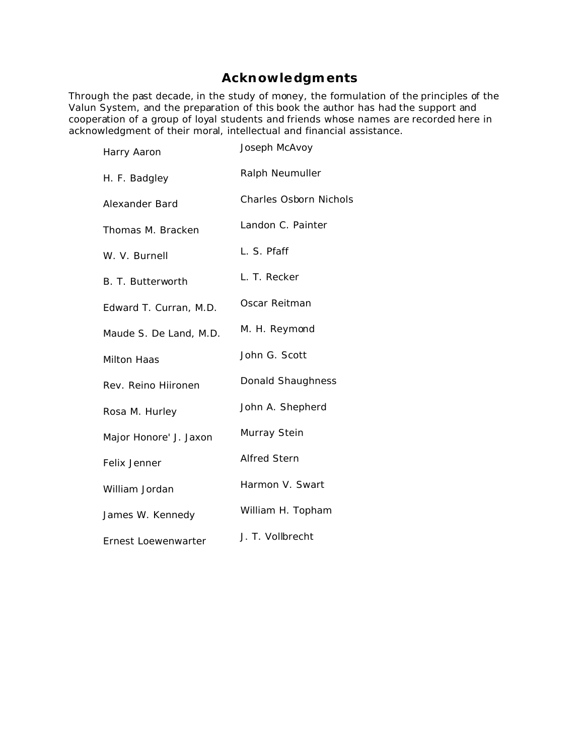# Acknowledgments

Through the past decade, in the study of money, the formulation of the principles of the Valun System, and the preparation of this book the author has had the support and cooperation of a group of loyal students and friends whose names are recorded here in acknowledgment of their moral, intellectual and financial assistance.

Harry Aaron
H. F. Badgley
Alexander Bard
Thomas M. Bracken
W. V. Burnell
B. T. Butterworth
Edward T. Curran, M.D.
Maude S. De Land, M.D.
Milton Haas
Rev. Reino Hiironen
Rosa M. Hurley
Major Honore' J. Jaxon
Felix Jenner
William Jordan
James W. Kennedy
Ernest Loewenwarter
Joseph McAvoy
Ralph Neumuller
Charles Osborn Nichols
Landon C. Painter
L. S. Pfaff
L. T. Recker
Oscar Reitman
M. H. Reymond
John G. Scott
Donald Shaughness
John A. Shepherd
Murray Stein
Alfred Stern
Harmon V. Swart
William H. Topham
J. T. Vollbrecht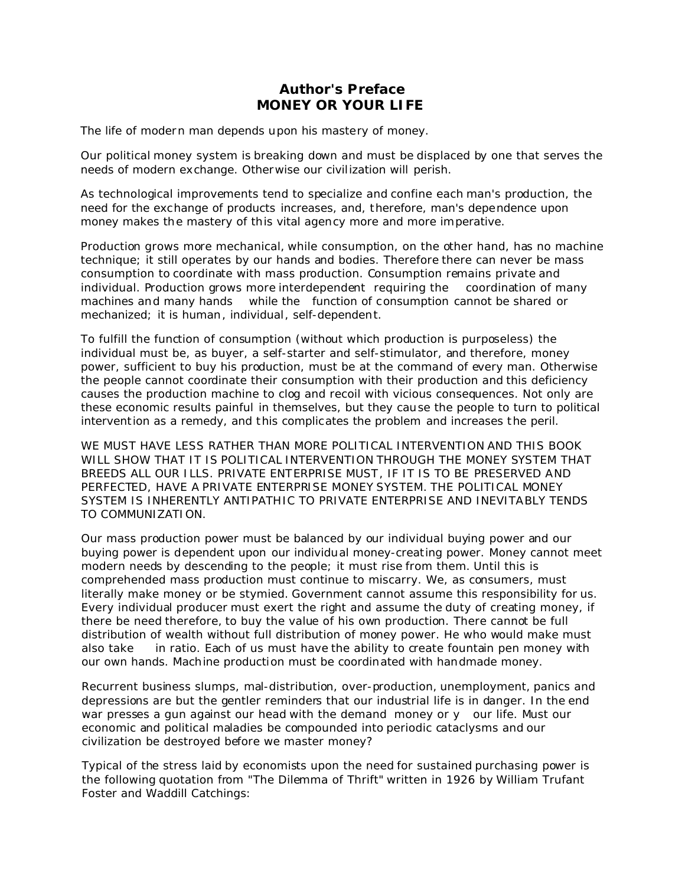# Author's Preface
# MONEY OR YOUR LIFE

The life of modern man depends upon his mastery of money.

Our political money system is breaking down and must be displaced by one that serves the needs of modern exchange. Otherwise our civilization will perish.

As technological improvements tend to specialize and confine each man's production, the need for the exchange of products increases, and, therefore, man's dependence upon money makes the mastery of this vital agency more and more imperative.

Production grows more mechanical, while consumption, on the other hand, has no machine technique; it still operates by our hands and bodies. Therefore there can never be mass consumption to coordinate with mass production. Consumption remains private and individual. Production grows more interdependent requiring the coordination of many machines and many hands while the function of consumption cannot be shared or mechanized; it is human, individual, self-dependent.

To fulfill the function of consumption (without which production is purposeless) the individual must be, as buyer, a self-starter and self-stimulator, and therefore, money power, sufficient to buy his production, must be at the command of every man. Otherwise the people cannot coordinate their consumption with their production and this deficiency causes the production machine to clog and recoil with vicious consequences. Not only are these economic results painful in themselves, but they cause the people to turn to political intervention as a remedy, and this complicates the problem and increases the peril.

WE MUST HAVE LESS RATHER THAN MORE POLITICAL INTERVENTION AND THIS BOOK WILL SHOW THAT IT IS POLITICAL INTERVENTION THROUGH THE MONEY SYSTEM THAT BREEDS ALL OUR ILLS. PRIVATE ENTERPRISE MUST, IF IT IS TO BE PRESERVED AND PERFECTED, HAVE A PRIVATE ENTERPRISE MONEY SYSTEM. THE POLITICAL MONEY SYSTEM IS INHERENTLY ANTIPATHIC TO PRIVATE ENTERPRISE AND INEVITABLY TENDS TO COMMUNIZATION.

Our mass production power must be balanced by our individual buying power and our buying power is dependent upon our individual money-creating power. Money cannot meet modern needs by descending to the people; it must rise from them. Until this is comprehended mass production must continue to miscarry. We, as consumers, must literally make money or be stymied. Government cannot assume this responsibility for us. Every individual producer must exert the right and assume the duty of creating money, if there be need therefore, to buy the value of his own production. There cannot be full distribution of wealth without full distribution of money power. He who would make must also take in ratio. Each of us must have the ability to create fountain pen money with our own hands. Machine production must be coordinated with handmade money.

Recurrent business slumps, mal-distribution, over-production, unemployment, panics and depressions are but the gentler reminders that our industrial life is in danger. In the end war presses a gun against our head with the demand money or your life. Must our economic and political maladies be compounded into periodic cataclysms and our civilization be destroyed before we master money?

Typical of the stress laid by economists upon the need for sustained purchasing power is the following quotation from "The Dilemma of Thrift" written in 1926 by William Trufant Foster and Waddill Catchings: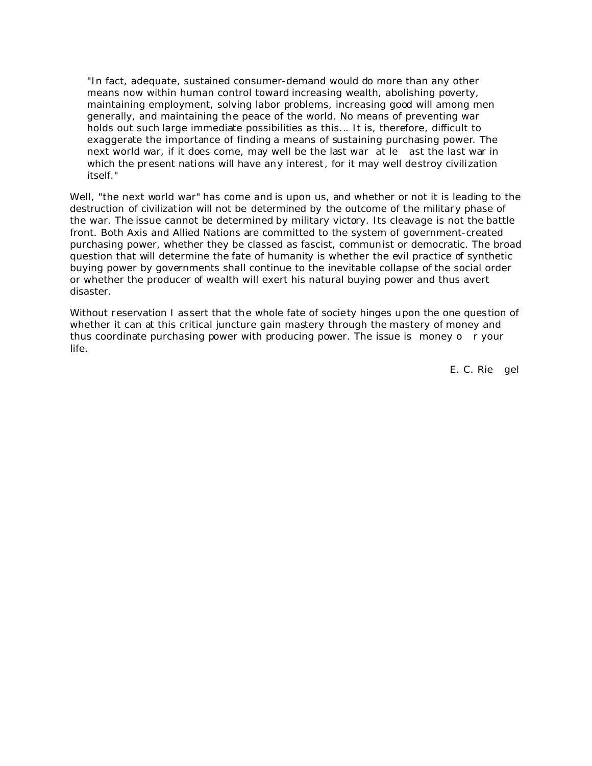> "In fact, adequate, sustained consumer-demand would do more than any other means now within human control toward increasing wealth, abolishing poverty, maintaining employment, solving labor problems, increasing good will among men generally, and maintaining the peace of the world. No means of preventing war holds out such large immediate possibilities as this... It is, therefore, difficult to exaggerate the importance of finding a means of sustaining purchasing power. The next world war, if it does come, may well be the last war at least the last war in which the present nations will have any interest, for it may well destroy civilization itself."

Well, "the next world war" has come and is upon us, and whether or not it is leading to the destruction of civilization will not be determined by the outcome of the military phase of the war. The issue cannot be determined by military victory. Its cleavage is not the battle front. Both Axis and Allied Nations are committed to the system of government-created purchasing power, whether they be classed as fascist, communist or democratic. The broad question that will determine the fate of humanity is whether the evil practice of synthetic buying power by governments shall continue to the inevitable collapse of the social order or whether the producer of wealth will exert his natural buying power and thus avert disaster.

Without reservation I assert that the whole fate of society hinges upon the one question of whether it can at this critical juncture gain mastery through the mastery of money and thus coordinate purchasing power with producing power. The issue is money or your life.

E. C. Riegel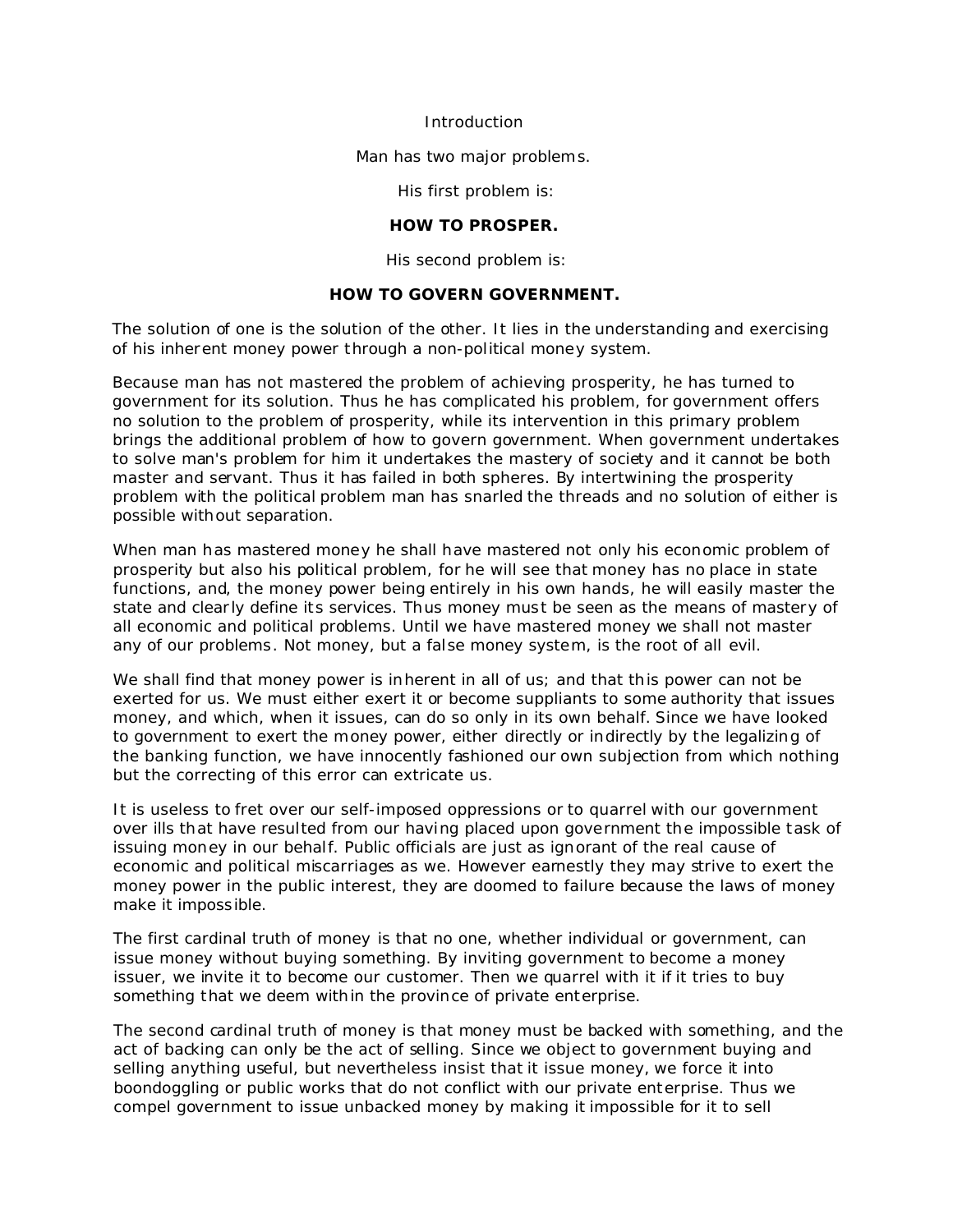# Introduction

Man has two major problems.

His first problem is:

**HOW TO PROSPER.**

His second problem is:

**HOW TO GOVERN GOVERNMENT.**

The solution of one is the solution of the other. It lies in the understanding and exercising of his inherent money power through a non-political money system.

Because man has not mastered the problem of achieving prosperity, he has turned to government for its solution. Thus he has complicated his problem, for government offers no solution to the problem of prosperity, while its intervention in this primary problem brings the additional problem of how to govern government. When government undertakes to solve man's problem for him it undertakes the mastery of society and it cannot be both master and servant. Thus it has failed in both spheres. By intertwining the prosperity problem with the political problem man has snarled the threads and no solution of either is possible without separation.

When man has mastered money he shall have mastered not only his economic problem of prosperity but also his political problem, for he will see that money has no place in state functions, and, the money power being entirely in his own hands, he will easily master the state and clearly define its services. Thus money must be seen as the means of mastery of all economic and political problems. Until we have mastered money we shall not master any of our problems. Not money, but a false money system, is the root of all evil.

We shall find that money power is inherent in all of us; and that this power can not be exerted for us. We must either exert it or become suppliants to some authority that issues money, and which, when it issues, can do so only in its own behalf. Since we have looked to government to exert the money power, either directly or indirectly by the legalizing of the banking function, we have innocently fashioned our own subjection from which nothing but the correcting of this error can extricate us.

It is useless to fret over our self-imposed oppressions or to quarrel with our government over ills that have resulted from our having placed upon government the impossible task of issuing money in our behalf. Public officials are just as ignorant of the real cause of economic and political miscarriages as we. However earnestly they may strive to exert the money power in the public interest, they are doomed to failure because the laws of money make it impossible.

The first cardinal truth of money is that no one, whether individual or government, can issue money without buying something. By inviting government to become a money issuer, we invite it to become our customer. Then we quarrel with it if it tries to buy something that we deem within the province of private enterprise.

The second cardinal truth of money is that money must be backed with something, and the act of backing can only be the act of selling. Since we object to government buying and selling anything useful, but nevertheless insist that it issue money, we force it into boondoggling or public works that do not conflict with our private enterprise. Thus we compel government to issue unbacked money by making it impossible for it to sell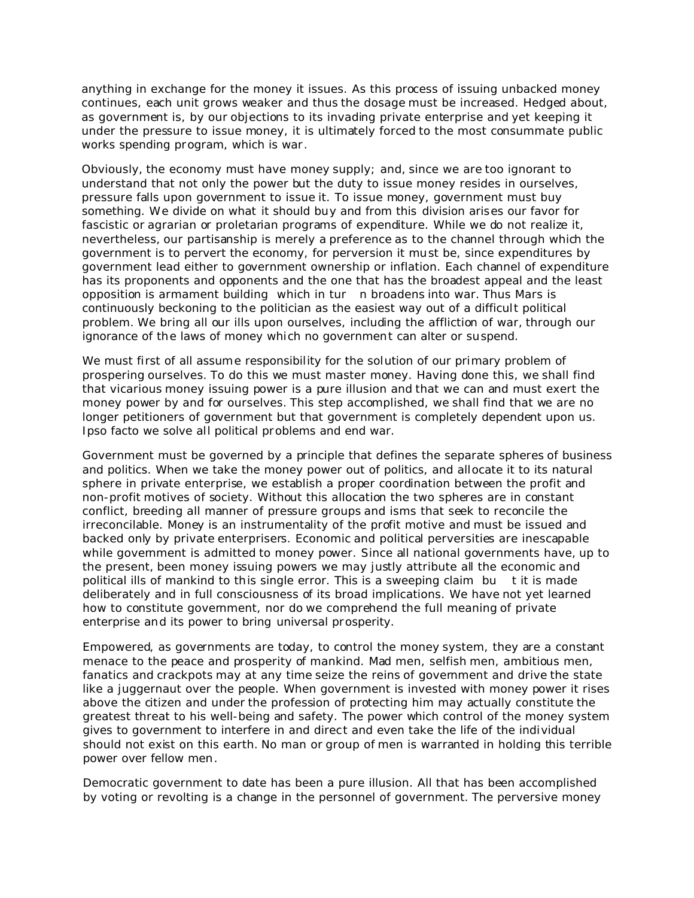anything in exchange for the money it issues. As this process of issuing unbacked money continues, each unit grows weaker and thus the dosage must be increased. Hedged about, as government is, by our objections to its invading private enterprise and yet keeping it under the pressure to issue money, it is ultimately forced to the most consummate public works spending program, which is war.

Obviously, the economy must have money supply; and, since we are too ignorant to understand that not only the power but the duty to issue money resides in ourselves, pressure falls upon government to issue it. To issue money, government must buy something. We divide on what it should buy and from this division arises our favor for fascistic or agrarian or proletarian programs of expenditure. While we do not realize it, nevertheless, our partisanship is merely a preference as to the channel through which the government is to pervert the economy, for perversion it must be, since expenditures by government lead either to government ownership or inflation. Each channel of expenditure has its proponents and opponents and the one that has the broadest appeal and the least opposition is armament building which in turn broadens into war. Thus Mars is continuously beckoning to the politician as the easiest way out of a difficult political problem. We bring all our ills upon ourselves, including the affliction of war, through our ignorance of the laws of money which no government can alter or suspend.

We must first of all assume responsibility for the solution of our primary problem of prospering ourselves. To do this we must master money. Having done this, we shall find that vicarious money issuing power is a pure illusion and that we can and must exert the money power by and for ourselves. This step accomplished, we shall find that we are no longer petitioners of government but that government is completely dependent upon us. Ipso facto we solve all political problems and end war.

Government must be governed by a principle that defines the separate spheres of business and politics. When we take the money power out of politics, and allocate it to its natural sphere in private enterprise, we establish a proper coordination between the profit and non-profit motives of society. Without this allocation the two spheres are in constant conflict, breeding all manner of pressure groups and isms that seek to reconcile the irreconcilable. Money is an instrumentality of the profit motive and must be issued and backed only by private enterprisers. Economic and political perversities are inescapable while government is admitted to money power. Since all national governments have, up to the present, been money issuing powers we may justly attribute all the economic and political ills of mankind to this single error. This is a sweeping claim but it is made deliberately and in full consciousness of its broad implications. We have not yet learned how to constitute government, nor do we comprehend the full meaning of private enterprise and its power to bring universal prosperity.

Empowered, as governments are today, to control the money system, they are a constant menace to the peace and prosperity of mankind. Mad men, selfish men, ambitious men, fanatics and crackpots may at any time seize the reins of government and drive the state like a juggernaut over the people. When government is invested with money power it rises above the citizen and under the profession of protecting him may actually constitute the greatest threat to his well-being and safety. The power which control of the money system gives to government to interfere in and direct and even take the life of the individual should not exist on this earth. No man or group of men is warranted in holding this terrible power over fellow men.

Democratic government to date has been a pure illusion. All that has been accomplished by voting or revolting is a change in the personnel of government. The perversive money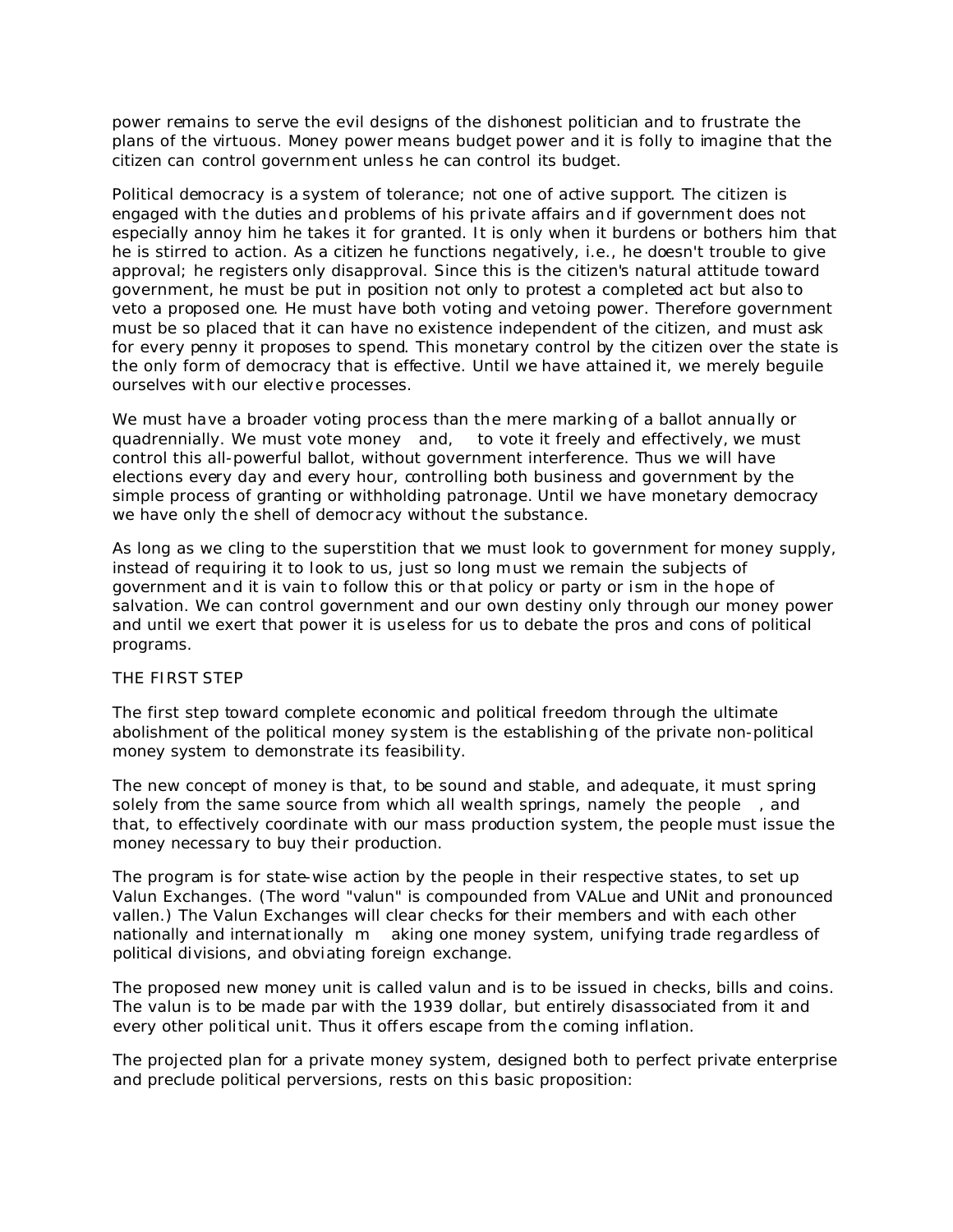power remains to serve the evil designs of the dishonest politician and to frustrate the plans of the virtuous. Money power means budget power and it is folly to imagine that the citizen can control government unless he can control its budget.

Political democracy is a system of tolerance; not one of active support. The citizen is engaged with the duties and problems of his private affairs and if government does not especially annoy him he takes it for granted. It is only when it burdens or bothers him that he is stirred to action. As a citizen he functions negatively, i.e., he doesn't trouble to give approval; he registers only disapproval. Since this is the citizen's natural attitude toward government, he must be put in position not only to protest a completed act but also to veto a proposed one. He must have both voting and vetoing power. Therefore government must be so placed that it can have no existence independent of the citizen, and must ask for every penny it proposes to spend. This monetary control by the citizen over the state is the only form of democracy that is effective. Until we have attained it, we merely beguile ourselves with our elective processes.

We must have a broader voting process than the mere marking of a ballot annually or quadrennially. We must vote money and, to vote it freely and effectively, we must control this all-powerful ballot, without government interference. Thus we will have elections every day and every hour, controlling both business and government by the simple process of granting or withholding patronage. Until we have monetary democracy we have only the shell of democracy without the substance.

As long as we cling to the superstition that we must look to government for money supply, instead of requiring it to look to us, just so long must we remain the subjects of government and it is vain to follow this or that policy or party or ism in the hope of salvation. We can control government and our own destiny only through our money power and until we exert that power it is useless for us to debate the pros and cons of political programs.

THE FIRST STEP

The first step toward complete economic and political freedom through the ultimate abolishment of the political money system is the establishing of the private non-political money system to demonstrate its feasibility.

The new concept of money is that, to be sound and stable, and adequate, it must spring solely from the same source from which all wealth springs, namely the people , and that, to effectively coordinate with our mass production system, the people must issue the money necessary to buy their production.

The program is for state-wise action by the people in their respective states, to set up Valun Exchanges. (The word "valun" is compounded from VALue and UNit and pronounced vallen.) The Valun Exchanges will clear checks for their members and with each other nationally and internationally making one money system, unifying trade regardless of political divisions, and obviating foreign exchange.

The proposed new money unit is called valun and is to be issued in checks, bills and coins. The valun is to be made par with the 1939 dollar, but entirely disassociated from it and every other political unit. Thus it offers escape from the coming inflation.

The projected plan for a private money system, designed both to perfect private enterprise and preclude political perversions, rests on this basic proposition: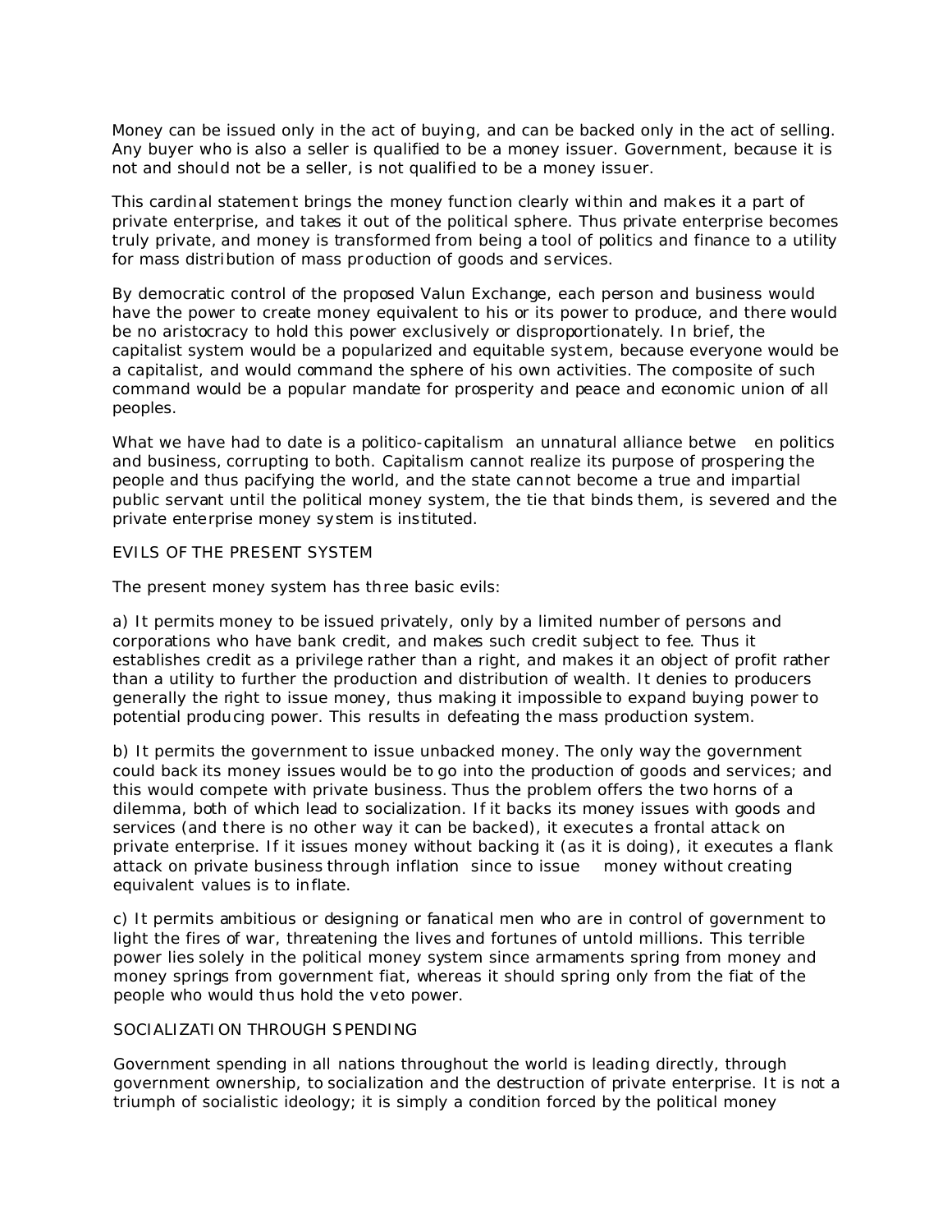Money can be issued only in the act of buying, and can be backed only in the act of selling. Any buyer who is also a seller is qualified to be a money issuer. Government, because it is not and should not be a seller, is not qualified to be a money issuer.

This cardinal statement brings the money function clearly within and makes it a part of private enterprise, and takes it out of the political sphere. Thus private enterprise becomes truly private, and money is transformed from being a tool of politics and finance to a utility for mass distribution of mass production of goods and services.

By democratic control of the proposed Valun Exchange, each person and business would have the power to create money equivalent to his or its power to produce, and there would be no aristocracy to hold this power exclusively or disproportionately. In brief, the capitalist system would be a popularized and equitable system, because everyone would be a capitalist, and would command the sphere of his own activities. The composite of such command would be a popular mandate for prosperity and peace and economic union of all peoples.

What we have had to date is a politico-capitalism an unnatural alliance between politics and business, corrupting to both. Capitalism cannot realize its purpose of prospering the people and thus pacifying the world, and the state cannot become a true and impartial public servant until the political money system, the tie that binds them, is severed and the private enterprise money system is instituted.

## EVILS OF THE PRESENT SYSTEM

The present money system has three basic evils:

a) It permits money to be issued privately, only by a limited number of persons and corporations who have bank credit, and makes such credit subject to fee. Thus it establishes credit as a privilege rather than a right, and makes it an object of profit rather than a utility to further the production and distribution of wealth. It denies to producers generally the right to issue money, thus making it impossible to expand buying power to potential producing power. This results in defeating the mass production system.

b) It permits the government to issue unbacked money. The only way the government could back its money issues would be to go into the production of goods and services; and this would compete with private business. Thus the problem offers the two horns of a dilemma, both of which lead to socialization. If it backs its money issues with goods and services (and there is no other way it can be backed), it executes a frontal attack on private enterprise. If it issues money without backing it (as it is doing), it executes a flank attack on private business through inflation since to issue money without creating equivalent values is to inflate.

c) It permits ambitious or designing or fanatical men who are in control of government to light the fires of war, threatening the lives and fortunes of untold millions. This terrible power lies solely in the political money system since armaments spring from money and money springs from government fiat, whereas it should spring only from the fiat of the people who would thus hold the veto power.

## SOCIALIZATION THROUGH SPENDING

Government spending in all nations throughout the world is leading directly, through government ownership, to socialization and the destruction of private enterprise. It is not a triumph of socialistic ideology; it is simply a condition forced by the political money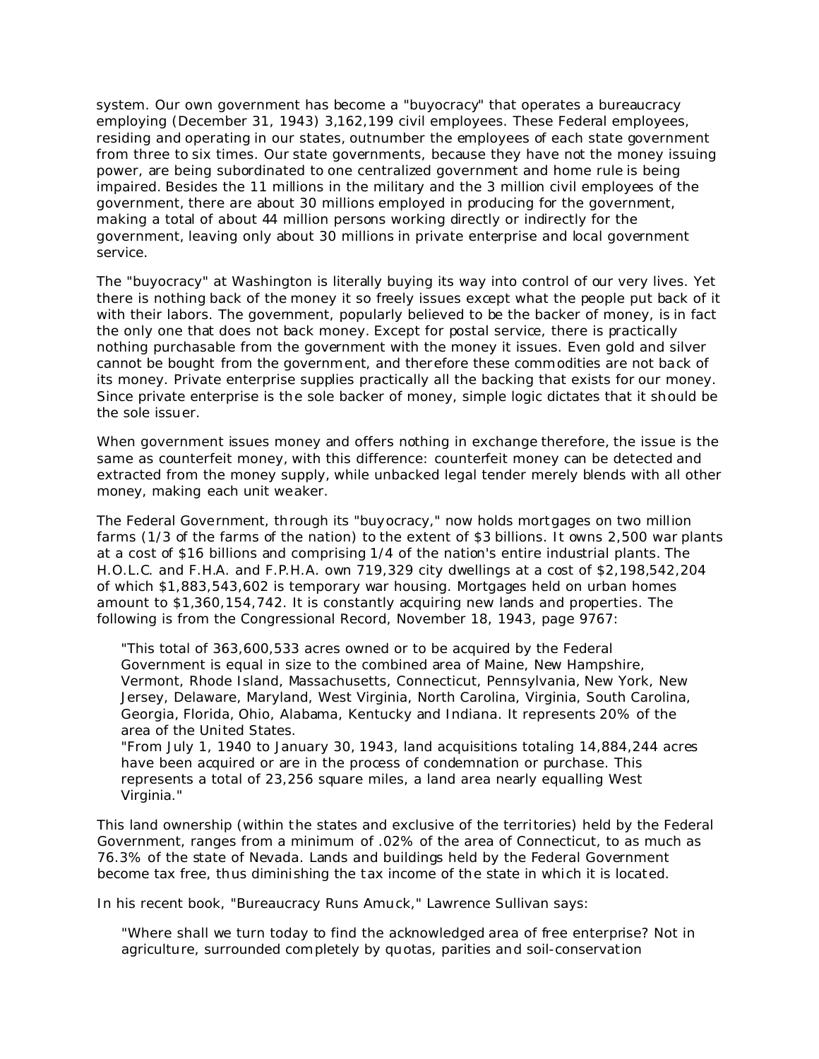system. Our own government has become a "buyocracy" that operates a bureaucracy employing (December 31, 1943) 3,162,199 civil employees. These Federal employees, residing and operating in our states, outnumber the employees of each state government from three to six times. Our state governments, because they have not the money issuing power, are being subordinated to one centralized government and home rule is being impaired. Besides the 11 millions in the military and the 3 million civil employees of the government, there are about 30 millions employed in producing for the government, making a total of about 44 million persons working directly or indirectly for the government, leaving only about 30 millions in private enterprise and local government service.

The "buyocracy" at Washington is literally buying its way into control of our very lives. Yet there is nothing back of the money it so freely issues except what the people put back of it with their labors. The government, popularly believed to be the backer of money, is in fact the only one that does not back money. Except for postal service, there is practically nothing purchasable from the government with the money it issues. Even gold and silver cannot be bought from the government, and therefore these commodities are not back of its money. Private enterprise supplies practically all the backing that exists for our money. Since private enterprise is the sole backer of money, simple logic dictates that it should be the sole issuer.

When government issues money and offers nothing in exchange therefore, the issue is the same as counterfeit money, with this difference: counterfeit money can be detected and extracted from the money supply, while unbacked legal tender merely blends with all other money, making each unit weaker.

The Federal Government, through its "buyocracy," now holds mortgages on two million farms (1/3 of the farms of the nation) to the extent of $3 billions. It owns 2,500 war plants at a cost of $16 billions and comprising 1/4 of the nation's entire industrial plants. The H.O.L.C. and F.H.A. and F.P.H.A. own 719,329 city dwellings at a cost of $2,198,542,204 of which $1,883,543,602 is temporary war housing. Mortgages held on urban homes amount to $1,360,154,742. It is constantly acquiring new lands and properties. The following is from the Congressional Record, November 18, 1943, page 9767:

> "This total of 363,600,533 acres owned or to be acquired by the Federal Government is equal in size to the combined area of Maine, New Hampshire, Vermont, Rhode Island, Massachusetts, Connecticut, Pennsylvania, New York, New Jersey, Delaware, Maryland, West Virginia, North Carolina, Virginia, South Carolina, Georgia, Florida, Ohio, Alabama, Kentucky and Indiana. It represents 20% of the area of the United States.
> "From July 1, 1940 to January 30, 1943, land acquisitions totaling 14,884,244 acres have been acquired or are in the process of condemnation or purchase. This represents a total of 23,256 square miles, a land area nearly equalling West Virginia."

This land ownership (within the states and exclusive of the territories) held by the Federal Government, ranges from a minimum of .02% of the area of Connecticut, to as much as 76.3% of the state of Nevada. Lands and buildings held by the Federal Government become tax free, thus diminishing the tax income of the state in which it is located.

In his recent book, "Bureaucracy Runs Amuck," Lawrence Sullivan says:

> "Where shall we turn today to find the acknowledged area of free enterprise? Not in agriculture, surrounded completely by quotas, parities and soil-conservation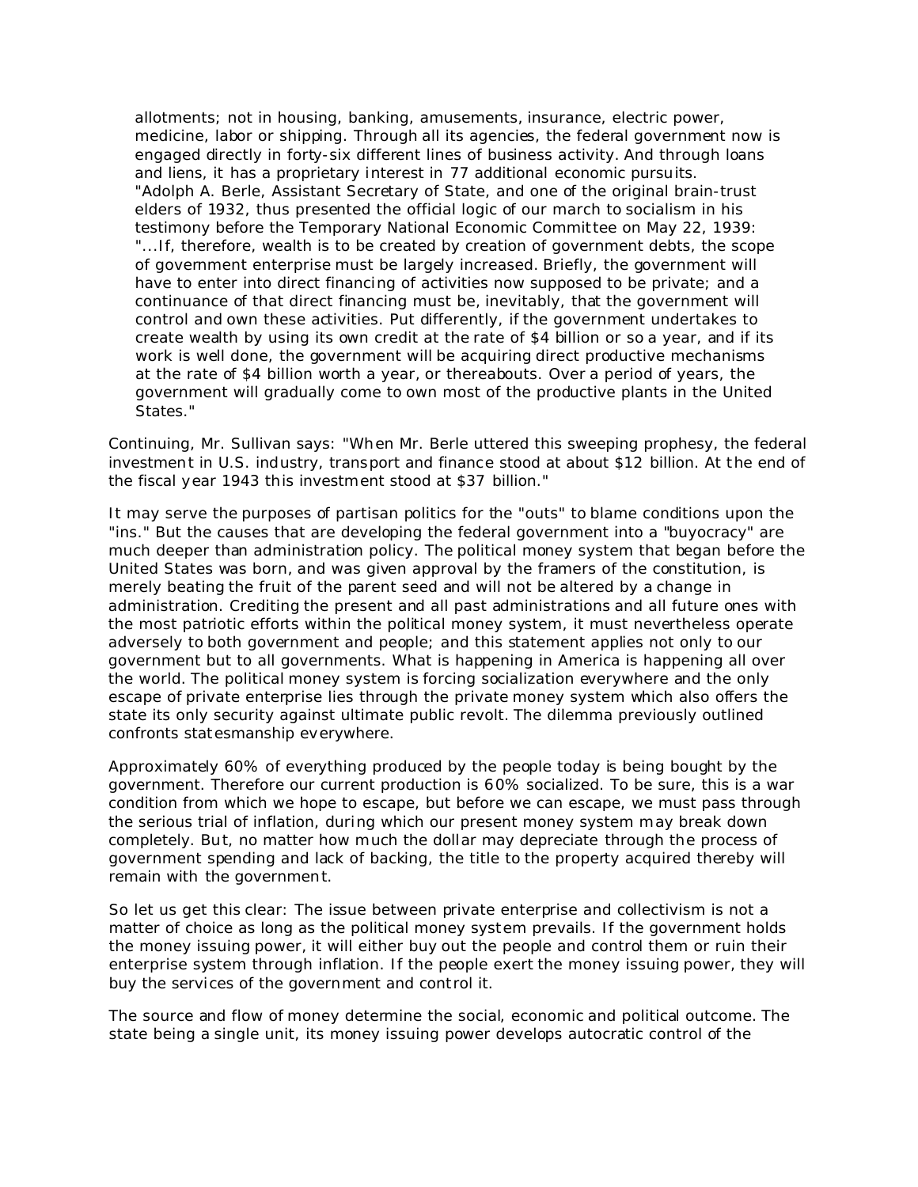allotments; not in housing, banking, amusements, insurance, electric power, medicine, labor or shipping. Through all its agencies, the federal government now is engaged directly in forty-six different lines of business activity. And through loans and liens, it has a proprietary interest in 77 additional economic pursuits.

"Adolph A. Berle, Assistant Secretary of State, and one of the original brain-trust elders of 1932, thus presented the official logic of our march to socialism in his testimony before the Temporary National Economic Committee on May 22, 1939:

"...If, therefore, wealth is to be created by creation of government debts, the scope of government enterprise must be largely increased. Briefly, the government will have to enter into direct financing of activities now supposed to be private; and a continuance of that direct financing must be, inevitably, that the government will control and own these activities. Put differently, if the government undertakes to create wealth by using its own credit at the rate of $4 billion or so a year, and if its work is well done, the government will be acquiring direct productive mechanisms at the rate of $4 billion worth a year, or thereabouts. Over a period of years, the government will gradually come to own most of the productive plants in the United States."

Continuing, Mr. Sullivan says: "When Mr. Berle uttered this sweeping prophesy, the federal investment in U.S. industry, transport and finance stood at about $12 billion. At the end of the fiscal year 1943 this investment stood at $37 billion."

It may serve the purposes of partisan politics for the "outs" to blame conditions upon the "ins." But the causes that are developing the federal government into a "buyocracy" are much deeper than administration policy. The political money system that began before the United States was born, and was given approval by the framers of the constitution, is merely beating the fruit of the parent seed and will not be altered by a change in administration. Crediting the present and all past administrations and all future ones with the most patriotic efforts within the political money system, it must nevertheless operate adversely to both government and people; and this statement applies not only to our government but to all governments. What is happening in America is happening all over the world. The political money system is forcing socialization everywhere and the only escape of private enterprise lies through the private money system which also offers the state its only security against ultimate public revolt. The dilemma previously outlined confronts statesmanship everywhere.

Approximately 60% of everything produced by the people today is being bought by the government. Therefore our current production is 60% socialized. To be sure, this is a war condition from which we hope to escape, but before we can escape, we must pass through the serious trial of inflation, during which our present money system may break down completely. But, no matter how much the dollar may depreciate through the process of government spending and lack of backing, the title to the property acquired thereby will remain with the government.

So let us get this clear: The issue between private enterprise and collectivism is not a matter of choice as long as the political money system prevails. If the government holds the money issuing power, it will either buy out the people and control them or ruin their enterprise system through inflation. If the people exert the money issuing power, they will buy the services of the government and control it.

The source and flow of money determine the social, economic and political outcome. The state being a single unit, its money issuing power develops autocratic control of the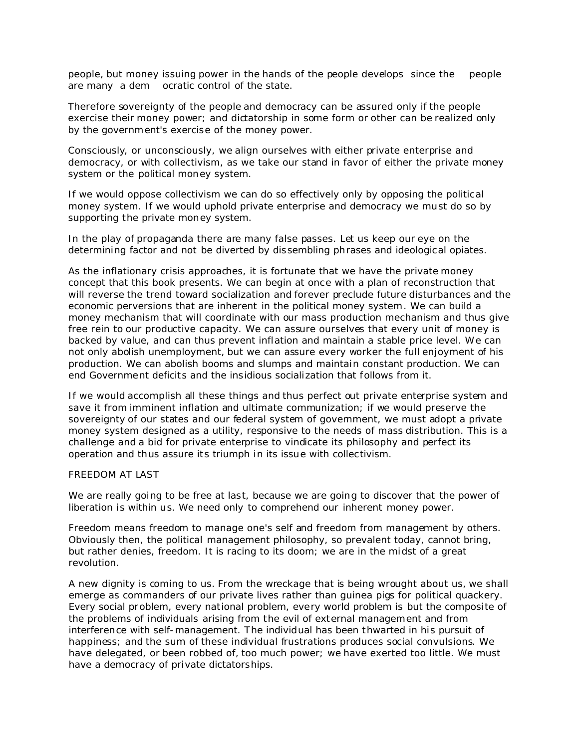people, but money issuing power in the hands of the people develops since the people are many a democratic control of the state.

Therefore sovereignty of the people and democracy can be assured only if the people exercise their money power; and dictatorship in some form or other can be realized only by the government's exercise of the money power.

Consciously, or unconsciously, we align ourselves with either private enterprise and democracy, or with collectivism, as we take our stand in favor of either the private money system or the political money system.

If we would oppose collectivism we can do so effectively only by opposing the political money system. If we would uphold private enterprise and democracy we must do so by supporting the private money system.

In the play of propaganda there are many false passes. Let us keep our eye on the determining factor and not be diverted by dissembling phrases and ideological opiates.

As the inflationary crisis approaches, it is fortunate that we have the private money concept that this book presents. We can begin at once with a plan of reconstruction that will reverse the trend toward socialization and forever preclude future disturbances and the economic perversions that are inherent in the political money system. We can build a money mechanism that will coordinate with our mass production mechanism and thus give free rein to our productive capacity. We can assure ourselves that every unit of money is backed by value, and can thus prevent inflation and maintain a stable price level. We can not only abolish unemployment, but we can assure every worker the full enjoyment of his production. We can abolish booms and slumps and maintain constant production. We can end Government deficits and the insidious socialization that follows from it.

If we would accomplish all these things and thus perfect out private enterprise system and save it from imminent inflation and ultimate communization; if we would preserve the sovereignty of our states and our federal system of government, we must adopt a private money system designed as a utility, responsive to the needs of mass distribution. This is a challenge and a bid for private enterprise to vindicate its philosophy and perfect its operation and thus assure its triumph in its issue with collectivism.

## FREEDOM AT LAST

We are really going to be free at last, because we are going to discover that the power of liberation is within us. We need only to comprehend our inherent money power.

Freedom means freedom to manage one's self and freedom from management by others. Obviously then, the political management philosophy, so prevalent today, cannot bring, but rather denies, freedom. It is racing to its doom; we are in the midst of a great revolution.

A new dignity is coming to us. From the wreckage that is being wrought about us, we shall emerge as commanders of our private lives rather than guinea pigs for political quackery. Every social problem, every national problem, every world problem is but the composite of the problems of individuals arising from the evil of external management and from interference with self-management. The individual has been thwarted in his pursuit of happiness; and the sum of these individual frustrations produces social convulsions. We have delegated, or been robbed of, too much power; we have exerted too little. We must have a democracy of private dictatorships.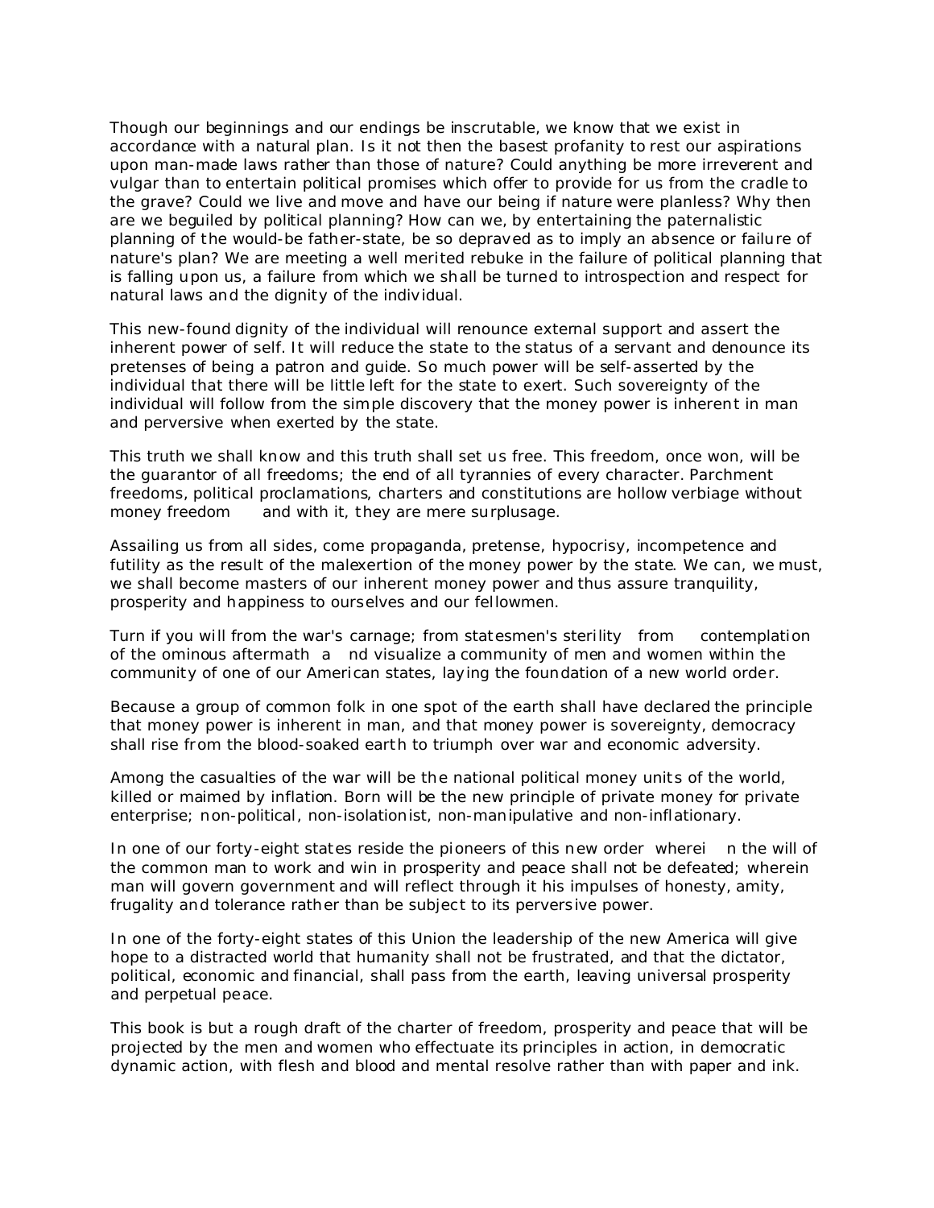Though our beginnings and our endings be inscrutable, we know that we exist in accordance with a natural plan. Is it not then the basest profanity to rest our aspirations upon man-made laws rather than those of nature? Could anything be more irreverent and vulgar than to entertain political promises which offer to provide for us from the cradle to the grave? Could we live and move and have our being if nature were planless? Why then are we beguiled by political planning? How can we, by entertaining the paternalistic planning of the would-be father-state, be so depraved as to imply an absence or failure of nature's plan? We are meeting a well merited rebuke in the failure of political planning that is falling upon us, a failure from which we shall be turned to introspection and respect for natural laws and the dignity of the individual.

This new-found dignity of the individual will renounce external support and assert the inherent power of self. It will reduce the state to the status of a servant and denounce its pretenses of being a patron and guide. So much power will be self-asserted by the individual that there will be little left for the state to exert. Such sovereignty of the individual will follow from the simple discovery that the money power is inherent in man and perversive when exerted by the state.

This truth we shall know and this truth shall set us free. This freedom, once won, will be the guarantor of all freedoms; the end of all tyrannies of every character. Parchment freedoms, political proclamations, charters and constitutions are hollow verbiage without money freedom and with it, they are mere surplusage.

Assailing us from all sides, come propaganda, pretense, hypocrisy, incompetence and futility as the result of the malexertion of the money power by the state. We can, we must, we shall become masters of our inherent money power and thus assure tranquility, prosperity and happiness to ourselves and our fellowmen.

Turn if you will from the war's carnage; from statesmen's sterility from contemplation of the ominous aftermath and visualize a community of men and women within the community of one of our American states, laying the foundation of a new world order.

Because a group of common folk in one spot of the earth shall have declared the principle that money power is inherent in man, and that money power is sovereignty, democracy shall rise from the blood-soaked earth to triumph over war and economic adversity.

Among the casualties of the war will be the national political money units of the world, killed or maimed by inflation. Born will be the new principle of private money for private enterprise; non-political, non-isolationist, non-manipulative and non-inflationary.

In one of our forty-eight states reside the pioneers of this new order wherein the will of the common man to work and win in prosperity and peace shall not be defeated; wherein man will govern government and will reflect through it his impulses of honesty, amity, frugality and tolerance rather than be subject to its perversive power.

In one of the forty-eight states of this Union the leadership of the new America will give hope to a distracted world that humanity shall not be frustrated, and that the dictator, political, economic and financial, shall pass from the earth, leaving universal prosperity and perpetual peace.

This book is but a rough draft of the charter of freedom, prosperity and peace that will be projected by the men and women who effectuate its principles in action, in democratic dynamic action, with flesh and blood and mental resolve rather than with paper and ink.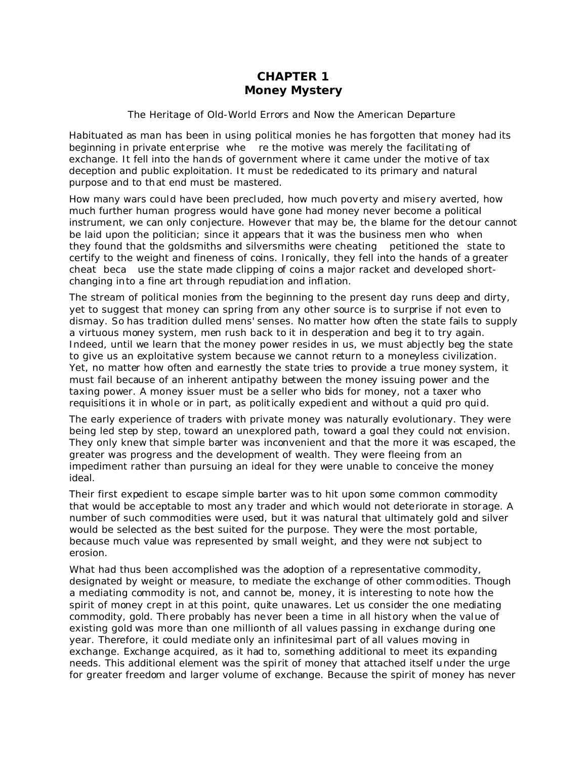# CHAPTER 1
## Money Mystery

The Heritage of Old-World Errors and Now the American Departure

Habituated as man has been in using political monies he has forgotten that money had its beginning in private enterprise where the motive was merely the facilitating of exchange. It fell into the hands of government where it came under the motive of tax deception and public exploitation. It must be rededicated to its primary and natural purpose and to that end must be mastered.

How many wars could have been precluded, how much poverty and misery averted, how much further human progress would have gone had money never become a political instrument, we can only conjecture. However that may be, the blame for the detour cannot be laid upon the politician; since it appears that it was the business men who when they found that the goldsmiths and silversmiths were cheating petitioned the state to certify to the weight and fineness of coins. Ironically, they fell into the hands of a greater cheat because the state made clipping of coins a major racket and developed short-changing into a fine art through repudiation and inflation.

The stream of political monies from the beginning to the present day runs deep and dirty, yet to suggest that money can spring from any other source is to surprise if not even to dismay. So has tradition dulled mens' senses. No matter how often the state fails to supply a virtuous money system, men rush back to it in desperation and beg it to try again. Indeed, until we learn that the money power resides in us, we must abjectly beg the state to give us an exploitative system because we cannot return to a moneyless civilization. Yet, no matter how often and earnestly the state tries to provide a true money system, it must fail because of an inherent antipathy between the money issuing power and the taxing power. A money issuer must be a seller who bids for money, not a taxer who requisitions it in whole or in part, as politically expedient and without a quid pro quid.

The early experience of traders with private money was naturally evolutionary. They were being led step by step, toward an unexplored path, toward a goal they could not envision. They only knew that simple barter was inconvenient and that the more it was escaped, the greater was progress and the development of wealth. They were fleeing from an impediment rather than pursuing an ideal for they were unable to conceive the money ideal.

Their first expedient to escape simple barter was to hit upon some common commodity that would be acceptable to most any trader and which would not deteriorate in storage. A number of such commodities were used, but it was natural that ultimately gold and silver would be selected as the best suited for the purpose. They were the most portable, because much value was represented by small weight, and they were not subject to erosion.

What had thus been accomplished was the adoption of a representative commodity, designated by weight or measure, to mediate the exchange of other commodities. Though a mediating commodity is not, and cannot be, money, it is interesting to note how the spirit of money crept in at this point, quite unawares. Let us consider the one mediating commodity, gold. There probably has never been a time in all history when the value of existing gold was more than one millionth of all values passing in exchange during one year. Therefore, it could mediate only an infinitesimal part of all values moving in exchange. Exchange acquired, as it had to, something additional to meet its expanding needs. This additional element was the spirit of money that attached itself under the urge for greater freedom and larger volume of exchange. Because the spirit of money has never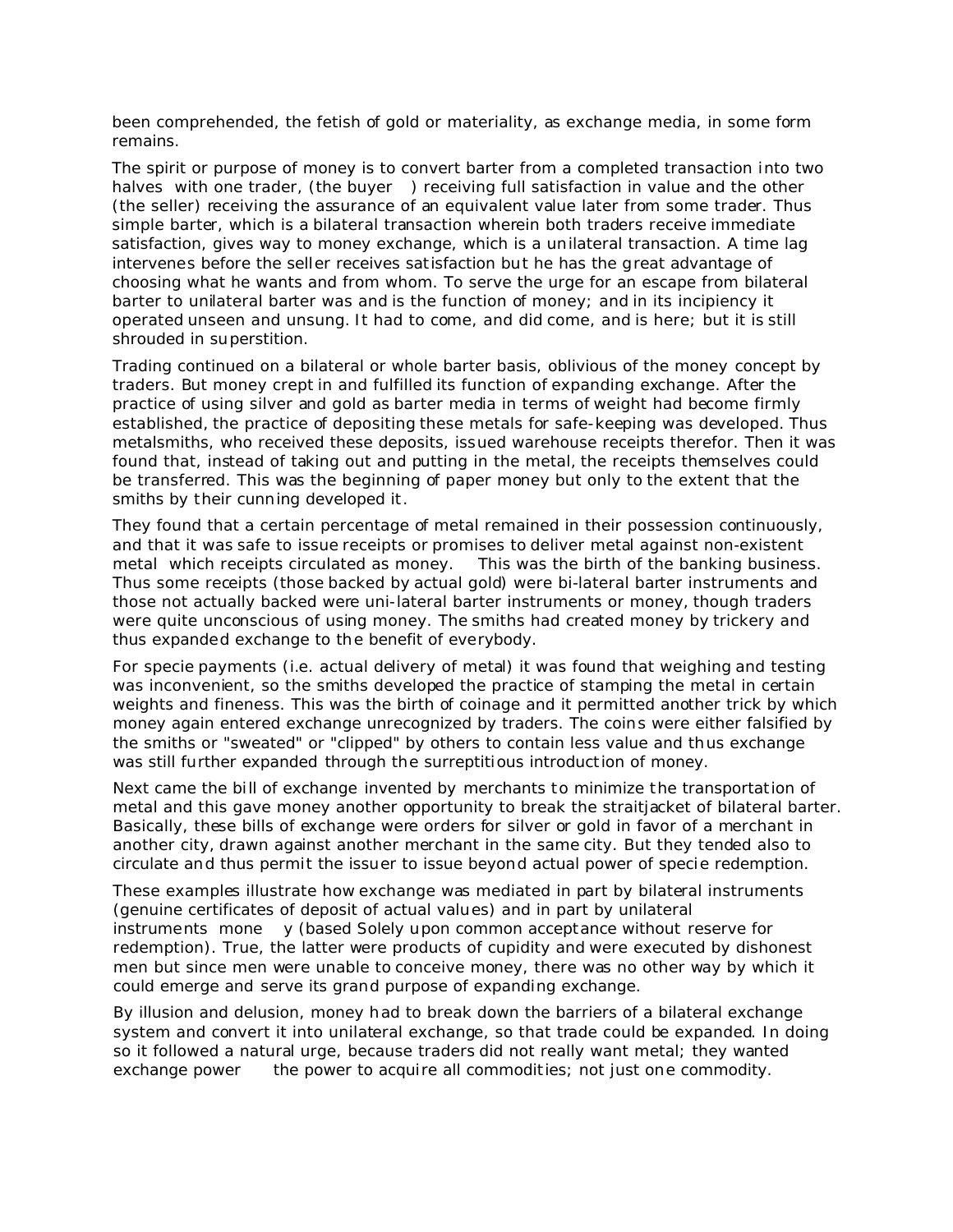been comprehended, the fetish of gold or materiality, as exchange media, in some form remains.

The spirit or purpose of money is to convert barter from a completed transaction into two halves with one trader, (the buyer ) receiving full satisfaction in value and the other (the seller) receiving the assurance of an equivalent value later from some trader. Thus simple barter, which is a bilateral transaction wherein both traders receive immediate satisfaction, gives way to money exchange, which is a unilateral transaction. A time lag intervenes before the seller receives satisfaction but he has the great advantage of choosing what he wants and from whom. To serve the urge for an escape from bilateral barter to unilateral barter was and is the function of money; and in its incipiency it operated unseen and unsung. It had to come, and did come, and is here; but it is still shrouded in superstition.

Trading continued on a bilateral or whole barter basis, oblivious of the money concept by traders. But money crept in and fulfilled its function of expanding exchange. After the practice of using silver and gold as barter media in terms of weight had become firmly established, the practice of depositing these metals for safe-keeping was developed. Thus metalsmiths, who received these deposits, issued warehouse receipts therefor. Then it was found that, instead of taking out and putting in the metal, the receipts themselves could be transferred. This was the beginning of paper money but only to the extent that the smiths by their cunning developed it.

They found that a certain percentage of metal remained in their possession continuously, and that it was safe to issue receipts or promises to deliver metal against non-existent metal which receipts circulated as money. This was the birth of the banking business. Thus some receipts (those backed by actual gold) were bi-lateral barter instruments and those not actually backed were uni-lateral barter instruments or money, though traders were quite unconscious of using money. The smiths had created money by trickery and thus expanded exchange to the benefit of everybody.

For specie payments (i.e. actual delivery of metal) it was found that weighing and testing was inconvenient, so the smiths developed the practice of stamping the metal in certain weights and fineness. This was the birth of coinage and it permitted another trick by which money again entered exchange unrecognized by traders. The coins were either falsified by the smiths or "sweated" or "clipped" by others to contain less value and thus exchange was still further expanded through the surreptitious introduction of money.

Next came the bill of exchange invented by merchants to minimize the transportation of metal and this gave money another opportunity to break the straitjacket of bilateral barter. Basically, these bills of exchange were orders for silver or gold in favor of a merchant in another city, drawn against another merchant in the same city. But they tended also to circulate and thus permit the issuer to issue beyond actual power of specie redemption.

These examples illustrate how exchange was mediated in part by bilateral instruments (genuine certificates of deposit of actual values) and in part by unilateral instruments money (based Solely upon common acceptance without reserve for redemption). True, the latter were products of cupidity and were executed by dishonest men but since men were unable to conceive money, there was no other way by which it could emerge and serve its grand purpose of expanding exchange.

By illusion and delusion, money had to break down the barriers of a bilateral exchange system and convert it into unilateral exchange, so that trade could be expanded. In doing so it followed a natural urge, because traders did not really want metal; they wanted exchange power the power to acquire all commodities; not just one commodity.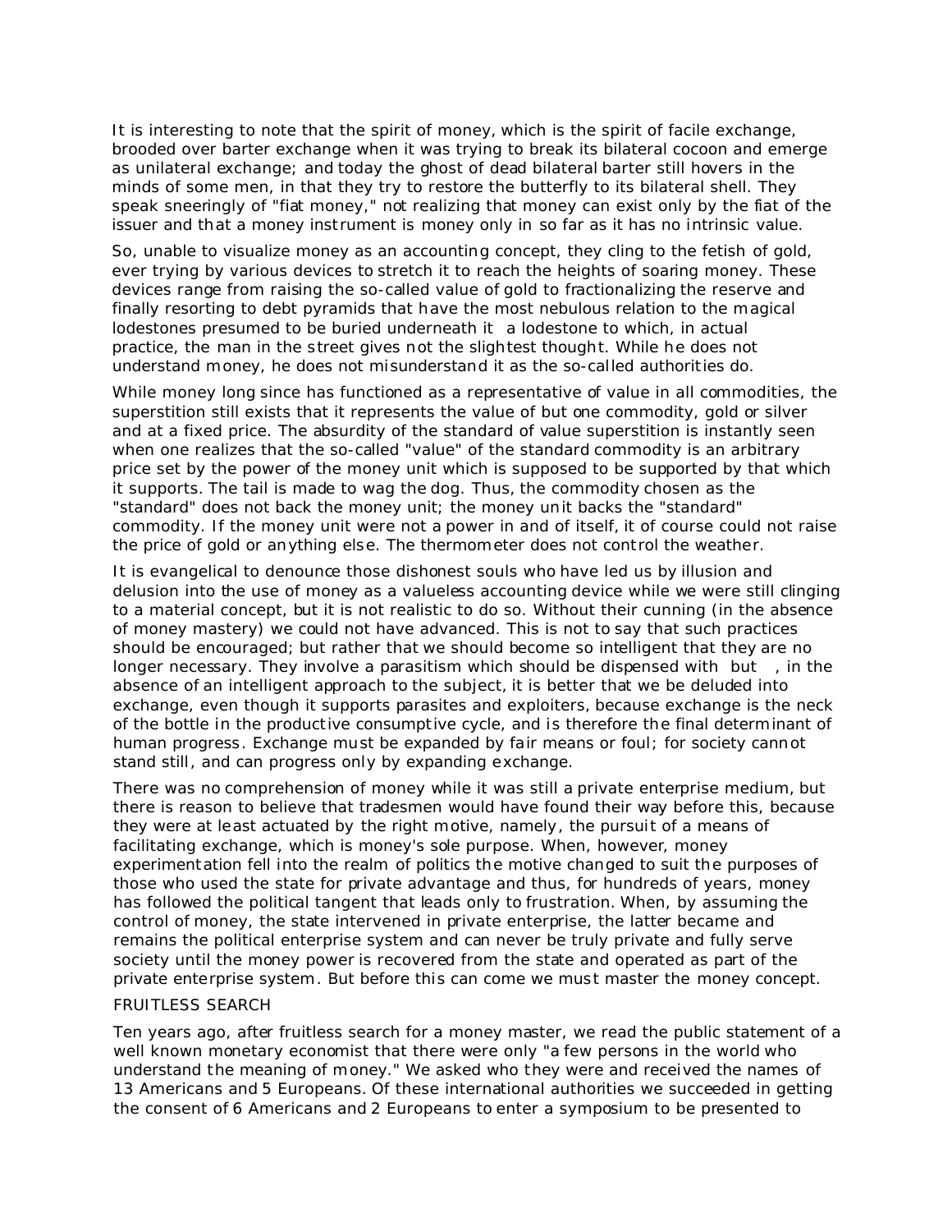It is interesting to note that the spirit of money, which is the spirit of facile exchange, brooded over barter exchange when it was trying to break its bilateral cocoon and emerge as unilateral exchange; and today the ghost of dead bilateral barter still hovers in the minds of some men, in that they try to restore the butterfly to its bilateral shell. They speak sneeringly of "fiat money," not realizing that money can exist only by the fiat of the issuer and that a money instrument is money only in so far as it has no intrinsic value.

So, unable to visualize money as an accounting concept, they cling to the fetish of gold, ever trying by various devices to stretch it to reach the heights of soaring money. These devices range from raising the so-called value of gold to fractionalizing the reserve and finally resorting to debt pyramids that have the most nebulous relation to the magical lodestones presumed to be buried underneath it a lodestone to which, in actual practice, the man in the street gives not the slightest thought. While he does not understand money, he does not misunderstand it as the so-called authorities do.

While money long since has functioned as a representative of value in all commodities, the superstition still exists that it represents the value of but one commodity, gold or silver and at a fixed price. The absurdity of the standard of value superstition is instantly seen when one realizes that the so-called "value" of the standard commodity is an arbitrary price set by the power of the money unit which is supposed to be supported by that which it supports. The tail is made to wag the dog. Thus, the commodity chosen as the "standard" does not back the money unit; the money unit backs the "standard" commodity. If the money unit were not a power in and of itself, it of course could not raise the price of gold or anything else. The thermometer does not control the weather.

It is evangelical to denounce those dishonest souls who have led us by illusion and delusion into the use of money as a valueless accounting device while we were still clinging to a material concept, but it is not realistic to do so. Without their cunning (in the absence of money mastery) we could not have advanced. This is not to say that such practices should be encouraged; but rather that we should become so intelligent that they are no longer necessary. They involve a parasitism which should be dispensed with but , in the absence of an intelligent approach to the subject, it is better that we be deluded into exchange, even though it supports parasites and exploiters, because exchange is the neck of the bottle in the productive consumptive cycle, and is therefore the final determinant of human progress. Exchange must be expanded by fair means or foul; for society cannot stand still, and can progress only by expanding exchange.

There was no comprehension of money while it was still a private enterprise medium, but there is reason to believe that tradesmen would have found their way before this, because they were at least actuated by the right motive, namely, the pursuit of a means of facilitating exchange, which is money's sole purpose. When, however, money experimentation fell into the realm of politics the motive changed to suit the purposes of those who used the state for private advantage and thus, for hundreds of years, money has followed the political tangent that leads only to frustration. When, by assuming the control of money, the state intervened in private enterprise, the latter became and remains the political enterprise system and can never be truly private and fully serve society until the money power is recovered from the state and operated as part of the private enterprise system. But before this can come we must master the money concept.

FRUITLESS SEARCH

Ten years ago, after fruitless search for a money master, we read the public statement of a well known monetary economist that there were only "a few persons in the world who understand the meaning of money." We asked who they were and received the names of 13 Americans and 5 Europeans. Of these international authorities we succeeded in getting the consent of 6 Americans and 2 Europeans to enter a symposium to be presented to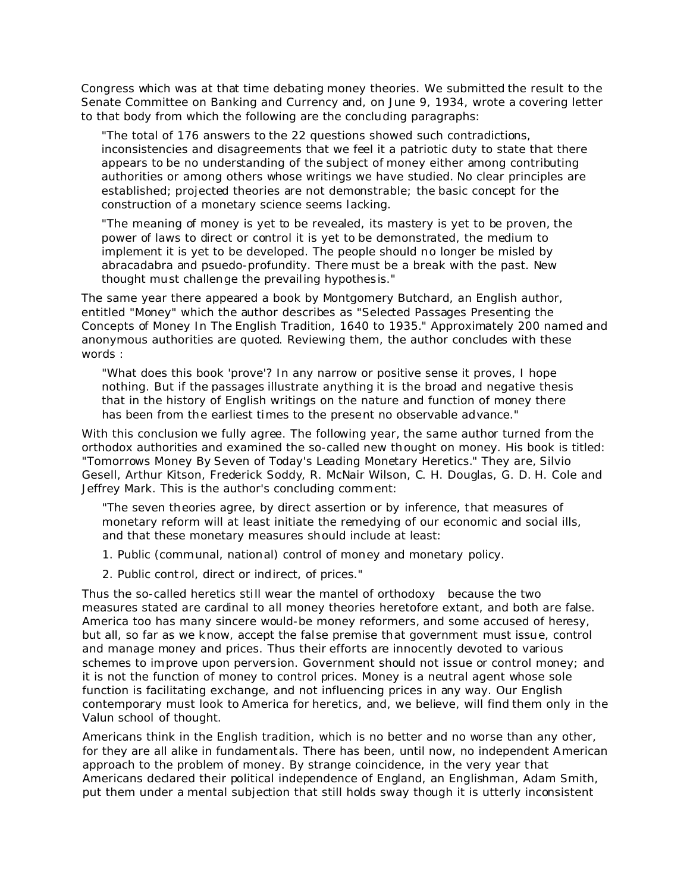Congress which was at that time debating money theories. We submitted the result to the Senate Committee on Banking and Currency and, on June 9, 1934, wrote a covering letter to that body from which the following are the concluding paragraphs:

> "The total of 176 answers to the 22 questions showed such contradictions, inconsistencies and disagreements that we feel it a patriotic duty to state that there appears to be no understanding of the subject of money either among contributing authorities or among others whose writings we have studied. No clear principles are established; projected theories are not demonstrable; the basic concept for the construction of a monetary science seems lacking.
>
> "The meaning of money is yet to be revealed, its mastery is yet to be proven, the power of laws to direct or control it is yet to be demonstrated, the medium to implement it is yet to be developed. The people should no longer be misled by abracadabra and psuedo-profundity. There must be a break with the past. New thought must challenge the prevailing hypothesis."

The same year there appeared a book by Montgomery Butchard, an English author, entitled "Money" which the author describes as "Selected Passages Presenting the Concepts of Money In The English Tradition, 1640 to 1935." Approximately 200 named and anonymous authorities are quoted. Reviewing them, the author concludes with these words :

> "What does this book 'prove'? In any narrow or positive sense it proves, I hope nothing. But if the passages illustrate anything it is the broad and negative thesis that in the history of English writings on the nature and function of money there has been from the earliest times to the present no observable advance."

With this conclusion we fully agree. The following year, the same author turned from the orthodox authorities and examined the so-called new thought on money. His book is titled: "Tomorrows Money By Seven of Today's Leading Monetary Heretics." They are, Silvio Gesell, Arthur Kitson, Frederick Soddy, R. McNair Wilson, C. H. Douglas, G. D. H. Cole and Jeffrey Mark. This is the author's concluding comment:

> "The seven theories agree, by direct assertion or by inference, that measures of monetary reform will at least initiate the remedying of our economic and social ills, and that these monetary measures should include at least:
>
> 1. Public (communal, national) control of money and monetary policy.
> 2. Public control, direct or indirect, of prices."

Thus the so-called heretics still wear the mantel of orthodoxy because the two measures stated are cardinal to all money theories heretofore extant, and both are false. America too has many sincere would-be money reformers, and some accused of heresy, but all, so far as we know, accept the false premise that government must issue, control and manage money and prices. Thus their efforts are innocently devoted to various schemes to improve upon perversion. Government should not issue or control money; and it is not the function of money to control prices. Money is a neutral agent whose sole function is facilitating exchange, and not influencing prices in any way. Our English contemporary must look to America for heretics, and, we believe, will find them only in the Valun school of thought.

Americans think in the English tradition, which is no better and no worse than any other, for they are all alike in fundamentals. There has been, until now, no independent American approach to the problem of money. By strange coincidence, in the very year that Americans declared their political independence of England, an Englishman, Adam Smith, put them under a mental subjection that still holds sway though it is utterly inconsistent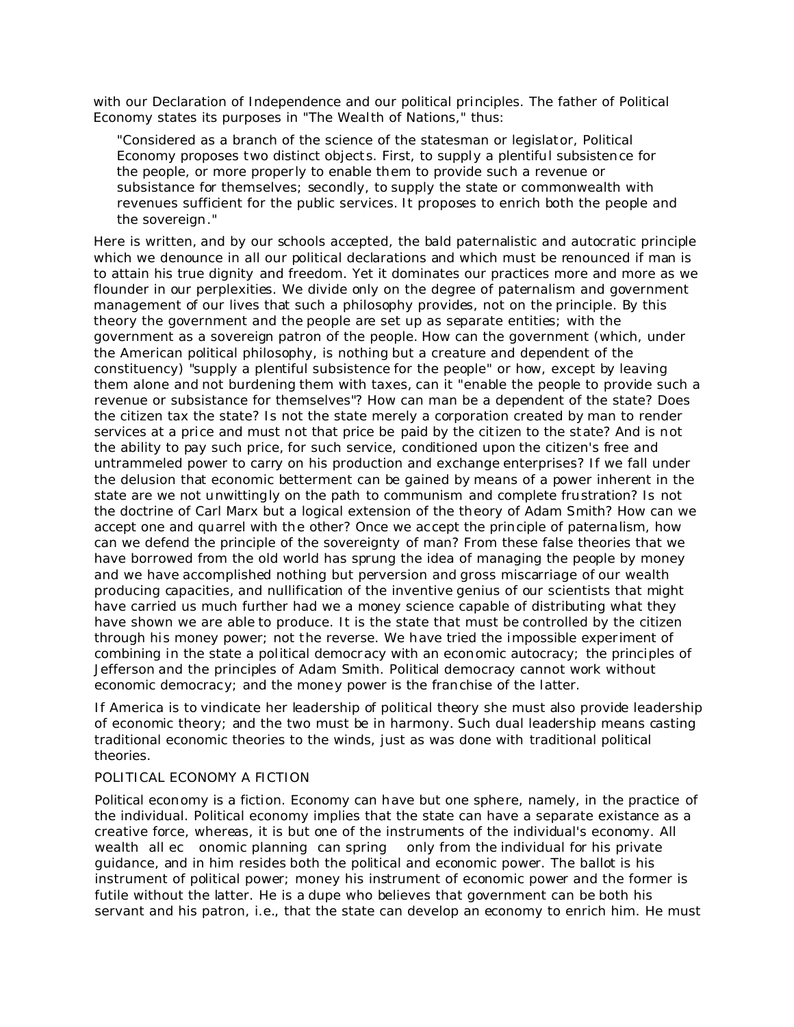with our Declaration of Independence and our political principles. The father of Political Economy states its purposes in "The Wealth of Nations," thus:

> "Considered as a branch of the science of the statesman or legislator, Political Economy proposes two distinct objects. First, to supply a plentiful subsistence for the people, or more properly to enable them to provide such a revenue or subsistance for themselves; secondly, to supply the state or commonwealth with revenues sufficient for the public services. It proposes to enrich both the people and the sovereign."

Here is written, and by our schools accepted, the bald paternalistic and autocratic principle which we denounce in all our political declarations and which must be renounced if man is to attain his true dignity and freedom. Yet it dominates our practices more and more as we flounder in our perplexities. We divide only on the degree of paternalism and government management of our lives that such a philosophy provides, not on the principle. By this theory the government and the people are set up as separate entities; with the government as a sovereign patron of the people. How can the government (which, under the American political philosophy, is nothing but a creature and dependent of the constituency) "supply a plentiful subsistence for the people" or how, except by leaving them alone and not burdening them with taxes, can it "enable the people to provide such a revenue or subsistance for themselves"? How can man be a dependent of the state? Does the citizen tax the state? Is not the state merely a corporation created by man to render services at a price and must not that price be paid by the citizen to the state? And is not the ability to pay such price, for such service, conditioned upon the citizen's free and untrammeled power to carry on his production and exchange enterprises? If we fall under the delusion that economic betterment can be gained by means of a power inherent in the state are we not unwittingly on the path to communism and complete frustration? Is not the doctrine of Carl Marx but a logical extension of the theory of Adam Smith? How can we accept one and quarrel with the other? Once we accept the principle of paternalism, how can we defend the principle of the sovereignty of man? From these false theories that we have borrowed from the old world has sprung the idea of managing the people by money and we have accomplished nothing but perversion and gross miscarriage of our wealth producing capacities, and nullification of the inventive genius of our scientists that might have carried us much further had we a money science capable of distributing what they have shown we are able to produce. It is the state that must be controlled by the citizen through his money power; not the reverse. We have tried the impossible experiment of combining in the state a political democracy with an economic autocracy; the principles of Jefferson and the principles of Adam Smith. Political democracy cannot work without economic democracy; and the money power is the franchise of the latter.

If America is to vindicate her leadership of political theory she must also provide leadership of economic theory; and the two must be in harmony. Such dual leadership means casting traditional economic theories to the winds, just as was done with traditional political theories.

## POLITICAL ECONOMY A FICTION

Political economy is a fiction. Economy can have but one sphere, namely, in the practice of the individual. Political economy implies that the state can have a separate existance as a creative force, whereas, it is but one of the instruments of the individual's economy. All wealth all ec onomic planning can spring only from the individual for his private guidance, and in him resides both the political and economic power. The ballot is his instrument of political power; money his instrument of economic power and the former is futile without the latter. He is a dupe who believes that government can be both his servant and his patron, i.e., that the state can develop an economy to enrich him. He must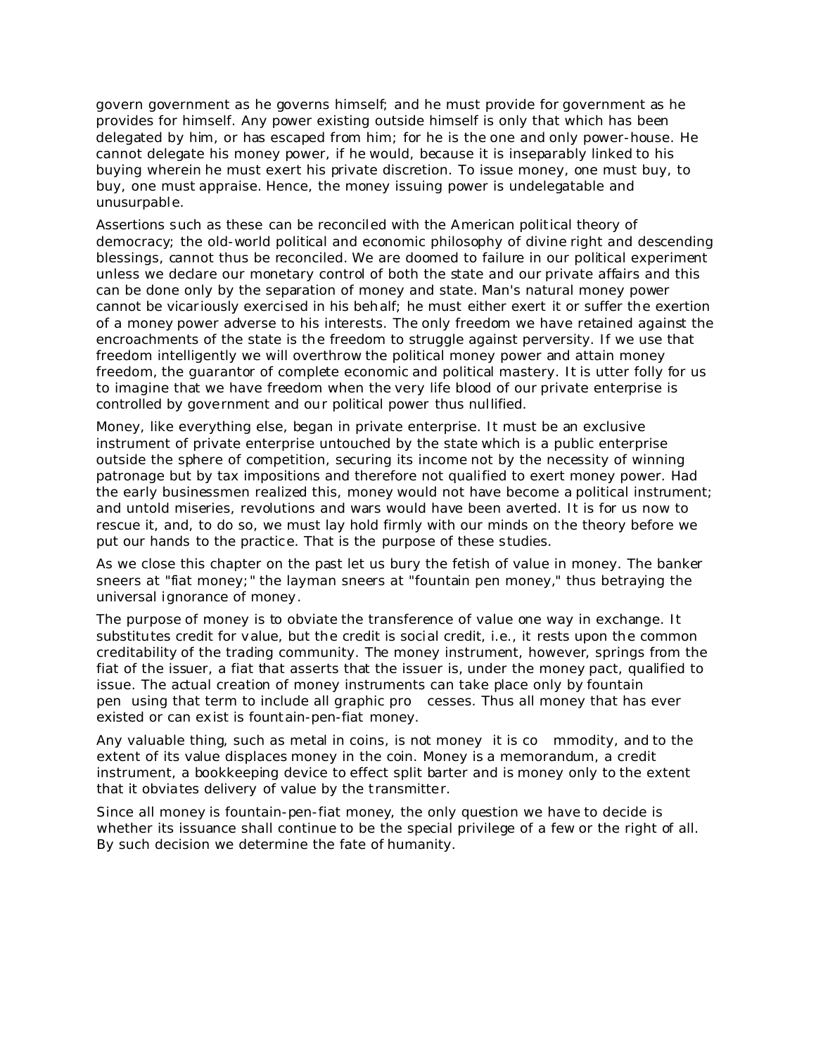govern government as he governs himself; and he must provide for government as he provides for himself. Any power existing outside himself is only that which has been delegated by him, or has escaped from him; for he is the one and only power-house. He cannot delegate his money power, if he would, because it is inseparably linked to his buying wherein he must exert his private discretion. To issue money, one must buy, to buy, one must appraise. Hence, the money issuing power is undelegatable and unusurpable.

Assertions such as these can be reconciled with the American political theory of democracy; the old-world political and economic philosophy of divine right and descending blessings, cannot thus be reconciled. We are doomed to failure in our political experiment unless we declare our monetary control of both the state and our private affairs and this can be done only by the separation of money and state. Man's natural money power cannot be vicariously exercised in his behalf; he must either exert it or suffer the exertion of a money power adverse to his interests. The only freedom we have retained against the encroachments of the state is the freedom to struggle against perversity. If we use that freedom intelligently we will overthrow the political money power and attain money freedom, the guarantor of complete economic and political mastery. It is utter folly for us to imagine that we have freedom when the very life blood of our private enterprise is controlled by government and our political power thus nullified.

Money, like everything else, began in private enterprise. It must be an exclusive instrument of private enterprise untouched by the state which is a public enterprise outside the sphere of competition, securing its income not by the necessity of winning patronage but by tax impositions and therefore not qualified to exert money power. Had the early businessmen realized this, money would not have become a political instrument; and untold miseries, revolutions and wars would have been averted. It is for us now to rescue it, and, to do so, we must lay hold firmly with our minds on the theory before we put our hands to the practice. That is the purpose of these studies.

As we close this chapter on the past let us bury the fetish of value in money. The banker sneers at "fiat money;" the layman sneers at "fountain pen money," thus betraying the universal ignorance of money.

The purpose of money is to obviate the transference of value one way in exchange. It substitutes credit for value, but the credit is social credit, i.e., it rests upon the common creditability of the trading community. The money instrument, however, springs from the fiat of the issuer, a fiat that asserts that the issuer is, under the money pact, qualified to issue. The actual creation of money instruments can take place only by fountain pen using that term to include all graphic processes. Thus all money that has ever existed or can exist is fountain-pen-fiat money.

Any valuable thing, such as metal in coins, is not money it is commodity, and to the extent of its value displaces money in the coin. Money is a memorandum, a credit instrument, a bookkeeping device to effect split barter and is money only to the extent that it obviates delivery of value by the transmitter.

Since all money is fountain-pen-fiat money, the only question we have to decide is whether its issuance shall continue to be the special privilege of a few or the right of all. By such decision we determine the fate of humanity.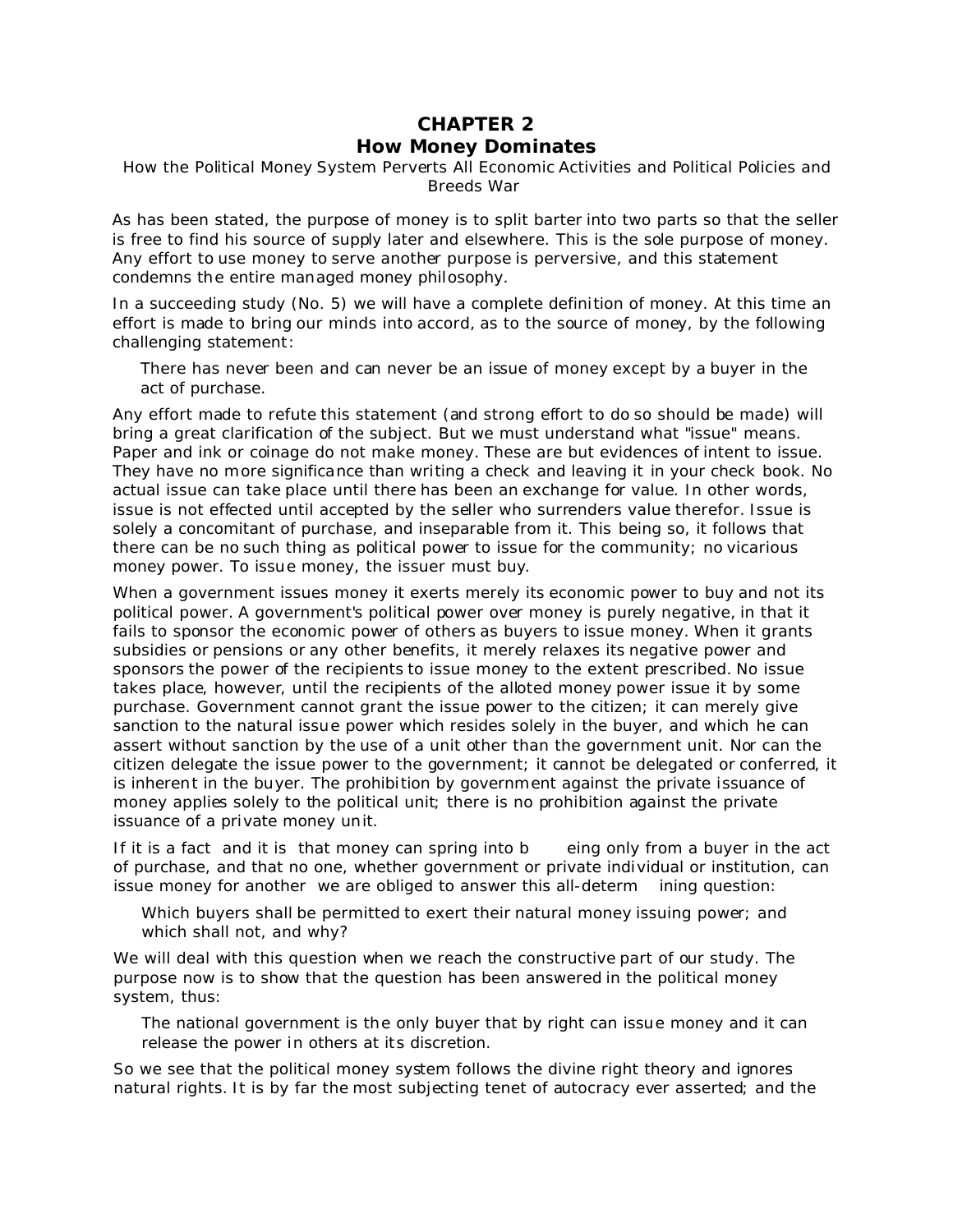# CHAPTER 2
## How Money Dominates

How the Political Money System Perverts All Economic Activities and Political Policies and Breeds War

As has been stated, the purpose of money is to split barter into two parts so that the seller is free to find his source of supply later and elsewhere. This is the sole purpose of money. Any effort to use money to serve another purpose is perversive, and this statement condemns the entire managed money philosophy.

In a succeeding study (No. 5) we will have a complete definition of money. At this time an effort is made to bring our minds into accord, as to the source of money, by the following challenging statement:

> There has never been and can never be an issue of money except by a buyer in the act of purchase.

Any effort made to refute this statement (and strong effort to do so should be made) will bring a great clarification of the subject. But we must understand what "issue" means. Paper and ink or coinage do not make money. These are but evidences of intent to issue. They have no more significance than writing a check and leaving it in your check book. No actual issue can take place until there has been an exchange for value. In other words, issue is not effected until accepted by the seller who surrenders value therefor. Issue is solely a concomitant of purchase, and inseparable from it. This being so, it follows that there can be no such thing as political power to issue for the community; no vicarious money power. To issue money, the issuer must buy.

When a government issues money it exerts merely its economic power to buy and not its political power. A government's political power over money is purely negative, in that it fails to sponsor the economic power of others as buyers to issue money. When it grants subsidies or pensions or any other benefits, it merely relaxes its negative power and sponsors the power of the recipients to issue money to the extent prescribed. No issue takes place, however, until the recipients of the alloted money power issue it by some purchase. Government cannot grant the issue power to the citizen; it can merely give sanction to the natural issue power which resides solely in the buyer, and which he can assert without sanction by the use of a unit other than the government unit. Nor can the citizen delegate the issue power to the government; it cannot be delegated or conferred, it is inherent in the buyer. The prohibition by government against the private issuance of money applies solely to the political unit; there is no prohibition against the private issuance of a private money unit.

If it is a fact and it is that money can spring into being only from a buyer in the act of purchase, and that no one, whether government or private individual or institution, can issue money for another we are obliged to answer this all-determining question:

> Which buyers shall be permitted to exert their natural money issuing power; and which shall not, and why?

We will deal with this question when we reach the constructive part of our study. The purpose now is to show that the question has been answered in the political money system, thus:

> The national government is the only buyer that by right can issue money and it can release the power in others at its discretion.

So we see that the political money system follows the divine right theory and ignores natural rights. It is by far the most subjecting tenet of autocracy ever asserted; and the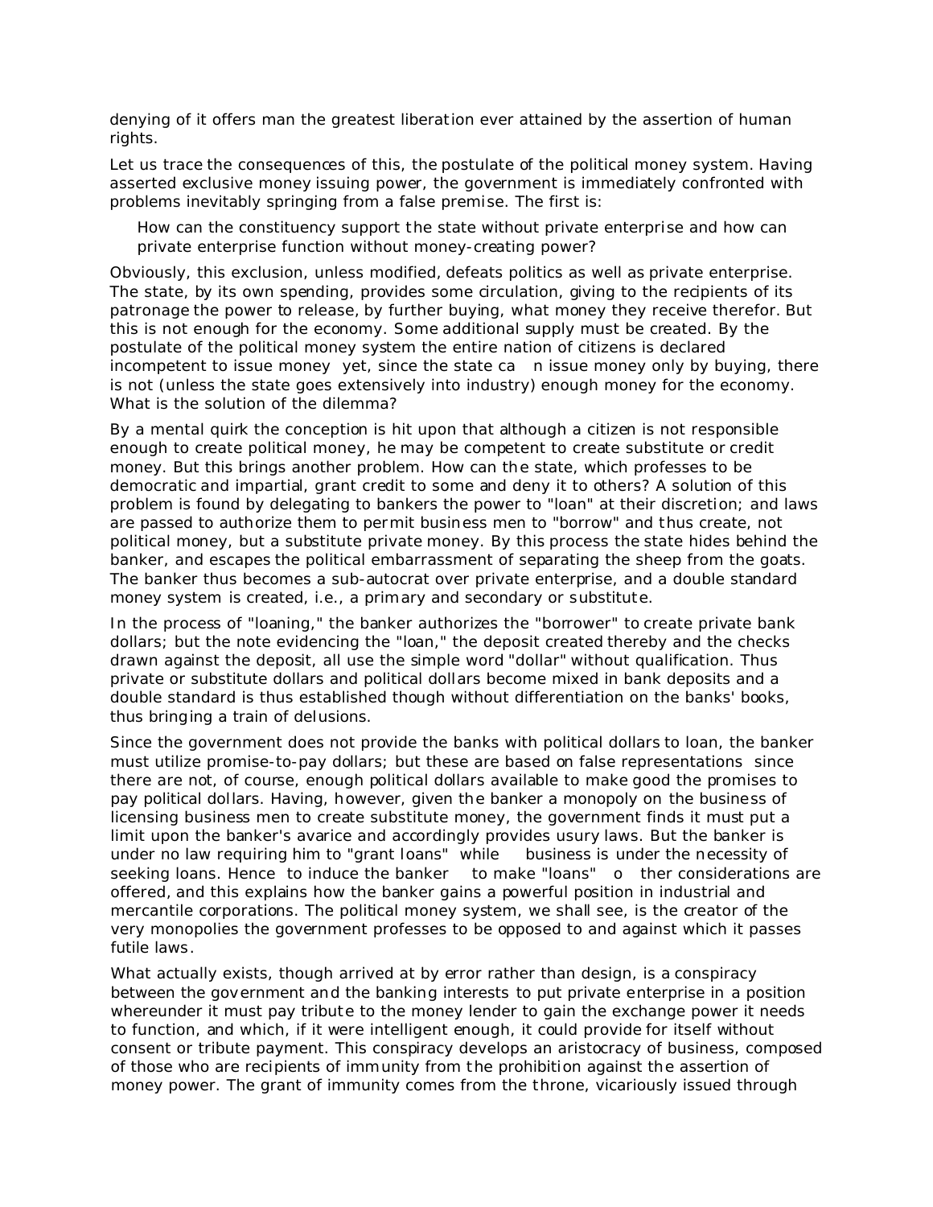denying of it offers man the greatest liberation ever attained by the assertion of human rights.

Let us trace the consequences of this, the postulate of the political money system. Having asserted exclusive money issuing power, the government is immediately confronted with problems inevitably springing from a false premise. The first is:

> How can the constituency support the state without private enterprise and how can private enterprise function without money-creating power?

Obviously, this exclusion, unless modified, defeats politics as well as private enterprise. The state, by its own spending, provides some circulation, giving to the recipients of its patronage the power to release, by further buying, what money they receive therefor. But this is not enough for the economy. Some additional supply must be created. By the postulate of the political money system the entire nation of citizens is declared incompetent to issue money yet, since the state can issue money only by buying, there is not (unless the state goes extensively into industry) enough money for the economy. What is the solution of the dilemma?

By a mental quirk the conception is hit upon that although a citizen is not responsible enough to create political money, he may be competent to create substitute or credit money. But this brings another problem. How can the state, which professes to be democratic and impartial, grant credit to some and deny it to others? A solution of this problem is found by delegating to bankers the power to "loan" at their discretion; and laws are passed to authorize them to permit business men to "borrow" and thus create, not political money, but a substitute private money. By this process the state hides behind the banker, and escapes the political embarrassment of separating the sheep from the goats. The banker thus becomes a sub-autocrat over private enterprise, and a double standard money system is created, i.e., a primary and secondary or substitute.

In the process of "loaning," the banker authorizes the "borrower" to create private bank dollars; but the note evidencing the "loan," the deposit created thereby and the checks drawn against the deposit, all use the simple word "dollar" without qualification. Thus private or substitute dollars and political dollars become mixed in bank deposits and a double standard is thus established though without differentiation on the banks' books, thus bringing a train of delusions.

Since the government does not provide the banks with political dollars to loan, the banker must utilize promise-to-pay dollars; but these are based on false representations since there are not, of course, enough political dollars available to make good the promises to pay political dollars. Having, however, given the banker a monopoly on the business of licensing business men to create substitute money, the government finds it must put a limit upon the banker's avarice and accordingly provides usury laws. But the banker is under no law requiring him to "grant loans" while business is under the necessity of seeking loans. Hence to induce the banker to make "loans" other considerations are offered, and this explains how the banker gains a powerful position in industrial and mercantile corporations. The political money system, we shall see, is the creator of the very monopolies the government professes to be opposed to and against which it passes futile laws.

What actually exists, though arrived at by error rather than design, is a conspiracy between the government and the banking interests to put private enterprise in a position whereunder it must pay tribute to the money lender to gain the exchange power it needs to function, and which, if it were intelligent enough, it could provide for itself without consent or tribute payment. This conspiracy develops an aristocracy of business, composed of those who are recipients of immunity from the prohibition against the assertion of money power. The grant of immunity comes from the throne, vicariously issued through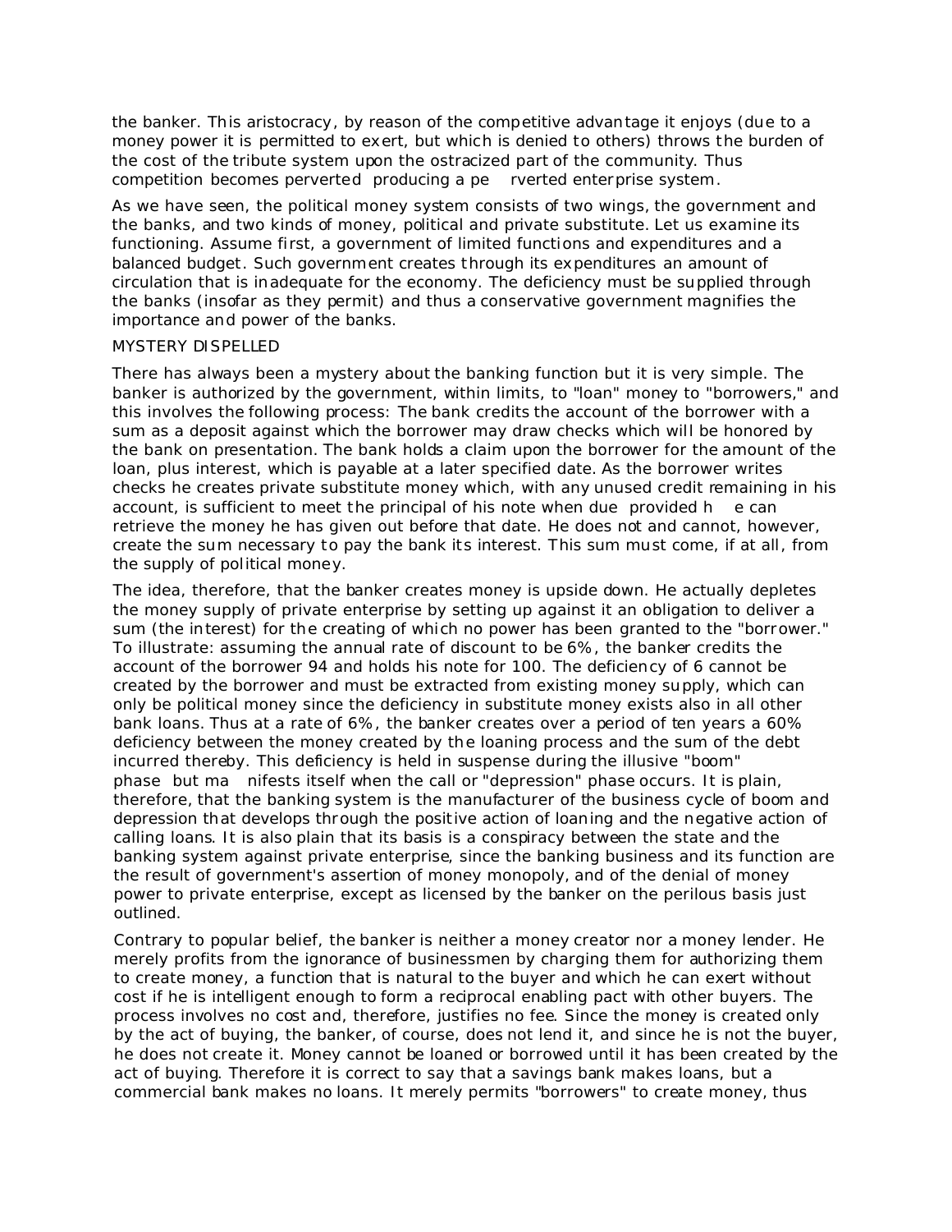the banker. This aristocracy, by reason of the competitive advantage it enjoys (due to a money power it is permitted to exert, but which is denied to others) throws the burden of the cost of the tribute system upon the ostracized part of the community. Thus competition becomes perverted producing a perverted enterprise system.

As we have seen, the political money system consists of two wings, the government and the banks, and two kinds of money, political and private substitute. Let us examine its functioning. Assume first, a government of limited functions and expenditures and a balanced budget. Such government creates through its expenditures an amount of circulation that is inadequate for the economy. The deficiency must be supplied through the banks (insofar as they permit) and thus a conservative government magnifies the importance and power of the banks.

## MYSTERY DISPELLED

There has always been a mystery about the banking function but it is very simple. The banker is authorized by the government, within limits, to "loan" money to "borrowers," and this involves the following process: The bank credits the account of the borrower with a sum as a deposit against which the borrower may draw checks which will be honored by the bank on presentation. The bank holds a claim upon the borrower for the amount of the loan, plus interest, which is payable at a later specified date. As the borrower writes checks he creates private substitute money which, with any unused credit remaining in his account, is sufficient to meet the principal of his note when due provided he can retrieve the money he has given out before that date. He does not and cannot, however, create the sum necessary to pay the bank its interest. This sum must come, if at all, from the supply of political money.

The idea, therefore, that the banker creates money is upside down. He actually depletes the money supply of private enterprise by setting up against it an obligation to deliver a sum (the interest) for the creating of which no power has been granted to the "borrower." To illustrate: assuming the annual rate of discount to be 6%, the banker credits the account of the borrower 94 and holds his note for 100. The deficiency of 6 cannot be created by the borrower and must be extracted from existing money supply, which can only be political money since the deficiency in substitute money exists also in all other bank loans. Thus at a rate of 6%, the banker creates over a period of ten years a 60% deficiency between the money created by the loaning process and the sum of the debt incurred thereby. This deficiency is held in suspense during the illusive "boom" phase but manifests itself when the call or "depression" phase occurs. It is plain, therefore, that the banking system is the manufacturer of the business cycle of boom and depression that develops through the positive action of loaning and the negative action of calling loans. It is also plain that its basis is a conspiracy between the state and the banking system against private enterprise, since the banking business and its function are the result of government's assertion of money monopoly, and of the denial of money power to private enterprise, except as licensed by the banker on the perilous basis just outlined.

Contrary to popular belief, the banker is neither a money creator nor a money lender. He merely profits from the ignorance of businessmen by charging them for authorizing them to create money, a function that is natural to the buyer and which he can exert without cost if he is intelligent enough to form a reciprocal enabling pact with other buyers. The process involves no cost and, therefore, justifies no fee. Since the money is created only by the act of buying, the banker, of course, does not lend it, and since he is not the buyer, he does not create it. Money cannot be loaned or borrowed until it has been created by the act of buying. Therefore it is correct to say that a savings bank makes loans, but a commercial bank makes no loans. It merely permits "borrowers" to create money, thus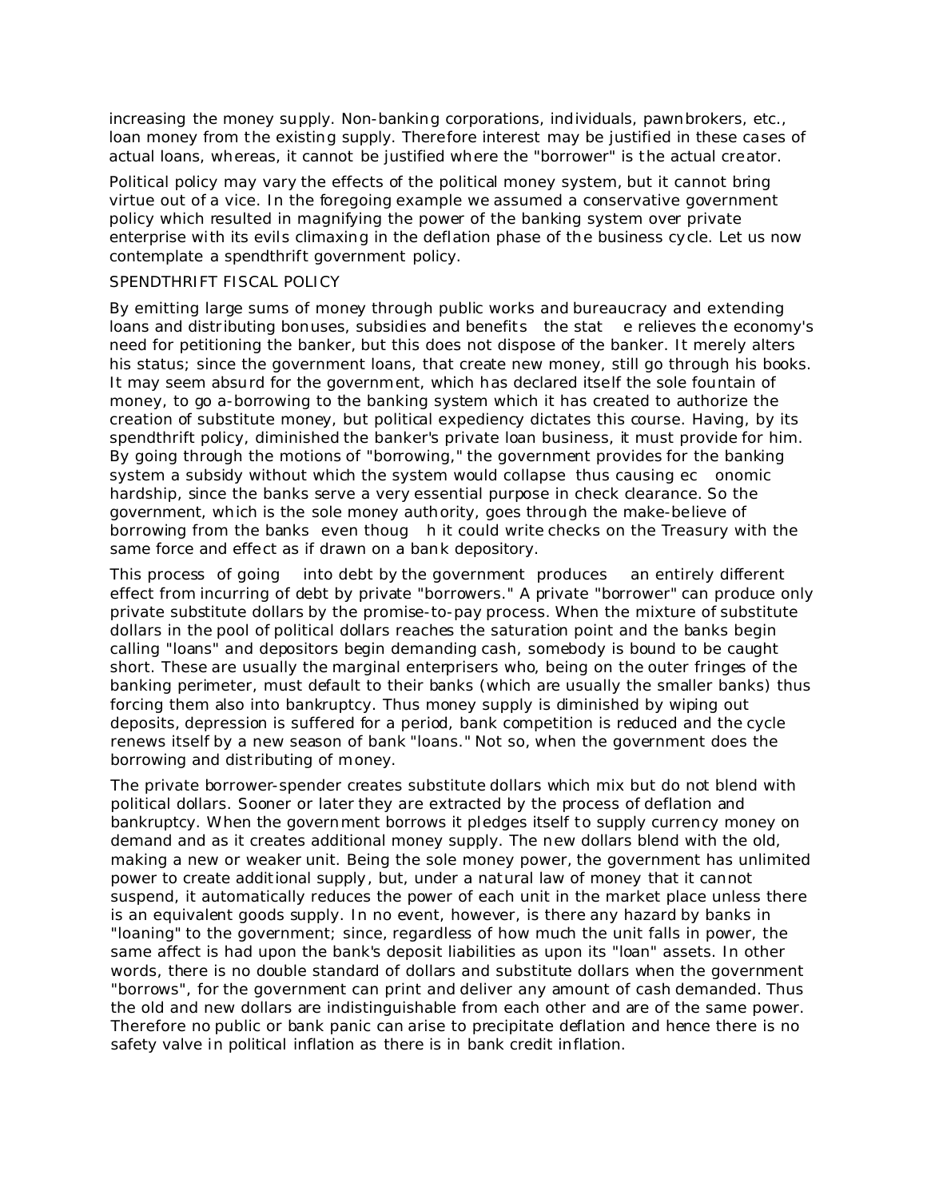increasing the money supply. Non-banking corporations, individuals, pawnbrokers, etc., loan money from the existing supply. Therefore interest may be justified in these cases of actual loans, whereas, it cannot be justified where the "borrower" is the actual creator.

Political policy may vary the effects of the political money system, but it cannot bring virtue out of a vice. In the foregoing example we assumed a conservative government policy which resulted in magnifying the power of the banking system over private enterprise with its evils climaxing in the deflation phase of the business cycle. Let us now contemplate a spendthrift government policy.

## SPENDTHRIFT FISCAL POLICY

By emitting large sums of money through public works and bureaucracy and extending loans and distributing bonuses, subsidies and benefits the state relieves the economy's need for petitioning the banker, but this does not dispose of the banker. It merely alters his status; since the government loans, that create new money, still go through his books. It may seem absurd for the government, which has declared itself the sole fountain of money, to go a-borrowing to the banking system which it has created to authorize the creation of substitute money, but political expediency dictates this course. Having, by its spendthrift policy, diminished the banker's private loan business, it must provide for him. By going through the motions of "borrowing," the government provides for the banking system a subsidy without which the system would collapse thus causing economic hardship, since the banks serve a very essential purpose in check clearance. So the government, which is the sole money authority, goes through the make-believe of borrowing from the banks even though it could write checks on the Treasury with the same force and effect as if drawn on a bank depository.

This process of going into debt by the government produces an entirely different effect from incurring of debt by private "borrowers." A private "borrower" can produce only private substitute dollars by the promise-to-pay process. When the mixture of substitute dollars in the pool of political dollars reaches the saturation point and the banks begin calling "loans" and depositors begin demanding cash, somebody is bound to be caught short. These are usually the marginal enterprisers who, being on the outer fringes of the banking perimeter, must default to their banks (which are usually the smaller banks) thus forcing them also into bankruptcy. Thus money supply is diminished by wiping out deposits, depression is suffered for a period, bank competition is reduced and the cycle renews itself by a new season of bank "loans." Not so, when the government does the borrowing and distributing of money.

The private borrower-spender creates substitute dollars which mix but do not blend with political dollars. Sooner or later they are extracted by the process of deflation and bankruptcy. When the government borrows it pledges itself to supply currency money on demand and as it creates additional money supply. The new dollars blend with the old, making a new or weaker unit. Being the sole money power, the government has unlimited power to create additional supply, but, under a natural law of money that it cannot suspend, it automatically reduces the power of each unit in the market place unless there is an equivalent goods supply. In no event, however, is there any hazard by banks in "loaning" to the government; since, regardless of how much the unit falls in power, the same affect is had upon the bank's deposit liabilities as upon its "loan" assets. In other words, there is no double standard of dollars and substitute dollars when the government "borrows", for the government can print and deliver any amount of cash demanded. Thus the old and new dollars are indistinguishable from each other and are of the same power. Therefore no public or bank panic can arise to precipitate deflation and hence there is no safety valve in political inflation as there is in bank credit inflation.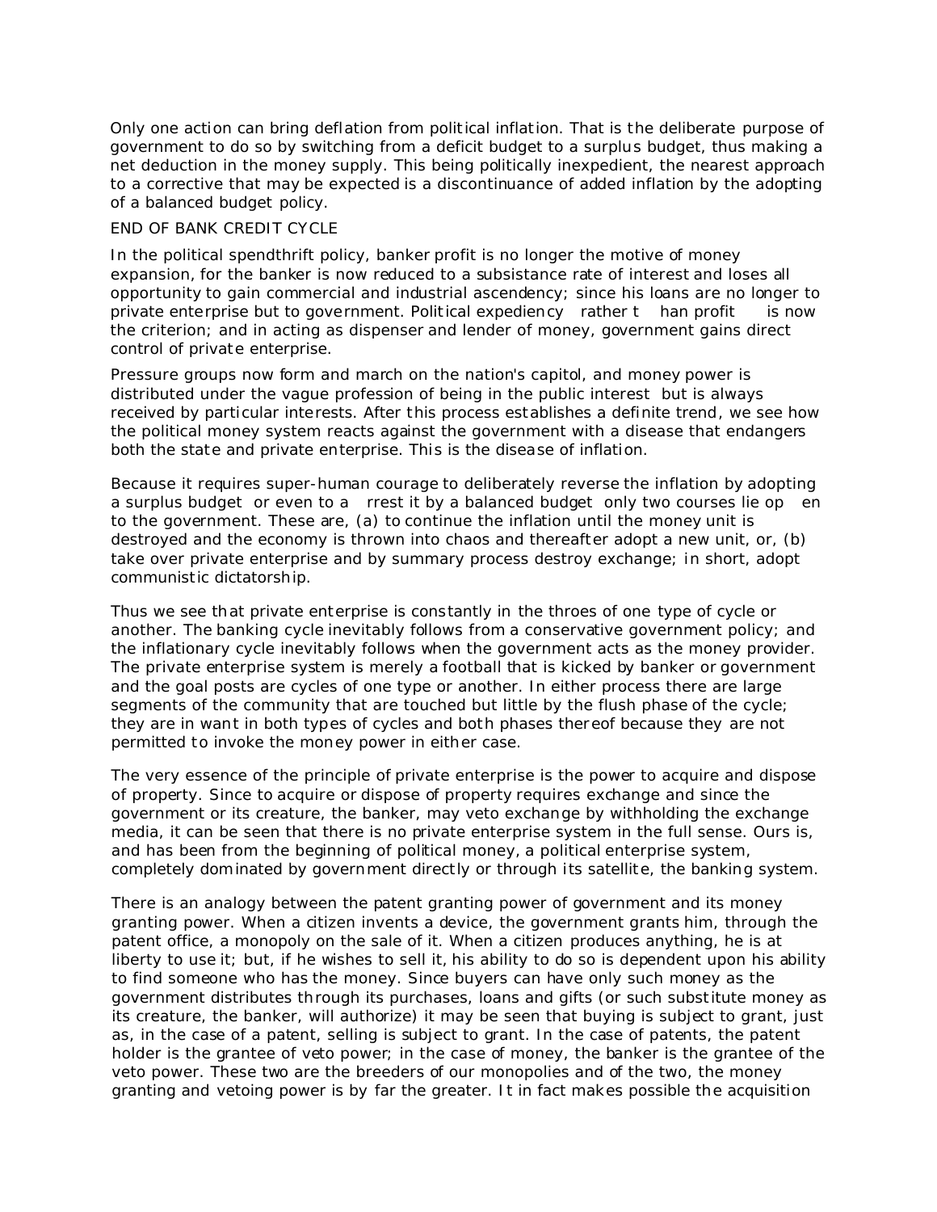Only one action can bring deflation from political inflation. That is the deliberate purpose of government to do so by switching from a deficit budget to a surplus budget, thus making a net deduction in the money supply. This being politically inexpedient, the nearest approach to a corrective that may be expected is a discontinuance of added inflation by the adopting of a balanced budget policy.

## END OF BANK CREDIT CYCLE

In the political spendthrift policy, banker profit is no longer the motive of money expansion, for the banker is now reduced to a subsistance rate of interest and loses all opportunity to gain commercial and industrial ascendency; since his loans are no longer to private enterprise but to government. Political expediency rather than profit is now the criterion; and in acting as dispenser and lender of money, government gains direct control of private enterprise.

Pressure groups now form and march on the nation's capitol, and money power is distributed under the vague profession of being in the public interest but is always received by particular interests. After this process establishes a definite trend, we see how the political money system reacts against the government with a disease that endangers both the state and private enterprise. This is the disease of inflation.

Because it requires super-human courage to deliberately reverse the inflation by adopting a surplus budget or even to arrest it by a balanced budget only two courses lie open to the government. These are, (a) to continue the inflation until the money unit is destroyed and the economy is thrown into chaos and thereafter adopt a new unit, or, (b) take over private enterprise and by summary process destroy exchange; in short, adopt communistic dictatorship.

Thus we see that private enterprise is constantly in the throes of one type of cycle or another. The banking cycle inevitably follows from a conservative government policy; and the inflationary cycle inevitably follows when the government acts as the money provider. The private enterprise system is merely a football that is kicked by banker or government and the goal posts are cycles of one type or another. In either process there are large segments of the community that are touched but little by the flush phase of the cycle; they are in want in both types of cycles and both phases thereof because they are not permitted to invoke the money power in either case.

The very essence of the principle of private enterprise is the power to acquire and dispose of property. Since to acquire or dispose of property requires exchange and since the government or its creature, the banker, may veto exchange by withholding the exchange media, it can be seen that there is no private enterprise system in the full sense. Ours is, and has been from the beginning of political money, a political enterprise system, completely dominated by government directly or through its satellite, the banking system.

There is an analogy between the patent granting power of government and its money granting power. When a citizen invents a device, the government grants him, through the patent office, a monopoly on the sale of it. When a citizen produces anything, he is at liberty to use it; but, if he wishes to sell it, his ability to do so is dependent upon his ability to find someone who has the money. Since buyers can have only such money as the government distributes through its purchases, loans and gifts (or such substitute money as its creature, the banker, will authorize) it may be seen that buying is subject to grant, just as, in the case of a patent, selling is subject to grant. In the case of patents, the patent holder is the grantee of veto power; in the case of money, the banker is the grantee of the veto power. These two are the breeders of our monopolies and of the two, the money granting and vetoing power is by far the greater. It in fact makes possible the acquisition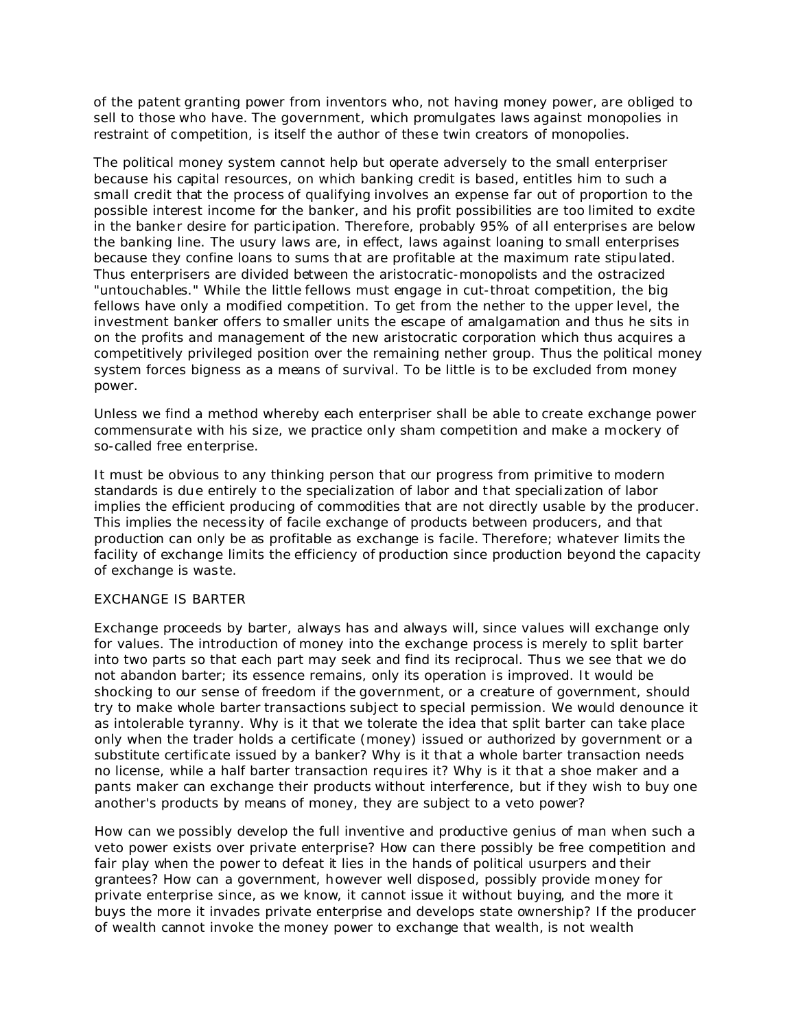of the patent granting power from inventors who, not having money power, are obliged to sell to those who have. The government, which promulgates laws against monopolies in restraint of competition, is itself the author of these twin creators of monopolies.

The political money system cannot help but operate adversely to the small enterpriser because his capital resources, on which banking credit is based, entitles him to such a small credit that the process of qualifying involves an expense far out of proportion to the possible interest income for the banker, and his profit possibilities are too limited to excite in the banker desire for participation. Therefore, probably 95% of all enterprises are below the banking line. The usury laws are, in effect, laws against loaning to small enterprises because they confine loans to sums that are profitable at the maximum rate stipulated. Thus enterprisers are divided between the aristocratic-monopolists and the ostracized "untouchables." While the little fellows must engage in cut-throat competition, the big fellows have only a modified competition. To get from the nether to the upper level, the investment banker offers to smaller units the escape of amalgamation and thus he sits in on the profits and management of the new aristocratic corporation which thus acquires a competitively privileged position over the remaining nether group. Thus the political money system forces bigness as a means of survival. To be little is to be excluded from money power.

Unless we find a method whereby each enterpriser shall be able to create exchange power commensurate with his size, we practice only sham competition and make a mockery of so-called free enterprise.

It must be obvious to any thinking person that our progress from primitive to modern standards is due entirely to the specialization of labor and that specialization of labor implies the efficient producing of commodities that are not directly usable by the producer. This implies the necessity of facile exchange of products between producers, and that production can only be as profitable as exchange is facile. Therefore; whatever limits the facility of exchange limits the efficiency of production since production beyond the capacity of exchange is waste.

## EXCHANGE IS BARTER

Exchange proceeds by barter, always has and always will, since values will exchange only for values. The introduction of money into the exchange process is merely to split barter into two parts so that each part may seek and find its reciprocal. Thus we see that we do not abandon barter; its essence remains, only its operation is improved. It would be shocking to our sense of freedom if the government, or a creature of government, should try to make whole barter transactions subject to special permission. We would denounce it as intolerable tyranny. Why is it that we tolerate the idea that split barter can take place only when the trader holds a certificate (money) issued or authorized by government or a substitute certificate issued by a banker? Why is it that a whole barter transaction needs no license, while a half barter transaction requires it? Why is it that a shoe maker and a pants maker can exchange their products without interference, but if they wish to buy one another's products by means of money, they are subject to a veto power?

How can we possibly develop the full inventive and productive genius of man when such a veto power exists over private enterprise? How can there possibly be free competition and fair play when the power to defeat it lies in the hands of political usurpers and their grantees? How can a government, however well disposed, possibly provide money for private enterprise since, as we know, it cannot issue it without buying, and the more it buys the more it invades private enterprise and develops state ownership? If the producer of wealth cannot invoke the money power to exchange that wealth, is not wealth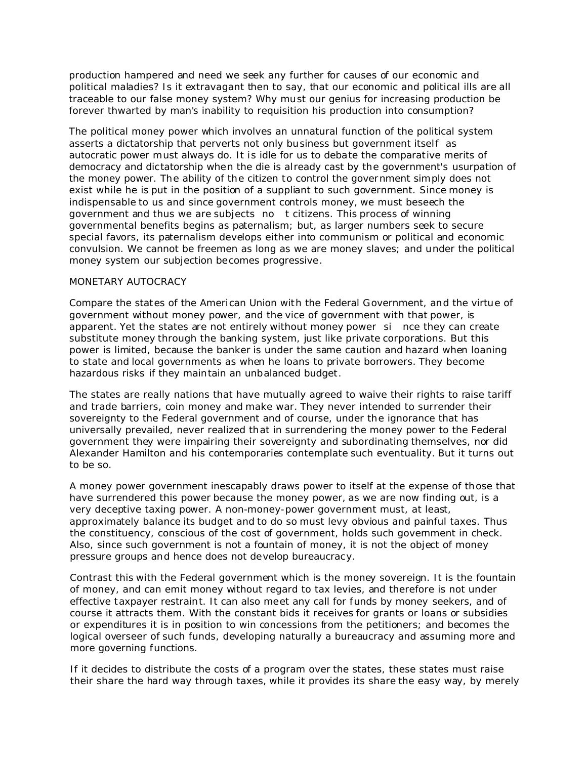production hampered and need we seek any further for causes of our economic and political maladies? Is it extravagant then to say, that our economic and political ills are all traceable to our false money system? Why must our genius for increasing production be forever thwarted by man's inability to requisition his production into consumption?

The political money power which involves an unnatural function of the political system asserts a dictatorship that perverts not only business but government itself as autocratic power must always do. It is idle for us to debate the comparative merits of democracy and dictatorship when the die is already cast by the government's usurpation of the money power. The ability of the citizen to control the government simply does not exist while he is put in the position of a suppliant to such government. Since money is indispensable to us and since government controls money, we must beseech the government and thus we are subjects not citizens. This process of winning governmental benefits begins as paternalism; but, as larger numbers seek to secure special favors, its paternalism develops either into communism or political and economic convulsion. We cannot be freemen as long as we are money slaves; and under the political money system our subjection becomes progressive.

## MONETARY AUTOCRACY

Compare the states of the American Union with the Federal Government, and the virtue of government without money power, and the vice of government with that power, is apparent. Yet the states are not entirely without money power since they can create substitute money through the banking system, just like private corporations. But this power is limited, because the banker is under the same caution and hazard when loaning to state and local governments as when he loans to private borrowers. They become hazardous risks if they maintain an unbalanced budget.

The states are really nations that have mutually agreed to waive their rights to raise tariff and trade barriers, coin money and make war. They never intended to surrender their sovereignty to the Federal government and of course, under the ignorance that has universally prevailed, never realized that in surrendering the money power to the Federal government they were impairing their sovereignty and subordinating themselves, nor did Alexander Hamilton and his contemporaries contemplate such eventuality. But it turns out to be so.

A money power government inescapably draws power to itself at the expense of those that have surrendered this power because the money power, as we are now finding out, is a very deceptive taxing power. A non-money-power government must, at least, approximately balance its budget and to do so must levy obvious and painful taxes. Thus the constituency, conscious of the cost of government, holds such government in check. Also, since such government is not a fountain of money, it is not the object of money pressure groups and hence does not develop bureaucracy.

Contrast this with the Federal government which is the money sovereign. It is the fountain of money, and can emit money without regard to tax levies, and therefore is not under effective taxpayer restraint. It can also meet any call for funds by money seekers, and of course it attracts them. With the constant bids it receives for grants or loans or subsidies or expenditures it is in position to win concessions from the petitioners; and becomes the logical overseer of such funds, developing naturally a bureaucracy and assuming more and more governing functions.

If it decides to distribute the costs of a program over the states, these states must raise their share the hard way through taxes, while it provides its share the easy way, by merely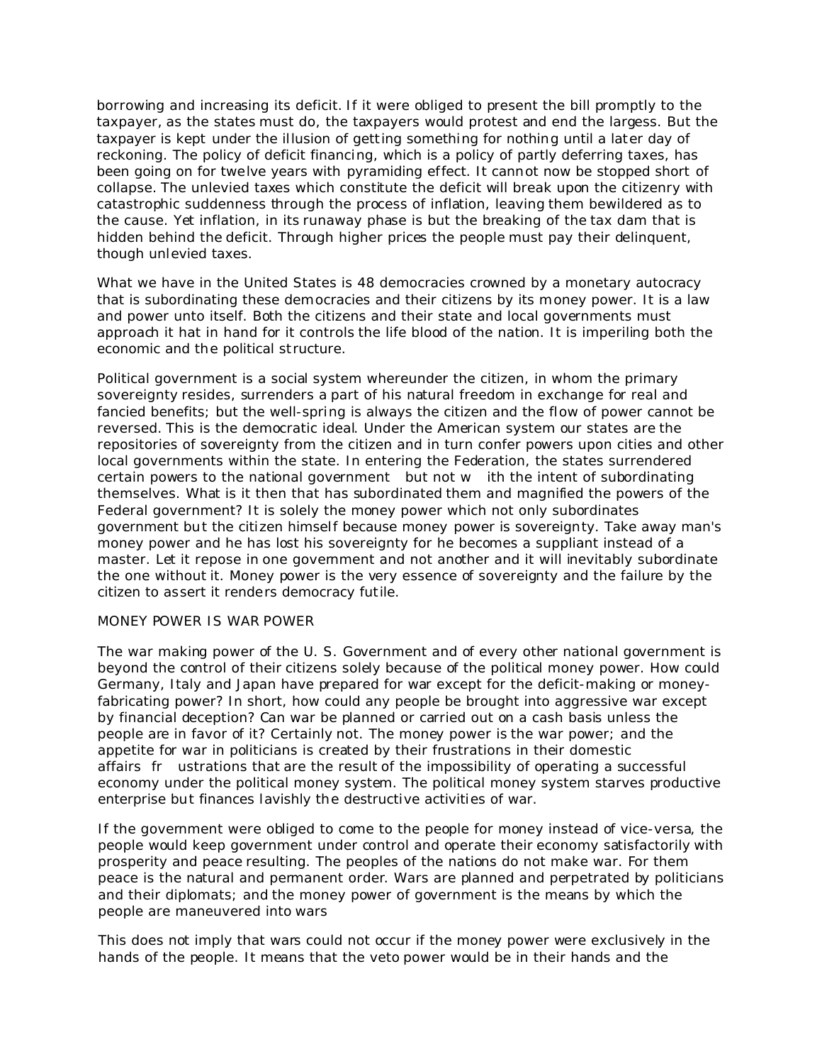borrowing and increasing its deficit. If it were obliged to present the bill promptly to the taxpayer, as the states must do, the taxpayers would protest and end the largess. But the taxpayer is kept under the illusion of getting something for nothing until a later day of reckoning. The policy of deficit financing, which is a policy of partly deferring taxes, has been going on for twelve years with pyramiding effect. It cannot now be stopped short of collapse. The unlevied taxes which constitute the deficit will break upon the citizenry with catastrophic suddenness through the process of inflation, leaving them bewildered as to the cause. Yet inflation, in its runaway phase is but the breaking of the tax dam that is hidden behind the deficit. Through higher prices the people must pay their delinquent, though unlevied taxes.

What we have in the United States is 48 democracies crowned by a monetary autocracy that is subordinating these democracies and their citizens by its money power. It is a law and power unto itself. Both the citizens and their state and local governments must approach it hat in hand for it controls the life blood of the nation. It is imperiling both the economic and the political structure.

Political government is a social system whereunder the citizen, in whom the primary sovereignty resides, surrenders a part of his natural freedom in exchange for real and fancied benefits; but the well-spring is always the citizen and the flow of power cannot be reversed. This is the democratic ideal. Under the American system our states are the repositories of sovereignty from the citizen and in turn confer powers upon cities and other local governments within the state. In entering the Federation, the states surrendered certain powers to the national government but not with the intent of subordinating themselves. What is it then that has subordinated them and magnified the powers of the Federal government? It is solely the money power which not only subordinates government but the citizen himself because money power is sovereignty. Take away man's money power and he has lost his sovereignty for he becomes a suppliant instead of a master. Let it repose in one government and not another and it will inevitably subordinate the one without it. Money power is the very essence of sovereignty and the failure by the citizen to assert it renders democracy futile.

MONEY POWER IS WAR POWER

The war making power of the U. S. Government and of every other national government is beyond the control of their citizens solely because of the political money power. How could Germany, Italy and Japan have prepared for war except for the deficit-making or money-fabricating power? In short, how could any people be brought into aggressive war except by financial deception? Can war be planned or carried out on a cash basis unless the people are in favor of it? Certainly not. The money power is the war power; and the appetite for war in politicians is created by their frustrations in their domestic affairs frustrations that are the result of the impossibility of operating a successful economy under the political money system. The political money system starves productive enterprise but finances lavishly the destructive activities of war.

If the government were obliged to come to the people for money instead of vice-versa, the people would keep government under control and operate their economy satisfactorily with prosperity and peace resulting. The peoples of the nations do not make war. For them peace is the natural and permanent order. Wars are planned and perpetrated by politicians and their diplomats; and the money power of government is the means by which the people are maneuvered into wars

This does not imply that wars could not occur if the money power were exclusively in the hands of the people. It means that the veto power would be in their hands and the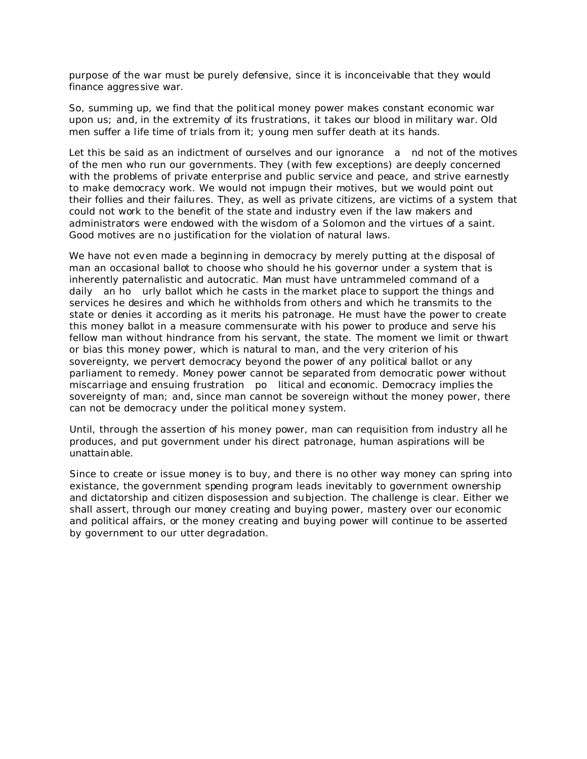purpose of the war must be purely defensive, since it is inconceivable that they would finance aggressive war.

So, summing up, we find that the political money power makes constant economic war upon us; and, in the extremity of its frustrations, it takes our blood in military war. Old men suffer a life time of trials from it; young men suffer death at its hands.

Let this be said as an indictment of ourselves and our ignorance and not of the motives of the men who run our governments. They (with few exceptions) are deeply concerned with the problems of private enterprise and public service and peace, and strive earnestly to make democracy work. We would not impugn their motives, but we would point out their follies and their failures. They, as well as private citizens, are victims of a system that could not work to the benefit of the state and industry even if the law makers and administrators were endowed with the wisdom of a Solomon and the virtues of a saint. Good motives are no justification for the violation of natural laws.

We have not even made a beginning in democracy by merely putting at the disposal of man an occasional ballot to choose who should he his governor under a system that is inherently paternalistic and autocratic. Man must have untrammeled command of a daily an hourly ballot which he casts in the market place to support the things and services he desires and which he withholds from others and which he transmits to the state or denies it according as it merits his patronage. He must have the power to create this money ballot in a measure commensurate with his power to produce and serve his fellow man without hindrance from his servant, the state. The moment we limit or thwart or bias this money power, which is natural to man, and the very criterion of his sovereignty, we pervert democracy beyond the power of any political ballot or any parliament to remedy. Money power cannot be separated from democratic power without miscarriage and ensuing frustration political and economic. Democracy implies the sovereignty of man; and, since man cannot be sovereign without the money power, there can not be democracy under the political money system.

Until, through the assertion of his money power, man can requisition from industry all he produces, and put government under his direct patronage, human aspirations will be unattainable.

Since to create or issue money is to buy, and there is no other way money can spring into existance, the government spending program leads inevitably to government ownership and dictatorship and citizen disposession and subjection. The challenge is clear. Either we shall assert, through our money creating and buying power, mastery over our economic and political affairs, or the money creating and buying power will continue to be asserted by government to our utter degradation.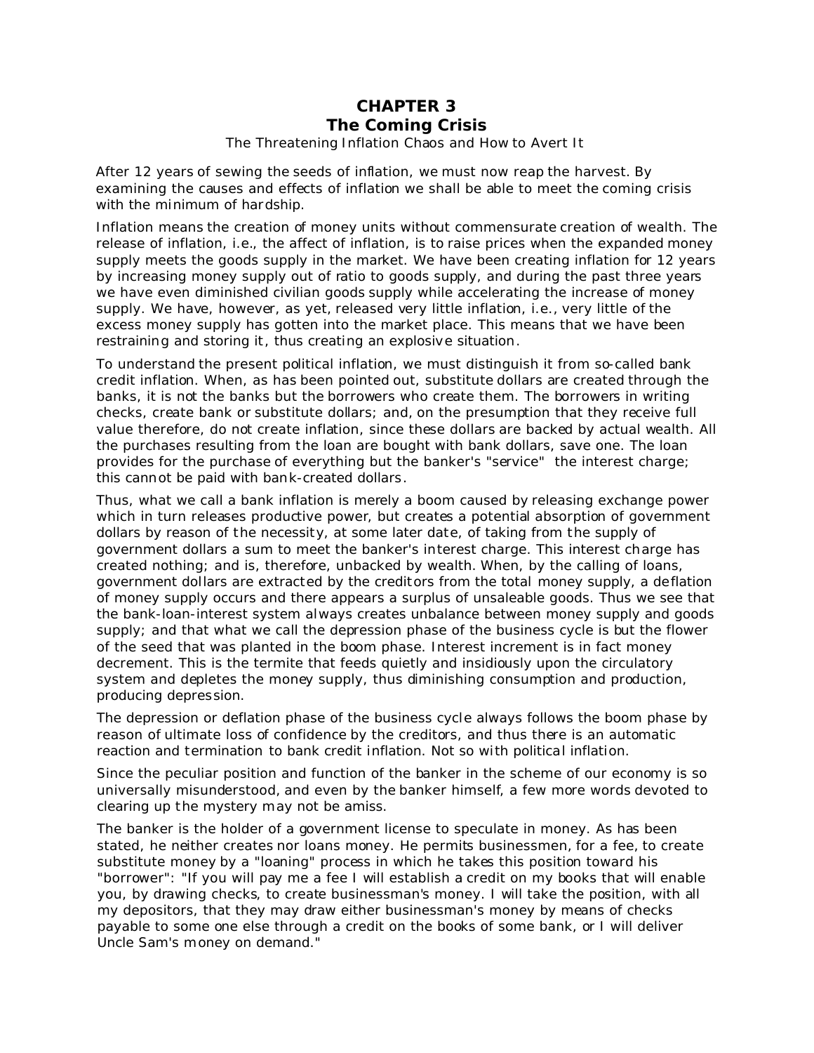# CHAPTER 3
# The Coming Crisis

The Threatening Inflation Chaos and How to Avert It

After 12 years of sewing the seeds of inflation, we must now reap the harvest. By examining the causes and effects of inflation we shall be able to meet the coming crisis with the minimum of hardship.

Inflation means the creation of money units without commensurate creation of wealth. The release of inflation, i.e., the affect of inflation, is to raise prices when the expanded money supply meets the goods supply in the market. We have been creating inflation for 12 years by increasing money supply out of ratio to goods supply, and during the past three years we have even diminished civilian goods supply while accelerating the increase of money supply. We have, however, as yet, released very little inflation, i.e., very little of the excess money supply has gotten into the market place. This means that we have been restraining and storing it, thus creating an explosive situation.

To understand the present political inflation, we must distinguish it from so-called bank credit inflation. When, as has been pointed out, substitute dollars are created through the banks, it is not the banks but the borrowers who create them. The borrowers in writing checks, create bank or substitute dollars; and, on the presumption that they receive full value therefore, do not create inflation, since these dollars are backed by actual wealth. All the purchases resulting from the loan are bought with bank dollars, save one. The loan provides for the purchase of everything but the banker's "service" the interest charge; this cannot be paid with bank-created dollars.

Thus, what we call a bank inflation is merely a boom caused by releasing exchange power which in turn releases productive power, but creates a potential absorption of government dollars by reason of the necessity, at some later date, of taking from the supply of government dollars a sum to meet the banker's interest charge. This interest charge has created nothing; and is, therefore, unbacked by wealth. When, by the calling of loans, government dollars are extracted by the creditors from the total money supply, a deflation of money supply occurs and there appears a surplus of unsaleable goods. Thus we see that the bank-loan-interest system always creates unbalance between money supply and goods supply; and that what we call the depression phase of the business cycle is but the flower of the seed that was planted in the boom phase. Interest increment is in fact money decrement. This is the termite that feeds quietly and insidiously upon the circulatory system and depletes the money supply, thus diminishing consumption and production, producing depression.

The depression or deflation phase of the business cycle always follows the boom phase by reason of ultimate loss of confidence by the creditors, and thus there is an automatic reaction and termination to bank credit inflation. Not so with political inflation.

Since the peculiar position and function of the banker in the scheme of our economy is so universally misunderstood, and even by the banker himself, a few more words devoted to clearing up the mystery may not be amiss.

The banker is the holder of a government license to speculate in money. As has been stated, he neither creates nor loans money. He permits businessmen, for a fee, to create substitute money by a "loaning" process in which he takes this position toward his "borrower": "If you will pay me a fee I will establish a credit on my books that will enable you, by drawing checks, to create businessman's money. I will take the position, with all my depositors, that they may draw either businessman's money by means of checks payable to some one else through a credit on the books of some bank, or I will deliver Uncle Sam's money on demand."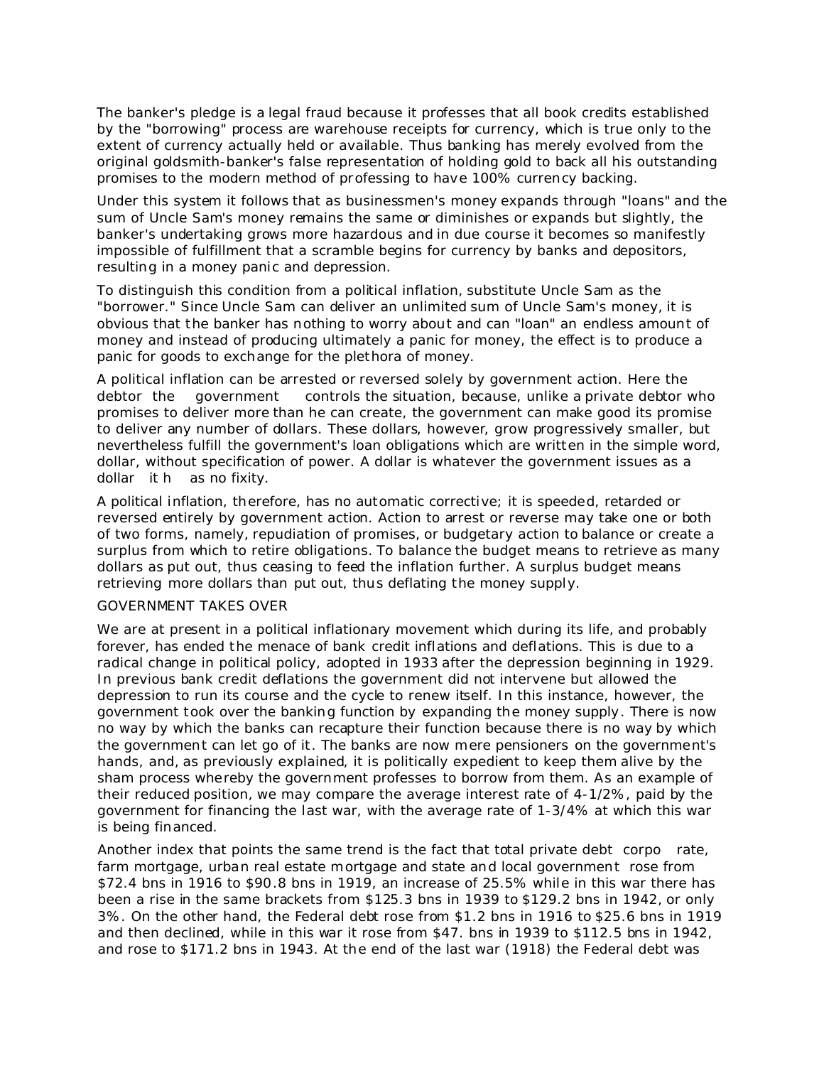The banker's pledge is a legal fraud because it professes that all book credits established by the "borrowing" process are warehouse receipts for currency, which is true only to the extent of currency actually held or available. Thus banking has merely evolved from the original goldsmith-banker's false representation of holding gold to back all his outstanding promises to the modern method of professing to have 100% currency backing.

Under this system it follows that as businessmen's money expands through "loans" and the sum of Uncle Sam's money remains the same or diminishes or expands but slightly, the banker's undertaking grows more hazardous and in due course it becomes so manifestly impossible of fulfillment that a scramble begins for currency by banks and depositors, resulting in a money panic and depression.

To distinguish this condition from a political inflation, substitute Uncle Sam as the "borrower." Since Uncle Sam can deliver an unlimited sum of Uncle Sam's money, it is obvious that the banker has nothing to worry about and can "loan" an endless amount of money and instead of producing ultimately a panic for money, the effect is to produce a panic for goods to exchange for the plethora of money.

A political inflation can be arrested or reversed solely by government action. Here the debtor the government controls the situation, because, unlike a private debtor who promises to deliver more than he can create, the government can make good its promise to deliver any number of dollars. These dollars, however, grow progressively smaller, but nevertheless fulfill the government's loan obligations which are written in the simple word, dollar, without specification of power. A dollar is whatever the government issues as a dollar it has no fixity.

A political inflation, therefore, has no automatic corrective; it is speeded, retarded or reversed entirely by government action. Action to arrest or reverse may take one or both of two forms, namely, repudiation of promises, or budgetary action to balance or create a surplus from which to retire obligations. To balance the budget means to retrieve as many dollars as put out, thus ceasing to feed the inflation further. A surplus budget means retrieving more dollars than put out, thus deflating the money supply.

GOVERNMENT TAKES OVER

We are at present in a political inflationary movement which during its life, and probably forever, has ended the menace of bank credit inflations and deflations. This is due to a radical change in political policy, adopted in 1933 after the depression beginning in 1929. In previous bank credit deflations the government did not intervene but allowed the depression to run its course and the cycle to renew itself. In this instance, however, the government took over the banking function by expanding the money supply. There is now no way by which the banks can recapture their function because there is no way by which the government can let go of it. The banks are now mere pensioners on the government's hands, and, as previously explained, it is politically expedient to keep them alive by the sham process whereby the government professes to borrow from them. As an example of their reduced position, we may compare the average interest rate of 4-1/2%, paid by the government for financing the last war, with the average rate of 1-3/4% at which this war is being financed.

Another index that points the same trend is the fact that total private debt corporate, farm mortgage, urban real estate mortgage and state and local government rose from $72.4 bns in 1916 to $90.8 bns in 1919, an increase of 25.5% while in this war there has been a rise in the same brackets from $125.3 bns in 1939 to $129.2 bns in 1942, or only 3%. On the other hand, the Federal debt rose from $1.2 bns in 1916 to $25.6 bns in 1919 and then declined, while in this war it rose from $47. bns in 1939 to $112.5 bns in 1942, and rose to $171.2 bns in 1943. At the end of the last war (1918) the Federal debt was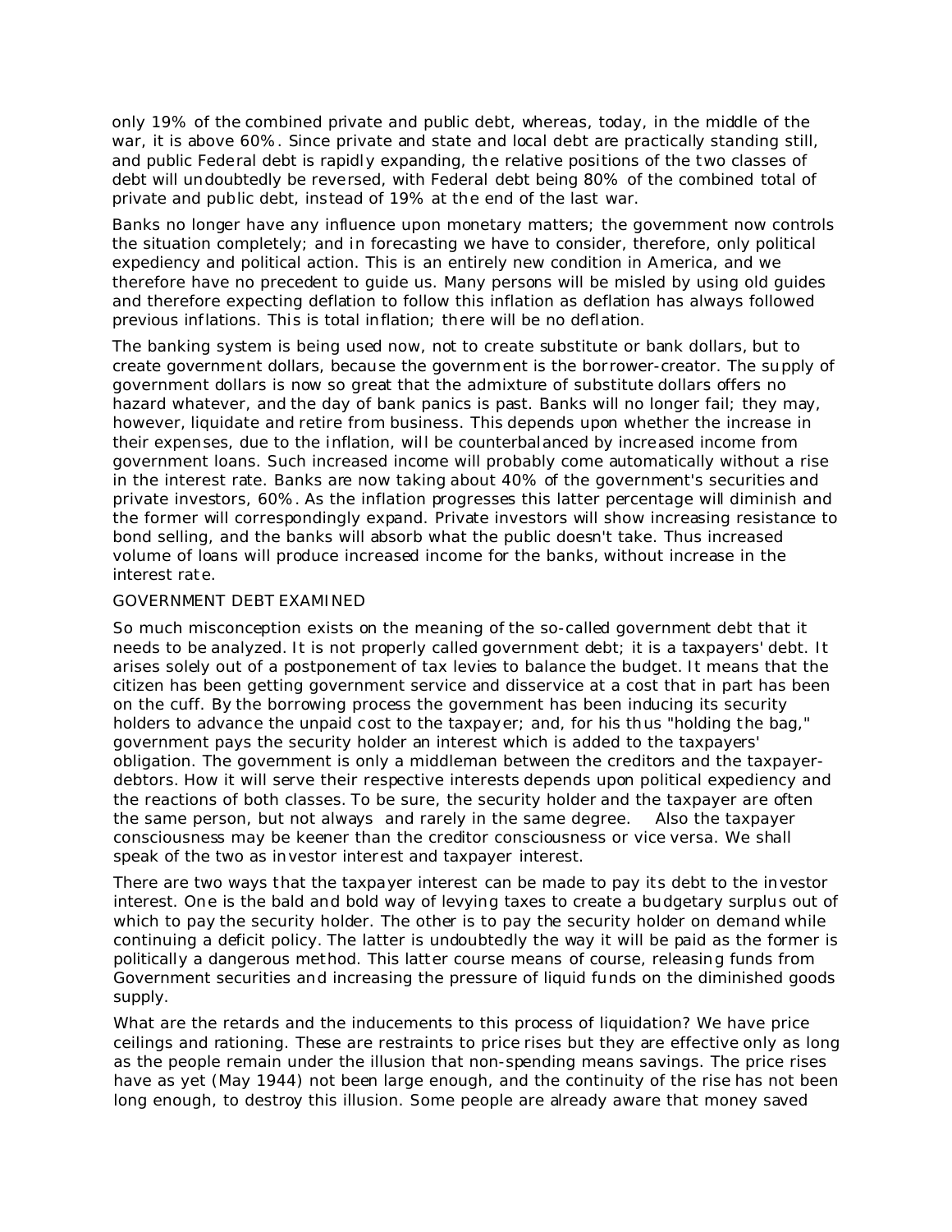only 19% of the combined private and public debt, whereas, today, in the middle of the war, it is above 60%. Since private and state and local debt are practically standing still, and public Federal debt is rapidly expanding, the relative positions of the two classes of debt will undoubtedly be reversed, with Federal debt being 80% of the combined total of private and public debt, instead of 19% at the end of the last war.

Banks no longer have any influence upon monetary matters; the government now controls the situation completely; and in forecasting we have to consider, therefore, only political expediency and political action. This is an entirely new condition in America, and we therefore have no precedent to guide us. Many persons will be misled by using old guides and therefore expecting deflation to follow this inflation as deflation has always followed previous inflations. This is total inflation; there will be no deflation.

The banking system is being used now, not to create substitute or bank dollars, but to create government dollars, because the government is the borrower-creator. The supply of government dollars is now so great that the admixture of substitute dollars offers no hazard whatever, and the day of bank panics is past. Banks will no longer fail; they may, however, liquidate and retire from business. This depends upon whether the increase in their expenses, due to the inflation, will be counterbalanced by increased income from government loans. Such increased income will probably come automatically without a rise in the interest rate. Banks are now taking about 40% of the government's securities and private investors, 60%. As the inflation progresses this latter percentage will diminish and the former will correspondingly expand. Private investors will show increasing resistance to bond selling, and the banks will absorb what the public doesn't take. Thus increased volume of loans will produce increased income for the banks, without increase in the interest rate.

## GOVERNMENT DEBT EXAMINED

So much misconception exists on the meaning of the so-called government debt that it needs to be analyzed. It is not properly called government debt; it is a taxpayers' debt. It arises solely out of a postponement of tax levies to balance the budget. It means that the citizen has been getting government service and disservice at a cost that in part has been on the cuff. By the borrowing process the government has been inducing its security holders to advance the unpaid cost to the taxpayer; and, for his thus "holding the bag," government pays the security holder an interest which is added to the taxpayers' obligation. The government is only a middleman between the creditors and the taxpayer-debtors. How it will serve their respective interests depends upon political expediency and the reactions of both classes. To be sure, the security holder and the taxpayer are often the same person, but not always and rarely in the same degree. Also the taxpayer consciousness may be keener than the creditor consciousness or vice versa. We shall speak of the two as investor interest and taxpayer interest.

There are two ways that the taxpayer interest can be made to pay its debt to the investor interest. One is the bald and bold way of levying taxes to create a budgetary surplus out of which to pay the security holder. The other is to pay the security holder on demand while continuing a deficit policy. The latter is undoubtedly the way it will be paid as the former is politically a dangerous method. This latter course means of course, releasing funds from Government securities and increasing the pressure of liquid funds on the diminished goods supply.

What are the retards and the inducements to this process of liquidation? We have price ceilings and rationing. These are restraints to price rises but they are effective only as long as the people remain under the illusion that non-spending means savings. The price rises have as yet (May 1944) not been large enough, and the continuity of the rise has not been long enough, to destroy this illusion. Some people are already aware that money saved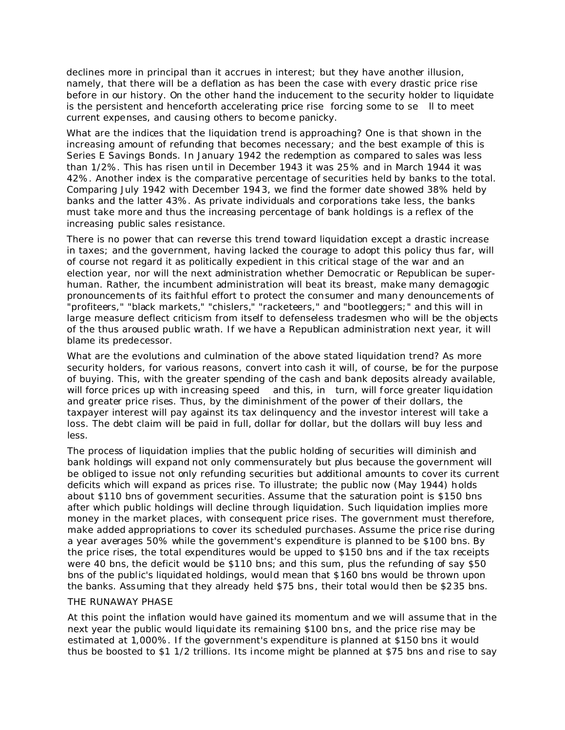declines more in principal than it accrues in interest; but they have another illusion, namely, that there will be a deflation as has been the case with every drastic price rise before in our history. On the other hand the inducement to the security holder to liquidate is the persistent and henceforth accelerating price rise forcing some to sell to meet current expenses, and causing others to become panicky.

What are the indices that the liquidation trend is approaching? One is that shown in the increasing amount of refunding that becomes necessary; and the best example of this is Series E Savings Bonds. In January 1942 the redemption as compared to sales was less than 1/2%. This has risen until in December 1943 it was 25% and in March 1944 it was 42%. Another index is the comparative percentage of securities held by banks to the total. Comparing July 1942 with December 1943, we find the former date showed 38% held by banks and the latter 43%. As private individuals and corporations take less, the banks must take more and thus the increasing percentage of bank holdings is a reflex of the increasing public sales resistance.

There is no power that can reverse this trend toward liquidation except a drastic increase in taxes; and the government, having lacked the courage to adopt this policy thus far, will of course not regard it as politically expedient in this critical stage of the war and an election year, nor will the next administration whether Democratic or Republican be super-human. Rather, the incumbent administration will beat its breast, make many demagogic pronouncements of its faithful effort to protect the consumer and many denouncements of "profiteers," "black markets," "chislers," "racketeers," and "bootleggers;" and this will in large measure deflect criticism from itself to defenseless tradesmen who will be the objects of the thus aroused public wrath. If we have a Republican administration next year, it will blame its predecessor.

What are the evolutions and culmination of the above stated liquidation trend? As more security holders, for various reasons, convert into cash it will, of course, be for the purpose of buying. This, with the greater spending of the cash and bank deposits already available, will force prices up with increasing speed and this, in turn, will force greater liquidation and greater price rises. Thus, by the diminishment of the power of their dollars, the taxpayer interest will pay against its tax delinquency and the investor interest will take a loss. The debt claim will be paid in full, dollar for dollar, but the dollars will buy less and less.

The process of liquidation implies that the public holding of securities will diminish and bank holdings will expand not only commensurately but plus because the government will be obliged to issue not only refunding securities but additional amounts to cover its current deficits which will expand as prices rise. To illustrate; the public now (May 1944) holds about $110 bns of government securities. Assume that the saturation point is $150 bns after which public holdings will decline through liquidation. Such liquidation implies more money in the market places, with consequent price rises. The government must therefore, make added appropriations to cover its scheduled purchases. Assume the price rise during a year averages 50% while the government's expenditure is planned to be $100 bns. By the price rises, the total expenditures would be upped to $150 bns and if the tax receipts were 40 bns, the deficit would be $110 bns; and this sum, plus the refunding of say $50 bns of the public's liquidated holdings, would mean that $160 bns would be thrown upon the banks. Assuming that they already held $75 bns, their total would then be $235 bns.

## THE RUNAWAY PHASE

At this point the inflation would have gained its momentum and we will assume that in the next year the public would liquidate its remaining $100 bns, and the price rise may be estimated at 1,000%. If the government's expenditure is planned at $150 bns it would thus be boosted to $1 1/2 trillions. Its income might be planned at $75 bns and rise to say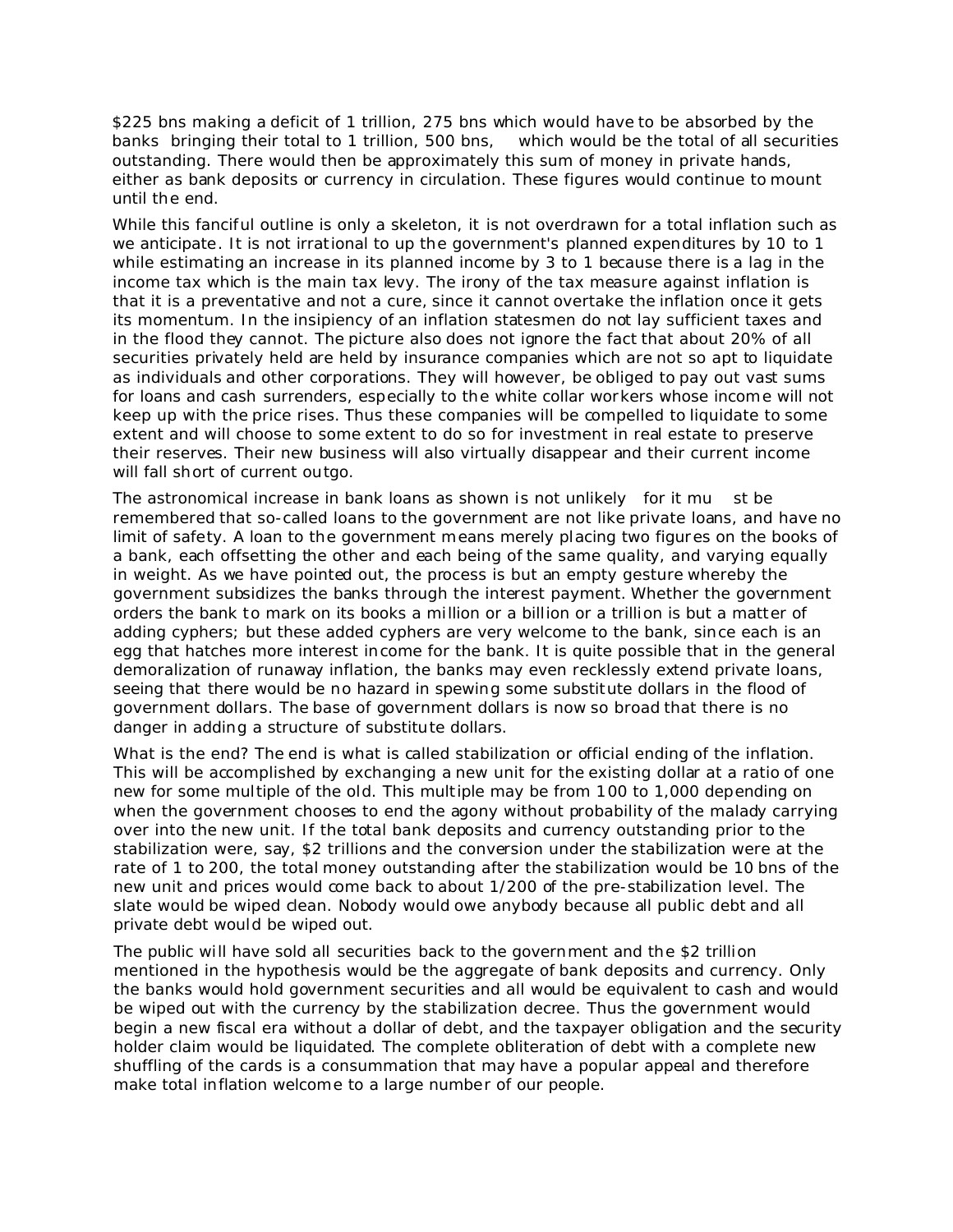$225 bns making a deficit of 1 trillion, 275 bns which would have to be absorbed by the banks bringing their total to 1 trillion, 500 bns, which would be the total of all securities outstanding. There would then be approximately this sum of money in private hands, either as bank deposits or currency in circulation. These figures would continue to mount until the end.

While this fanciful outline is only a skeleton, it is not overdrawn for a total inflation such as we anticipate. It is not irrational to up the government's planned expenditures by 10 to 1 while estimating an increase in its planned income by 3 to 1 because there is a lag in the income tax which is the main tax levy. The irony of the tax measure against inflation is that it is a preventative and not a cure, since it cannot overtake the inflation once it gets its momentum. In the insipiency of an inflation statesmen do not lay sufficient taxes and in the flood they cannot. The picture also does not ignore the fact that about 20% of all securities privately held are held by insurance companies which are not so apt to liquidate as individuals and other corporations. They will however, be obliged to pay out vast sums for loans and cash surrenders, especially to the white collar workers whose income will not keep up with the price rises. Thus these companies will be compelled to liquidate to some extent and will choose to some extent to do so for investment in real estate to preserve their reserves. Their new business will also virtually disappear and their current income will fall short of current outgo.

The astronomical increase in bank loans as shown is not unlikely for it must be remembered that so-called loans to the government are not like private loans, and have no limit of safety. A loan to the government means merely placing two figures on the books of a bank, each offsetting the other and each being of the same quality, and varying equally in weight. As we have pointed out, the process is but an empty gesture whereby the government subsidizes the banks through the interest payment. Whether the government orders the bank to mark on its books a million or a billion or a trillion is but a matter of adding cyphers; but these added cyphers are very welcome to the bank, since each is an egg that hatches more interest income for the bank. It is quite possible that in the general demoralization of runaway inflation, the banks may even recklessly extend private loans, seeing that there would be no hazard in spewing some substitute dollars in the flood of government dollars. The base of government dollars is now so broad that there is no danger in adding a structure of substitute dollars.

What is the end? The end is what is called stabilization or official ending of the inflation. This will be accomplished by exchanging a new unit for the existing dollar at a ratio of one new for some multiple of the old. This multiple may be from 100 to 1,000 depending on when the government chooses to end the agony without probability of the malady carrying over into the new unit. If the total bank deposits and currency outstanding prior to the stabilization were, say, $2 trillions and the conversion under the stabilization were at the rate of 1 to 200, the total money outstanding after the stabilization would be 10 bns of the new unit and prices would come back to about 1/200 of the pre-stabilization level. The slate would be wiped clean. Nobody would owe anybody because all public debt and all private debt would be wiped out.

The public will have sold all securities back to the government and the $2 trillion mentioned in the hypothesis would be the aggregate of bank deposits and currency. Only the banks would hold government securities and all would be equivalent to cash and would be wiped out with the currency by the stabilization decree. Thus the government would begin a new fiscal era without a dollar of debt, and the taxpayer obligation and the security holder claim would be liquidated. The complete obliteration of debt with a complete new shuffling of the cards is a consummation that may have a popular appeal and therefore make total inflation welcome to a large number of our people.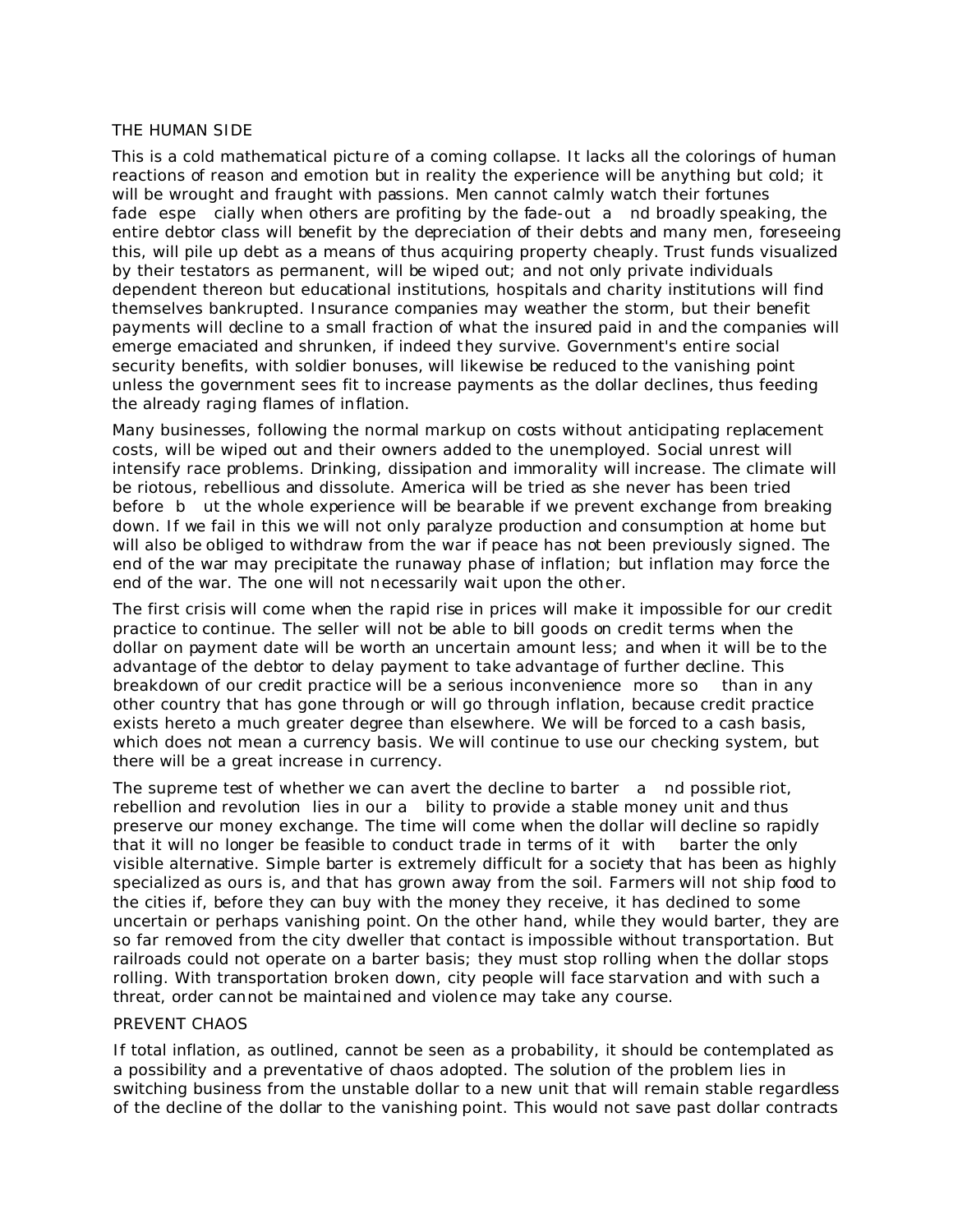## THE HUMAN SIDE

This is a cold mathematical picture of a coming collapse. It lacks all the colorings of human reactions of reason and emotion but in reality the experience will be anything but cold; it will be wrought and fraught with passions. Men cannot calmly watch their fortunes fade especially when others are profiting by the fade-out and broadly speaking, the entire debtor class will benefit by the depreciation of their debts and many men, foreseeing this, will pile up debt as a means of thus acquiring property cheaply. Trust funds visualized by their testators as permanent, will be wiped out; and not only private individuals dependent thereon but educational institutions, hospitals and charity institutions will find themselves bankrupted. Insurance companies may weather the storm, but their benefit payments will decline to a small fraction of what the insured paid in and the companies will emerge emaciated and shrunken, if indeed they survive. Government's entire social security benefits, with soldier bonuses, will likewise be reduced to the vanishing point unless the government sees fit to increase payments as the dollar declines, thus feeding the already raging flames of inflation.

Many businesses, following the normal markup on costs without anticipating replacement costs, will be wiped out and their owners added to the unemployed. Social unrest will intensify race problems. Drinking, dissipation and immorality will increase. The climate will be riotous, rebellious and dissolute. America will be tried as she never has been tried before but the whole experience will be bearable if we prevent exchange from breaking down. If we fail in this we will not only paralyze production and consumption at home but will also be obliged to withdraw from the war if peace has not been previously signed. The end of the war may precipitate the runaway phase of inflation; but inflation may force the end of the war. The one will not necessarily wait upon the other.

The first crisis will come when the rapid rise in prices will make it impossible for our credit practice to continue. The seller will not be able to bill goods on credit terms when the dollar on payment date will be worth an uncertain amount less; and when it will be to the advantage of the debtor to delay payment to take advantage of further decline. This breakdown of our credit practice will be a serious inconvenience more so than in any other country that has gone through or will go through inflation, because credit practice exists hereto a much greater degree than elsewhere. We will be forced to a cash basis, which does not mean a currency basis. We will continue to use our checking system, but there will be a great increase in currency.

The supreme test of whether we can avert the decline to barter and possible riot, rebellion and revolution lies in our ability to provide a stable money unit and thus preserve our money exchange. The time will come when the dollar will decline so rapidly that it will no longer be feasible to conduct trade in terms of it with barter the only visible alternative. Simple barter is extremely difficult for a society that has been as highly specialized as ours is, and that has grown away from the soil. Farmers will not ship food to the cities if, before they can buy with the money they receive, it has declined to some uncertain or perhaps vanishing point. On the other hand, while they would barter, they are so far removed from the city dweller that contact is impossible without transportation. But railroads could not operate on a barter basis; they must stop rolling when the dollar stops rolling. With transportation broken down, city people will face starvation and with such a threat, order cannot be maintained and violence may take any course.

## PREVENT CHAOS

If total inflation, as outlined, cannot be seen as a probability, it should be contemplated as a possibility and a preventative of chaos adopted. The solution of the problem lies in switching business from the unstable dollar to a new unit that will remain stable regardless of the decline of the dollar to the vanishing point. This would not save past dollar contracts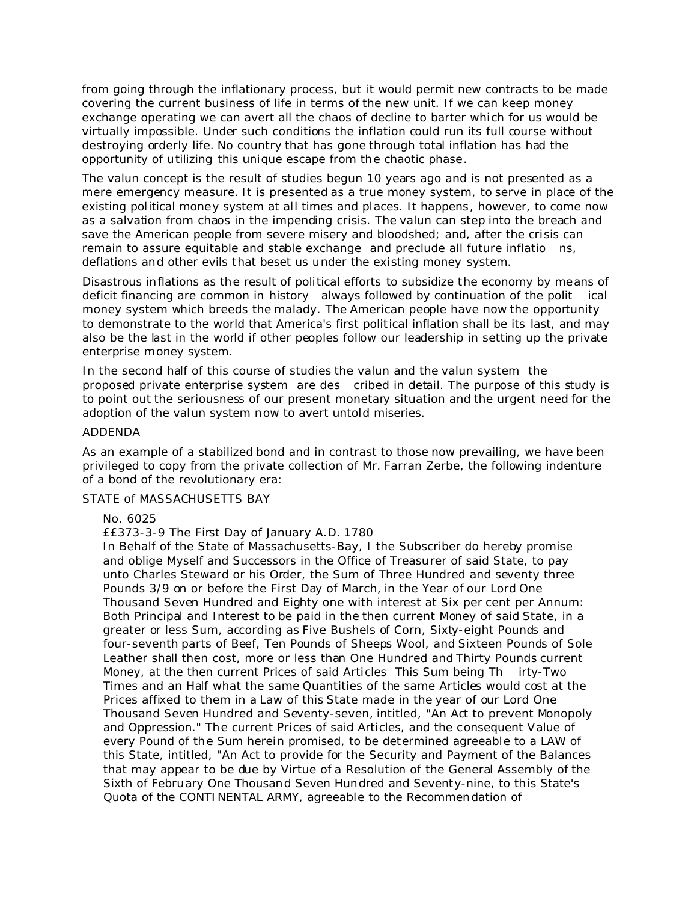from going through the inflationary process, but it would permit new contracts to be made covering the current business of life in terms of the new unit. If we can keep money exchange operating we can avert all the chaos of decline to barter which for us would be virtually impossible. Under such conditions the inflation could run its full course without destroying orderly life. No country that has gone through total inflation has had the opportunity of utilizing this unique escape from the chaotic phase.

The valun concept is the result of studies begun 10 years ago and is not presented as a mere emergency measure. It is presented as a true money system, to serve in place of the existing political money system at all times and places. It happens, however, to come now as a salvation from chaos in the impending crisis. The valun can step into the breach and save the American people from severe misery and bloodshed; and, after the crisis can remain to assure equitable and stable exchange and preclude all future inflatio ns, deflations and other evils that beset us under the existing money system.

Disastrous inflations as the result of political efforts to subsidize the economy by means of deficit financing are common in history always followed by continuation of the polit ical money system which breeds the malady. The American people have now the opportunity to demonstrate to the world that America's first political inflation shall be its last, and may also be the last in the world if other peoples follow our leadership in setting up the private enterprise money system.

In the second half of this course of studies the valun and the valun system the proposed private enterprise system are des cribed in detail. The purpose of this study is to point out the seriousness of our present monetary situation and the urgent need for the adoption of the valun system now to avert untold miseries.

ADDENDA

As an example of a stabilized bond and in contrast to those now prevailing, we have been privileged to copy from the private collection of Mr. Farran Zerbe, the following indenture of a bond of the revolutionary era:

STATE of MASSACHUSETTS BAY

> No. 6025
>
> ££373-3-9 The First Day of January A.D. 1780
>
> In Behalf of the State of Massachusetts-Bay, I the Subscriber do hereby promise and oblige Myself and Successors in the Office of Treasurer of said State, to pay unto Charles Steward or his Order, the Sum of Three Hundred and seventy three Pounds 3/9 on or before the First Day of March, in the Year of our Lord One Thousand Seven Hundred and Eighty one with interest at Six per cent per Annum: Both Principal and Interest to be paid in the then current Money of said State, in a greater or less Sum, according as Five Bushels of Corn, Sixty-eight Pounds and four-seventh parts of Beef, Ten Pounds of Sheeps Wool, and Sixteen Pounds of Sole Leather shall then cost, more or less than One Hundred and Thirty Pounds current Money, at the then current Prices of said Articles This Sum being Th irty-Two Times and an Half what the same Quantities of the same Articles would cost at the Prices affixed to them in a Law of this State made in the year of our Lord One Thousand Seven Hundred and Seventy-seven, intitled, "An Act to prevent Monopoly and Oppression." The current Prices of said Articles, and the consequent Value of every Pound of the Sum herein promised, to be determined agreeable to a LAW of this State, intitled, "An Act to provide for the Security and Payment of the Balances that may appear to be due by Virtue of a Resolution of the General Assembly of the Sixth of February One Thousand Seven Hundred and Seventy-nine, to this State's Quota of the CONTI NENTAL ARMY, agreeable to the Recommendation of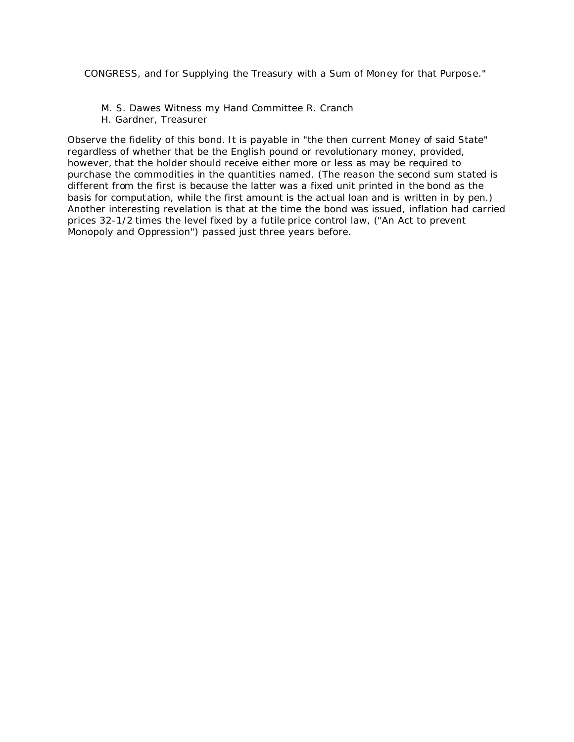CONGRESS, and for Supplying the Treasury with a Sum of Money for that Purpose."

M. S. Dawes Witness my Hand Committee R. Cranch
H. Gardner, Treasurer

Observe the fidelity of this bond. It is payable in "the then current Money of said State" regardless of whether that be the English pound or revolutionary money, provided, however, that the holder should receive either more or less as may be required to purchase the commodities in the quantities named. (The reason the second sum stated is different from the first is because the latter was a fixed unit printed in the bond as the basis for computation, while the first amount is the actual loan and is written in by pen.) Another interesting revelation is that at the time the bond was issued, inflation had carried prices 32-1/2 times the level fixed by a futile price control law, ("An Act to prevent Monopoly and Oppression") passed just three years before.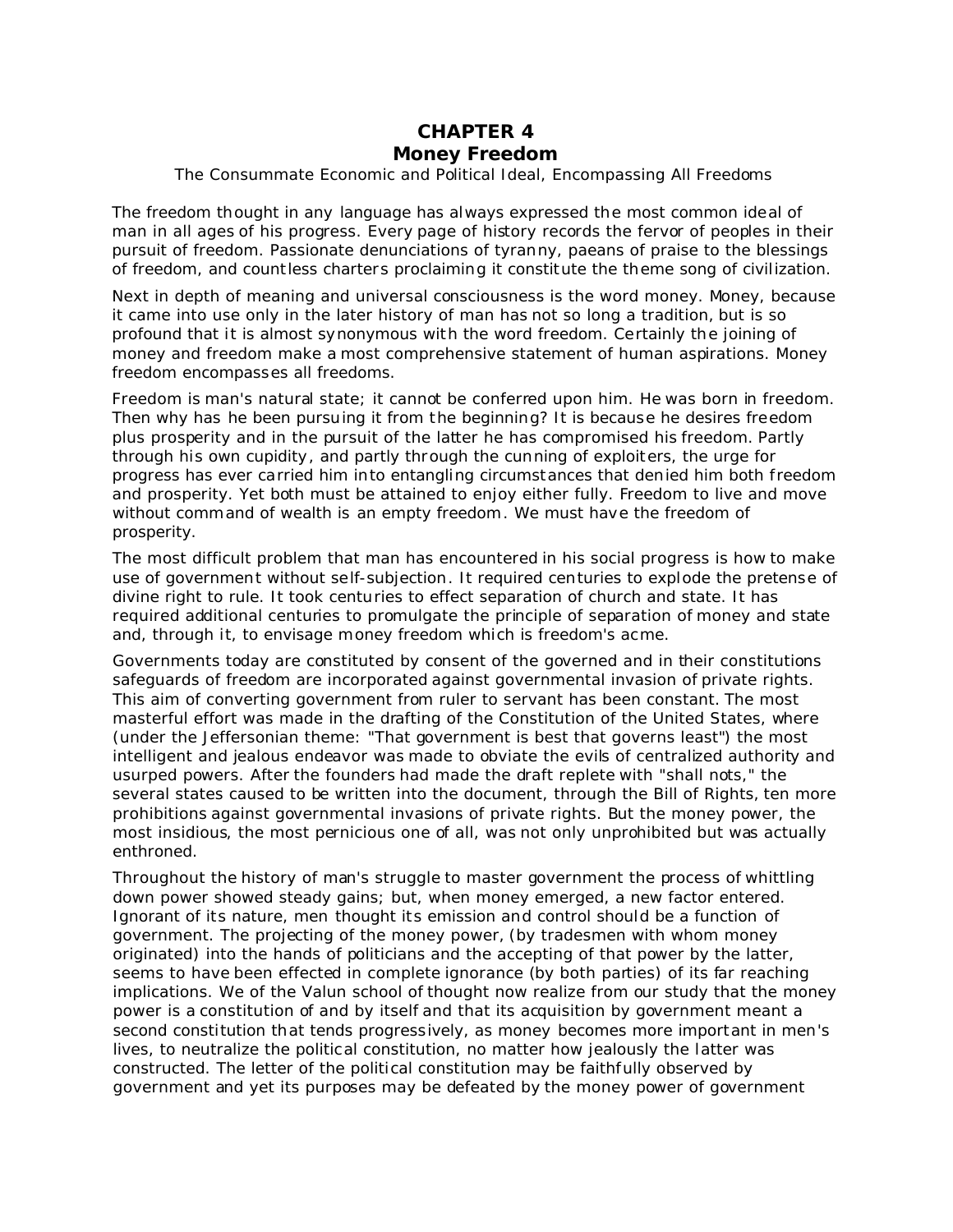# CHAPTER 4
# Money Freedom

The Consummate Economic and Political Ideal, Encompassing All Freedoms

The freedom thought in any language has always expressed the most common ideal of man in all ages of his progress. Every page of history records the fervor of peoples in their pursuit of freedom. Passionate denunciations of tyranny, paeans of praise to the blessings of freedom, and countless charters proclaiming it constitute the theme song of civilization.

Next in depth of meaning and universal consciousness is the word money. Money, because it came into use only in the later history of man has not so long a tradition, but is so profound that it is almost synonymous with the word freedom. Certainly the joining of money and freedom make a most comprehensive statement of human aspirations. Money freedom encompasses all freedoms.

Freedom is man's natural state; it cannot be conferred upon him. He was born in freedom. Then why has he been pursuing it from the beginning? It is because he desires freedom plus prosperity and in the pursuit of the latter he has compromised his freedom. Partly through his own cupidity, and partly through the cunning of exploiters, the urge for progress has ever carried him into entangling circumstances that denied him both freedom and prosperity. Yet both must be attained to enjoy either fully. Freedom to live and move without command of wealth is an empty freedom. We must have the freedom of prosperity.

The most difficult problem that man has encountered in his social progress is how to make use of government without self-subjection. It required centuries to explode the pretense of divine right to rule. It took centuries to effect separation of church and state. It has required additional centuries to promulgate the principle of separation of money and state and, through it, to envisage money freedom which is freedom's acme.

Governments today are constituted by consent of the governed and in their constitutions safeguards of freedom are incorporated against governmental invasion of private rights. This aim of converting government from ruler to servant has been constant. The most masterful effort was made in the drafting of the Constitution of the United States, where (under the Jeffersonian theme: "That government is best that governs least") the most intelligent and jealous endeavor was made to obviate the evils of centralized authority and usurped powers. After the founders had made the draft replete with "shall nots," the several states caused to be written into the document, through the Bill of Rights, ten more prohibitions against governmental invasions of private rights. But the money power, the most insidious, the most pernicious one of all, was not only unprohibited but was actually enthroned.

Throughout the history of man's struggle to master government the process of whittling down power showed steady gains; but, when money emerged, a new factor entered. Ignorant of its nature, men thought its emission and control should be a function of government. The projecting of the money power, (by tradesmen with whom money originated) into the hands of politicians and the accepting of that power by the latter, seems to have been effected in complete ignorance (by both parties) of its far reaching implications. We of the Valun school of thought now realize from our study that the money power is a constitution of and by itself and that its acquisition by government meant a second constitution that tends progressively, as money becomes more important in men's lives, to neutralize the political constitution, no matter how jealously the latter was constructed. The letter of the political constitution may be faithfully observed by government and yet its purposes may be defeated by the money power of government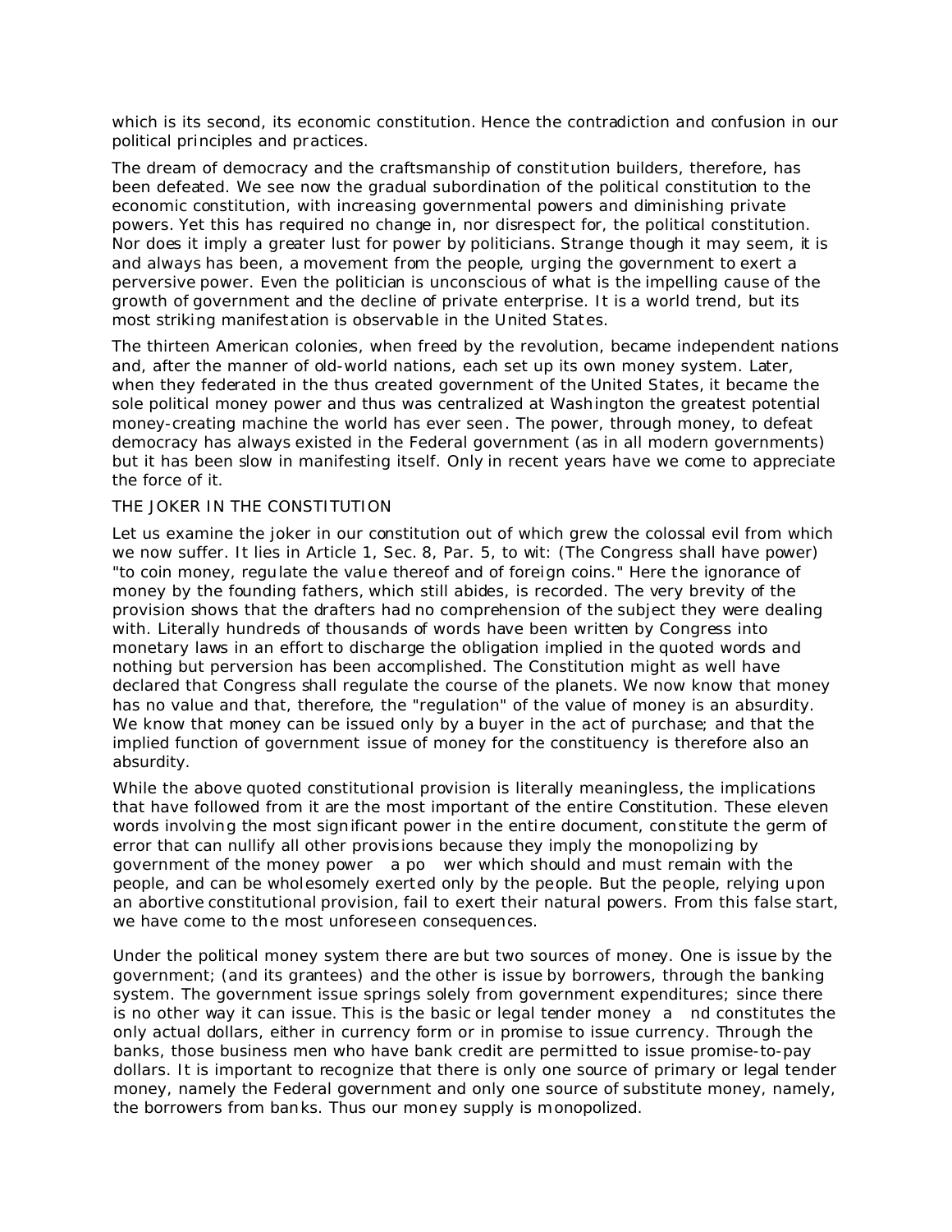which is its second, its economic constitution. Hence the contradiction and confusion in our political principles and practices.

The dream of democracy and the craftsmanship of constitution builders, therefore, has been defeated. We see now the gradual subordination of the political constitution to the economic constitution, with increasing governmental powers and diminishing private powers. Yet this has required no change in, nor disrespect for, the political constitution. Nor does it imply a greater lust for power by politicians. Strange though it may seem, it is and always has been, a movement from the people, urging the government to exert a perversive power. Even the politician is unconscious of what is the impelling cause of the growth of government and the decline of private enterprise. It is a world trend, but its most striking manifestation is observable in the United States.

The thirteen American colonies, when freed by the revolution, became independent nations and, after the manner of old-world nations, each set up its own money system. Later, when they federated in the thus created government of the United States, it became the sole political money power and thus was centralized at Washington the greatest potential money-creating machine the world has ever seen. The power, through money, to defeat democracy has always existed in the Federal government (as in all modern governments) but it has been slow in manifesting itself. Only in recent years have we come to appreciate the force of it.

## THE JOKER IN THE CONSTITUTION

Let us examine the joker in our constitution out of which grew the colossal evil from which we now suffer. It lies in Article 1, Sec. 8, Par. 5, to wit: (The Congress shall have power) "to coin money, regulate the value thereof and of foreign coins." Here the ignorance of money by the founding fathers, which still abides, is recorded. The very brevity of the provision shows that the drafters had no comprehension of the subject they were dealing with. Literally hundreds of thousands of words have been written by Congress into monetary laws in an effort to discharge the obligation implied in the quoted words and nothing but perversion has been accomplished. The Constitution might as well have declared that Congress shall regulate the course of the planets. We now know that money has no value and that, therefore, the "regulation" of the value of money is an absurdity. We know that money can be issued only by a buyer in the act of purchase; and that the implied function of government issue of money for the constituency is therefore also an absurdity.

While the above quoted constitutional provision is literally meaningless, the implications that have followed from it are the most important of the entire Constitution. These eleven words involving the most significant power in the entire document, constitute the germ of error that can nullify all other provisions because they imply the monopolizing by government of the money power a power which should and must remain with the people, and can be wholesomely exerted only by the people. But the people, relying upon an abortive constitutional provision, fail to exert their natural powers. From this false start, we have come to the most unforeseen consequences.

Under the political money system there are but two sources of money. One is issue by the government; (and its grantees) and the other is issue by borrowers, through the banking system. The government issue springs solely from government expenditures; since there is no other way it can issue. This is the basic or legal tender money and constitutes the only actual dollars, either in currency form or in promise to issue currency. Through the banks, those business men who have bank credit are permitted to issue promise-to-pay dollars. It is important to recognize that there is only one source of primary or legal tender money, namely the Federal government and only one source of substitute money, namely, the borrowers from banks. Thus our money supply is monopolized.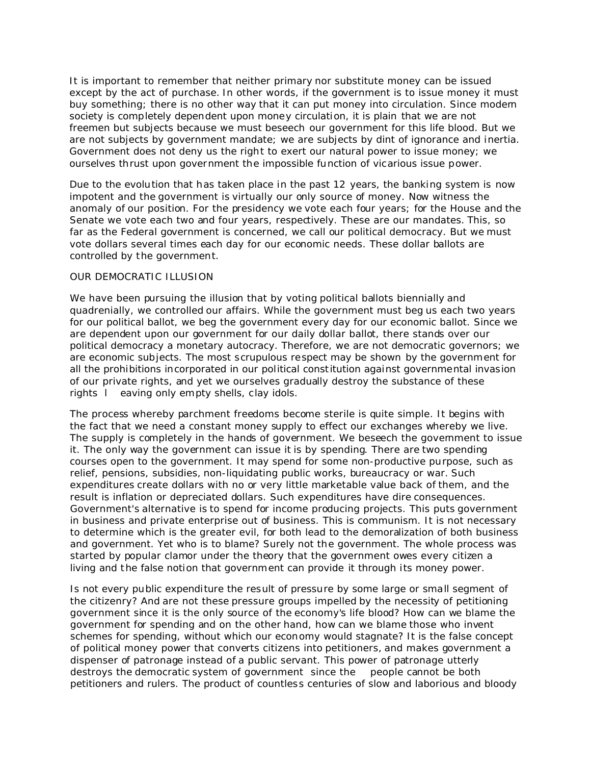It is important to remember that neither primary nor substitute money can be issued except by the act of purchase. In other words, if the government is to issue money it must buy something; there is no other way that it can put money into circulation. Since modern society is completely dependent upon money circulation, it is plain that we are not freemen but subjects because we must beseech our government for this life blood. But we are not subjects by government mandate; we are subjects by dint of ignorance and inertia. Government does not deny us the right to exert our natural power to issue money; we ourselves thrust upon government the impossible function of vicarious issue power.

Due to the evolution that has taken place in the past 12 years, the banking system is now impotent and the government is virtually our only source of money. Now witness the anomaly of our position. For the presidency we vote each four years; for the House and the Senate we vote each two and four years, respectively. These are our mandates. This, so far as the Federal government is concerned, we call our political democracy. But we must vote dollars several times each day for our economic needs. These dollar ballots are controlled by the government.

## OUR DEMOCRATIC ILLUSION

We have been pursuing the illusion that by voting political ballots biennially and quadrenially, we controlled our affairs. While the government must beg us each two years for our political ballot, we beg the government every day for our economic ballot. Since we are dependent upon our government for our daily dollar ballot, there stands over our political democracy a monetary autocracy. Therefore, we are not democratic governors; we are economic subjects. The most scrupulous respect may be shown by the government for all the prohibitions incorporated in our political constitution against governmental invasion of our private rights, and yet we ourselves gradually destroy the substance of these rights leaving only empty shells, clay idols.

The process whereby parchment freedoms become sterile is quite simple. It begins with the fact that we need a constant money supply to effect our exchanges whereby we live. The supply is completely in the hands of government. We beseech the government to issue it. The only way the government can issue it is by spending. There are two spending courses open to the government. It may spend for some non-productive purpose, such as relief, pensions, subsidies, non-liquidating public works, bureaucracy or war. Such expenditures create dollars with no or very little marketable value back of them, and the result is inflation or depreciated dollars. Such expenditures have dire consequences. Government's alternative is to spend for income producing projects. This puts government in business and private enterprise out of business. This is communism. It is not necessary to determine which is the greater evil, for both lead to the demoralization of both business and government. Yet who is to blame? Surely not the government. The whole process was started by popular clamor under the theory that the government owes every citizen a living and the false notion that government can provide it through its money power.

Is not every public expenditure the result of pressure by some large or small segment of the citizenry? And are not these pressure groups impelled by the necessity of petitioning government since it is the only source of the economy's life blood? How can we blame the government for spending and on the other hand, how can we blame those who invent schemes for spending, without which our economy would stagnate? It is the false concept of political money power that converts citizens into petitioners, and makes government a dispenser of patronage instead of a public servant. This power of patronage utterly destroys the democratic system of government since the people cannot be both petitioners and rulers. The product of countless centuries of slow and laborious and bloody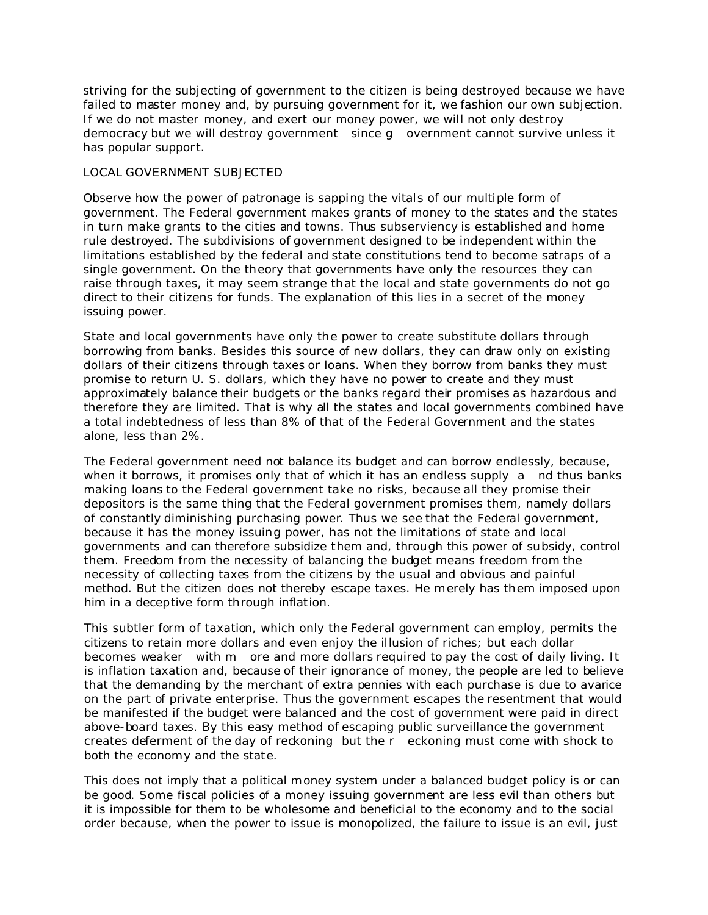striving for the subjecting of government to the citizen is being destroyed because we have failed to master money and, by pursuing government for it, we fashion our own subjection. If we do not master money, and exert our money power, we will not only destroy democracy but we will destroy government since government cannot survive unless it has popular support.

## LOCAL GOVERNMENT SUBJECTED

Observe how the power of patronage is sapping the vitals of our multiple form of government. The Federal government makes grants of money to the states and the states in turn make grants to the cities and towns. Thus subserviency is established and home rule destroyed. The subdivisions of government designed to be independent within the limitations established by the federal and state constitutions tend to become satraps of a single government. On the theory that governments have only the resources they can raise through taxes, it may seem strange that the local and state governments do not go direct to their citizens for funds. The explanation of this lies in a secret of the money issuing power.

State and local governments have only the power to create substitute dollars through borrowing from banks. Besides this source of new dollars, they can draw only on existing dollars of their citizens through taxes or loans. When they borrow from banks they must promise to return U. S. dollars, which they have no power to create and they must approximately balance their budgets or the banks regard their promises as hazardous and therefore they are limited. That is why all the states and local governments combined have a total indebtedness of less than 8% of that of the Federal Government and the states alone, less than 2%.

The Federal government need not balance its budget and can borrow endlessly, because, when it borrows, it promises only that of which it has an endless supply and thus banks making loans to the Federal government take no risks, because all they promise their depositors is the same thing that the Federal government promises them, namely dollars of constantly diminishing purchasing power. Thus we see that the Federal government, because it has the money issuing power, has not the limitations of state and local governments and can therefore subsidize them and, through this power of subsidy, control them. Freedom from the necessity of balancing the budget means freedom from the necessity of collecting taxes from the citizens by the usual and obvious and painful method. But the citizen does not thereby escape taxes. He merely has them imposed upon him in a deceptive form through inflation.

This subtler form of taxation, which only the Federal government can employ, permits the citizens to retain more dollars and even enjoy the illusion of riches; but each dollar becomes weaker with more and more dollars required to pay the cost of daily living. It is inflation taxation and, because of their ignorance of money, the people are led to believe that the demanding by the merchant of extra pennies with each purchase is due to avarice on the part of private enterprise. Thus the government escapes the resentment that would be manifested if the budget were balanced and the cost of government were paid in direct above-board taxes. By this easy method of escaping public surveillance the government creates deferment of the day of reckoning but the reckoning must come with shock to both the economy and the state.

This does not imply that a political money system under a balanced budget policy is or can be good. Some fiscal policies of a money issuing government are less evil than others but it is impossible for them to be wholesome and beneficial to the economy and to the social order because, when the power to issue is monopolized, the failure to issue is an evil, just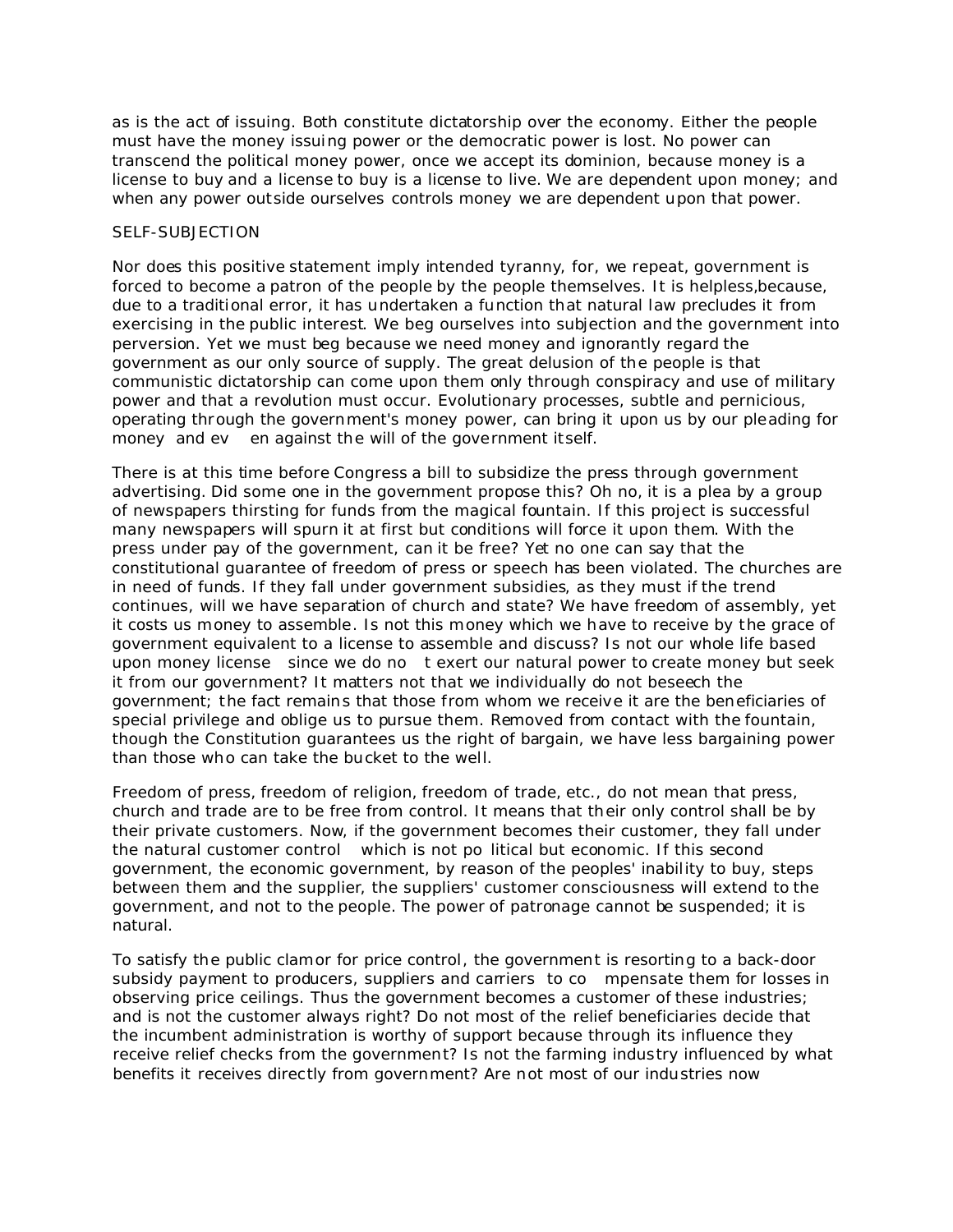as is the act of issuing. Both constitute dictatorship over the economy. Either the people must have the money issuing power or the democratic power is lost. No power can transcend the political money power, once we accept its dominion, because money is a license to buy and a license to buy is a license to live. We are dependent upon money; and when any power outside ourselves controls money we are dependent upon that power.

## SELF-SUBJECTION

Nor does this positive statement imply intended tyranny, for, we repeat, government is forced to become a patron of the people by the people themselves. It is helpless,because, due to a traditional error, it has undertaken a function that natural law precludes it from exercising in the public interest. We beg ourselves into subjection and the government into perversion. Yet we must beg because we need money and ignorantly regard the government as our only source of supply. The great delusion of the people is that communistic dictatorship can come upon them only through conspiracy and use of military power and that a revolution must occur. Evolutionary processes, subtle and pernicious, operating through the government's money power, can bring it upon us by our pleading for money and even against the will of the government itself.

There is at this time before Congress a bill to subsidize the press through government advertising. Did some one in the government propose this? Oh no, it is a plea by a group of newspapers thirsting for funds from the magical fountain. If this project is successful many newspapers will spurn it at first but conditions will force it upon them. With the press under pay of the government, can it be free? Yet no one can say that the constitutional guarantee of freedom of press or speech has been violated. The churches are in need of funds. If they fall under government subsidies, as they must if the trend continues, will we have separation of church and state? We have freedom of assembly, yet it costs us money to assemble. Is not this money which we have to receive by the grace of government equivalent to a license to assemble and discuss? Is not our whole life based upon money license since we do not exert our natural power to create money but seek it from our government? It matters not that we individually do not beseech the government; the fact remains that those from whom we receive it are the beneficiaries of special privilege and oblige us to pursue them. Removed from contact with the fountain, though the Constitution guarantees us the right of bargain, we have less bargaining power than those who can take the bucket to the well.

Freedom of press, freedom of religion, freedom of trade, etc., do not mean that press, church and trade are to be free from control. It means that their only control shall be by their private customers. Now, if the government becomes their customer, they fall under the natural customer control which is not political but economic. If this second government, the economic government, by reason of the peoples' inability to buy, steps between them and the supplier, the suppliers' customer consciousness will extend to the government, and not to the people. The power of patronage cannot be suspended; it is natural.

To satisfy the public clamor for price control, the government is resorting to a back-door subsidy payment to producers, suppliers and carriers to compensate them for losses in observing price ceilings. Thus the government becomes a customer of these industries; and is not the customer always right? Do not most of the relief beneficiaries decide that the incumbent administration is worthy of support because through its influence they receive relief checks from the government? Is not the farming industry influenced by what benefits it receives directly from government? Are not most of our industries now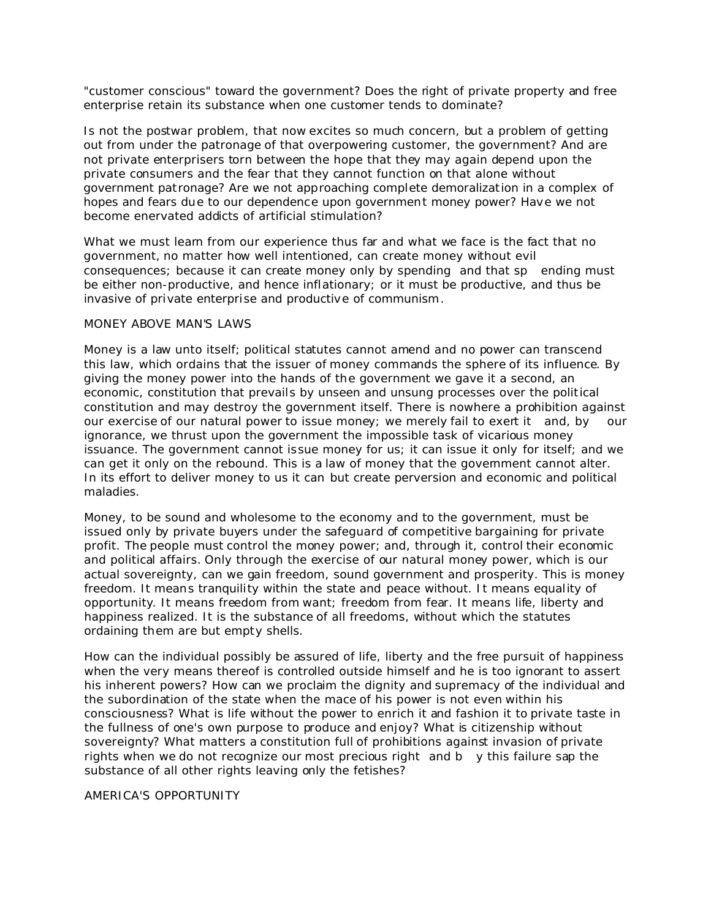"customer conscious" toward the government? Does the right of private property and free enterprise retain its substance when one customer tends to dominate?

Is not the postwar problem, that now excites so much concern, but a problem of getting out from under the patronage of that overpowering customer, the government? And are not private enterprisers torn between the hope that they may again depend upon the private consumers and the fear that they cannot function on that alone without government patronage? Are we not approaching complete demoralization in a complex of hopes and fears due to our dependence upon government money power? Have we not become enervated addicts of artificial stimulation?

What we must learn from our experience thus far and what we face is the fact that no government, no matter how well intentioned, can create money without evil consequences; because it can create money only by spending and that spending must be either non-productive, and hence inflationary; or it must be productive, and thus be invasive of private enterprise and productive of communism.

## MONEY ABOVE MAN'S LAWS

Money is a law unto itself; political statutes cannot amend and no power can transcend this law, which ordains that the issuer of money commands the sphere of its influence. By giving the money power into the hands of the government we gave it a second, an economic, constitution that prevails by unseen and unsung processes over the political constitution and may destroy the government itself. There is nowhere a prohibition against our exercise of our natural power to issue money; we merely fail to exert it and, by our ignorance, we thrust upon the government the impossible task of vicarious money issuance. The government cannot issue money for us; it can issue it only for itself; and we can get it only on the rebound. This is a law of money that the government cannot alter. In its effort to deliver money to us it can but create perversion and economic and political maladies.

Money, to be sound and wholesome to the economy and to the government, must be issued only by private buyers under the safeguard of competitive bargaining for private profit. The people must control the money power; and, through it, control their economic and political affairs. Only through the exercise of our natural money power, which is our actual sovereignty, can we gain freedom, sound government and prosperity. This is money freedom. It means tranquility within the state and peace without. It means equality of opportunity. It means freedom from want; freedom from fear. It means life, liberty and happiness realized. It is the substance of all freedoms, without which the statutes ordaining them are but empty shells.

How can the individual possibly be assured of life, liberty and the free pursuit of happiness when the very means thereof is controlled outside himself and he is too ignorant to assert his inherent powers? How can we proclaim the dignity and supremacy of the individual and the subordination of the state when the mace of his power is not even within his consciousness? What is life without the power to enrich it and fashion it to private taste in the fullness of one's own purpose to produce and enjoy? What is citizenship without sovereignty? What matters a constitution full of prohibitions against invasion of private rights when we do not recognize our most precious right and by this failure sap the substance of all other rights leaving only the fetishes?

## AMERICA'S OPPORTUNITY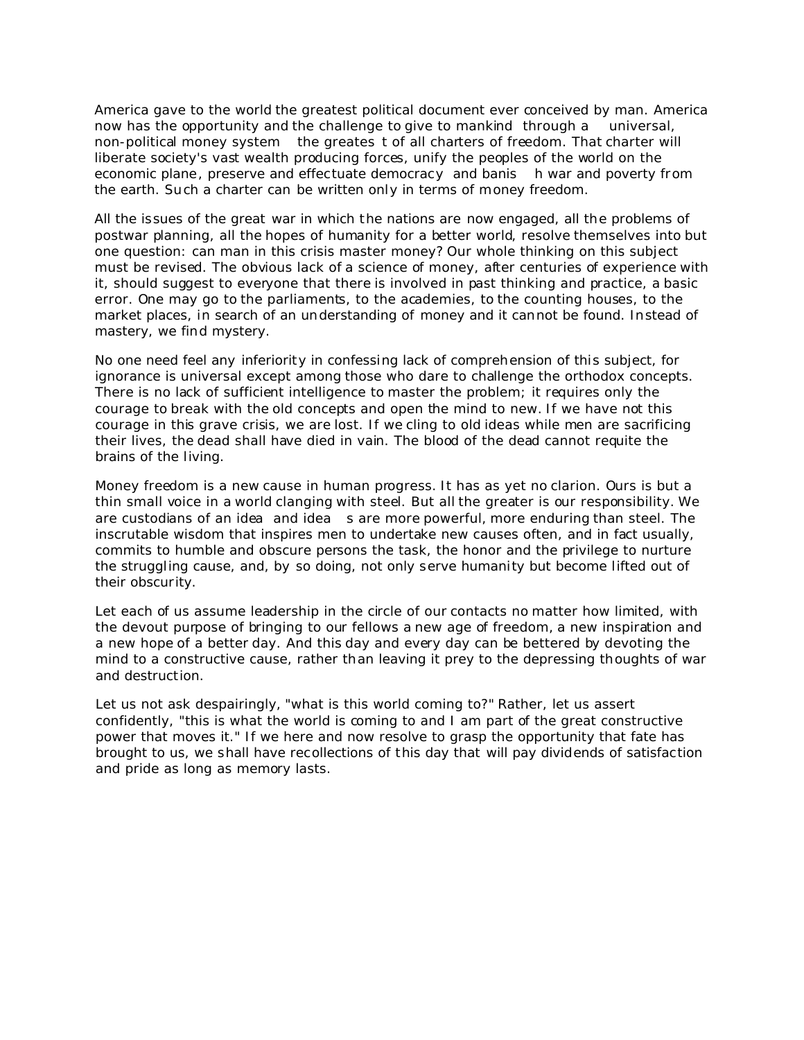America gave to the world the greatest political document ever conceived by man. America now has the opportunity and the challenge to give to mankind through a universal, non-political money system the greatest of all charters of freedom. That charter will liberate society's vast wealth producing forces, unify the peoples of the world on the economic plane, preserve and effectuate democracy and banish war and poverty from the earth. Such a charter can be written only in terms of money freedom.

All the issues of the great war in which the nations are now engaged, all the problems of postwar planning, all the hopes of humanity for a better world, resolve themselves into but one question: can man in this crisis master money? Our whole thinking on this subject must be revised. The obvious lack of a science of money, after centuries of experience with it, should suggest to everyone that there is involved in past thinking and practice, a basic error. One may go to the parliaments, to the academies, to the counting houses, to the market places, in search of an understanding of money and it cannot be found. Instead of mastery, we find mystery.

No one need feel any inferiority in confessing lack of comprehension of this subject, for ignorance is universal except among those who dare to challenge the orthodox concepts. There is no lack of sufficient intelligence to master the problem; it requires only the courage to break with the old concepts and open the mind to new. If we have not this courage in this grave crisis, we are lost. If we cling to old ideas while men are sacrificing their lives, the dead shall have died in vain. The blood of the dead cannot requite the brains of the living.

Money freedom is a new cause in human progress. It has as yet no clarion. Ours is but a thin small voice in a world clanging with steel. But all the greater is our responsibility. We are custodians of an idea and ideas are more powerful, more enduring than steel. The inscrutable wisdom that inspires men to undertake new causes often, and in fact usually, commits to humble and obscure persons the task, the honor and the privilege to nurture the struggling cause, and, by so doing, not only serve humanity but become lifted out of their obscurity.

Let each of us assume leadership in the circle of our contacts no matter how limited, with the devout purpose of bringing to our fellows a new age of freedom, a new inspiration and a new hope of a better day. And this day and every day can be bettered by devoting the mind to a constructive cause, rather than leaving it prey to the depressing thoughts of war and destruction.

Let us not ask despairingly, "what is this world coming to?" Rather, let us assert confidently, "this is what the world is coming to and I am part of the great constructive power that moves it." If we here and now resolve to grasp the opportunity that fate has brought to us, we shall have recollections of this day that will pay dividends of satisfaction and pride as long as memory lasts.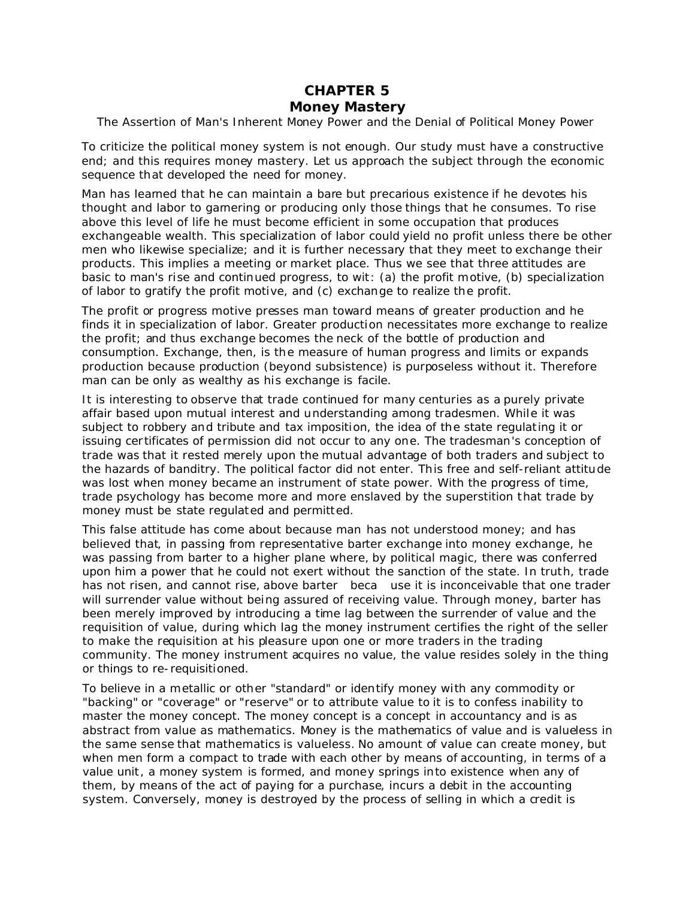# CHAPTER 5
## Money Mastery

The Assertion of Man's Inherent Money Power and the Denial of Political Money Power

To criticize the political money system is not enough. Our study must have a constructive end; and this requires money mastery. Let us approach the subject through the economic sequence that developed the need for money.

Man has learned that he can maintain a bare but precarious existence if he devotes his thought and labor to garnering or producing only those things that he consumes. To rise above this level of life he must become efficient in some occupation that produces exchangeable wealth. This specialization of labor could yield no profit unless there be other men who likewise specialize; and it is further necessary that they meet to exchange their products. This implies a meeting or market place. Thus we see that three attitudes are basic to man's rise and continued progress, to wit: (a) the profit motive, (b) specialization of labor to gratify the profit motive, and (c) exchange to realize the profit.

The profit or progress motive presses man toward means of greater production and he finds it in specialization of labor. Greater production necessitates more exchange to realize the profit; and thus exchange becomes the neck of the bottle of production and consumption. Exchange, then, is the measure of human progress and limits or expands production because production (beyond subsistence) is purposeless without it. Therefore man can be only as wealthy as his exchange is facile.

It is interesting to observe that trade continued for many centuries as a purely private affair based upon mutual interest and understanding among tradesmen. While it was subject to robbery and tribute and tax imposition, the idea of the state regulating it or issuing certificates of permission did not occur to any one. The tradesman's conception of trade was that it rested merely upon the mutual advantage of both traders and subject to the hazards of banditry. The political factor did not enter. This free and self-reliant attitude was lost when money became an instrument of state power. With the progress of time, trade psychology has become more and more enslaved by the superstition that trade by money must be state regulated and permitted.

This false attitude has come about because man has not understood money; and has believed that, in passing from representative barter exchange into money exchange, he was passing from barter to a higher plane where, by political magic, there was conferred upon him a power that he could not exert without the sanction of the state. In truth, trade has not risen, and cannot rise, above barter because it is inconceivable that one trader will surrender value without being assured of receiving value. Through money, barter has been merely improved by introducing a time lag between the surrender of value and the requisition of value, during which lag the money instrument certifies the right of the seller to make the requisition at his pleasure upon one or more traders in the trading community. The money instrument acquires no value, the value resides solely in the thing or things to re-requisitioned.

To believe in a metallic or other "standard" or identify money with any commodity or "backing" or "coverage" or "reserve" or to attribute value to it is to confess inability to master the money concept. The money concept is a concept in accountancy and is as abstract from value as mathematics. Money is the mathematics of value and is valueless in the same sense that mathematics is valueless. No amount of value can create money, but when men form a compact to trade with each other by means of accounting, in terms of a value unit, a money system is formed, and money springs into existence when any of them, by means of the act of paying for a purchase, incurs a debit in the accounting system. Conversely, money is destroyed by the process of selling in which a credit is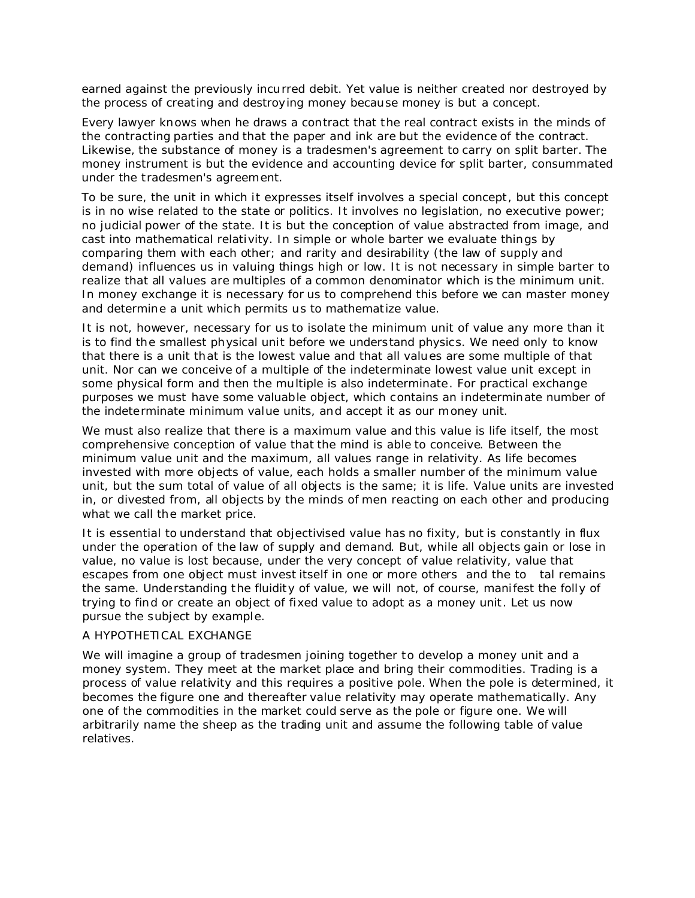earned against the previously incurred debit. Yet value is neither created nor destroyed by the process of creating and destroying money because money is but a concept.

Every lawyer knows when he draws a contract that the real contract exists in the minds of the contracting parties and that the paper and ink are but the evidence of the contract. Likewise, the substance of money is a tradesmen's agreement to carry on split barter. The money instrument is but the evidence and accounting device for split barter, consummated under the tradesmen's agreement.

To be sure, the unit in which it expresses itself involves a special concept, but this concept is in no wise related to the state or politics. It involves no legislation, no executive power; no judicial power of the state. It is but the conception of value abstracted from image, and cast into mathematical relativity. In simple or whole barter we evaluate things by comparing them with each other; and rarity and desirability (the law of supply and demand) influences us in valuing things high or low. It is not necessary in simple barter to realize that all values are multiples of a common denominator which is the minimum unit. In money exchange it is necessary for us to comprehend this before we can master money and determine a unit which permits us to mathematize value.

It is not, however, necessary for us to isolate the minimum unit of value any more than it is to find the smallest physical unit before we understand physics. We need only to know that there is a unit that is the lowest value and that all values are some multiple of that unit. Nor can we conceive of a multiple of the indeterminate lowest value unit except in some physical form and then the multiple is also indeterminate. For practical exchange purposes we must have some valuable object, which contains an indeterminate number of the indeterminate minimum value units, and accept it as our money unit.

We must also realize that there is a maximum value and this value is life itself, the most comprehensive conception of value that the mind is able to conceive. Between the minimum value unit and the maximum, all values range in relativity. As life becomes invested with more objects of value, each holds a smaller number of the minimum value unit, but the sum total of value of all objects is the same; it is life. Value units are invested in, or divested from, all objects by the minds of men reacting on each other and producing what we call the market price.

It is essential to understand that objectivised value has no fixity, but is constantly in flux under the operation of the law of supply and demand. But, while all objects gain or lose in value, no value is lost because, under the very concept of value relativity, value that escapes from one object must invest itself in one or more others and the total remains the same. Understanding the fluidity of value, we will not, of course, manifest the folly of trying to find or create an object of fixed value to adopt as a money unit. Let us now pursue the subject by example.

## A HYPOTHETICAL EXCHANGE

We will imagine a group of tradesmen joining together to develop a money unit and a money system. They meet at the market place and bring their commodities. Trading is a process of value relativity and this requires a positive pole. When the pole is determined, it becomes the figure one and thereafter value relativity may operate mathematically. Any one of the commodities in the market could serve as the pole or figure one. We will arbitrarily name the sheep as the trading unit and assume the following table of value relatives.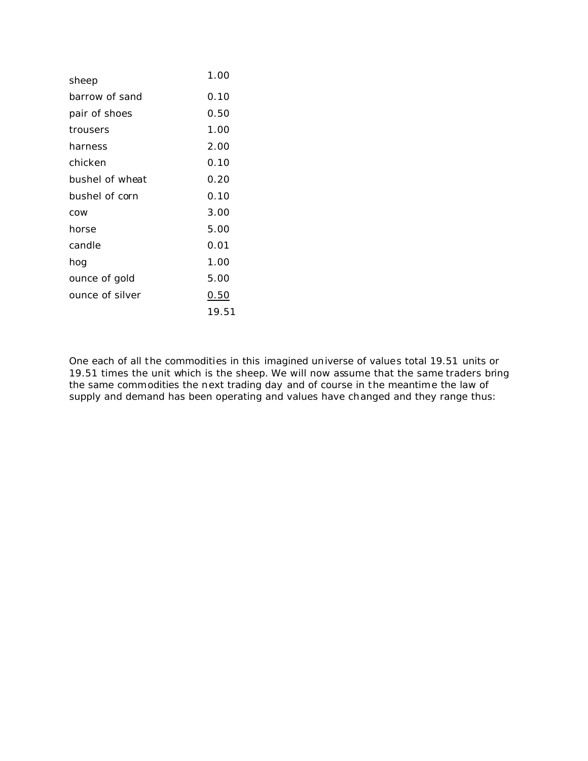| | |
|---|---|
| sheep | 1.00 |
| barrow of sand | 0.10 |
| pair of shoes | 0.50 |
| trousers | 1.00 |
| harness | 2.00 |
| chicken | 0.10 |
| bushel of wheat | 0.20 |
| bushel of corn | 0.10 |
| cow | 3.00 |
| horse | 5.00 |
| candle | 0.01 |
| hog | 1.00 |
| ounce of gold | 5.00 |
| ounce of silver | 0.50 |
| | 19.51 |

One each of all the commodities in this imagined universe of values total 19.51 units or 19.51 times the unit which is the sheep. We will now assume that the same traders bring the same commodities the next trading day and of course in the meantime the law of supply and demand has been operating and values have changed and they range thus: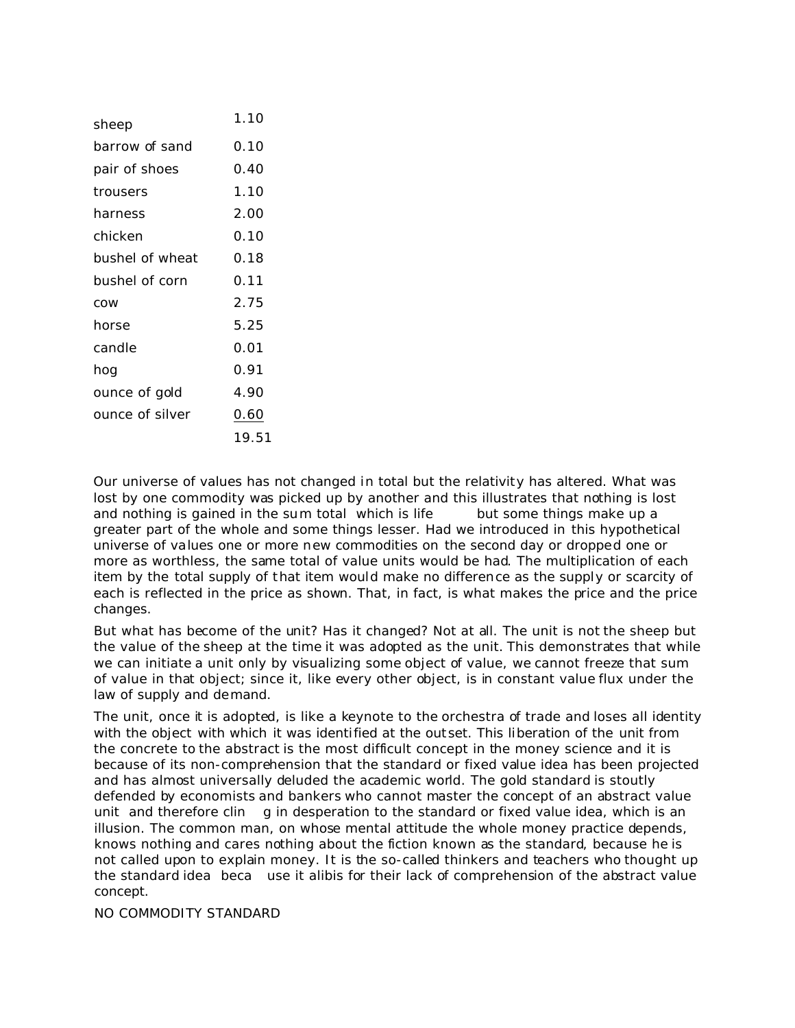| | |
|---|---|
| sheep | 1.10 |
| barrow of sand | 0.10 |
| pair of shoes | 0.40 |
| trousers | 1.10 |
| harness | 2.00 |
| chicken | 0.10 |
| bushel of wheat | 0.18 |
| bushel of corn | 0.11 |
| cow | 2.75 |
| horse | 5.25 |
| candle | 0.01 |
| hog | 0.91 |
| ounce of gold | 4.90 |
| ounce of silver | 0.60 |
| | 19.51 |

Our universe of values has not changed in total but the relativity has altered. What was lost by one commodity was picked up by another and this illustrates that nothing is lost and nothing is gained in the sum total which is life but some things make up a greater part of the whole and some things lesser. Had we introduced in this hypothetical universe of values one or more new commodities on the second day or dropped one or more as worthless, the same total of value units would be had. The multiplication of each item by the total supply of that item would make no difference as the supply or scarcity of each is reflected in the price as shown. That, in fact, is what makes the price and the price changes.

But what has become of the unit? Has it changed? Not at all. The unit is not the sheep but the value of the sheep at the time it was adopted as the unit. This demonstrates that while we can initiate a unit only by visualizing some object of value, we cannot freeze that sum of value in that object; since it, like every other object, is in constant value flux under the law of supply and demand.

The unit, once it is adopted, is like a keynote to the orchestra of trade and loses all identity with the object with which it was identified at the outset. This liberation of the unit from the concrete to the abstract is the most difficult concept in the money science and it is because of its non-comprehension that the standard or fixed value idea has been projected and has almost universally deluded the academic world. The gold standard is stoutly defended by economists and bankers who cannot master the concept of an abstract value unit and therefore cling in desperation to the standard or fixed value idea, which is an illusion. The common man, on whose mental attitude the whole money practice depends, knows nothing and cares nothing about the fiction known as the standard, because he is not called upon to explain money. It is the so-called thinkers and teachers who thought up the standard idea because it alibis for their lack of comprehension of the abstract value concept.

NO COMMODITY STANDARD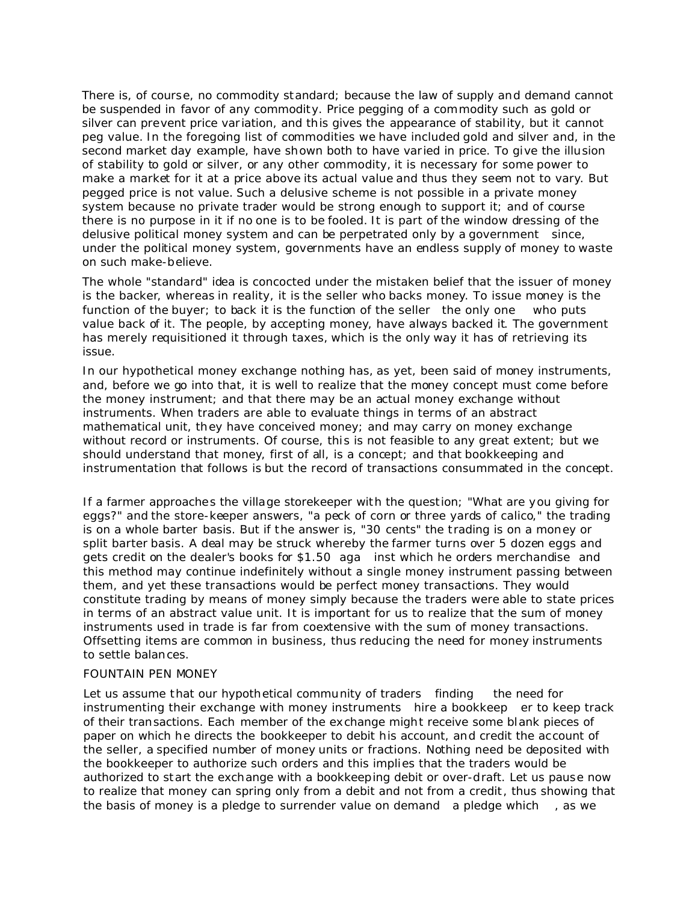There is, of course, no commodity standard; because the law of supply and demand cannot be suspended in favor of any commodity. Price pegging of a commodity such as gold or silver can prevent price variation, and this gives the appearance of stability, but it cannot peg value. In the foregoing list of commodities we have included gold and silver and, in the second market day example, have shown both to have varied in price. To give the illusion of stability to gold or silver, or any other commodity, it is necessary for some power to make a market for it at a price above its actual value and thus they seem not to vary. But pegged price is not value. Such a delusive scheme is not possible in a private money system because no private trader would be strong enough to support it; and of course there is no purpose in it if no one is to be fooled. It is part of the window dressing of the delusive political money system and can be perpetrated only by a government since, under the political money system, governments have an endless supply of money to waste on such make-believe.

The whole "standard" idea is concocted under the mistaken belief that the issuer of money is the backer, whereas in reality, it is the seller who backs money. To issue money is the function of the buyer; to back it is the function of the seller the only one who puts value back of it. The people, by accepting money, have always backed it. The government has merely requisitioned it through taxes, which is the only way it has of retrieving its issue.

In our hypothetical money exchange nothing has, as yet, been said of money instruments, and, before we go into that, it is well to realize that the money concept must come before the money instrument; and that there may be an actual money exchange without instruments. When traders are able to evaluate things in terms of an abstract mathematical unit, they have conceived money; and may carry on money exchange without record or instruments. Of course, this is not feasible to any great extent; but we should understand that money, first of all, is a concept; and that bookkeeping and instrumentation that follows is but the record of transactions consummated in the concept.

If a farmer approaches the village storekeeper with the question; "What are you giving for eggs?" and the store-keeper answers, "a peck of corn or three yards of calico," the trading is on a whole barter basis. But if the answer is, "30 cents" the trading is on a money or split barter basis. A deal may be struck whereby the farmer turns over 5 dozen eggs and gets credit on the dealer's books for $1.50 aga inst which he orders merchandise and this method may continue indefinitely without a single money instrument passing between them, and yet these transactions would be perfect money transactions. They would constitute trading by means of money simply because the traders were able to state prices in terms of an abstract value unit. It is important for us to realize that the sum of money instruments used in trade is far from coextensive with the sum of money transactions. Offsetting items are common in business, thus reducing the need for money instruments to settle balances.

FOUNTAIN PEN MONEY

Let us assume that our hypothetical community of traders finding the need for instrumenting their exchange with money instruments hire a bookkeep er to keep track of their transactions. Each member of the exchange might receive some blank pieces of paper on which he directs the bookkeeper to debit his account, and credit the account of the seller, a specified number of money units or fractions. Nothing need be deposited with the bookkeeper to authorize such orders and this implies that the traders would be authorized to start the exchange with a bookkeeping debit or over-draft. Let us pause now to realize that money can spring only from a debit and not from a credit, thus showing that the basis of money is a pledge to surrender value on demand a pledge which , as we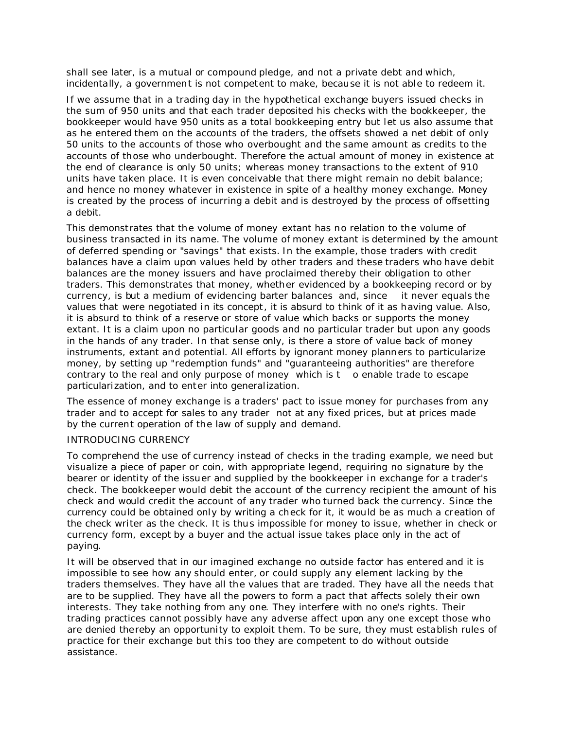shall see later, is a mutual or compound pledge, and not a private debt and which, incidentally, a government is not competent to make, because it is not able to redeem it.

If we assume that in a trading day in the hypothetical exchange buyers issued checks in the sum of 950 units and that each trader deposited his checks with the bookkeeper, the bookkeeper would have 950 units as a total bookkeeping entry but let us also assume that as he entered them on the accounts of the traders, the offsets showed a net debit of only 50 units to the accounts of those who overbought and the same amount as credits to the accounts of those who underbought. Therefore the actual amount of money in existence at the end of clearance is only 50 units; whereas money transactions to the extent of 910 units have taken place. It is even conceivable that there might remain no debit balance; and hence no money whatever in existence in spite of a healthy money exchange. Money is created by the process of incurring a debit and is destroyed by the process of offsetting a debit.

This demonstrates that the volume of money extant has no relation to the volume of business transacted in its name. The volume of money extant is determined by the amount of deferred spending or "savings" that exists. In the example, those traders with credit balances have a claim upon values held by other traders and these traders who have debit balances are the money issuers and have proclaimed thereby their obligation to other traders. This demonstrates that money, whether evidenced by a bookkeeping record or by currency, is but a medium of evidencing barter balances and, since it never equals the values that were negotiated in its concept, it is absurd to think of it as having value. Also, it is absurd to think of a reserve or store of value which backs or supports the money extant. It is a claim upon no particular goods and no particular trader but upon any goods in the hands of any trader. In that sense only, is there a store of value back of money instruments, extant and potential. All efforts by ignorant money planners to particularize money, by setting up "redemption funds" and "guaranteeing authorities" are therefore contrary to the real and only purpose of money which is to enable trade to escape particularization, and to enter into generalization.

The essence of money exchange is a traders' pact to issue money for purchases from any trader and to accept for sales to any trader not at any fixed prices, but at prices made by the current operation of the law of supply and demand.

INTRODUCING CURRENCY

To comprehend the use of currency instead of checks in the trading example, we need but visualize a piece of paper or coin, with appropriate legend, requiring no signature by the bearer or identity of the issuer and supplied by the bookkeeper in exchange for a trader's check. The bookkeeper would debit the account of the currency recipient the amount of his check and would credit the account of any trader who turned back the currency. Since the currency could be obtained only by writing a check for it, it would be as much a creation of the check writer as the check. It is thus impossible for money to issue, whether in check or currency form, except by a buyer and the actual issue takes place only in the act of paying.

It will be observed that in our imagined exchange no outside factor has entered and it is impossible to see how any should enter, or could supply any element lacking by the traders themselves. They have all the values that are traded. They have all the needs that are to be supplied. They have all the powers to form a pact that affects solely their own interests. They take nothing from any one. They interfere with no one's rights. Their trading practices cannot possibly have any adverse affect upon any one except those who are denied thereby an opportunity to exploit them. To be sure, they must establish rules of practice for their exchange but this too they are competent to do without outside assistance.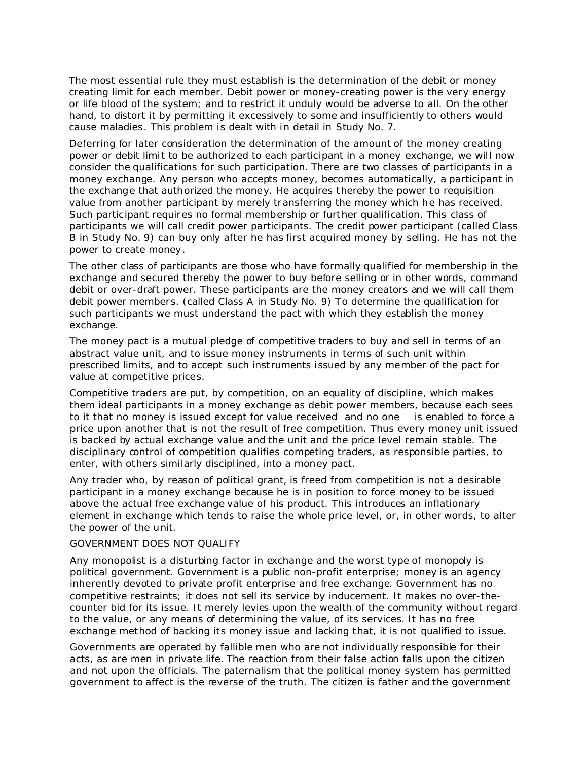The most essential rule they must establish is the determination of the debit or money creating limit for each member. Debit power or money-creating power is the very energy or life blood of the system; and to restrict it unduly would be adverse to all. On the other hand, to distort it by permitting it excessively to some and insufficiently to others would cause maladies. This problem is dealt with in detail in Study No. 7.

Deferring for later consideration the determination of the amount of the money creating power or debit limit to be authorized to each participant in a money exchange, we will now consider the qualifications for such participation. There are two classes of participants in a money exchange. Any person who accepts money, becomes automatically, a participant in the exchange that authorized the money. He acquires thereby the power to requisition value from another participant by merely transferring the money which he has received. Such participant requires no formal membership or further qualification. This class of participants we will call credit power participants. The credit power participant (called Class B in Study No. 9) can buy only after he has first acquired money by selling. He has not the power to create money.

The other class of participants are those who have formally qualified for membership in the exchange and secured thereby the power to buy before selling or in other words, command debit or over-draft power. These participants are the money creators and we will call them debit power members. (called Class A in Study No. 9) To determine the qualification for such participants we must understand the pact with which they establish the money exchange.

The money pact is a mutual pledge of competitive traders to buy and sell in terms of an abstract value unit, and to issue money instruments in terms of such unit within prescribed limits, and to accept such instruments issued by any member of the pact for value at competitive prices.

Competitive traders are put, by competition, on an equality of discipline, which makes them ideal participants in a money exchange as debit power members, because each sees to it that no money is issued except for value received and no one is enabled to force a price upon another that is not the result of free competition. Thus every money unit issued is backed by actual exchange value and the unit and the price level remain stable. The disciplinary control of competition qualifies competing traders, as responsible parties, to enter, with others similarly disciplined, into a money pact.

Any trader who, by reason of political grant, is freed from competition is not a desirable participant in a money exchange because he is in position to force money to be issued above the actual free exchange value of his product. This introduces an inflationary element in exchange which tends to raise the whole price level, or, in other words, to alter the power of the unit.

## GOVERNMENT DOES NOT QUALIFY

Any monopolist is a disturbing factor in exchange and the worst type of monopoly is political government. Government is a public non-profit enterprise; money is an agency inherently devoted to private profit enterprise and free exchange. Government has no competitive restraints; it does not sell its service by inducement. It makes no over-the-counter bid for its issue. It merely levies upon the wealth of the community without regard to the value, or any means of determining the value, of its services. It has no free exchange method of backing its money issue and lacking that, it is not qualified to issue.

Governments are operated by fallible men who are not individually responsible for their acts, as are men in private life. The reaction from their false action falls upon the citizen and not upon the officials. The paternalism that the political money system has permitted government to affect is the reverse of the truth. The citizen is father and the government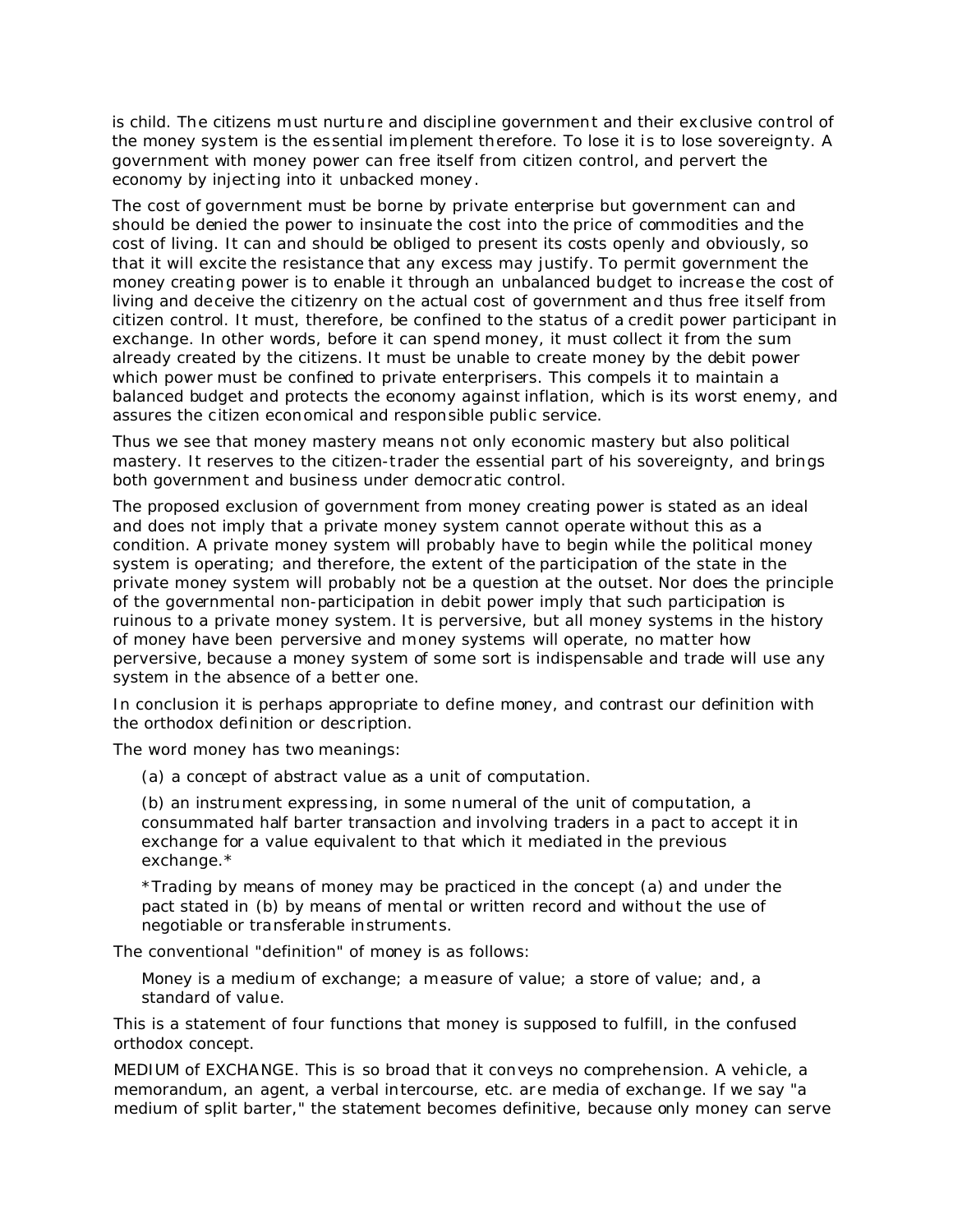is child. The citizens must nurture and discipline government and their exclusive control of the money system is the essential implement therefore. To lose it is to lose sovereignty. A government with money power can free itself from citizen control, and pervert the economy by injecting into it unbacked money.

The cost of government must be borne by private enterprise but government can and should be denied the power to insinuate the cost into the price of commodities and the cost of living. It can and should be obliged to present its costs openly and obviously, so that it will excite the resistance that any excess may justify. To permit government the money creating power is to enable it through an unbalanced budget to increase the cost of living and deceive the citizenry on the actual cost of government and thus free itself from citizen control. It must, therefore, be confined to the status of a credit power participant in exchange. In other words, before it can spend money, it must collect it from the sum already created by the citizens. It must be unable to create money by the debit power which power must be confined to private enterprisers. This compels it to maintain a balanced budget and protects the economy against inflation, which is its worst enemy, and assures the citizen economical and responsible public service.

Thus we see that money mastery means not only economic mastery but also political mastery. It reserves to the citizen-trader the essential part of his sovereignty, and brings both government and business under democratic control.

The proposed exclusion of government from money creating power is stated as an ideal and does not imply that a private money system cannot operate without this as a condition. A private money system will probably have to begin while the political money system is operating; and therefore, the extent of the participation of the state in the private money system will probably not be a question at the outset. Nor does the principle of the governmental non-participation in debit power imply that such participation is ruinous to a private money system. It is perversive, but all money systems in the history of money have been perversive and money systems will operate, no matter how perversive, because a money system of some sort is indispensable and trade will use any system in the absence of a better one.

In conclusion it is perhaps appropriate to define money, and contrast our definition with the orthodox definition or description.

The word money has two meanings:

> (a) a concept of abstract value as a unit of computation.
>
> (b) an instrument expressing, in some numeral of the unit of computation, a consummated half barter transaction and involving traders in a pact to accept it in exchange for a value equivalent to that which it mediated in the previous exchange.*
>
> *Trading by means of money may be practiced in the concept (a) and under the pact stated in (b) by means of mental or written record and without the use of negotiable or transferable instruments.

The conventional "definition" of money is as follows:

> Money is a medium of exchange; a measure of value; a store of value; and, a standard of value.

This is a statement of four functions that money is supposed to fulfill, in the confused orthodox concept.

MEDIUM of EXCHANGE. This is so broad that it conveys no comprehension. A vehicle, a memorandum, an agent, a verbal intercourse, etc. are media of exchange. If we say "a medium of split barter," the statement becomes definitive, because only money can serve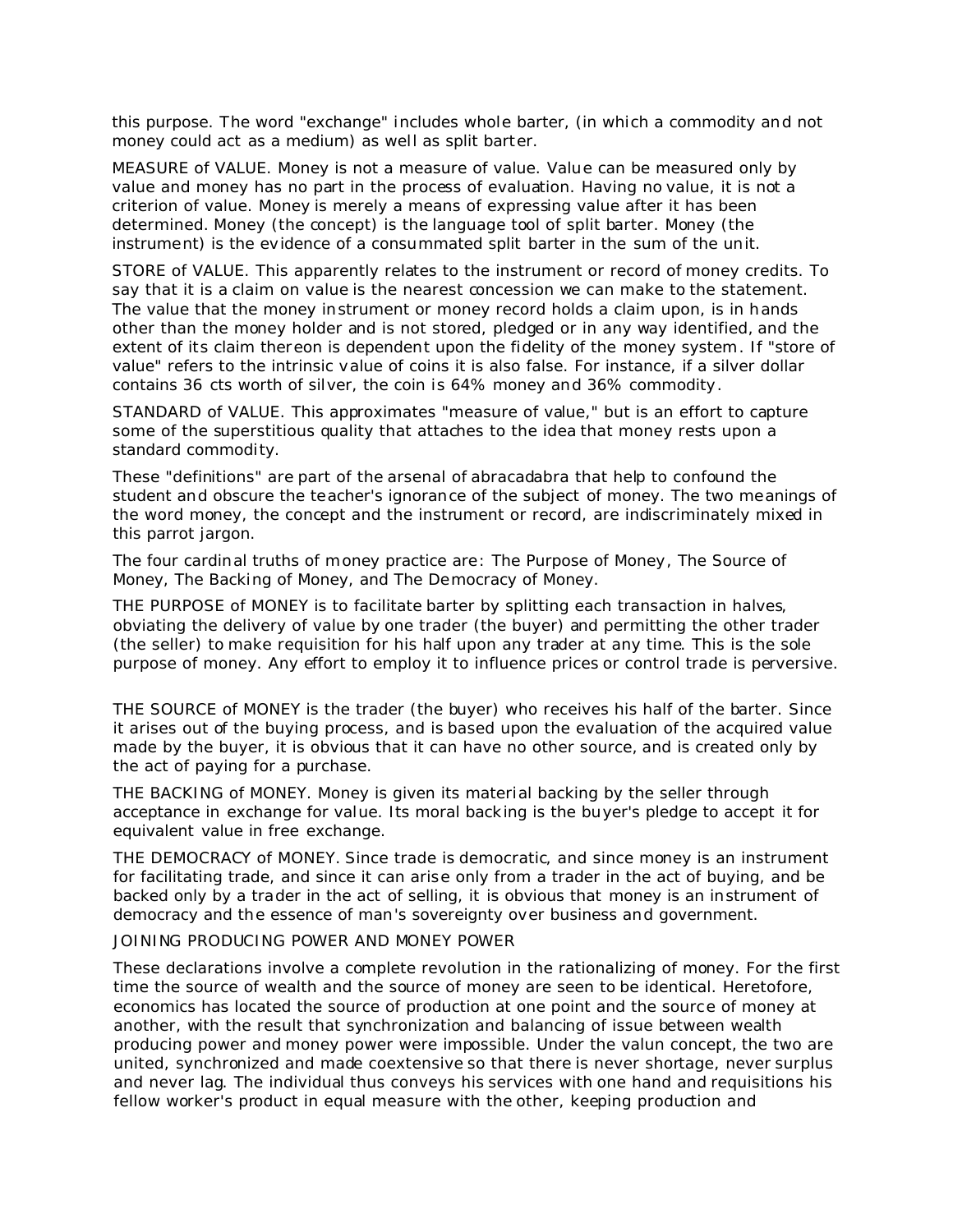this purpose. The word "exchange" includes whole barter, (in which a commodity and not money could act as a medium) as well as split barter.

MEASURE of VALUE. Money is not a measure of value. Value can be measured only by value and money has no part in the process of evaluation. Having no value, it is not a criterion of value. Money is merely a means of expressing value after it has been determined. Money (the concept) is the language tool of split barter. Money (the instrument) is the evidence of a consummated split barter in the sum of the unit.

STORE of VALUE. This apparently relates to the instrument or record of money credits. To say that it is a claim on value is the nearest concession we can make to the statement. The value that the money instrument or money record holds a claim upon, is in hands other than the money holder and is not stored, pledged or in any way identified, and the extent of its claim thereon is dependent upon the fidelity of the money system. If "store of value" refers to the intrinsic value of coins it is also false. For instance, if a silver dollar contains 36 cts worth of silver, the coin is 64% money and 36% commodity.

STANDARD of VALUE. This approximates "measure of value," but is an effort to capture some of the superstitious quality that attaches to the idea that money rests upon a standard commodity.

These "definitions" are part of the arsenal of abracadabra that help to confound the student and obscure the teacher's ignorance of the subject of money. The two meanings of the word money, the concept and the instrument or record, are indiscriminately mixed in this parrot jargon.

The four cardinal truths of money practice are: The Purpose of Money, The Source of Money, The Backing of Money, and The Democracy of Money.

THE PURPOSE of MONEY is to facilitate barter by splitting each transaction in halves, obviating the delivery of value by one trader (the buyer) and permitting the other trader (the seller) to make requisition for his half upon any trader at any time. This is the sole purpose of money. Any effort to employ it to influence prices or control trade is perversive.

THE SOURCE of MONEY is the trader (the buyer) who receives his half of the barter. Since it arises out of the buying process, and is based upon the evaluation of the acquired value made by the buyer, it is obvious that it can have no other source, and is created only by the act of paying for a purchase.

THE BACKING of MONEY. Money is given its material backing by the seller through acceptance in exchange for value. Its moral backing is the buyer's pledge to accept it for equivalent value in free exchange.

THE DEMOCRACY of MONEY. Since trade is democratic, and since money is an instrument for facilitating trade, and since it can arise only from a trader in the act of buying, and be backed only by a trader in the act of selling, it is obvious that money is an instrument of democracy and the essence of man's sovereignty over business and government.

## JOINING PRODUCING POWER AND MONEY POWER

These declarations involve a complete revolution in the rationalizing of money. For the first time the source of wealth and the source of money are seen to be identical. Heretofore, economics has located the source of production at one point and the source of money at another, with the result that synchronization and balancing of issue between wealth producing power and money power were impossible. Under the valun concept, the two are united, synchronized and made coextensive so that there is never shortage, never surplus and never lag. The individual thus conveys his services with one hand and requisitions his fellow worker's product in equal measure with the other, keeping production and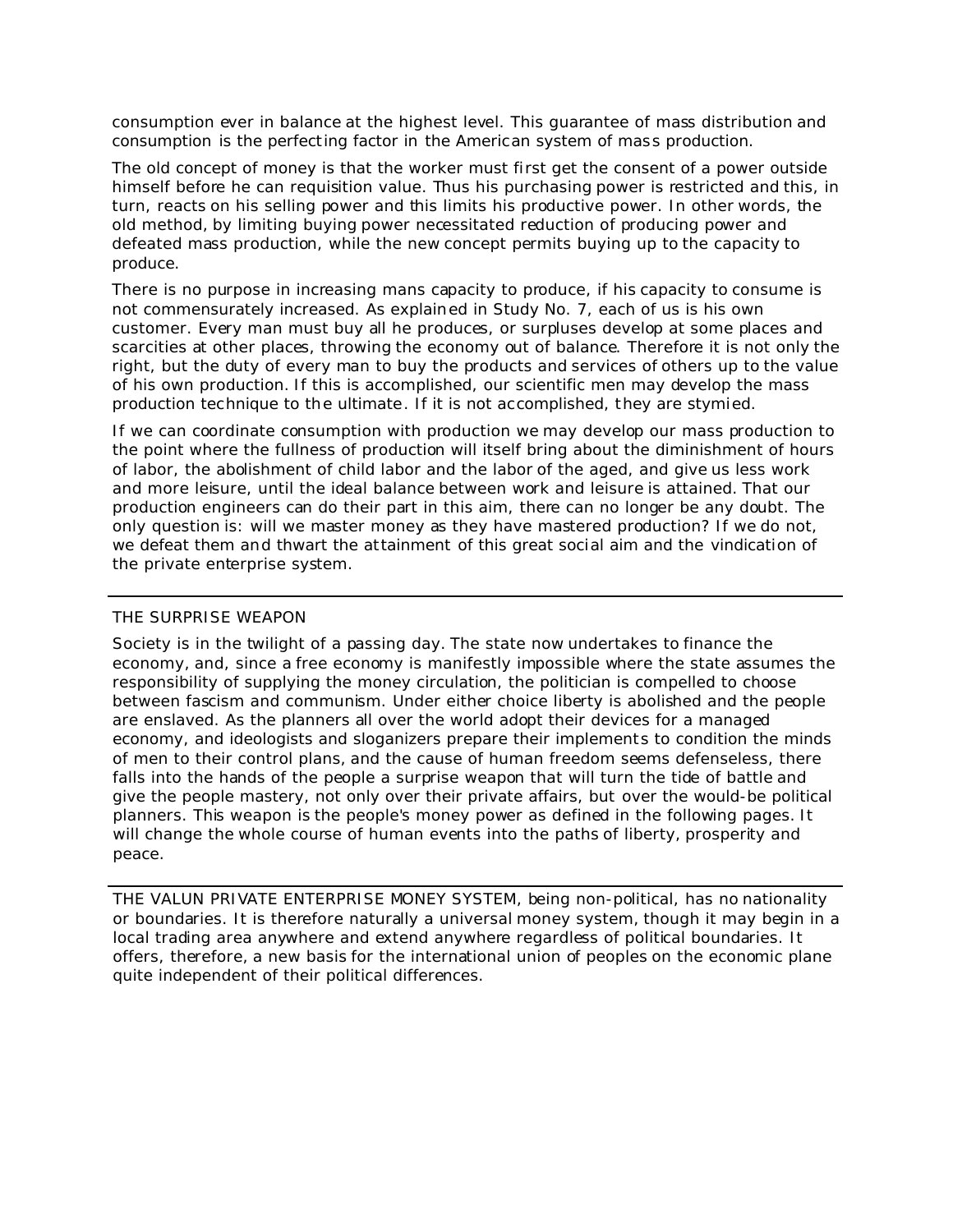consumption ever in balance at the highest level. This guarantee of mass distribution and consumption is the perfecting factor in the American system of mass production.

The old concept of money is that the worker must first get the consent of a power outside himself before he can requisition value. Thus his purchasing power is restricted and this, in turn, reacts on his selling power and this limits his productive power. In other words, the old method, by limiting buying power necessitated reduction of producing power and defeated mass production, while the new concept permits buying up to the capacity to produce.

There is no purpose in increasing mans capacity to produce, if his capacity to consume is not commensurately increased. As explained in Study No. 7, each of us is his own customer. Every man must buy all he produces, or surpluses develop at some places and scarcities at other places, throwing the economy out of balance. Therefore it is not only the right, but the duty of every man to buy the products and services of others up to the value of his own production. If this is accomplished, our scientific men may develop the mass production technique to the ultimate. If it is not accomplished, they are stymied.

If we can coordinate consumption with production we may develop our mass production to the point where the fullness of production will itself bring about the diminishment of hours of labor, the abolishment of child labor and the labor of the aged, and give us less work and more leisure, until the ideal balance between work and leisure is attained. That our production engineers can do their part in this aim, there can no longer be any doubt. The only question is: will we master money as they have mastered production? If we do not, we defeat them and thwart the attainment of this great social aim and the vindication of the private enterprise system.

---

THE SURPRISE WEAPON

Society is in the twilight of a passing day. The state now undertakes to finance the economy, and, since a free economy is manifestly impossible where the state assumes the responsibility of supplying the money circulation, the politician is compelled to choose between fascism and communism. Under either choice liberty is abolished and the people are enslaved. As the planners all over the world adopt their devices for a managed economy, and ideologists and sloganizers prepare their implements to condition the minds of men to their control plans, and the cause of human freedom seems defenseless, there falls into the hands of the people a surprise weapon that will turn the tide of battle and give the people mastery, not only over their private affairs, but over the would-be political planners. This weapon is the people's money power as defined in the following pages. It will change the whole course of human events into the paths of liberty, prosperity and peace.

---

THE VALUN PRIVATE ENTERPRISE MONEY SYSTEM, being non-political, has no nationality or boundaries. It is therefore naturally a universal money system, though it may begin in a local trading area anywhere and extend anywhere regardless of political boundaries. It offers, therefore, a new basis for the international union of peoples on the economic plane quite independent of their political differences.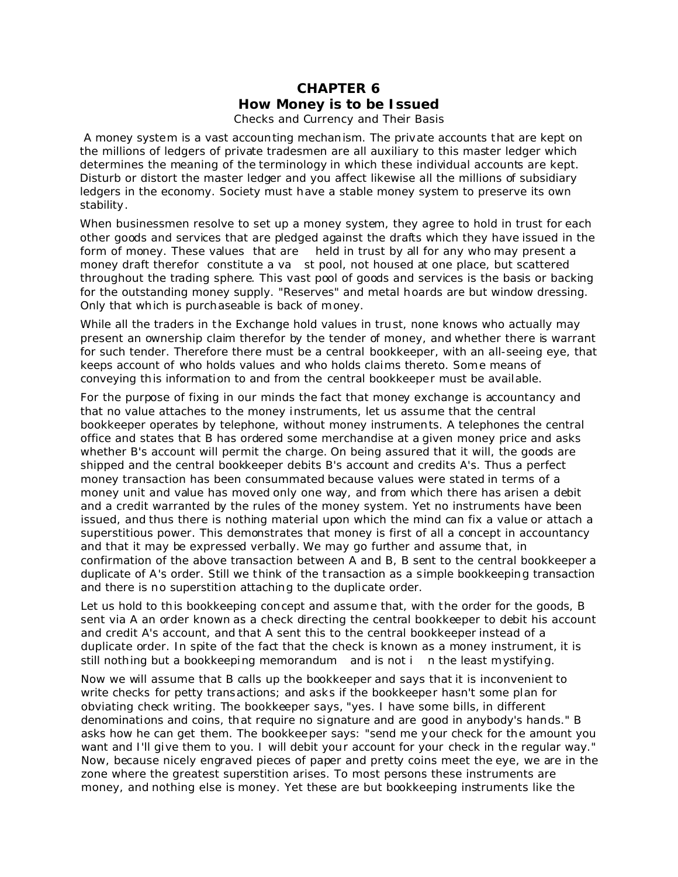# CHAPTER 6
# How Money is to be Issued

Checks and Currency and Their Basis

A money system is a vast accounting mechanism. The private accounts that are kept on the millions of ledgers of private tradesmen are all auxiliary to this master ledger which determines the meaning of the terminology in which these individual accounts are kept. Disturb or distort the master ledger and you affect likewise all the millions of subsidiary ledgers in the economy. Society must have a stable money system to preserve its own stability.

When businessmen resolve to set up a money system, they agree to hold in trust for each other goods and services that are pledged against the drafts which they have issued in the form of money. These values that are held in trust by all for any who may present a money draft therefor constitute a vast pool, not housed at one place, but scattered throughout the trading sphere. This vast pool of goods and services is the basis or backing for the outstanding money supply. "Reserves" and metal hoards are but window dressing. Only that which is purchaseable is back of money.

While all the traders in the Exchange hold values in trust, none knows who actually may present an ownership claim therefor by the tender of money, and whether there is warrant for such tender. Therefore there must be a central bookkeeper, with an all-seeing eye, that keeps account of who holds values and who holds claims thereto. Some means of conveying this information to and from the central bookkeeper must be available.

For the purpose of fixing in our minds the fact that money exchange is accountancy and that no value attaches to the money instruments, let us assume that the central bookkeeper operates by telephone, without money instruments. A telephones the central office and states that B has ordered some merchandise at a given money price and asks whether B's account will permit the charge. On being assured that it will, the goods are shipped and the central bookkeeper debits B's account and credits A's. Thus a perfect money transaction has been consummated because values were stated in terms of a money unit and value has moved only one way, and from which there has arisen a debit and a credit warranted by the rules of the money system. Yet no instruments have been issued, and thus there is nothing material upon which the mind can fix a value or attach a superstitious power. This demonstrates that money is first of all a concept in accountancy and that it may be expressed verbally. We may go further and assume that, in confirmation of the above transaction between A and B, B sent to the central bookkeeper a duplicate of A's order. Still we think of the transaction as a simple bookkeeping transaction and there is no superstition attaching to the duplicate order.

Let us hold to this bookkeeping concept and assume that, with the order for the goods, B sent via A an order known as a check directing the central bookkeeper to debit his account and credit A's account, and that A sent this to the central bookkeeper instead of a duplicate order. In spite of the fact that the check is known as a money instrument, it is still nothing but a bookkeeping memorandum and is not in the least mystifying.

Now we will assume that B calls up the bookkeeper and says that it is inconvenient to write checks for petty transactions; and asks if the bookkeeper hasn't some plan for obviating check writing. The bookkeeper says, "yes. I have some bills, in different denominations and coins, that require no signature and are good in anybody's hands." B asks how he can get them. The bookkeeper says: "send me your check for the amount you want and I'll give them to you. I will debit your account for your check in the regular way." Now, because nicely engraved pieces of paper and pretty coins meet the eye, we are in the zone where the greatest superstition arises. To most persons these instruments are money, and nothing else is money. Yet these are but bookkeeping instruments like the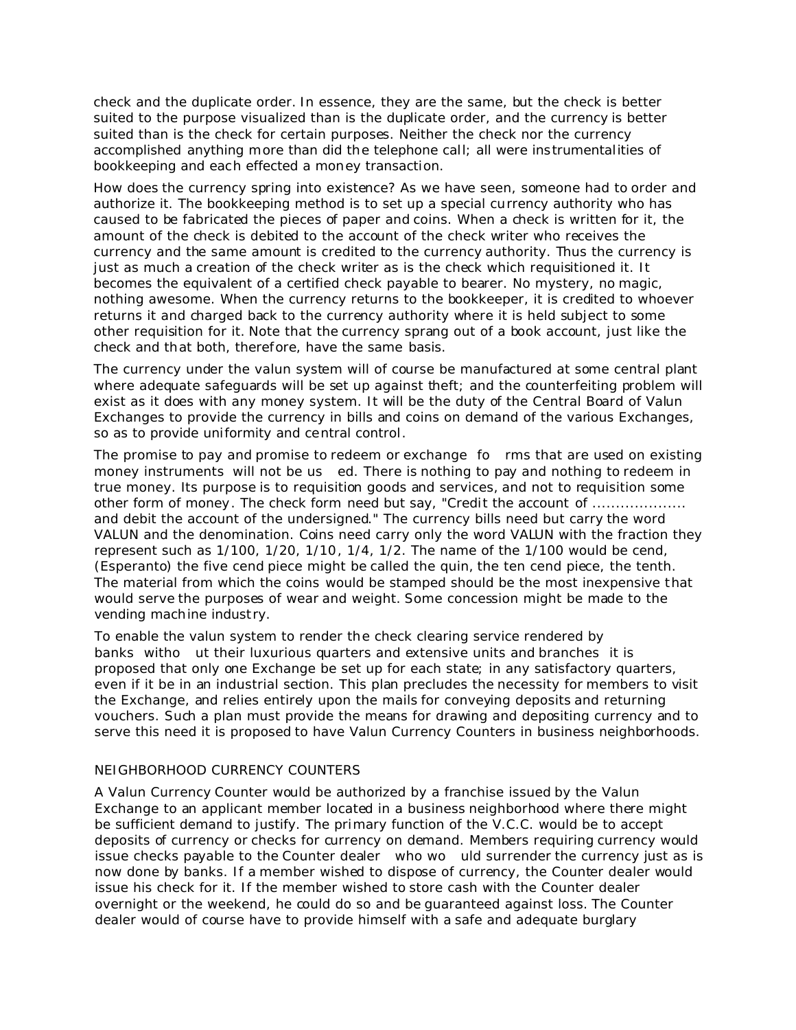check and the duplicate order. In essence, they are the same, but the check is better suited to the purpose visualized than is the duplicate order, and the currency is better suited than is the check for certain purposes. Neither the check nor the currency accomplished anything more than did the telephone call; all were instrumentalities of bookkeeping and each effected a money transaction.

How does the currency spring into existence? As we have seen, someone had to order and authorize it. The bookkeeping method is to set up a special currency authority who has caused to be fabricated the pieces of paper and coins. When a check is written for it, the amount of the check is debited to the account of the check writer who receives the currency and the same amount is credited to the currency authority. Thus the currency is just as much a creation of the check writer as is the check which requisitioned it. It becomes the equivalent of a certified check payable to bearer. No mystery, no magic, nothing awesome. When the currency returns to the bookkeeper, it is credited to whoever returns it and charged back to the currency authority where it is held subject to some other requisition for it. Note that the currency sprang out of a book account, just like the check and that both, therefore, have the same basis.

The currency under the valun system will of course be manufactured at some central plant where adequate safeguards will be set up against theft; and the counterfeiting problem will exist as it does with any money system. It will be the duty of the Central Board of Valun Exchanges to provide the currency in bills and coins on demand of the various Exchanges, so as to provide uniformity and central control.

The promise to pay and promise to redeem or exchange forms that are used on existing money instruments will not be used. There is nothing to pay and nothing to redeem in true money. Its purpose is to requisition goods and services, and not to requisition some other form of money. The check form need but say, "Credit the account of .................... and debit the account of the undersigned." The currency bills need but carry the word VALUN and the denomination. Coins need carry only the word VALUN with the fraction they represent such as 1/100, 1/20, 1/10, 1/4, 1/2. The name of the 1/100 would be cend, (Esperanto) the five cend piece might be called the quin, the ten cend piece, the tenth. The material from which the coins would be stamped should be the most inexpensive that would serve the purposes of wear and weight. Some concession might be made to the vending machine industry.

To enable the valun system to render the check clearing service rendered by banks without their luxurious quarters and extensive units and branches it is proposed that only one Exchange be set up for each state; in any satisfactory quarters, even if it be in an industrial section. This plan precludes the necessity for members to visit the Exchange, and relies entirely upon the mails for conveying deposits and returning vouchers. Such a plan must provide the means for drawing and depositing currency and to serve this need it is proposed to have Valun Currency Counters in business neighborhoods.

## NEIGHBORHOOD CURRENCY COUNTERS

A Valun Currency Counter would be authorized by a franchise issued by the Valun Exchange to an applicant member located in a business neighborhood where there might be sufficient demand to justify. The primary function of the V.C.C. would be to accept deposits of currency or checks for currency on demand. Members requiring currency would issue checks payable to the Counter dealer who would surrender the currency just as is now done by banks. If a member wished to dispose of currency, the Counter dealer would issue his check for it. If the member wished to store cash with the Counter dealer overnight or the weekend, he could do so and be guaranteed against loss. The Counter dealer would of course have to provide himself with a safe and adequate burglary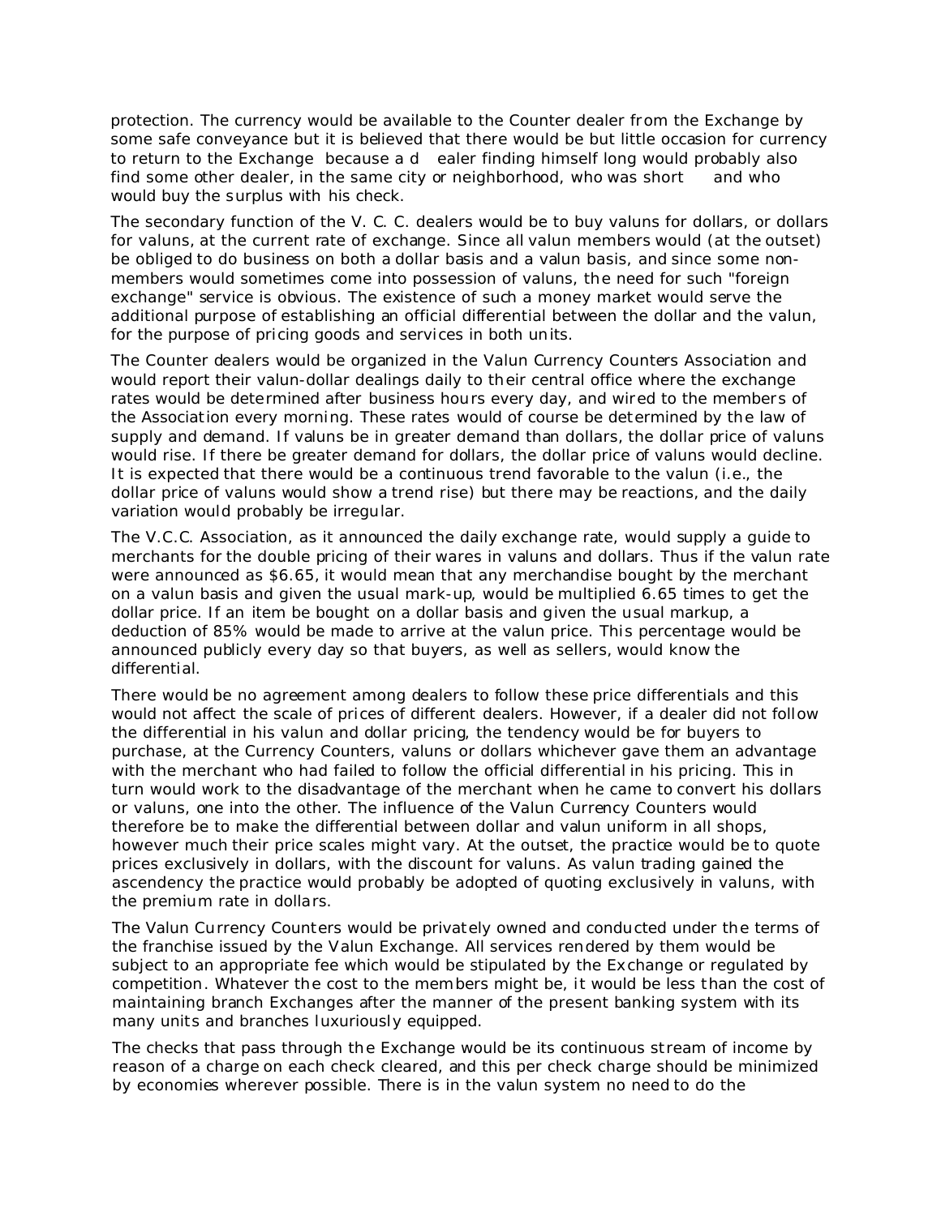protection. The currency would be available to the Counter dealer from the Exchange by some safe conveyance but it is believed that there would be but little occasion for currency to return to the Exchange because a dealer finding himself long would probably also find some other dealer, in the same city or neighborhood, who was short and who would buy the surplus with his check.

The secondary function of the V. C. C. dealers would be to buy valuns for dollars, or dollars for valuns, at the current rate of exchange. Since all valun members would (at the outset) be obliged to do business on both a dollar basis and a valun basis, and since some non-members would sometimes come into possession of valuns, the need for such "foreign exchange" service is obvious. The existence of such a money market would serve the additional purpose of establishing an official differential between the dollar and the valun, for the purpose of pricing goods and services in both units.

The Counter dealers would be organized in the Valun Currency Counters Association and would report their valun-dollar dealings daily to their central office where the exchange rates would be determined after business hours every day, and wired to the members of the Association every morning. These rates would of course be determined by the law of supply and demand. If valuns be in greater demand than dollars, the dollar price of valuns would rise. If there be greater demand for dollars, the dollar price of valuns would decline. It is expected that there would be a continuous trend favorable to the valun (i.e., the dollar price of valuns would show a trend rise) but there may be reactions, and the daily variation would probably be irregular.

The V.C.C. Association, as it announced the daily exchange rate, would supply a guide to merchants for the double pricing of their wares in valuns and dollars. Thus if the valun rate were announced as $6.65, it would mean that any merchandise bought by the merchant on a valun basis and given the usual mark-up, would be multiplied 6.65 times to get the dollar price. If an item be bought on a dollar basis and given the usual markup, a deduction of 85% would be made to arrive at the valun price. This percentage would be announced publicly every day so that buyers, as well as sellers, would know the differential.

There would be no agreement among dealers to follow these price differentials and this would not affect the scale of prices of different dealers. However, if a dealer did not follow the differential in his valun and dollar pricing, the tendency would be for buyers to purchase, at the Currency Counters, valuns or dollars whichever gave them an advantage with the merchant who had failed to follow the official differential in his pricing. This in turn would work to the disadvantage of the merchant when he came to convert his dollars or valuns, one into the other. The influence of the Valun Currency Counters would therefore be to make the differential between dollar and valun uniform in all shops, however much their price scales might vary. At the outset, the practice would be to quote prices exclusively in dollars, with the discount for valuns. As valun trading gained the ascendency the practice would probably be adopted of quoting exclusively in valuns, with the premium rate in dollars.

The Valun Currency Counters would be privately owned and conducted under the terms of the franchise issued by the Valun Exchange. All services rendered by them would be subject to an appropriate fee which would be stipulated by the Exchange or regulated by competition. Whatever the cost to the members might be, it would be less than the cost of maintaining branch Exchanges after the manner of the present banking system with its many units and branches luxuriously equipped.

The checks that pass through the Exchange would be its continuous stream of income by reason of a charge on each check cleared, and this per check charge should be minimized by economies wherever possible. There is in the valun system no need to do the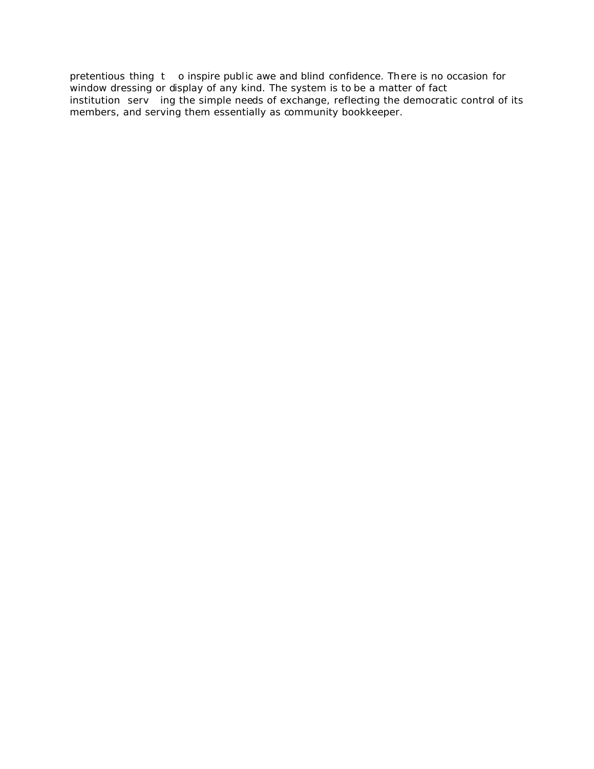pretentious thing to inspire public awe and blind confidence. There is no occasion for window dressing or display of any kind. The system is to be a matter of fact institution serving the simple needs of exchange, reflecting the democratic control of its members, and serving them essentially as community bookkeeper.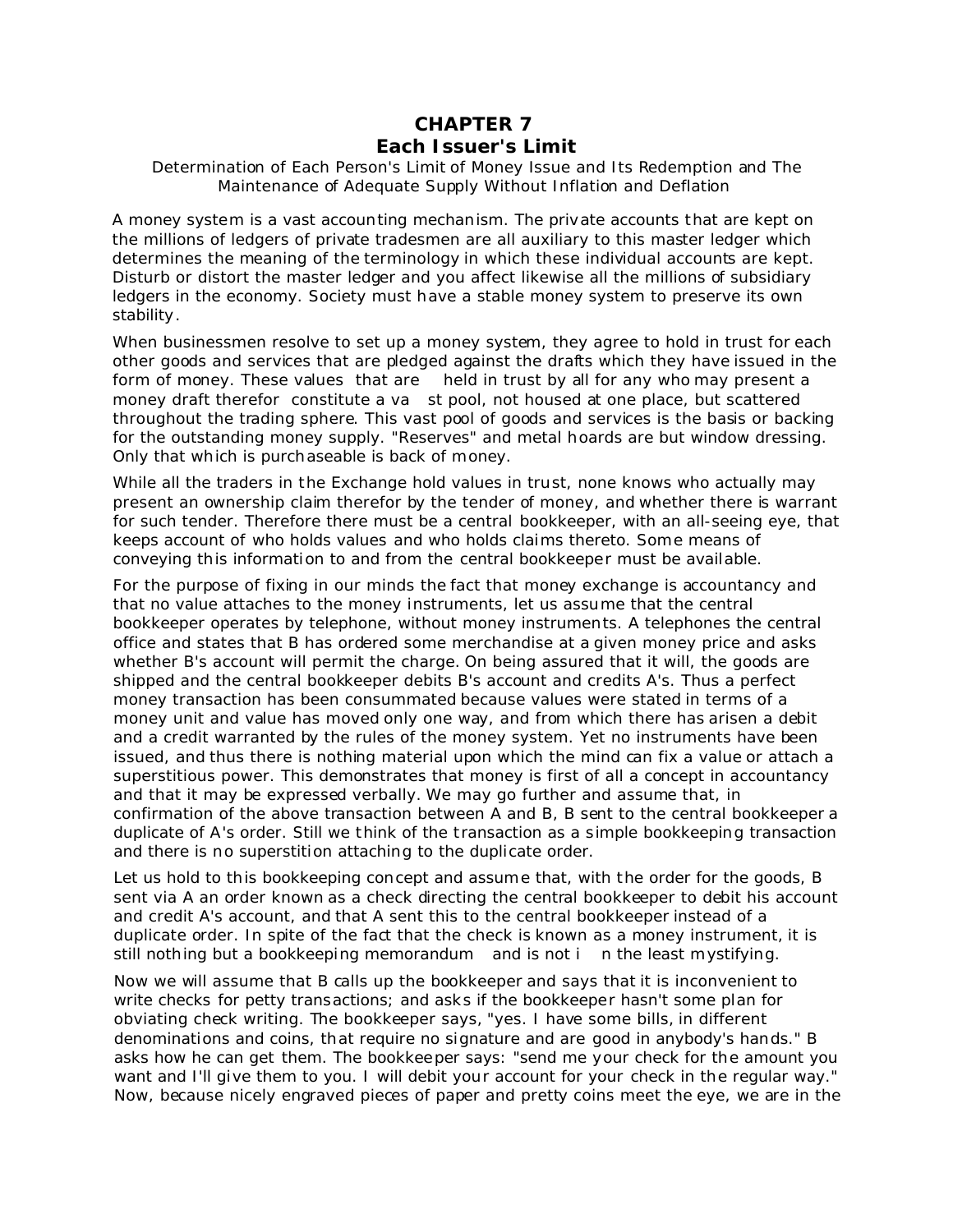# CHAPTER 7
## Each Issuer's Limit

Determination of Each Person's Limit of Money Issue and Its Redemption and The Maintenance of Adequate Supply Without Inflation and Deflation

A money system is a vast accounting mechanism. The private accounts that are kept on the millions of ledgers of private tradesmen are all auxiliary to this master ledger which determines the meaning of the terminology in which these individual accounts are kept. Disturb or distort the master ledger and you affect likewise all the millions of subsidiary ledgers in the economy. Society must have a stable money system to preserve its own stability.

When businessmen resolve to set up a money system, they agree to hold in trust for each other goods and services that are pledged against the drafts which they have issued in the form of money. These values that are held in trust by all for any who may present a money draft therefor constitute a vast pool, not housed at one place, but scattered throughout the trading sphere. This vast pool of goods and services is the basis or backing for the outstanding money supply. "Reserves" and metal hoards are but window dressing. Only that which is purchaseable is back of money.

While all the traders in the Exchange hold values in trust, none knows who actually may present an ownership claim therefor by the tender of money, and whether there is warrant for such tender. Therefore there must be a central bookkeeper, with an all-seeing eye, that keeps account of who holds values and who holds claims thereto. Some means of conveying this information to and from the central bookkeeper must be available.

For the purpose of fixing in our minds the fact that money exchange is accountancy and that no value attaches to the money instruments, let us assume that the central bookkeeper operates by telephone, without money instruments. A telephones the central office and states that B has ordered some merchandise at a given money price and asks whether B's account will permit the charge. On being assured that it will, the goods are shipped and the central bookkeeper debits B's account and credits A's. Thus a perfect money transaction has been consummated because values were stated in terms of a money unit and value has moved only one way, and from which there has arisen a debit and a credit warranted by the rules of the money system. Yet no instruments have been issued, and thus there is nothing material upon which the mind can fix a value or attach a superstitious power. This demonstrates that money is first of all a concept in accountancy and that it may be expressed verbally. We may go further and assume that, in confirmation of the above transaction between A and B, B sent to the central bookkeeper a duplicate of A's order. Still we think of the transaction as a simple bookkeeping transaction and there is no superstition attaching to the duplicate order.

Let us hold to this bookkeeping concept and assume that, with the order for the goods, B sent via A an order known as a check directing the central bookkeeper to debit his account and credit A's account, and that A sent this to the central bookkeeper instead of a duplicate order. In spite of the fact that the check is known as a money instrument, it is still nothing but a bookkeeping memorandum and is not in the least mystifying.

Now we will assume that B calls up the bookkeeper and says that it is inconvenient to write checks for petty transactions; and asks if the bookkeeper hasn't some plan for obviating check writing. The bookkeeper says, "yes. I have some bills, in different denominations and coins, that require no signature and are good in anybody's hands." B asks how he can get them. The bookkeeper says: "send me your check for the amount you want and I'll give them to you. I will debit your account for your check in the regular way." Now, because nicely engraved pieces of paper and pretty coins meet the eye, we are in the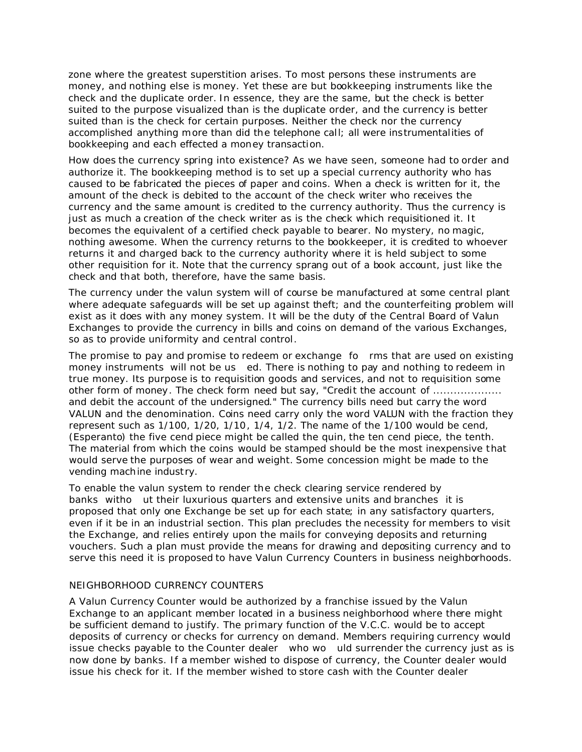zone where the greatest superstition arises. To most persons these instruments are money, and nothing else is money. Yet these are but bookkeeping instruments like the check and the duplicate order. In essence, they are the same, but the check is better suited to the purpose visualized than is the duplicate order, and the currency is better suited than is the check for certain purposes. Neither the check nor the currency accomplished anything more than did the telephone call; all were instrumentalities of bookkeeping and each effected a money transaction.

How does the currency spring into existence? As we have seen, someone had to order and authorize it. The bookkeeping method is to set up a special currency authority who has caused to be fabricated the pieces of paper and coins. When a check is written for it, the amount of the check is debited to the account of the check writer who receives the currency and the same amount is credited to the currency authority. Thus the currency is just as much a creation of the check writer as is the check which requisitioned it. It becomes the equivalent of a certified check payable to bearer. No mystery, no magic, nothing awesome. When the currency returns to the bookkeeper, it is credited to whoever returns it and charged back to the currency authority where it is held subject to some other requisition for it. Note that the currency sprang out of a book account, just like the check and that both, therefore, have the same basis.

The currency under the valun system will of course be manufactured at some central plant where adequate safeguards will be set up against theft; and the counterfeiting problem will exist as it does with any money system. It will be the duty of the Central Board of Valun Exchanges to provide the currency in bills and coins on demand of the various Exchanges, so as to provide uniformity and central control.

The promise to pay and promise to redeem or exchange forms that are used on existing money instruments will not be used. There is nothing to pay and nothing to redeem in true money. Its purpose is to requisition goods and services, and not to requisition some other form of money. The check form need but say, "Credit the account of .................... and debit the account of the undersigned." The currency bills need but carry the word VALUN and the denomination. Coins need carry only the word VALUN with the fraction they represent such as 1/100, 1/20, 1/10, 1/4, 1/2. The name of the 1/100 would be cend, (Esperanto) the five cend piece might be called the quin, the ten cend piece, the tenth. The material from which the coins would be stamped should be the most inexpensive that would serve the purposes of wear and weight. Some concession might be made to the vending machine industry.

To enable the valun system to render the check clearing service rendered by banks without their luxurious quarters and extensive units and branches it is proposed that only one Exchange be set up for each state; in any satisfactory quarters, even if it be in an industrial section. This plan precludes the necessity for members to visit the Exchange, and relies entirely upon the mails for conveying deposits and returning vouchers. Such a plan must provide the means for drawing and depositing currency and to serve this need it is proposed to have Valun Currency Counters in business neighborhoods.

## NEIGHBORHOOD CURRENCY COUNTERS

A Valun Currency Counter would be authorized by a franchise issued by the Valun Exchange to an applicant member located in a business neighborhood where there might be sufficient demand to justify. The primary function of the V.C.C. would be to accept deposits of currency or checks for currency on demand. Members requiring currency would issue checks payable to the Counter dealer who would surrender the currency just as is now done by banks. If a member wished to dispose of currency, the Counter dealer would issue his check for it. If the member wished to store cash with the Counter dealer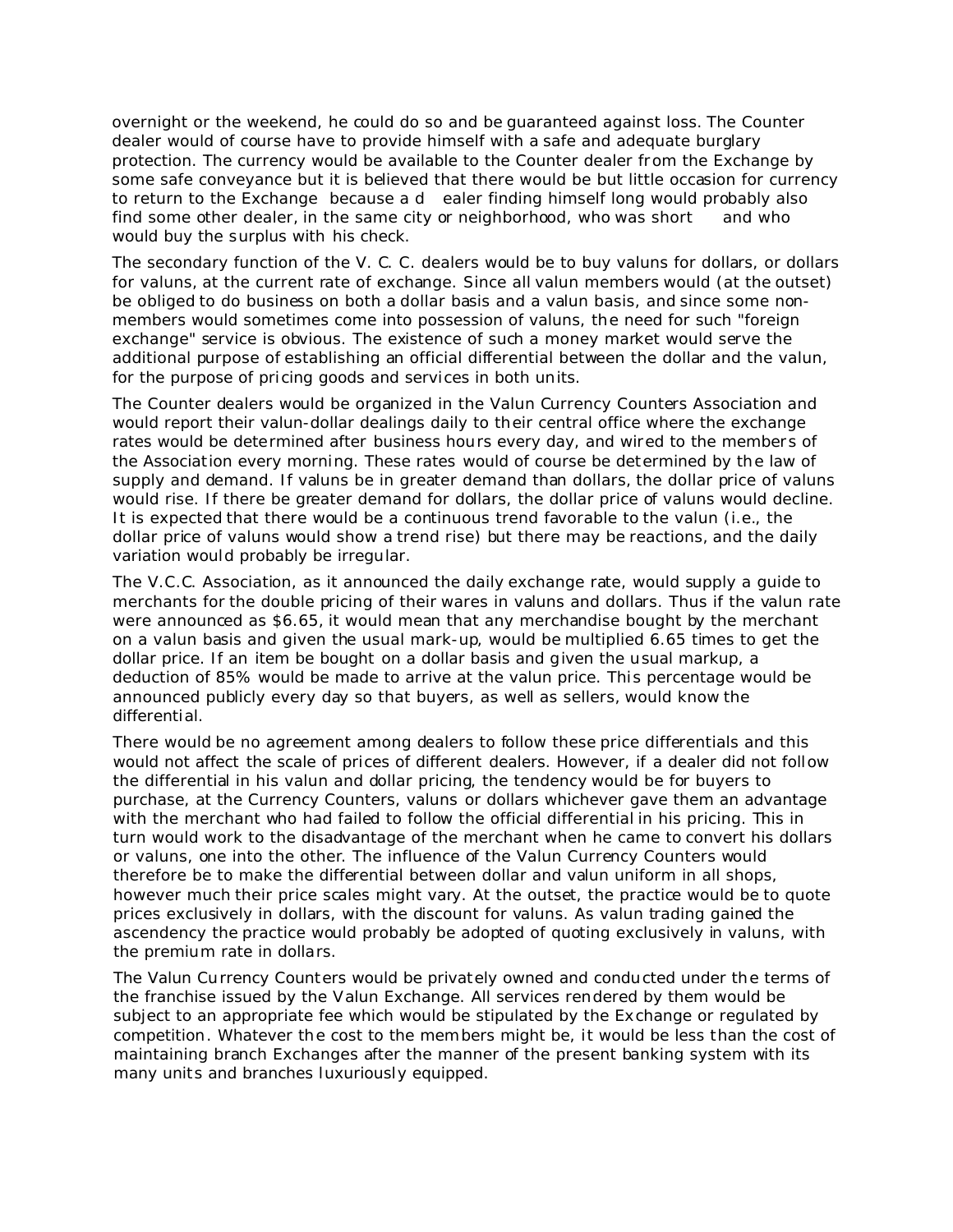overnight or the weekend, he could do so and be guaranteed against loss. The Counter dealer would of course have to provide himself with a safe and adequate burglary protection. The currency would be available to the Counter dealer from the Exchange by some safe conveyance but it is believed that there would be but little occasion for currency to return to the Exchange because a dealer finding himself long would probably also find some other dealer, in the same city or neighborhood, who was short and who would buy the surplus with his check.

The secondary function of the V. C. C. dealers would be to buy valuns for dollars, or dollars for valuns, at the current rate of exchange. Since all valun members would (at the outset) be obliged to do business on both a dollar basis and a valun basis, and since some non-members would sometimes come into possession of valuns, the need for such "foreign exchange" service is obvious. The existence of such a money market would serve the additional purpose of establishing an official differential between the dollar and the valun, for the purpose of pricing goods and services in both units.

The Counter dealers would be organized in the Valun Currency Counters Association and would report their valun-dollar dealings daily to their central office where the exchange rates would be determined after business hours every day, and wired to the members of the Association every morning. These rates would of course be determined by the law of supply and demand. If valuns be in greater demand than dollars, the dollar price of valuns would rise. If there be greater demand for dollars, the dollar price of valuns would decline. It is expected that there would be a continuous trend favorable to the valun (i.e., the dollar price of valuns would show a trend rise) but there may be reactions, and the daily variation would probably be irregular.

The V.C.C. Association, as it announced the daily exchange rate, would supply a guide to merchants for the double pricing of their wares in valuns and dollars. Thus if the valun rate were announced as $6.65, it would mean that any merchandise bought by the merchant on a valun basis and given the usual mark-up, would be multiplied 6.65 times to get the dollar price. If an item be bought on a dollar basis and given the usual markup, a deduction of 85% would be made to arrive at the valun price. This percentage would be announced publicly every day so that buyers, as well as sellers, would know the differential.

There would be no agreement among dealers to follow these price differentials and this would not affect the scale of prices of different dealers. However, if a dealer did not follow the differential in his valun and dollar pricing, the tendency would be for buyers to purchase, at the Currency Counters, valuns or dollars whichever gave them an advantage with the merchant who had failed to follow the official differential in his pricing. This in turn would work to the disadvantage of the merchant when he came to convert his dollars or valuns, one into the other. The influence of the Valun Currency Counters would therefore be to make the differential between dollar and valun uniform in all shops, however much their price scales might vary. At the outset, the practice would be to quote prices exclusively in dollars, with the discount for valuns. As valun trading gained the ascendency the practice would probably be adopted of quoting exclusively in valuns, with the premium rate in dollars.

The Valun Currency Counters would be privately owned and conducted under the terms of the franchise issued by the Valun Exchange. All services rendered by them would be subject to an appropriate fee which would be stipulated by the Exchange or regulated by competition. Whatever the cost to the members might be, it would be less than the cost of maintaining branch Exchanges after the manner of the present banking system with its many units and branches luxuriously equipped.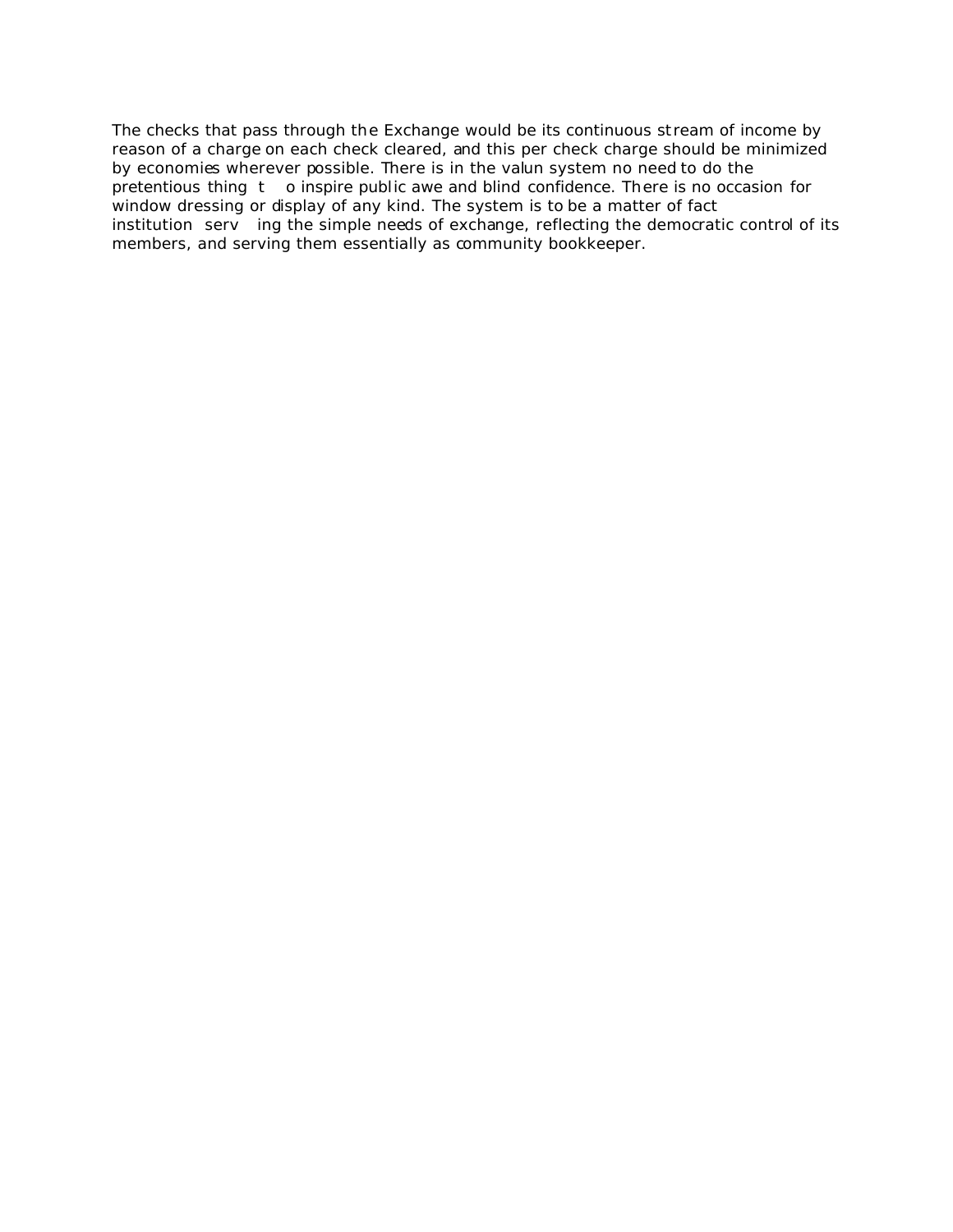The checks that pass through the Exchange would be its continuous stream of income by reason of a charge on each check cleared, and this per check charge should be minimized by economies wherever possible. There is in the valun system no need to do the pretentious thing to inspire public awe and blind confidence. There is no occasion for window dressing or display of any kind. The system is to be a matter of fact institution serving the simple needs of exchange, reflecting the democratic control of its members, and serving them essentially as community bookkeeper.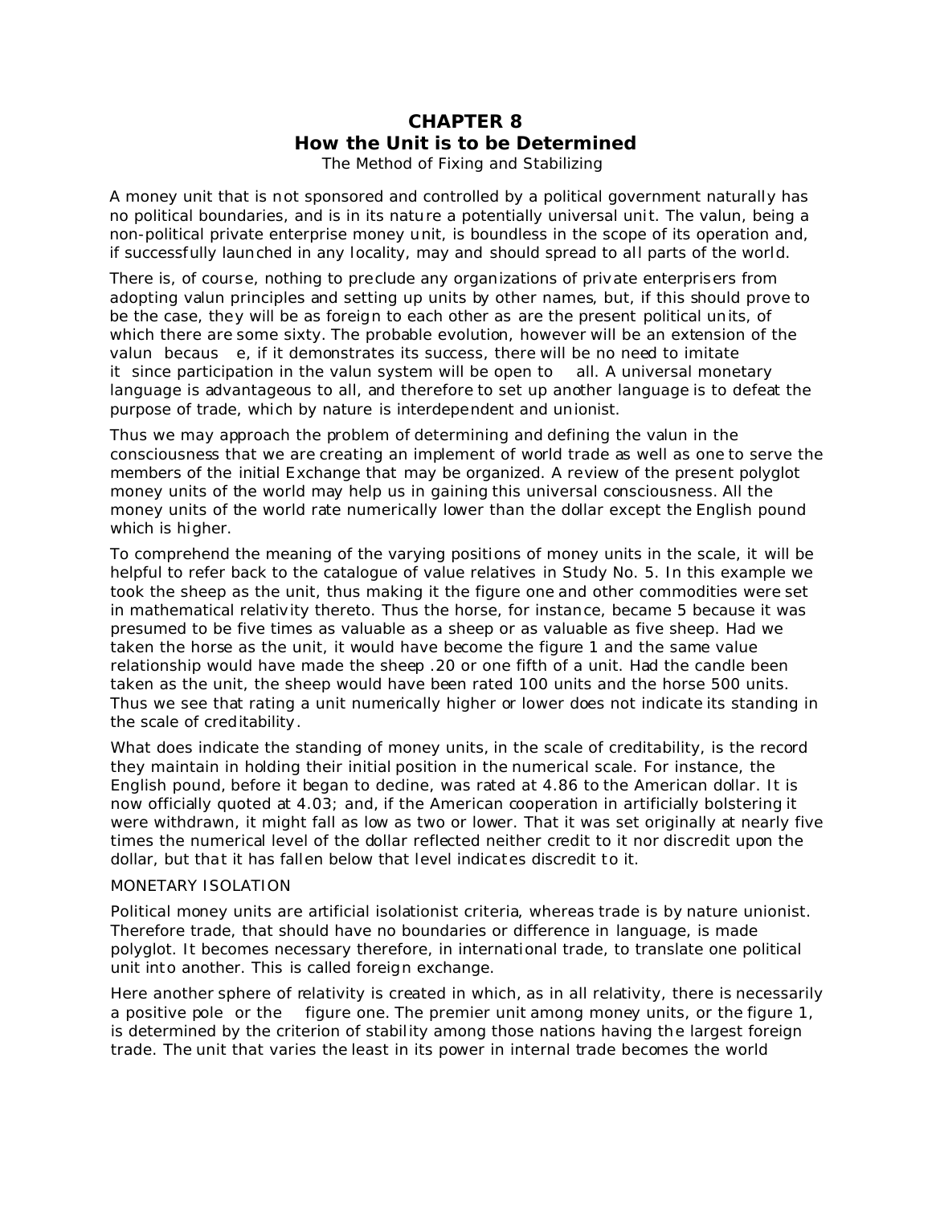# CHAPTER 8
## How the Unit is to be Determined

The Method of Fixing and Stabilizing

A money unit that is not sponsored and controlled by a political government naturally has no political boundaries, and is in its nature a potentially universal unit. The valun, being a non-political private enterprise money unit, is boundless in the scope of its operation and, if successfully launched in any locality, may and should spread to all parts of the world.

There is, of course, nothing to preclude any organizations of private enterprisers from adopting valun principles and setting up units by other names, but, if this should prove to be the case, they will be as foreign to each other as are the present political units, of which there are some sixty. The probable evolution, however will be an extension of the valun because, if it demonstrates its success, there will be no need to imitate it since participation in the valun system will be open to all. A universal monetary language is advantageous to all, and therefore to set up another language is to defeat the purpose of trade, which by nature is interdependent and unionist.

Thus we may approach the problem of determining and defining the valun in the consciousness that we are creating an implement of world trade as well as one to serve the members of the initial Exchange that may be organized. A review of the present polyglot money units of the world may help us in gaining this universal consciousness. All the money units of the world rate numerically lower than the dollar except the English pound which is higher.

To comprehend the meaning of the varying positions of money units in the scale, it will be helpful to refer back to the catalogue of value relatives in Study No. 5. In this example we took the sheep as the unit, thus making it the figure one and other commodities were set in mathematical relativity thereto. Thus the horse, for instance, became 5 because it was presumed to be five times as valuable as a sheep or as valuable as five sheep. Had we taken the horse as the unit, it would have become the figure 1 and the same value relationship would have made the sheep .20 or one fifth of a unit. Had the candle been taken as the unit, the sheep would have been rated 100 units and the horse 500 units. Thus we see that rating a unit numerically higher or lower does not indicate its standing in the scale of creditability.

What does indicate the standing of money units, in the scale of creditability, is the record they maintain in holding their initial position in the numerical scale. For instance, the English pound, before it began to decline, was rated at 4.86 to the American dollar. It is now officially quoted at 4.03; and, if the American cooperation in artificially bolstering it were withdrawn, it might fall as low as two or lower. That it was set originally at nearly five times the numerical level of the dollar reflected neither credit to it nor discredit upon the dollar, but that it has fallen below that level indicates discredit to it.

MONETARY ISOLATION

Political money units are artificial isolationist criteria, whereas trade is by nature unionist. Therefore trade, that should have no boundaries or difference in language, is made polyglot. It becomes necessary therefore, in international trade, to translate one political unit into another. This is called foreign exchange.

Here another sphere of relativity is created in which, as in all relativity, there is necessarily a positive pole or the figure one. The premier unit among money units, or the figure 1, is determined by the criterion of stability among those nations having the largest foreign trade. The unit that varies the least in its power in internal trade becomes the world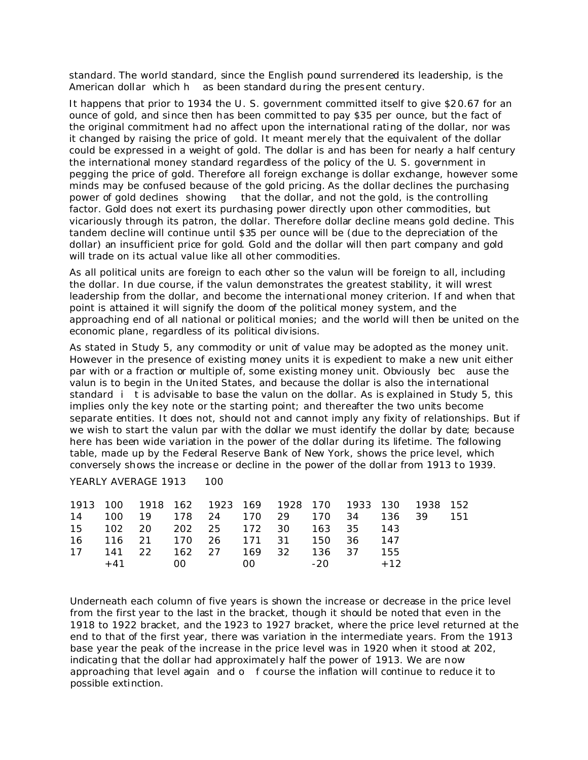standard. The world standard, since the English pound surrendered its leadership, is the American dollar which has been standard during the present century.

It happens that prior to 1934 the U. S. government committed itself to give $20.67 for an ounce of gold, and since then has been committed to pay $35 per ounce, but the fact of the original commitment had no affect upon the international rating of the dollar, nor was it changed by raising the price of gold. It meant merely that the equivalent of the dollar could be expressed in a weight of gold. The dollar is and has been for nearly a half century the international money standard regardless of the policy of the U. S. government in pegging the price of gold. Therefore all foreign exchange is dollar exchange, however some minds may be confused because of the gold pricing. As the dollar declines the purchasing power of gold declines showing that the dollar, and not the gold, is the controlling factor. Gold does not exert its purchasing power directly upon other commodities, but vicariously through its patron, the dollar. Therefore dollar decline means gold decline. This tandem decline will continue until $35 per ounce will be (due to the depreciation of the dollar) an insufficient price for gold. Gold and the dollar will then part company and gold will trade on its actual value like all other commodities.

As all political units are foreign to each other so the valun will be foreign to all, including the dollar. In due course, if the valun demonstrates the greatest stability, it will wrest leadership from the dollar, and become the international money criterion. If and when that point is attained it will signify the doom of the political money system, and the approaching end of all national or political monies; and the world will then be united on the economic plane, regardless of its political divisions.

As stated in Study 5, any commodity or unit of value may be adopted as the money unit. However in the presence of existing money units it is expedient to make a new unit either par with or a fraction or multiple of, some existing money unit. Obviously because the valun is to begin in the United States, and because the dollar is also the international standard it is advisable to base the valun on the dollar. As is explained in Study 5, this implies only the key note or the starting point; and thereafter the two units become separate entities. It does not, should not and cannot imply any fixity of relationships. But if we wish to start the valun par with the dollar we must identify the dollar by date; because here has been wide variation in the power of the dollar during its lifetime. The following table, made up by the Federal Reserve Bank of New York, shows the price level, which conversely shows the increase or decline in the power of the dollar from 1913 to 1939.

YEARLY AVERAGE 1913 100

| | | | | | | | | | | | |
|---|---|---|---|---|---|---|---|---|---|---|---|
| 1913 | 100 | 1918 | 162 | 1923 | 169 | 1928 | 170 | 1933 | 130 | 1938 | 152 |
| 14 | 100 | 19 | 178 | 24 | 170 | 29 | 170 | 34 | 136 | 39 | 151 |
| 15 | 102 | 20 | 202 | 25 | 172 | 30 | 163 | 35 | 143 | | |
| 16 | 116 | 21 | 170 | 26 | 171 | 31 | 150 | 36 | 147 | | |
| 17 | 141 | 22 | 162 | 27 | 169 | 32 | 136 | 37 | 155 | | |
| | +41 | | 00 | | 00 | | -20 | | +12 | | |

Underneath each column of five years is shown the increase or decrease in the price level from the first year to the last in the bracket, though it should be noted that even in the 1918 to 1922 bracket, and the 1923 to 1927 bracket, where the price level returned at the end to that of the first year, there was variation in the intermediate years. From the 1913 base year the peak of the increase in the price level was in 1920 when it stood at 202, indicating that the dollar had approximately half the power of 1913. We are now approaching that level again and of course the inflation will continue to reduce it to possible extinction.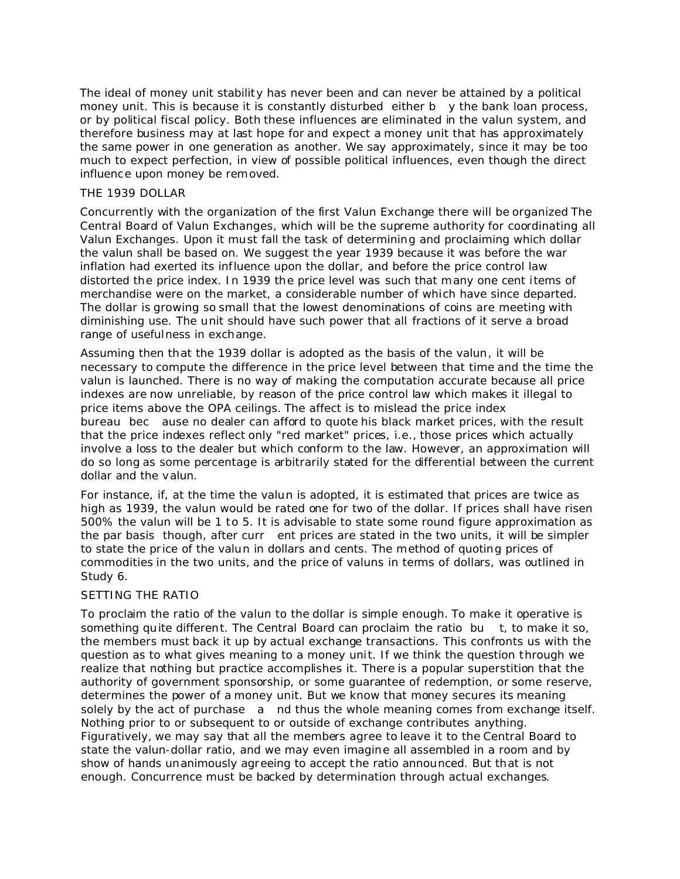The ideal of money unit stability has never been and can never be attained by a political money unit. This is because it is constantly disturbed either by the bank loan process, or by political fiscal policy. Both these influences are eliminated in the valun system, and therefore business may at last hope for and expect a money unit that has approximately the same power in one generation as another. We say approximately, since it may be too much to expect perfection, in view of possible political influences, even though the direct influence upon money be removed.

## THE 1939 DOLLAR

Concurrently with the organization of the first Valun Exchange there will be organized The Central Board of Valun Exchanges, which will be the supreme authority for coordinating all Valun Exchanges. Upon it must fall the task of determining and proclaiming which dollar the valun shall be based on. We suggest the year 1939 because it was before the war inflation had exerted its influence upon the dollar, and before the price control law distorted the price index. In 1939 the price level was such that many one cent items of merchandise were on the market, a considerable number of which have since departed. The dollar is growing so small that the lowest denominations of coins are meeting with diminishing use. The unit should have such power that all fractions of it serve a broad range of usefulness in exchange.

Assuming then that the 1939 dollar is adopted as the basis of the valun, it will be necessary to compute the difference in the price level between that time and the time the valun is launched. There is no way of making the computation accurate because all price indexes are now unreliable, by reason of the price control law which makes it illegal to price items above the OPA ceilings. The affect is to mislead the price index bureau because no dealer can afford to quote his black market prices, with the result that the price indexes reflect only "red market" prices, i.e., those prices which actually involve a loss to the dealer but which conform to the law. However, an approximation will do so long as some percentage is arbitrarily stated for the differential between the current dollar and the valun.

For instance, if, at the time the valun is adopted, it is estimated that prices are twice as high as 1939, the valun would be rated one for two of the dollar. If prices shall have risen 500% the valun will be 1 to 5. It is advisable to state some round figure approximation as the par basis though, after current prices are stated in the two units, it will be simpler to state the price of the valun in dollars and cents. The method of quoting prices of commodities in the two units, and the price of valuns in terms of dollars, was outlined in Study 6.

## SETTING THE RATIO

To proclaim the ratio of the valun to the dollar is simple enough. To make it operative is something quite different. The Central Board can proclaim the ratio but, to make it so, the members must back it up by actual exchange transactions. This confronts us with the question as to what gives meaning to a money unit. If we think the question through we realize that nothing but practice accomplishes it. There is a popular superstition that the authority of government sponsorship, or some guarantee of redemption, or some reserve, determines the power of a money unit. But we know that money secures its meaning solely by the act of purchase and thus the whole meaning comes from exchange itself. Nothing prior to or subsequent to or outside of exchange contributes anything. Figuratively, we may say that all the members agree to leave it to the Central Board to state the valun-dollar ratio, and we may even imagine all assembled in a room and by show of hands unanimously agreeing to accept the ratio announced. But that is not enough. Concurrence must be backed by determination through actual exchanges.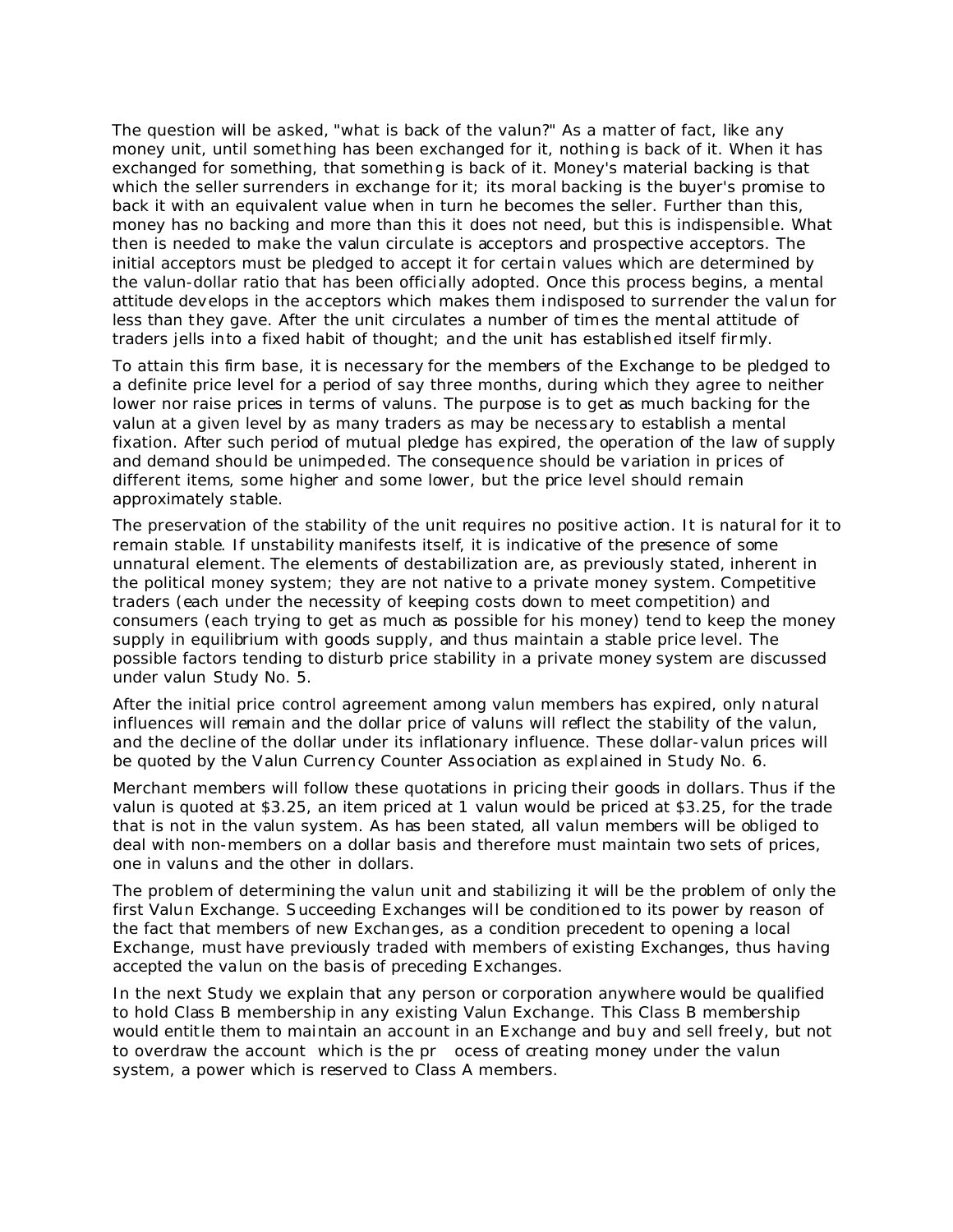The question will be asked, "what is back of the valun?" As a matter of fact, like any money unit, until something has been exchanged for it, nothing is back of it. When it has exchanged for something, that something is back of it. Money's material backing is that which the seller surrenders in exchange for it; its moral backing is the buyer's promise to back it with an equivalent value when in turn he becomes the seller. Further than this, money has no backing and more than this it does not need, but this is indispensible. What then is needed to make the valun circulate is acceptors and prospective acceptors. The initial acceptors must be pledged to accept it for certain values which are determined by the valun-dollar ratio that has been officially adopted. Once this process begins, a mental attitude develops in the acceptors which makes them indisposed to surrender the valun for less than they gave. After the unit circulates a number of times the mental attitude of traders jells into a fixed habit of thought; and the unit has established itself firmly.

To attain this firm base, it is necessary for the members of the Exchange to be pledged to a definite price level for a period of say three months, during which they agree to neither lower nor raise prices in terms of valuns. The purpose is to get as much backing for the valun at a given level by as many traders as may be necessary to establish a mental fixation. After such period of mutual pledge has expired, the operation of the law of supply and demand should be unimpeded. The consequence should be variation in prices of different items, some higher and some lower, but the price level should remain approximately stable.

The preservation of the stability of the unit requires no positive action. It is natural for it to remain stable. If unstability manifests itself, it is indicative of the presence of some unnatural element. The elements of destabilization are, as previously stated, inherent in the political money system; they are not native to a private money system. Competitive traders (each under the necessity of keeping costs down to meet competition) and consumers (each trying to get as much as possible for his money) tend to keep the money supply in equilibrium with goods supply, and thus maintain a stable price level. The possible factors tending to disturb price stability in a private money system are discussed under valun Study No. 5.

After the initial price control agreement among valun members has expired, only natural influences will remain and the dollar price of valuns will reflect the stability of the valun, and the decline of the dollar under its inflationary influence. These dollar-valun prices will be quoted by the Valun Currency Counter Association as explained in Study No. 6.

Merchant members will follow these quotations in pricing their goods in dollars. Thus if the valun is quoted at $3.25, an item priced at 1 valun would be priced at $3.25, for the trade that is not in the valun system. As has been stated, all valun members will be obliged to deal with non-members on a dollar basis and therefore must maintain two sets of prices, one in valuns and the other in dollars.

The problem of determining the valun unit and stabilizing it will be the problem of only the first Valun Exchange. Succeeding Exchanges will be conditioned to its power by reason of the fact that members of new Exchanges, as a condition precedent to opening a local Exchange, must have previously traded with members of existing Exchanges, thus having accepted the valun on the basis of preceding Exchanges.

In the next Study we explain that any person or corporation anywhere would be qualified to hold Class B membership in any existing Valun Exchange. This Class B membership would entitle them to maintain an account in an Exchange and buy and sell freely, but not to overdraw the account which is the pr ocess of creating money under the valun system, a power which is reserved to Class A members.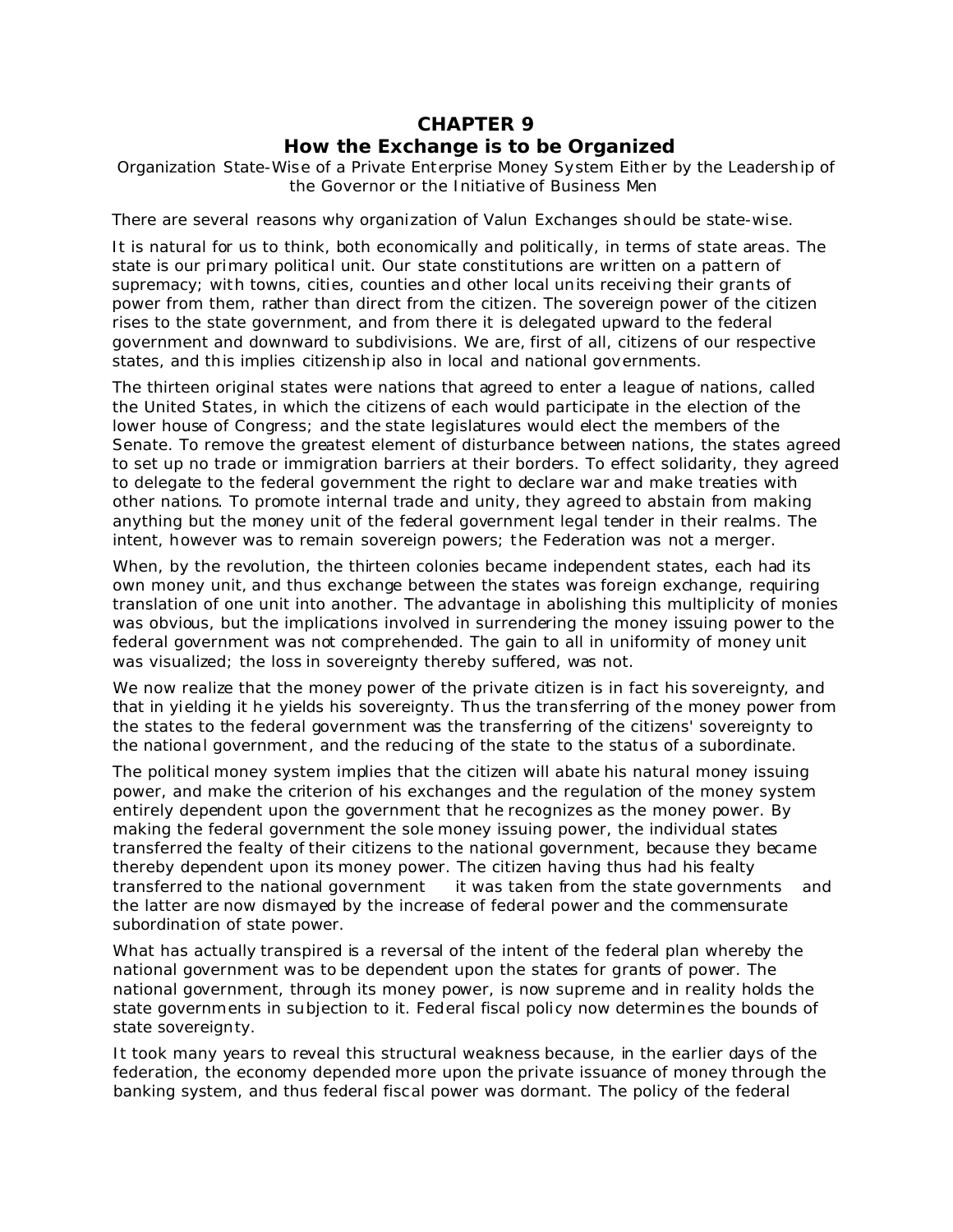# CHAPTER 9
# How the Exchange is to be Organized

Organization State-Wise of a Private Enterprise Money System Either by the Leadership of the Governor or the Initiative of Business Men

There are several reasons why organization of Valun Exchanges should be state-wise.

It is natural for us to think, both economically and politically, in terms of state areas. The state is our primary political unit. Our state constitutions are written on a pattern of supremacy; with towns, cities, counties and other local units receiving their grants of power from them, rather than direct from the citizen. The sovereign power of the citizen rises to the state government, and from there it is delegated upward to the federal government and downward to subdivisions. We are, first of all, citizens of our respective states, and this implies citizenship also in local and national governments.

The thirteen original states were nations that agreed to enter a league of nations, called the United States, in which the citizens of each would participate in the election of the lower house of Congress; and the state legislatures would elect the members of the Senate. To remove the greatest element of disturbance between nations, the states agreed to set up no trade or immigration barriers at their borders. To effect solidarity, they agreed to delegate to the federal government the right to declare war and make treaties with other nations. To promote internal trade and unity, they agreed to abstain from making anything but the money unit of the federal government legal tender in their realms. The intent, however was to remain sovereign powers; the Federation was not a merger.

When, by the revolution, the thirteen colonies became independent states, each had its own money unit, and thus exchange between the states was foreign exchange, requiring translation of one unit into another. The advantage in abolishing this multiplicity of monies was obvious, but the implications involved in surrendering the money issuing power to the federal government was not comprehended. The gain to all in uniformity of money unit was visualized; the loss in sovereignty thereby suffered, was not.

We now realize that the money power of the private citizen is in fact his sovereignty, and that in yielding it he yields his sovereignty. Thus the transferring of the money power from the states to the federal government was the transferring of the citizens' sovereignty to the national government, and the reducing of the state to the status of a subordinate.

The political money system implies that the citizen will abate his natural money issuing power, and make the criterion of his exchanges and the regulation of the money system entirely dependent upon the government that he recognizes as the money power. By making the federal government the sole money issuing power, the individual states transferred the fealty of their citizens to the national government, because they became thereby dependent upon its money power. The citizen having thus had his fealty transferred to the national government it was taken from the state governments and the latter are now dismayed by the increase of federal power and the commensurate subordination of state power.

What has actually transpired is a reversal of the intent of the federal plan whereby the national government was to be dependent upon the states for grants of power. The national government, through its money power, is now supreme and in reality holds the state governments in subjection to it. Federal fiscal policy now determines the bounds of state sovereignty.

It took many years to reveal this structural weakness because, in the earlier days of the federation, the economy depended more upon the private issuance of money through the banking system, and thus federal fiscal power was dormant. The policy of the federal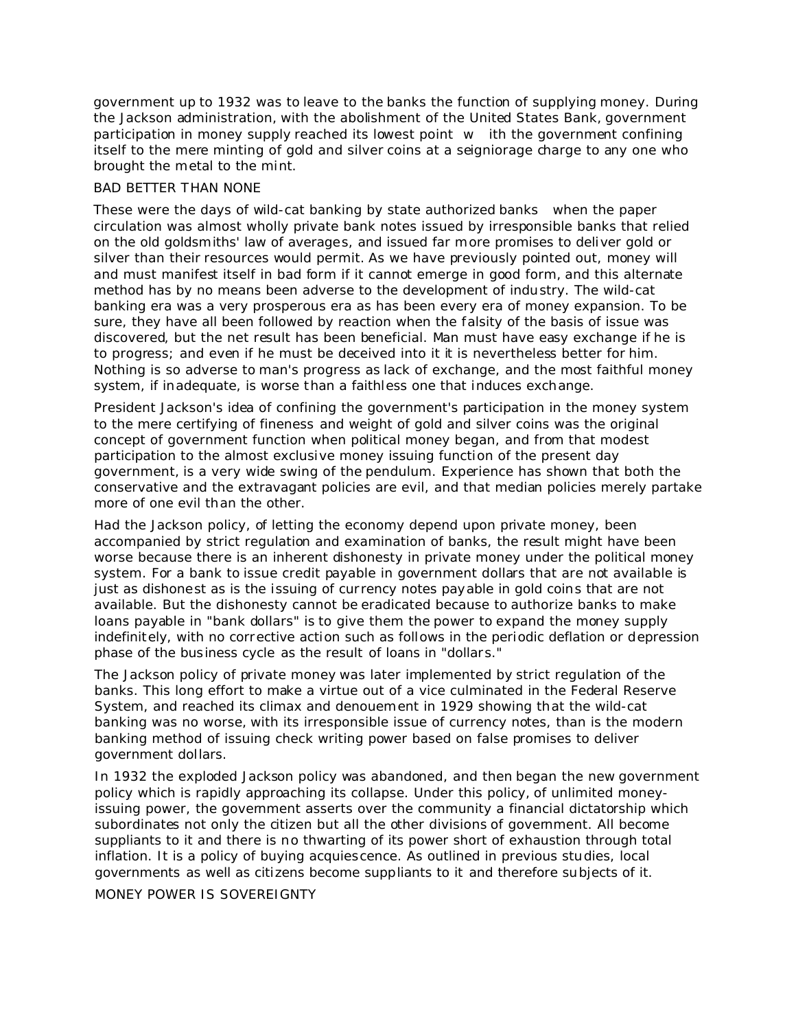government up to 1932 was to leave to the banks the function of supplying money. During the Jackson administration, with the abolishment of the United States Bank, government participation in money supply reached its lowest point with the government confining itself to the mere minting of gold and silver coins at a seigniorage charge to any one who brought the metal to the mint.

## BAD BETTER THAN NONE

These were the days of wild-cat banking by state authorized banks when the paper circulation was almost wholly private bank notes issued by irresponsible banks that relied on the old goldsmiths' law of averages, and issued far more promises to deliver gold or silver than their resources would permit. As we have previously pointed out, money will and must manifest itself in bad form if it cannot emerge in good form, and this alternate method has by no means been adverse to the development of industry. The wild-cat banking era was a very prosperous era as has been every era of money expansion. To be sure, they have all been followed by reaction when the falsity of the basis of issue was discovered, but the net result has been beneficial. Man must have easy exchange if he is to progress; and even if he must be deceived into it it is nevertheless better for him. Nothing is so adverse to man's progress as lack of exchange, and the most faithful money system, if inadequate, is worse than a faithless one that induces exchange.

President Jackson's idea of confining the government's participation in the money system to the mere certifying of fineness and weight of gold and silver coins was the original concept of government function when political money began, and from that modest participation to the almost exclusive money issuing function of the present day government, is a very wide swing of the pendulum. Experience has shown that both the conservative and the extravagant policies are evil, and that median policies merely partake more of one evil than the other.

Had the Jackson policy, of letting the economy depend upon private money, been accompanied by strict regulation and examination of banks, the result might have been worse because there is an inherent dishonesty in private money under the political money system. For a bank to issue credit payable in government dollars that are not available is just as dishonest as is the issuing of currency notes payable in gold coins that are not available. But the dishonesty cannot be eradicated because to authorize banks to make loans payable in "bank dollars" is to give them the power to expand the money supply indefinitely, with no corrective action such as follows in the periodic deflation or depression phase of the business cycle as the result of loans in "dollars."

The Jackson policy of private money was later implemented by strict regulation of the banks. This long effort to make a virtue out of a vice culminated in the Federal Reserve System, and reached its climax and denouement in 1929 showing that the wild-cat banking was no worse, with its irresponsible issue of currency notes, than is the modern banking method of issuing check writing power based on false promises to deliver government dollars.

In 1932 the exploded Jackson policy was abandoned, and then began the new government policy which is rapidly approaching its collapse. Under this policy, of unlimited money-issuing power, the government asserts over the community a financial dictatorship which subordinates not only the citizen but all the other divisions of government. All become suppliants to it and there is no thwarting of its power short of exhaustion through total inflation. It is a policy of buying acquiescence. As outlined in previous studies, local governments as well as citizens become suppliants to it and therefore subjects of it.

## MONEY POWER IS SOVEREIGNTY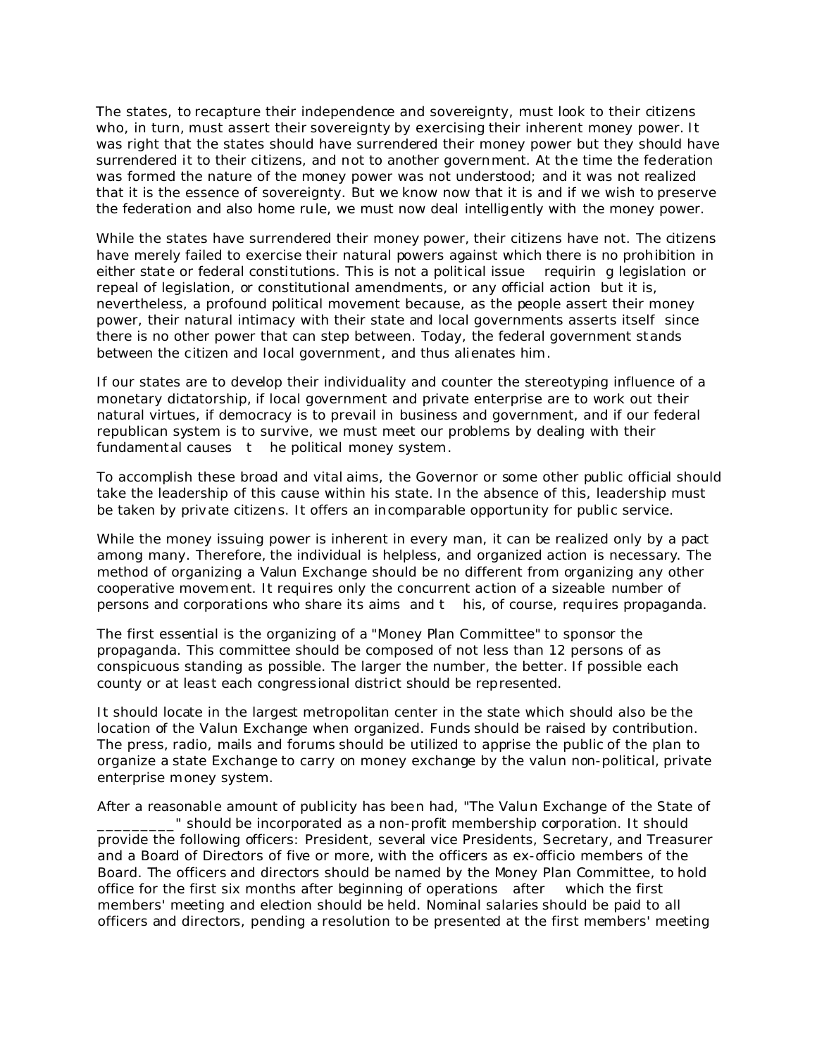The states, to recapture their independence and sovereignty, must look to their citizens who, in turn, must assert their sovereignty by exercising their inherent money power. It was right that the states should have surrendered their money power but they should have surrendered it to their citizens, and not to another government. At the time the federation was formed the nature of the money power was not understood; and it was not realized that it is the essence of sovereignty. But we know now that it is and if we wish to preserve the federation and also home rule, we must now deal intelligently with the money power.

While the states have surrendered their money power, their citizens have not. The citizens have merely failed to exercise their natural powers against which there is no prohibition in either state or federal constitutions. This is not a political issue requiring legislation or repeal of legislation, or constitutional amendments, or any official action but it is, nevertheless, a profound political movement because, as the people assert their money power, their natural intimacy with their state and local governments asserts itself since there is no other power that can step between. Today, the federal government stands between the citizen and local government, and thus alienates him.

If our states are to develop their individuality and counter the stereotyping influence of a monetary dictatorship, if local government and private enterprise are to work out their natural virtues, if democracy is to prevail in business and government, and if our federal republican system is to survive, we must meet our problems by dealing with their fundamental causes the political money system.

To accomplish these broad and vital aims, the Governor or some other public official should take the leadership of this cause within his state. In the absence of this, leadership must be taken by private citizens. It offers an incomparable opportunity for public service.

While the money issuing power is inherent in every man, it can be realized only by a pact among many. Therefore, the individual is helpless, and organized action is necessary. The method of organizing a Valun Exchange should be no different from organizing any other cooperative movement. It requires only the concurrent action of a sizeable number of persons and corporations who share its aims and this, of course, requires propaganda.

The first essential is the organizing of a "Money Plan Committee" to sponsor the propaganda. This committee should be composed of not less than 12 persons of as conspicuous standing as possible. The larger the number, the better. If possible each county or at least each congressional district should be represented.

It should locate in the largest metropolitan center in the state which should also be the location of the Valun Exchange when organized. Funds should be raised by contribution. The press, radio, mails and forums should be utilized to apprise the public of the plan to organize a state Exchange to carry on money exchange by the valun non-political, private enterprise money system.

After a reasonable amount of publicity has been had, "The Valun Exchange of the State of _________" should be incorporated as a non-profit membership corporation. It should provide the following officers: President, several vice Presidents, Secretary, and Treasurer and a Board of Directors of five or more, with the officers as ex-officio members of the Board. The officers and directors should be named by the Money Plan Committee, to hold office for the first six months after beginning of operations after which the first members' meeting and election should be held. Nominal salaries should be paid to all officers and directors, pending a resolution to be presented at the first members' meeting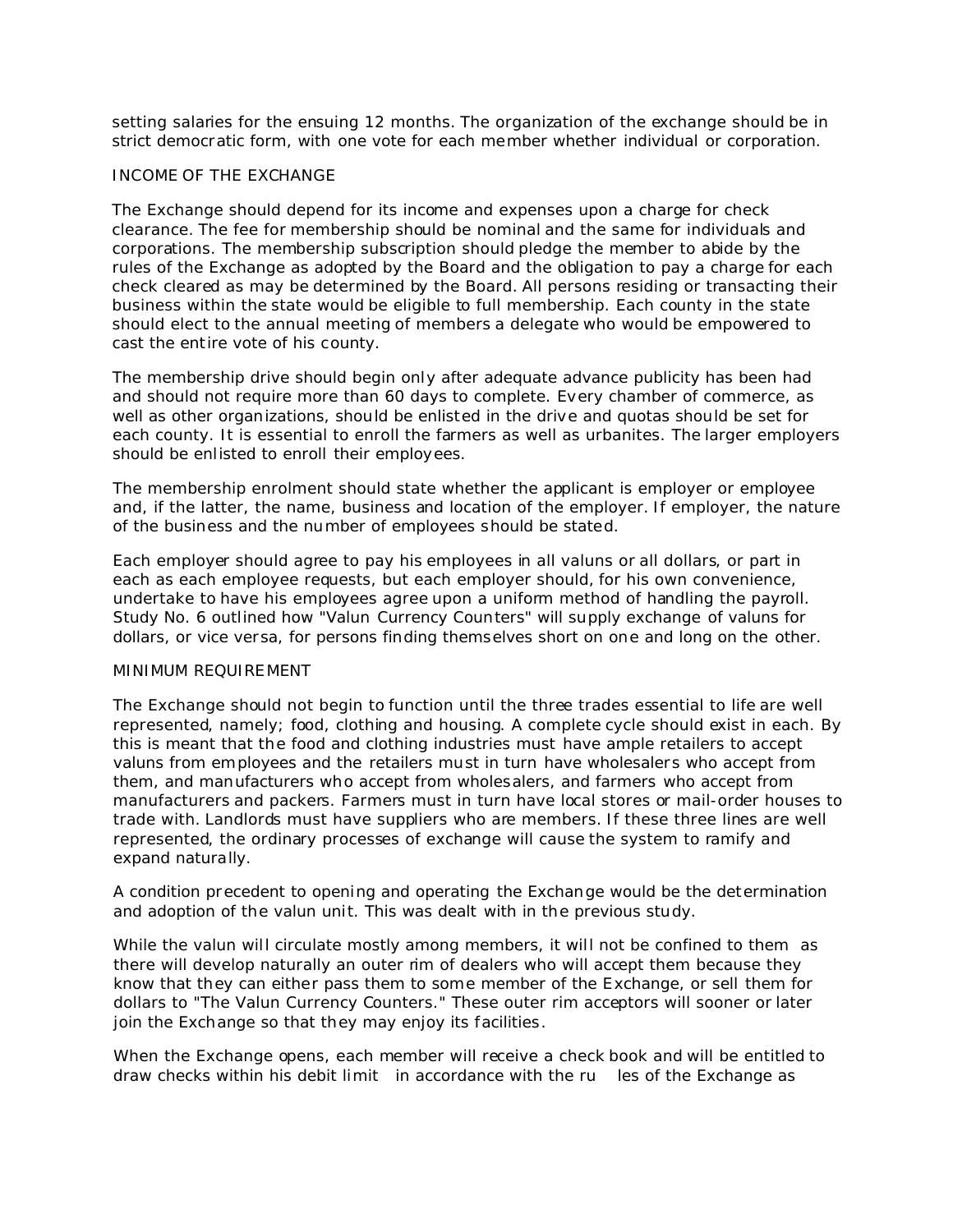setting salaries for the ensuing 12 months. The organization of the exchange should be in strict democratic form, with one vote for each member whether individual or corporation.

## INCOME OF THE EXCHANGE

The Exchange should depend for its income and expenses upon a charge for check clearance. The fee for membership should be nominal and the same for individuals and corporations. The membership subscription should pledge the member to abide by the rules of the Exchange as adopted by the Board and the obligation to pay a charge for each check cleared as may be determined by the Board. All persons residing or transacting their business within the state would be eligible to full membership. Each county in the state should elect to the annual meeting of members a delegate who would be empowered to cast the entire vote of his county.

The membership drive should begin only after adequate advance publicity has been had and should not require more than 60 days to complete. Every chamber of commerce, as well as other organizations, should be enlisted in the drive and quotas should be set for each county. It is essential to enroll the farmers as well as urbanites. The larger employers should be enlisted to enroll their employees.

The membership enrolment should state whether the applicant is employer or employee and, if the latter, the name, business and location of the employer. If employer, the nature of the business and the number of employees should be stated.

Each employer should agree to pay his employees in all valuns or all dollars, or part in each as each employee requests, but each employer should, for his own convenience, undertake to have his employees agree upon a uniform method of handling the payroll. Study No. 6 outlined how "Valun Currency Counters" will supply exchange of valuns for dollars, or vice versa, for persons finding themselves short on one and long on the other.

## MINIMUM REQUIREMENT

The Exchange should not begin to function until the three trades essential to life are well represented, namely; food, clothing and housing. A complete cycle should exist in each. By this is meant that the food and clothing industries must have ample retailers to accept valuns from employees and the retailers must in turn have wholesalers who accept from them, and manufacturers who accept from wholesalers, and farmers who accept from manufacturers and packers. Farmers must in turn have local stores or mail-order houses to trade with. Landlords must have suppliers who are members. If these three lines are well represented, the ordinary processes of exchange will cause the system to ramify and expand naturally.

A condition precedent to opening and operating the Exchange would be the determination and adoption of the valun unit. This was dealt with in the previous study.

While the valun will circulate mostly among members, it will not be confined to them as there will develop naturally an outer rim of dealers who will accept them because they know that they can either pass them to some member of the Exchange, or sell them for dollars to "The Valun Currency Counters." These outer rim acceptors will sooner or later join the Exchange so that they may enjoy its facilities.

When the Exchange opens, each member will receive a check book and will be entitled to draw checks within his debit limit in accordance with the rules of the Exchange as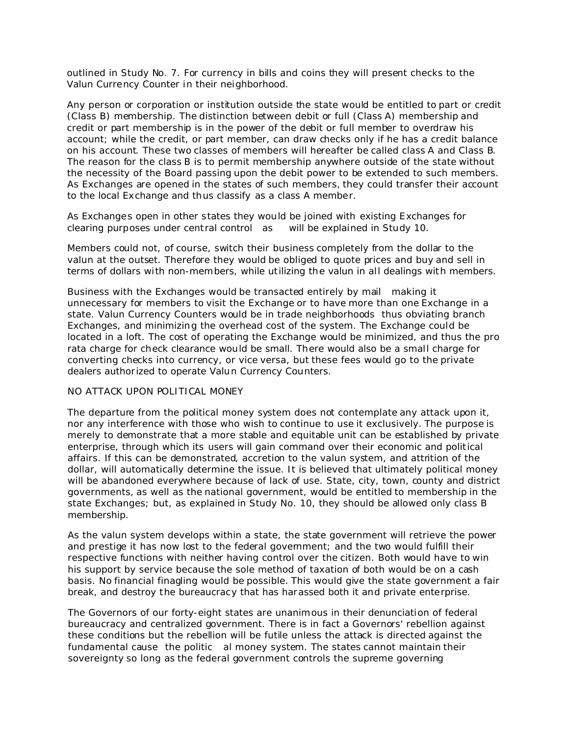outlined in Study No. 7. For currency in bills and coins they will present checks to the Valun Currency Counter in their neighborhood.

Any person or corporation or institution outside the state would be entitled to part or credit (Class B) membership. The distinction between debit or full (Class A) membership and credit or part membership is in the power of the debit or full member to overdraw his account; while the credit, or part member, can draw checks only if he has a credit balance on his account. These two classes of members will hereafter be called class A and Class B. The reason for the class B is to permit membership anywhere outside of the state without the necessity of the Board passing upon the debit power to be extended to such members. As Exchanges are opened in the states of such members, they could transfer their account to the local Exchange and thus classify as a class A member.

As Exchanges open in other states they would be joined with existing Exchanges for clearing purposes under central control as will be explained in Study 10.

Members could not, of course, switch their business completely from the dollar to the valun at the outset. Therefore they would be obliged to quote prices and buy and sell in terms of dollars with non-members, while utilizing the valun in all dealings with members.

Business with the Exchanges would be transacted entirely by mail making it unnecessary for members to visit the Exchange or to have more than one Exchange in a state. Valun Currency Counters would be in trade neighborhoods thus obviating branch Exchanges, and minimizing the overhead cost of the system. The Exchange could be located in a loft. The cost of operating the Exchange would be minimized, and thus the pro rata charge for check clearance would be small. There would also be a small charge for converting checks into currency, or vice versa, but these fees would go to the private dealers authorized to operate Valun Currency Counters.

## NO ATTACK UPON POLITICAL MONEY

The departure from the political money system does not contemplate any attack upon it, nor any interference with those who wish to continue to use it exclusively. The purpose is merely to demonstrate that a more stable and equitable unit can be established by private enterprise, through which its users will gain command over their economic and political affairs. If this can be demonstrated, accretion to the valun system, and attrition of the dollar, will automatically determine the issue. It is believed that ultimately political money will be abandoned everywhere because of lack of use. State, city, town, county and district governments, as well as the national government, would be entitled to membership in the state Exchanges; but, as explained in Study No. 10, they should be allowed only class B membership.

As the valun system develops within a state, the state government will retrieve the power and prestige it has now lost to the federal government; and the two would fulfill their respective functions with neither having control over the citizen. Both would have to win his support by service because the sole method of taxation of both would be on a cash basis. No financial finagling would be possible. This would give the state government a fair break, and destroy the bureaucracy that has harassed both it and private enterprise.

The Governors of our forty-eight states are unanimous in their denunciation of federal bureaucracy and centralized government. There is in fact a Governors' rebellion against these conditions but the rebellion will be futile unless the attack is directed against the fundamental cause the political money system. The states cannot maintain their sovereignty so long as the federal government controls the supreme governing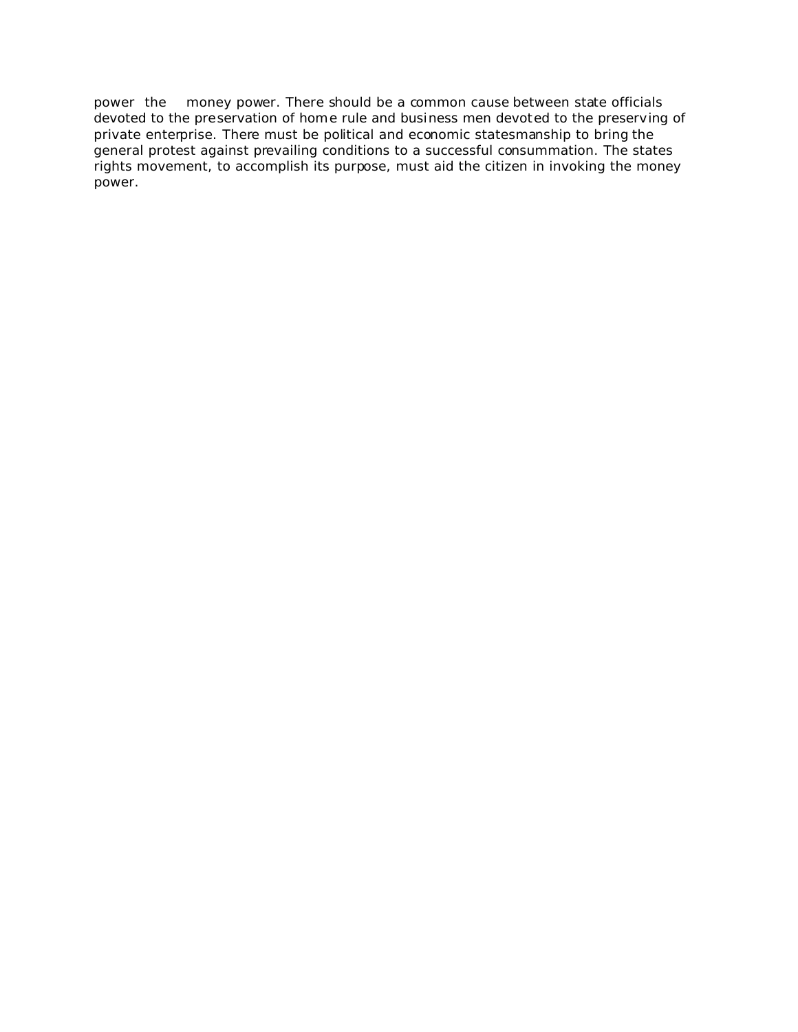power the money power. There should be a common cause between state officials devoted to the preservation of home rule and business men devoted to the preserving of private enterprise. There must be political and economic statesmanship to bring the general protest against prevailing conditions to a successful consummation. The states rights movement, to accomplish its purpose, must aid the citizen in invoking the money power.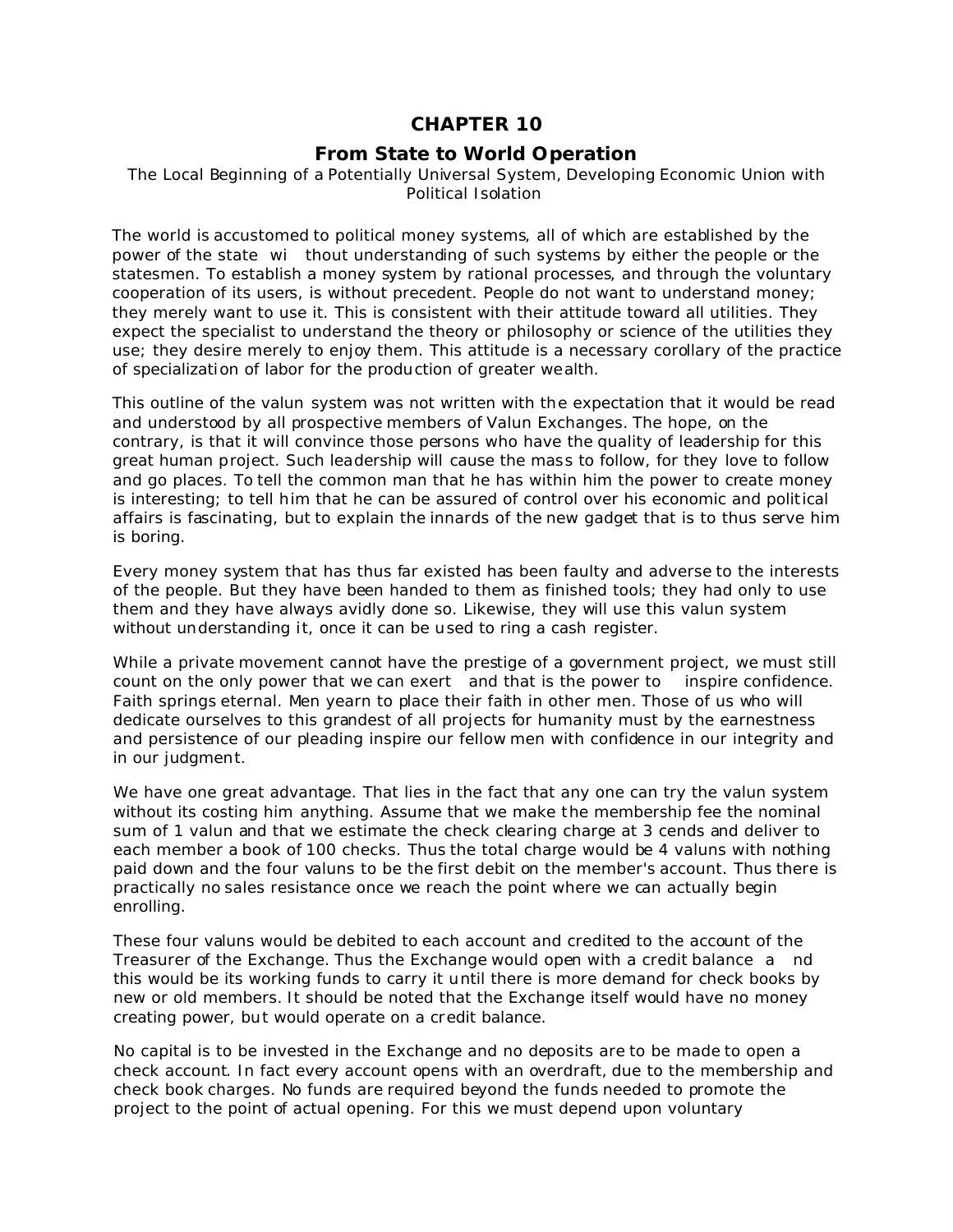# CHAPTER 10

## From State to World Operation

The Local Beginning of a Potentially Universal System, Developing Economic Union with Political Isolation

The world is accustomed to political money systems, all of which are established by the power of the state without understanding of such systems by either the people or the statesmen. To establish a money system by rational processes, and through the voluntary cooperation of its users, is without precedent. People do not want to understand money; they merely want to use it. This is consistent with their attitude toward all utilities. They expect the specialist to understand the theory or philosophy or science of the utilities they use; they desire merely to enjoy them. This attitude is a necessary corollary of the practice of specialization of labor for the production of greater wealth.

This outline of the valun system was not written with the expectation that it would be read and understood by all prospective members of Valun Exchanges. The hope, on the contrary, is that it will convince those persons who have the quality of leadership for this great human project. Such leadership will cause the mass to follow, for they love to follow and go places. To tell the common man that he has within him the power to create money is interesting; to tell him that he can be assured of control over his economic and political affairs is fascinating, but to explain the innards of the new gadget that is to thus serve him is boring.

Every money system that has thus far existed has been faulty and adverse to the interests of the people. But they have been handed to them as finished tools; they had only to use them and they have always avidly done so. Likewise, they will use this valun system without understanding it, once it can be used to ring a cash register.

While a private movement cannot have the prestige of a government project, we must still count on the only power that we can exert and that is the power to inspire confidence. Faith springs eternal. Men yearn to place their faith in other men. Those of us who will dedicate ourselves to this grandest of all projects for humanity must by the earnestness and persistence of our pleading inspire our fellow men with confidence in our integrity and in our judgment.

We have one great advantage. That lies in the fact that any one can try the valun system without its costing him anything. Assume that we make the membership fee the nominal sum of 1 valun and that we estimate the check clearing charge at 3 cends and deliver to each member a book of 100 checks. Thus the total charge would be 4 valuns with nothing paid down and the four valuns to be the first debit on the member's account. Thus there is practically no sales resistance once we reach the point where we can actually begin enrolling.

These four valuns would be debited to each account and credited to the account of the Treasurer of the Exchange. Thus the Exchange would open with a credit balance and this would be its working funds to carry it until there is more demand for check books by new or old members. It should be noted that the Exchange itself would have no money creating power, but would operate on a credit balance.

No capital is to be invested in the Exchange and no deposits are to be made to open a check account. In fact every account opens with an overdraft, due to the membership and check book charges. No funds are required beyond the funds needed to promote the project to the point of actual opening. For this we must depend upon voluntary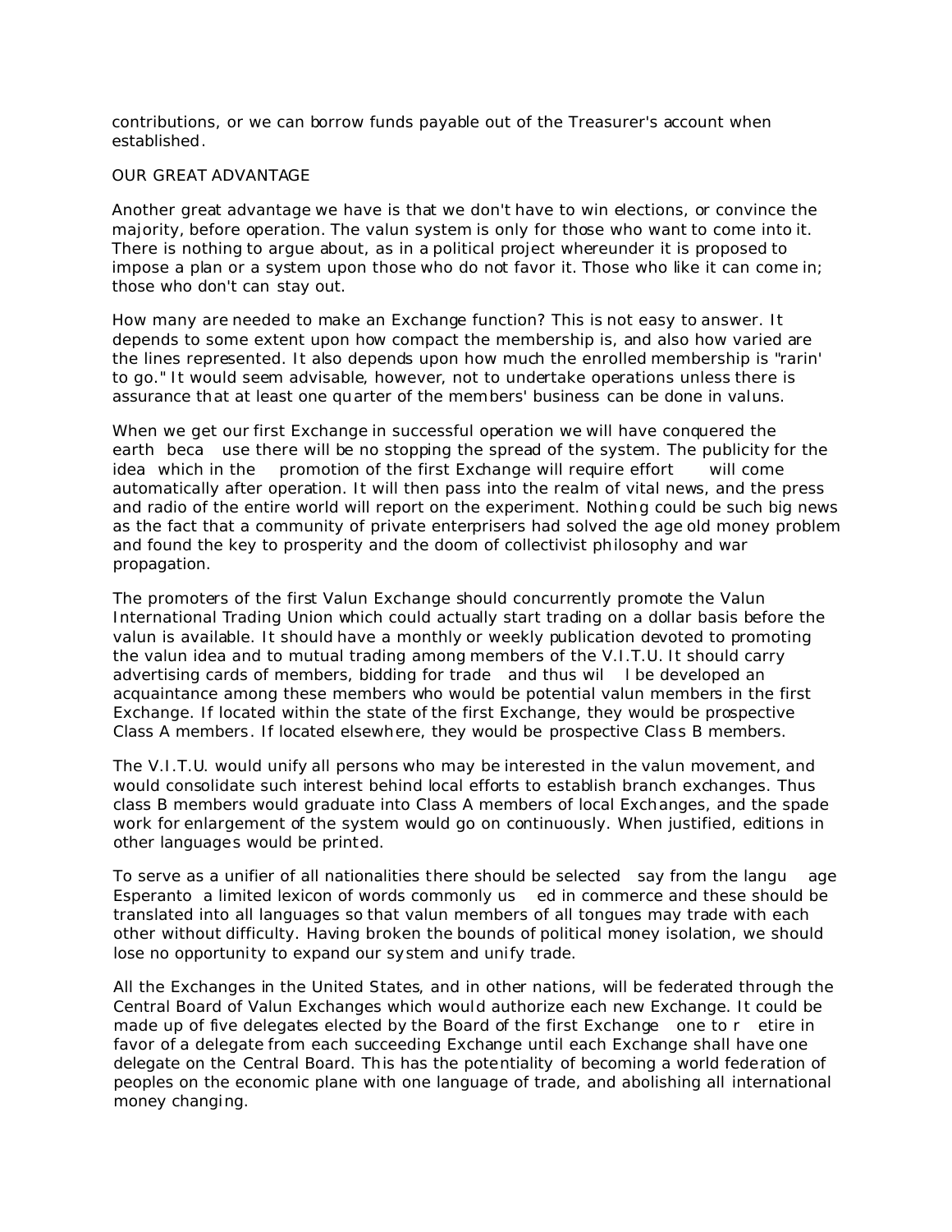contributions, or we can borrow funds payable out of the Treasurer's account when established.

## OUR GREAT ADVANTAGE

Another great advantage we have is that we don't have to win elections, or convince the majority, before operation. The valun system is only for those who want to come into it. There is nothing to argue about, as in a political project whereunder it is proposed to impose a plan or a system upon those who do not favor it. Those who like it can come in; those who don't can stay out.

How many are needed to make an Exchange function? This is not easy to answer. It depends to some extent upon how compact the membership is, and also how varied are the lines represented. It also depends upon how much the enrolled membership is "rarin' to go." It would seem advisable, however, not to undertake operations unless there is assurance that at least one quarter of the members' business can be done in valuns.

When we get our first Exchange in successful operation we will have conquered the earth because there will be no stopping the spread of the system. The publicity for the idea which in the promotion of the first Exchange will require effort will come automatically after operation. It will then pass into the realm of vital news, and the press and radio of the entire world will report on the experiment. Nothing could be such big news as the fact that a community of private enterprisers had solved the age old money problem and found the key to prosperity and the doom of collectivist philosophy and war propagation.

The promoters of the first Valun Exchange should concurrently promote the Valun International Trading Union which could actually start trading on a dollar basis before the valun is available. It should have a monthly or weekly publication devoted to promoting the valun idea and to mutual trading among members of the V.I.T.U. It should carry advertising cards of members, bidding for trade and thus will be developed an acquaintance among these members who would be potential valun members in the first Exchange. If located within the state of the first Exchange, they would be prospective Class A members. If located elsewhere, they would be prospective Class B members.

The V.I.T.U. would unify all persons who may be interested in the valun movement, and would consolidate such interest behind local efforts to establish branch exchanges. Thus class B members would graduate into Class A members of local Exchanges, and the spade work for enlargement of the system would go on continuously. When justified, editions in other languages would be printed.

To serve as a unifier of all nationalities there should be selected say from the language Esperanto a limited lexicon of words commonly used in commerce and these should be translated into all languages so that valun members of all tongues may trade with each other without difficulty. Having broken the bounds of political money isolation, we should lose no opportunity to expand our system and unify trade.

All the Exchanges in the United States, and in other nations, will be federated through the Central Board of Valun Exchanges which would authorize each new Exchange. It could be made up of five delegates elected by the Board of the first Exchange one to retire in favor of a delegate from each succeeding Exchange until each Exchange shall have one delegate on the Central Board. This has the potentiality of becoming a world federation of peoples on the economic plane with one language of trade, and abolishing all international money changing.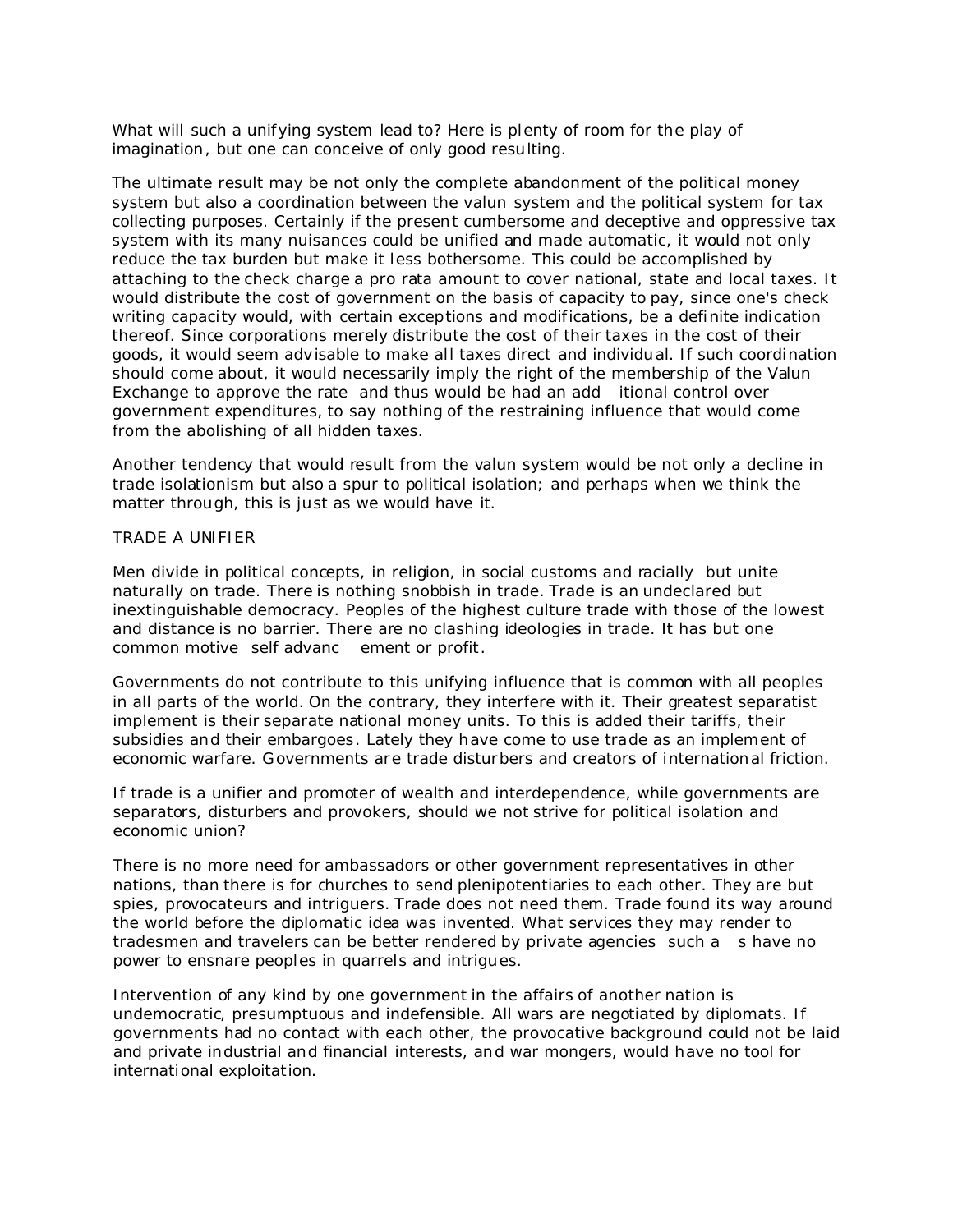What will such a unifying system lead to? Here is plenty of room for the play of imagination, but one can conceive of only good resulting.

The ultimate result may be not only the complete abandonment of the political money system but also a coordination between the valun system and the political system for tax collecting purposes. Certainly if the present cumbersome and deceptive and oppressive tax system with its many nuisances could be unified and made automatic, it would not only reduce the tax burden but make it less bothersome. This could be accomplished by attaching to the check charge a pro rata amount to cover national, state and local taxes. It would distribute the cost of government on the basis of capacity to pay, since one's check writing capacity would, with certain exceptions and modifications, be a definite indication thereof. Since corporations merely distribute the cost of their taxes in the cost of their goods, it would seem advisable to make all taxes direct and individual. If such coordination should come about, it would necessarily imply the right of the membership of the Valun Exchange to approve the rate and thus would be had an add itional control over government expenditures, to say nothing of the restraining influence that would come from the abolishing of all hidden taxes.

Another tendency that would result from the valun system would be not only a decline in trade isolationism but also a spur to political isolation; and perhaps when we think the matter through, this is just as we would have it.

TRADE A UNIFIER

Men divide in political concepts, in religion, in social customs and racially but unite naturally on trade. There is nothing snobbish in trade. Trade is an undeclared but inextinguishable democracy. Peoples of the highest culture trade with those of the lowest and distance is no barrier. There are no clashing ideologies in trade. It has but one common motive self advanc ement or profit.

Governments do not contribute to this unifying influence that is common with all peoples in all parts of the world. On the contrary, they interfere with it. Their greatest separatist implement is their separate national money units. To this is added their tariffs, their subsidies and their embargoes. Lately they have come to use trade as an implement of economic warfare. Governments are trade disturbers and creators of international friction.

If trade is a unifier and promoter of wealth and interdependence, while governments are separators, disturbers and provokers, should we not strive for political isolation and economic union?

There is no more need for ambassadors or other government representatives in other nations, than there is for churches to send plenipotentiaries to each other. They are but spies, provocateurs and intriguers. Trade does not need them. Trade found its way around the world before the diplomatic idea was invented. What services they may render to tradesmen and travelers can be better rendered by private agencies such a s have no power to ensnare peoples in quarrels and intrigues.

Intervention of any kind by one government in the affairs of another nation is undemocratic, presumptuous and indefensible. All wars are negotiated by diplomats. If governments had no contact with each other, the provocative background could not be laid and private industrial and financial interests, and war mongers, would have no tool for international exploitation.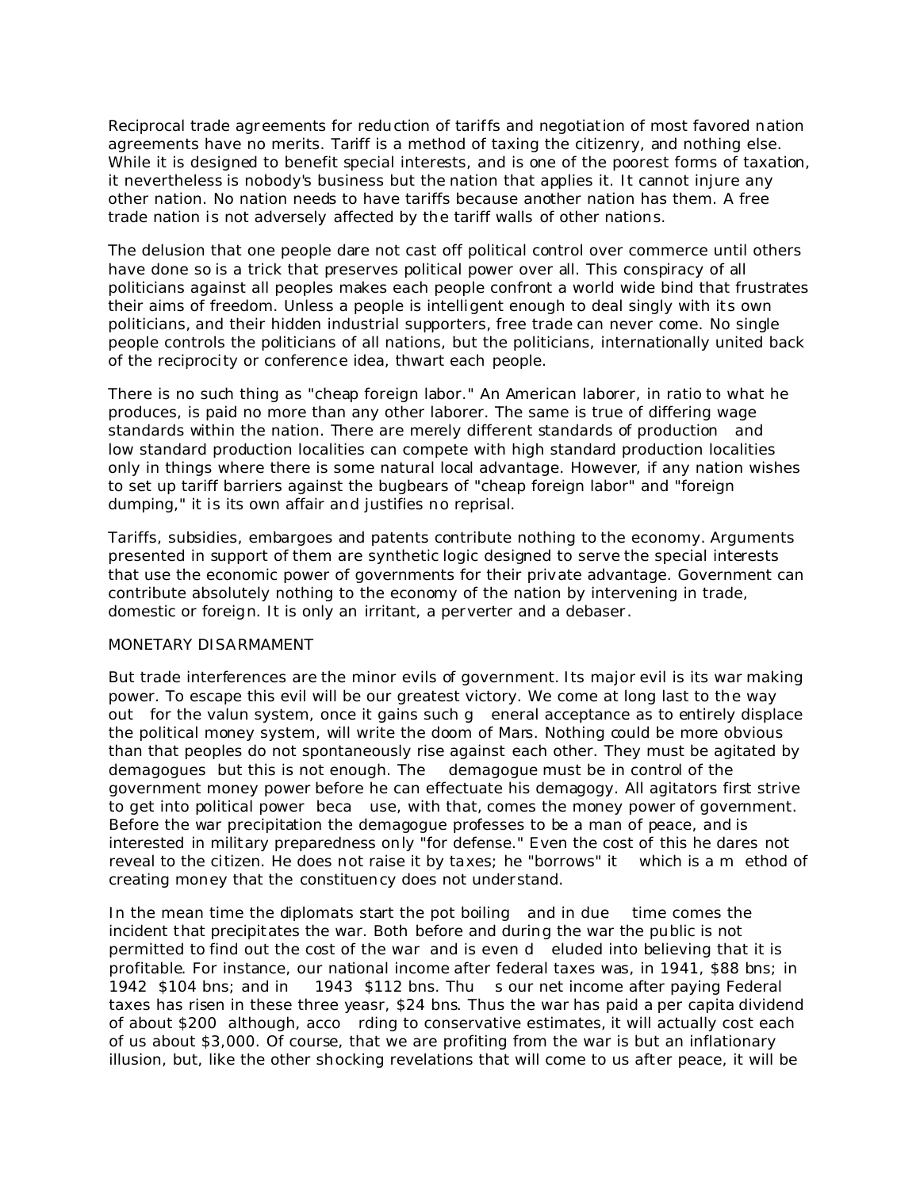Reciprocal trade agreements for reduction of tariffs and negotiation of most favored nation agreements have no merits. Tariff is a method of taxing the citizenry, and nothing else. While it is designed to benefit special interests, and is one of the poorest forms of taxation, it nevertheless is nobody's business but the nation that applies it. It cannot injure any other nation. No nation needs to have tariffs because another nation has them. A free trade nation is not adversely affected by the tariff walls of other nations.

The delusion that one people dare not cast off political control over commerce until others have done so is a trick that preserves political power over all. This conspiracy of all politicians against all peoples makes each people confront a world wide bind that frustrates their aims of freedom. Unless a people is intelligent enough to deal singly with its own politicians, and their hidden industrial supporters, free trade can never come. No single people controls the politicians of all nations, but the politicians, internationally united back of the reciprocity or conference idea, thwart each people.

There is no such thing as "cheap foreign labor." An American laborer, in ratio to what he produces, is paid no more than any other laborer. The same is true of differing wage standards within the nation. There are merely different standards of production and low standard production localities can compete with high standard production localities only in things where there is some natural local advantage. However, if any nation wishes to set up tariff barriers against the bugbears of "cheap foreign labor" and "foreign dumping," it is its own affair and justifies no reprisal.

Tariffs, subsidies, embargoes and patents contribute nothing to the economy. Arguments presented in support of them are synthetic logic designed to serve the special interests that use the economic power of governments for their private advantage. Government can contribute absolutely nothing to the economy of the nation by intervening in trade, domestic or foreign. It is only an irritant, a perverter and a debaser.

MONETARY DISARMAMENT

But trade interferences are the minor evils of government. Its major evil is its war making power. To escape this evil will be our greatest victory. We come at long last to the way out for the valun system, once it gains such general acceptance as to entirely displace the political money system, will write the doom of Mars. Nothing could be more obvious than that peoples do not spontaneously rise against each other. They must be agitated by demagogues but this is not enough. The demagogue must be in control of the government money power before he can effectuate his demagogy. All agitators first strive to get into political power because, with that, comes the money power of government. Before the war precipitation the demagogue professes to be a man of peace, and is interested in military preparedness only "for defense." Even the cost of this he dares not reveal to the citizen. He does not raise it by taxes; he "borrows" it which is a method of creating money that the constituency does not understand.

In the mean time the diplomats start the pot boiling and in due time comes the incident that precipitates the war. Both before and during the war the public is not permitted to find out the cost of the war and is even deluded into believing that it is profitable. For instance, our national income after federal taxes was, in 1941, $88 bns; in 1942 $104 bns; and in 1943 $112 bns. Thus our net income after paying Federal taxes has risen in these three yeasr, $24 bns. Thus the war has paid a per capita dividend of about $200 although, according to conservative estimates, it will actually cost each of us about $3,000. Of course, that we are profiting from the war is but an inflationary illusion, but, like the other shocking revelations that will come to us after peace, it will be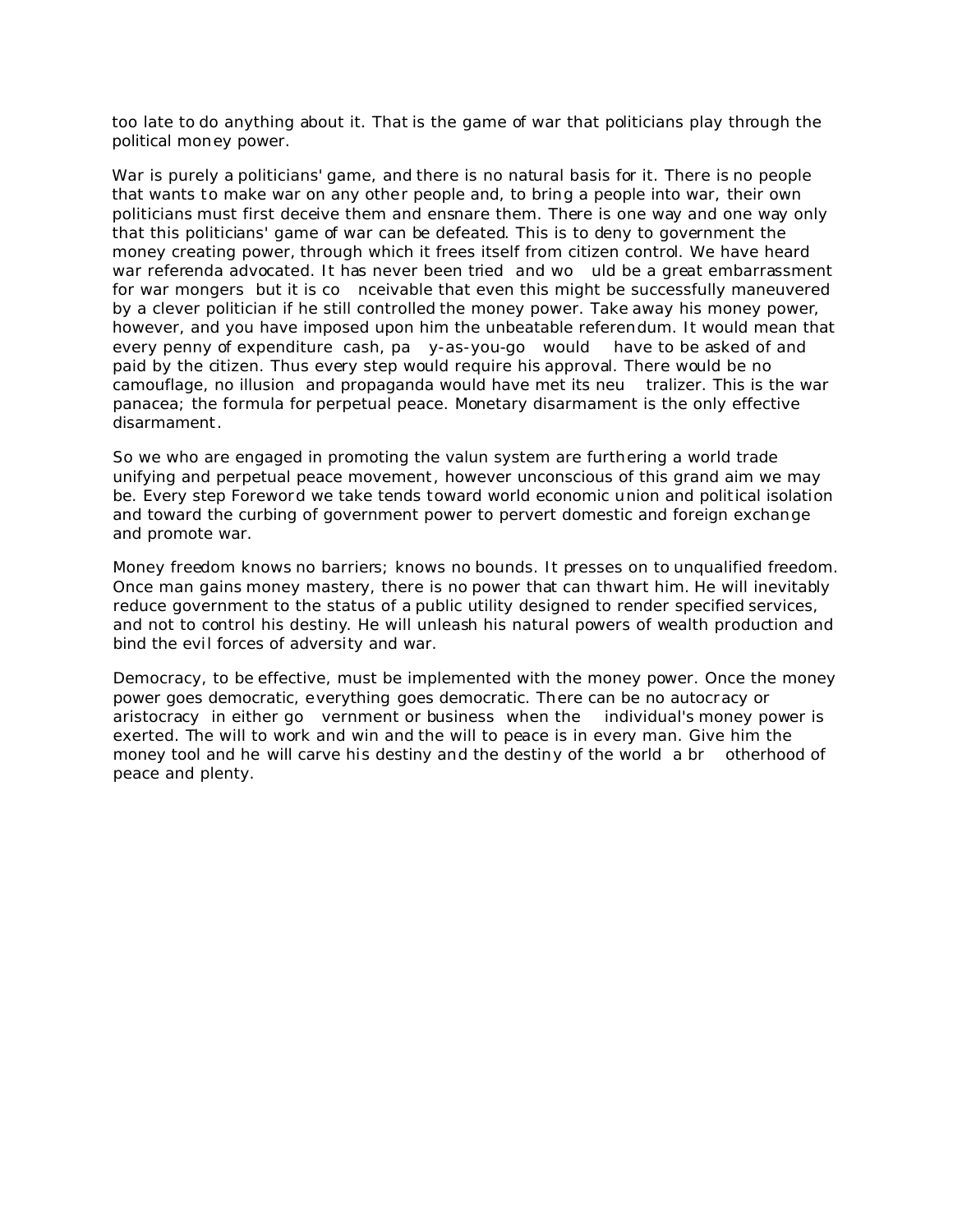too late to do anything about it. That is the game of war that politicians play through the political money power.

War is purely a politicians' game, and there is no natural basis for it. There is no people that wants to make war on any other people and, to bring a people into war, their own politicians must first deceive them and ensnare them. There is one way and one way only that this politicians' game of war can be defeated. This is to deny to government the money creating power, through which it frees itself from citizen control. We have heard war referenda advocated. It has never been tried and would be a great embarrassment for war mongers but it is conceivable that even this might be successfully maneuvered by a clever politician if he still controlled the money power. Take away his money power, however, and you have imposed upon him the unbeatable referendum. It would mean that every penny of expenditure cash, pay-as-you-go would have to be asked of and paid by the citizen. Thus every step would require his approval. There would be no camouflage, no illusion and propaganda would have met its neutralizer. This is the war panacea; the formula for perpetual peace. Monetary disarmament is the only effective disarmament.

So we who are engaged in promoting the valun system are furthering a world trade unifying and perpetual peace movement, however unconscious of this grand aim we may be. Every step Foreword we take tends toward world economic union and political isolation and toward the curbing of government power to pervert domestic and foreign exchange and promote war.

Money freedom knows no barriers; knows no bounds. It presses on to unqualified freedom. Once man gains money mastery, there is no power that can thwart him. He will inevitably reduce government to the status of a public utility designed to render specified services, and not to control his destiny. He will unleash his natural powers of wealth production and bind the evil forces of adversity and war.

Democracy, to be effective, must be implemented with the money power. Once the money power goes democratic, everything goes democratic. There can be no autocracy or aristocracy in either government or business when the individual's money power is exerted. The will to work and win and the will to peace is in every man. Give him the money tool and he will carve his destiny and the destiny of the world a brotherhood of peace and plenty.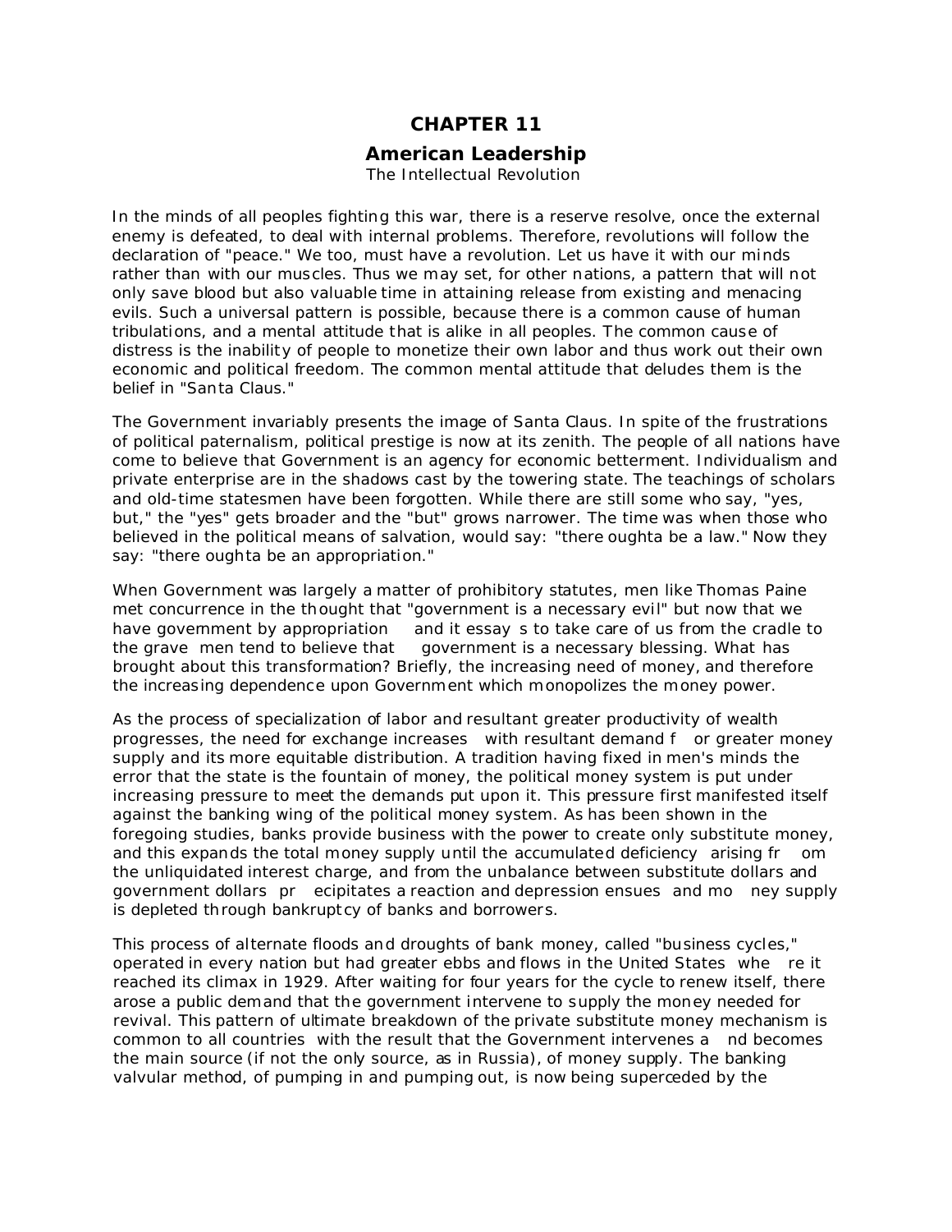# CHAPTER 11

## American Leadership

### The Intellectual Revolution

In the minds of all peoples fighting this war, there is a reserve resolve, once the external enemy is defeated, to deal with internal problems. Therefore, revolutions will follow the declaration of "peace." We too, must have a revolution. Let us have it with our minds rather than with our muscles. Thus we may set, for other nations, a pattern that will not only save blood but also valuable time in attaining release from existing and menacing evils. Such a universal pattern is possible, because there is a common cause of human tribulations, and a mental attitude that is alike in all peoples. The common cause of distress is the inability of people to monetize their own labor and thus work out their own economic and political freedom. The common mental attitude that deludes them is the belief in "Santa Claus."

The Government invariably presents the image of Santa Claus. In spite of the frustrations of political paternalism, political prestige is now at its zenith. The people of all nations have come to believe that Government is an agency for economic betterment. Individualism and private enterprise are in the shadows cast by the towering state. The teachings of scholars and old-time statesmen have been forgotten. While there are still some who say, "yes, but," the "yes" gets broader and the "but" grows narrower. The time was when those who believed in the political means of salvation, would say: "there oughta be a law." Now they say: "there oughta be an appropriation."

When Government was largely a matter of prohibitory statutes, men like Thomas Paine met concurrence in the thought that "government is a necessary evil" but now that we have government by appropriation and it essays to take care of us from the cradle to the grave men tend to believe that government is a necessary blessing. What has brought about this transformation? Briefly, the increasing need of money, and therefore the increasing dependence upon Government which monopolizes the money power.

As the process of specialization of labor and resultant greater productivity of wealth progresses, the need for exchange increases with resultant demand for greater money supply and its more equitable distribution. A tradition having fixed in men's minds the error that the state is the fountain of money, the political money system is put under increasing pressure to meet the demands put upon it. This pressure first manifested itself against the banking wing of the political money system. As has been shown in the foregoing studies, banks provide business with the power to create only substitute money, and this expands the total money supply until the accumulated deficiency arising from the unliquidated interest charge, and from the unbalance between substitute dollars and government dollars precipitates a reaction and depression ensues and money supply is depleted through bankruptcy of banks and borrowers.

This process of alternate floods and droughts of bank money, called "business cycles," operated in every nation but had greater ebbs and flows in the United States where it reached its climax in 1929. After waiting for four years for the cycle to renew itself, there arose a public demand that the government intervene to supply the money needed for revival. This pattern of ultimate breakdown of the private substitute money mechanism is common to all countries with the result that the Government intervenes and becomes the main source (if not the only source, as in Russia), of money supply. The banking valvular method, of pumping in and pumping out, is now being superceded by the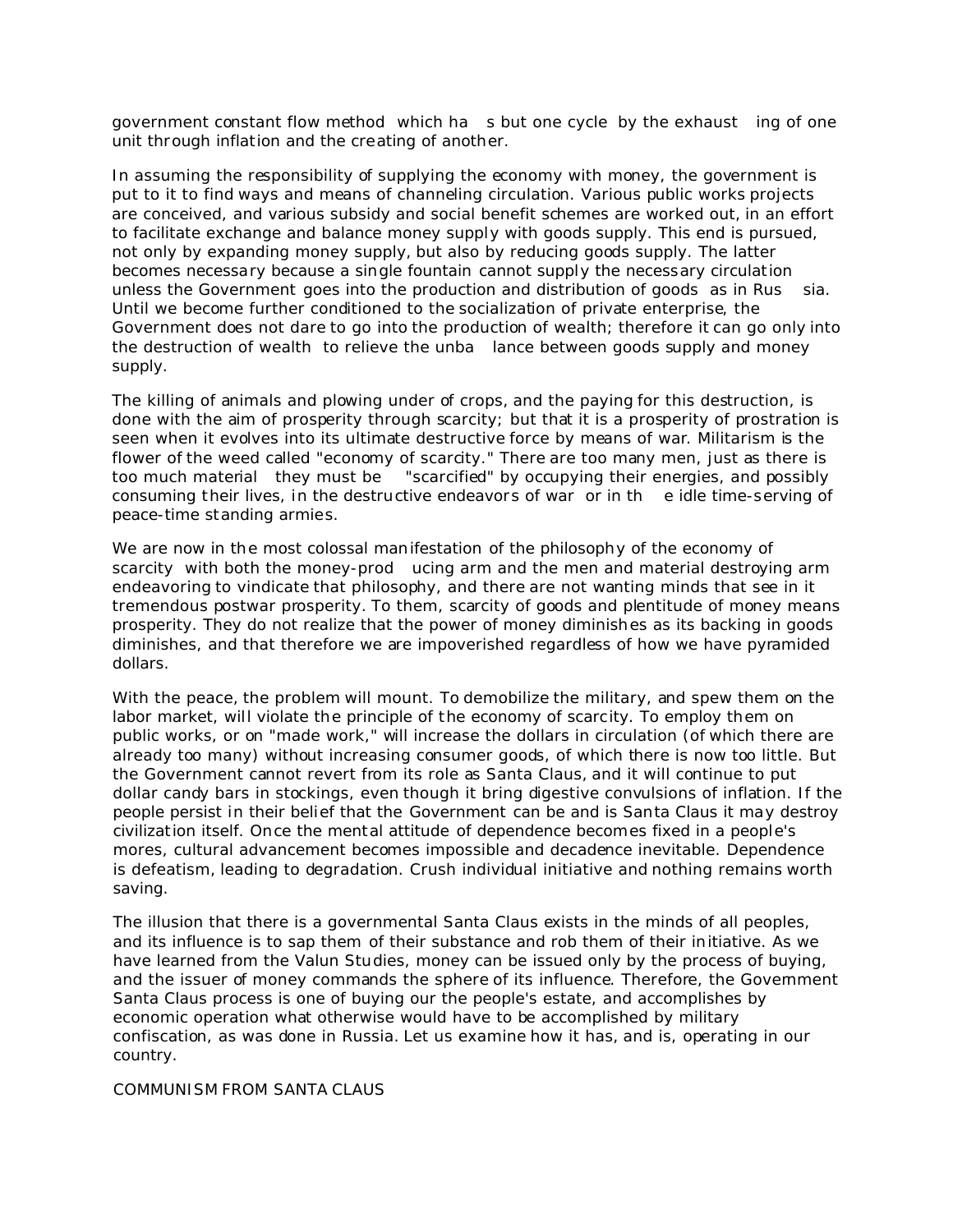government constant flow method which has but one cycle by the exhausting of one unit through inflation and the creating of another.

In assuming the responsibility of supplying the economy with money, the government is put to it to find ways and means of channeling circulation. Various public works projects are conceived, and various subsidy and social benefit schemes are worked out, in an effort to facilitate exchange and balance money supply with goods supply. This end is pursued, not only by expanding money supply, but also by reducing goods supply. The latter becomes necessary because a single fountain cannot supply the necessary circulation unless the Government goes into the production and distribution of goods as in Russia. Until we become further conditioned to the socialization of private enterprise, the Government does not dare to go into the production of wealth; therefore it can go only into the destruction of wealth to relieve the unbalance between goods supply and money supply.

The killing of animals and plowing under of crops, and the paying for this destruction, is done with the aim of prosperity through scarcity; but that it is a prosperity of prostration is seen when it evolves into its ultimate destructive force by means of war. Militarism is the flower of the weed called "economy of scarcity." There are too many men, just as there is too much material they must be "scarcified" by occupying their energies, and possibly consuming their lives, in the destructive endeavors of war or in the idle time-serving of peace-time standing armies.

We are now in the most colossal manifestation of the philosophy of the economy of scarcity with both the money-producing arm and the men and material destroying arm endeavoring to vindicate that philosophy, and there are not wanting minds that see in it tremendous postwar prosperity. To them, scarcity of goods and plentitude of money means prosperity. They do not realize that the power of money diminishes as its backing in goods diminishes, and that therefore we are impoverished regardless of how we have pyramided dollars.

With the peace, the problem will mount. To demobilize the military, and spew them on the labor market, will violate the principle of the economy of scarcity. To employ them on public works, or on "made work," will increase the dollars in circulation (of which there are already too many) without increasing consumer goods, of which there is now too little. But the Government cannot revert from its role as Santa Claus, and it will continue to put dollar candy bars in stockings, even though it bring digestive convulsions of inflation. If the people persist in their belief that the Government can be and is Santa Claus it may destroy civilization itself. Once the mental attitude of dependence becomes fixed in a people's mores, cultural advancement becomes impossible and decadence inevitable. Dependence is defeatism, leading to degradation. Crush individual initiative and nothing remains worth saving.

The illusion that there is a governmental Santa Claus exists in the minds of all peoples, and its influence is to sap them of their substance and rob them of their initiative. As we have learned from the Valun Studies, money can be issued only by the process of buying, and the issuer of money commands the sphere of its influence. Therefore, the Government Santa Claus process is one of buying our the people's estate, and accomplishes by economic operation what otherwise would have to be accomplished by military confiscation, as was done in Russia. Let us examine how it has, and is, operating in our country.

## COMMUNISM FROM SANTA CLAUS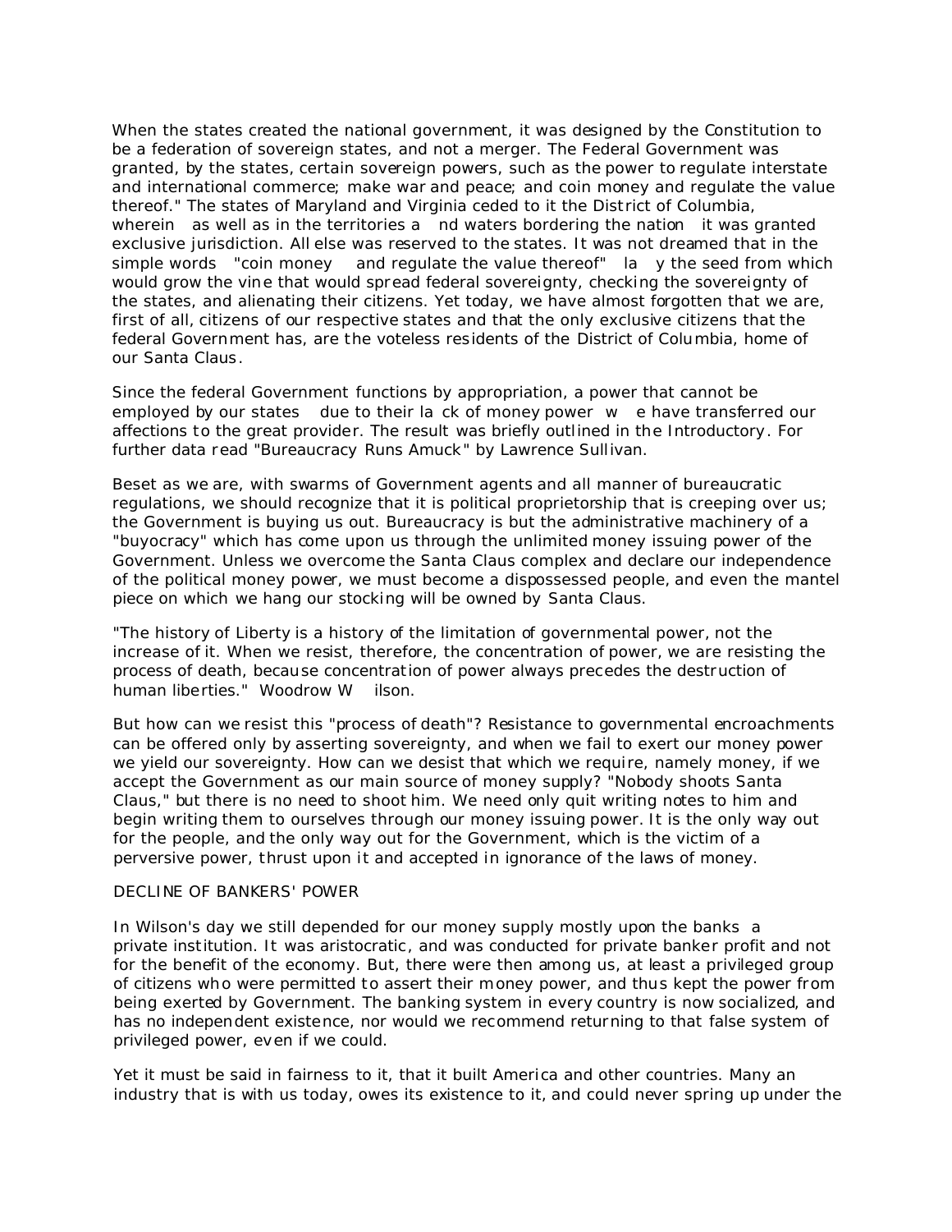When the states created the national government, it was designed by the Constitution to be a federation of sovereign states, and not a merger. The Federal Government was granted, by the states, certain sovereign powers, such as the power to regulate interstate and international commerce; make war and peace; and coin money and regulate the value thereof." The states of Maryland and Virginia ceded to it the District of Columbia, wherein as well as in the territories and waters bordering the nation it was granted exclusive jurisdiction. All else was reserved to the states. It was not dreamed that in the simple words "coin money and regulate the value thereof" lay the seed from which would grow the vine that would spread federal sovereignty, checking the sovereignty of the states, and alienating their citizens. Yet today, we have almost forgotten that we are, first of all, citizens of our respective states and that the only exclusive citizens that the federal Government has, are the voteless residents of the District of Columbia, home of our Santa Claus.

Since the federal Government functions by appropriation, a power that cannot be employed by our states due to their lack of money power we have transferred our affections to the great provider. The result was briefly outlined in the Introductory. For further data read "Bureaucracy Runs Amuck" by Lawrence Sullivan.

Beset as we are, with swarms of Government agents and all manner of bureaucratic regulations, we should recognize that it is political proprietorship that is creeping over us; the Government is buying us out. Bureaucracy is but the administrative machinery of a "buyocracy" which has come upon us through the unlimited money issuing power of the Government. Unless we overcome the Santa Claus complex and declare our independence of the political money power, we must become a dispossessed people, and even the mantel piece on which we hang our stocking will be owned by Santa Claus.

"The history of Liberty is a history of the limitation of governmental power, not the increase of it. When we resist, therefore, the concentration of power, we are resisting the process of death, because concentration of power always precedes the destruction of human liberties." Woodrow Wilson.

But how can we resist this "process of death"? Resistance to governmental encroachments can be offered only by asserting sovereignty, and when we fail to exert our money power we yield our sovereignty. How can we desist that which we require, namely money, if we accept the Government as our main source of money supply? "Nobody shoots Santa Claus," but there is no need to shoot him. We need only quit writing notes to him and begin writing them to ourselves through our money issuing power. It is the only way out for the people, and the only way out for the Government, which is the victim of a perversive power, thrust upon it and accepted in ignorance of the laws of money.

## DECLINE OF BANKERS' POWER

In Wilson's day we still depended for our money supply mostly upon the banks a private institution. It was aristocratic, and was conducted for private banker profit and not for the benefit of the economy. But, there were then among us, at least a privileged group of citizens who were permitted to assert their money power, and thus kept the power from being exerted by Government. The banking system in every country is now socialized, and has no independent existence, nor would we recommend returning to that false system of privileged power, even if we could.

Yet it must be said in fairness to it, that it built America and other countries. Many an industry that is with us today, owes its existence to it, and could never spring up under the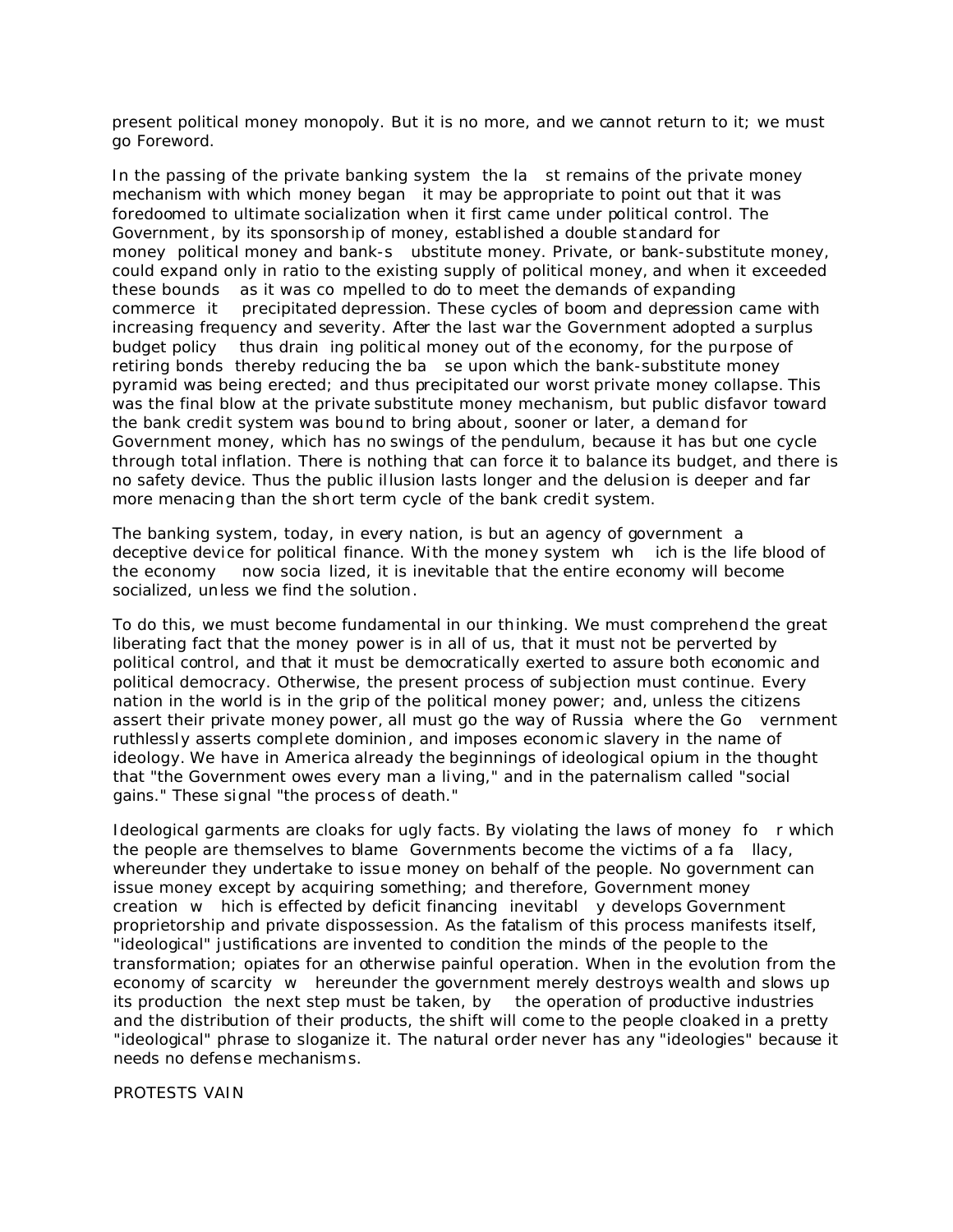present political money monopoly. But it is no more, and we cannot return to it; we must go Foreword.

In the passing of the private banking system the last remains of the private money mechanism with which money began it may be appropriate to point out that it was foredoomed to ultimate socialization when it first came under political control. The Government, by its sponsorship of money, established a double standard for money political money and bank-substitute money. Private, or bank-substitute money, could expand only in ratio to the existing supply of political money, and when it exceeded these bounds as it was compelled to do to meet the demands of expanding commerce it precipitated depression. These cycles of boom and depression came with increasing frequency and severity. After the last war the Government adopted a surplus budget policy thus draining political money out of the economy, for the purpose of retiring bonds thereby reducing the base upon which the bank-substitute money pyramid was being erected; and thus precipitated our worst private money collapse. This was the final blow at the private substitute money mechanism, but public disfavor toward the bank credit system was bound to bring about, sooner or later, a demand for Government money, which has no swings of the pendulum, because it has but one cycle through total inflation. There is nothing that can force it to balance its budget, and there is no safety device. Thus the public illusion lasts longer and the delusion is deeper and far more menacing than the short term cycle of the bank credit system.

The banking system, today, in every nation, is but an agency of government a deceptive device for political finance. With the money system which is the life blood of the economy now socialized, it is inevitable that the entire economy will become socialized, unless we find the solution.

To do this, we must become fundamental in our thinking. We must comprehend the great liberating fact that the money power is in all of us, that it must not be perverted by political control, and that it must be democratically exerted to assure both economic and political democracy. Otherwise, the present process of subjection must continue. Every nation in the world is in the grip of the political money power; and, unless the citizens assert their private money power, all must go the way of Russia where the Government ruthlessly asserts complete dominion, and imposes economic slavery in the name of ideology. We have in America already the beginnings of ideological opium in the thought that "the Government owes every man a living," and in the paternalism called "social gains." These signal "the process of death."

Ideological garments are cloaks for ugly facts. By violating the laws of money for which the people are themselves to blame Governments become the victims of a fallacy, whereunder they undertake to issue money on behalf of the people. No government can issue money except by acquiring something; and therefore, Government money creation which is effected by deficit financing inevitably develops Government proprietorship and private dispossession. As the fatalism of this process manifests itself, "ideological" justifications are invented to condition the minds of the people to the transformation; opiates for an otherwise painful operation. When in the evolution from the economy of scarcity whereunder the government merely destroys wealth and slows up its production the next step must be taken, by the operation of productive industries and the distribution of their products, the shift will come to the people cloaked in a pretty "ideological" phrase to sloganize it. The natural order never has any "ideologies" because it needs no defense mechanisms.

PROTESTS VAIN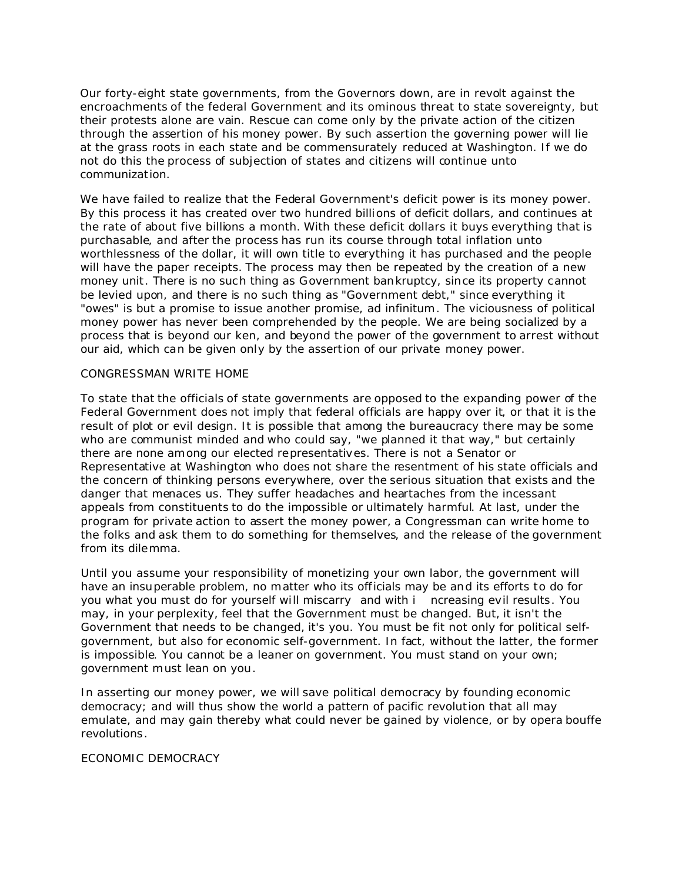Our forty-eight state governments, from the Governors down, are in revolt against the encroachments of the federal Government and its ominous threat to state sovereignty, but their protests alone are vain. Rescue can come only by the private action of the citizen through the assertion of his money power. By such assertion the governing power will lie at the grass roots in each state and be commensurately reduced at Washington. If we do not do this the process of subjection of states and citizens will continue unto communization.

We have failed to realize that the Federal Government's deficit power is its money power. By this process it has created over two hundred billions of deficit dollars, and continues at the rate of about five billions a month. With these deficit dollars it buys everything that is purchasable, and after the process has run its course through total inflation unto worthlessness of the dollar, it will own title to everything it has purchased and the people will have the paper receipts. The process may then be repeated by the creation of a new money unit. There is no such thing as Government bankruptcy, since its property cannot be levied upon, and there is no such thing as "Government debt," since everything it "owes" is but a promise to issue another promise, ad infinitum. The viciousness of political money power has never been comprehended by the people. We are being socialized by a process that is beyond our ken, and beyond the power of the government to arrest without our aid, which can be given only by the assertion of our private money power.

## CONGRESSMAN WRITE HOME

To state that the officials of state governments are opposed to the expanding power of the Federal Government does not imply that federal officials are happy over it, or that it is the result of plot or evil design. It is possible that among the bureaucracy there may be some who are communist minded and who could say, "we planned it that way," but certainly there are none among our elected representatives. There is not a Senator or Representative at Washington who does not share the resentment of his state officials and the concern of thinking persons everywhere, over the serious situation that exists and the danger that menaces us. They suffer headaches and heartaches from the incessant appeals from constituents to do the impossible or ultimately harmful. At last, under the program for private action to assert the money power, a Congressman can write home to the folks and ask them to do something for themselves, and the release of the government from its dilemma.

Until you assume your responsibility of monetizing your own labor, the government will have an insuperable problem, no matter who its officials may be and its efforts to do for you what you must do for yourself will miscarry and with increasing evil results. You may, in your perplexity, feel that the Government must be changed. But, it isn't the Government that needs to be changed, it's you. You must be fit not only for political self-government, but also for economic self-government. In fact, without the latter, the former is impossible. You cannot be a leaner on government. You must stand on your own; government must lean on you.

In asserting our money power, we will save political democracy by founding economic democracy; and will thus show the world a pattern of pacific revolution that all may emulate, and may gain thereby what could never be gained by violence, or by opera bouffe revolutions.

## ECONOMIC DEMOCRACY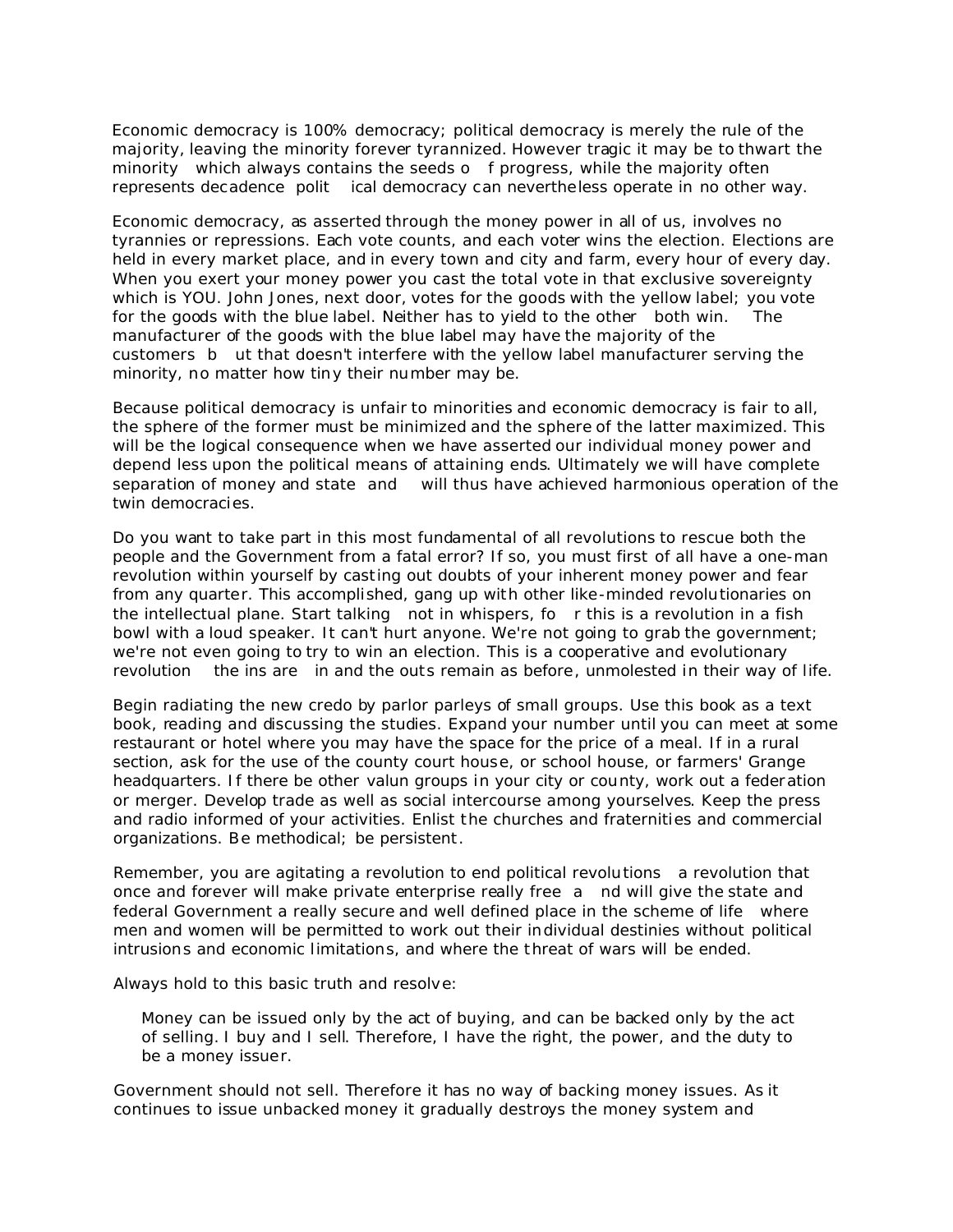Economic democracy is 100% democracy; political democracy is merely the rule of the majority, leaving the minority forever tyrannized. However tragic it may be to thwart the minority which always contains the seeds of progress, while the majority often represents decadence political democracy can nevertheless operate in no other way.

Economic democracy, as asserted through the money power in all of us, involves no tyrannies or repressions. Each vote counts, and each voter wins the election. Elections are held in every market place, and in every town and city and farm, every hour of every day. When you exert your money power you cast the total vote in that exclusive sovereignty which is YOU. John Jones, next door, votes for the goods with the yellow label; you vote for the goods with the blue label. Neither has to yield to the other both win. The manufacturer of the goods with the blue label may have the majority of the customers but that doesn't interfere with the yellow label manufacturer serving the minority, no matter how tiny their number may be.

Because political democracy is unfair to minorities and economic democracy is fair to all, the sphere of the former must be minimized and the sphere of the latter maximized. This will be the logical consequence when we have asserted our individual money power and depend less upon the political means of attaining ends. Ultimately we will have complete separation of money and state and will thus have achieved harmonious operation of the twin democracies.

Do you want to take part in this most fundamental of all revolutions to rescue both the people and the Government from a fatal error? If so, you must first of all have a one-man revolution within yourself by casting out doubts of your inherent money power and fear from any quarter. This accomplished, gang up with other like-minded revolutionaries on the intellectual plane. Start talking not in whispers, for this is a revolution in a fish bowl with a loud speaker. It can't hurt anyone. We're not going to grab the government; we're not even going to try to win an election. This is a cooperative and evolutionary revolution the ins are in and the outs remain as before, unmolested in their way of life.

Begin radiating the new credo by parlor parleys of small groups. Use this book as a text book, reading and discussing the studies. Expand your number until you can meet at some restaurant or hotel where you may have the space for the price of a meal. If in a rural section, ask for the use of the county court house, or school house, or farmers' Grange headquarters. If there be other valun groups in your city or county, work out a federation or merger. Develop trade as well as social intercourse among yourselves. Keep the press and radio informed of your activities. Enlist the churches and fraternities and commercial organizations. Be methodical; be persistent.

Remember, you are agitating a revolution to end political revolutions a revolution that once and forever will make private enterprise really free and will give the state and federal Government a really secure and well defined place in the scheme of life where men and women will be permitted to work out their individual destinies without political intrusions and economic limitations, and where the threat of wars will be ended.

Always hold to this basic truth and resolve:

> Money can be issued only by the act of buying, and can be backed only by the act of selling. I buy and I sell. Therefore, I have the right, the power, and the duty to be a money issuer.

Government should not sell. Therefore it has no way of backing money issues. As it continues to issue unbacked money it gradually destroys the money system and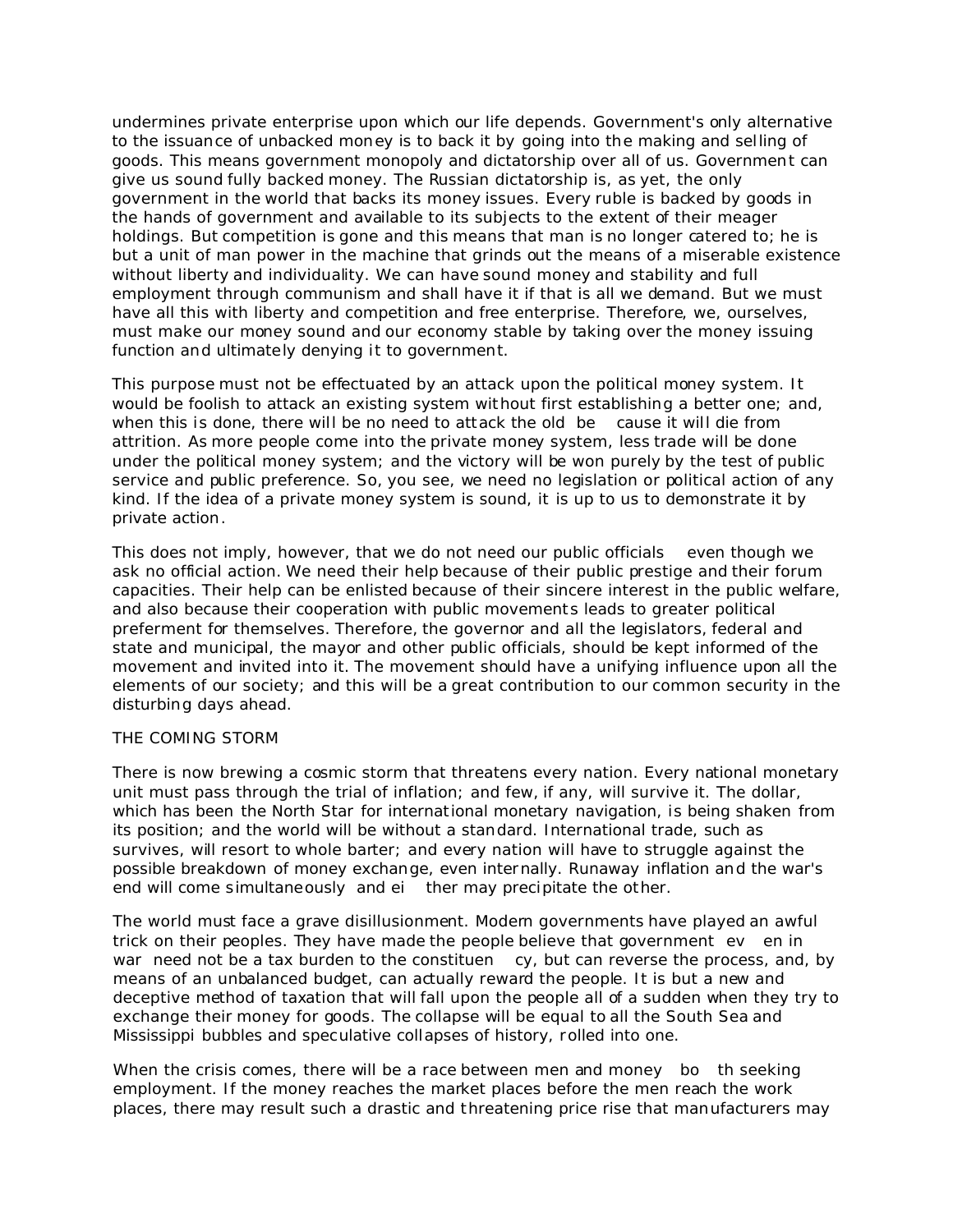undermines private enterprise upon which our life depends. Government's only alternative to the issuance of unbacked money is to back it by going into the making and selling of goods. This means government monopoly and dictatorship over all of us. Government can give us sound fully backed money. The Russian dictatorship is, as yet, the only government in the world that backs its money issues. Every ruble is backed by goods in the hands of government and available to its subjects to the extent of their meager holdings. But competition is gone and this means that man is no longer catered to; he is but a unit of man power in the machine that grinds out the means of a miserable existence without liberty and individuality. We can have sound money and stability and full employment through communism and shall have it if that is all we demand. But we must have all this with liberty and competition and free enterprise. Therefore, we, ourselves, must make our money sound and our economy stable by taking over the money issuing function and ultimately denying it to government.

This purpose must not be effectuated by an attack upon the political money system. It would be foolish to attack an existing system without first establishing a better one; and, when this is done, there will be no need to attack the old because it will die from attrition. As more people come into the private money system, less trade will be done under the political money system; and the victory will be won purely by the test of public service and public preference. So, you see, we need no legislation or political action of any kind. If the idea of a private money system is sound, it is up to us to demonstrate it by private action.

This does not imply, however, that we do not need our public officials even though we ask no official action. We need their help because of their public prestige and their forum capacities. Their help can be enlisted because of their sincere interest in the public welfare, and also because their cooperation with public movements leads to greater political preferment for themselves. Therefore, the governor and all the legislators, federal and state and municipal, the mayor and other public officials, should be kept informed of the movement and invited into it. The movement should have a unifying influence upon all the elements of our society; and this will be a great contribution to our common security in the disturbing days ahead.

## THE COMING STORM

There is now brewing a cosmic storm that threatens every nation. Every national monetary unit must pass through the trial of inflation; and few, if any, will survive it. The dollar, which has been the North Star for international monetary navigation, is being shaken from its position; and the world will be without a standard. International trade, such as survives, will resort to whole barter; and every nation will have to struggle against the possible breakdown of money exchange, even internally. Runaway inflation and the war's end will come simultaneously and either may precipitate the other.

The world must face a grave disillusionment. Modern governments have played an awful trick on their peoples. They have made the people believe that government even in war need not be a tax burden to the constituency, but can reverse the process, and, by means of an unbalanced budget, can actually reward the people. It is but a new and deceptive method of taxation that will fall upon the people all of a sudden when they try to exchange their money for goods. The collapse will be equal to all the South Sea and Mississippi bubbles and speculative collapses of history, rolled into one.

When the crisis comes, there will be a race between men and money both seeking employment. If the money reaches the market places before the men reach the work places, there may result such a drastic and threatening price rise that manufacturers may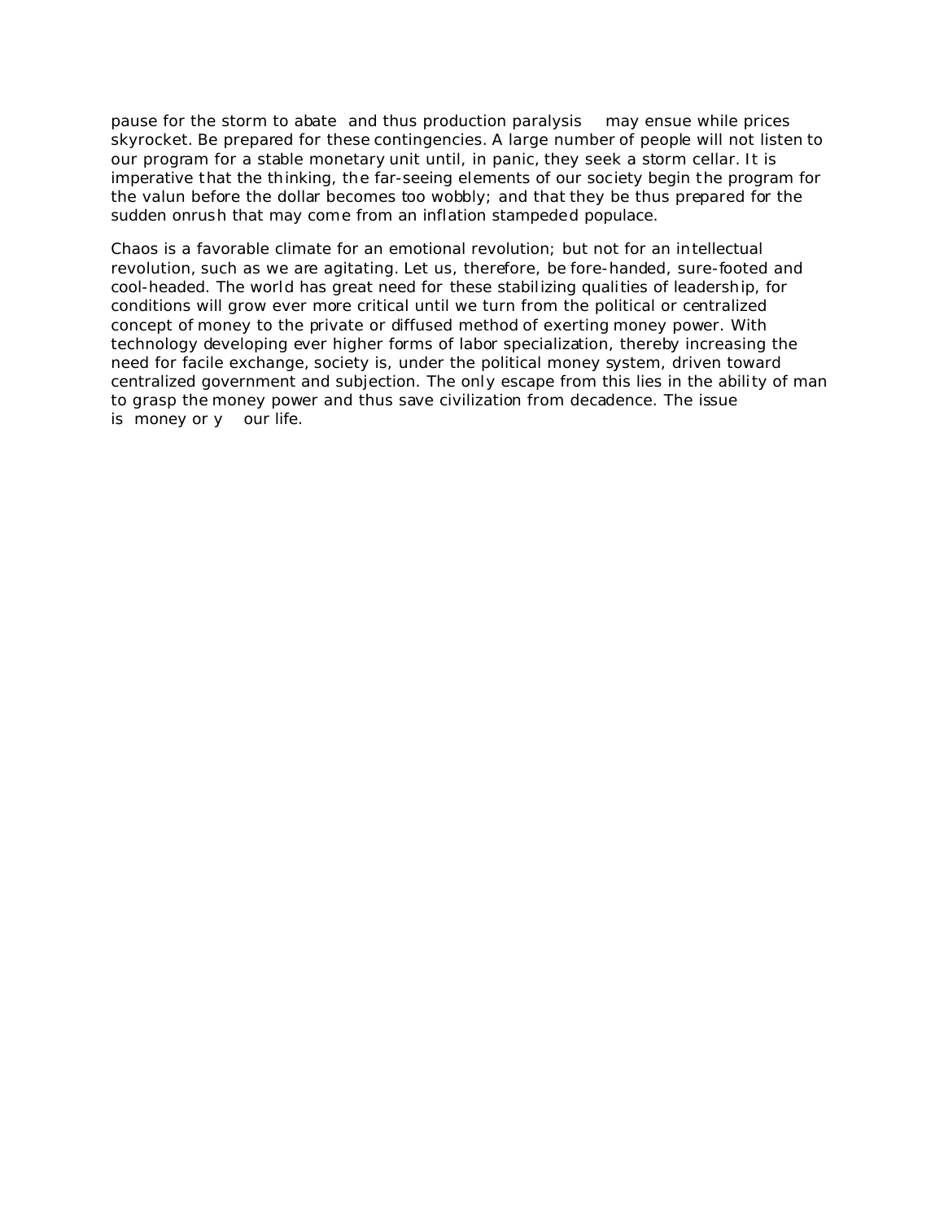pause for the storm to abate and thus production paralysis may ensue while prices skyrocket. Be prepared for these contingencies. A large number of people will not listen to our program for a stable monetary unit until, in panic, they seek a storm cellar. It is imperative that the thinking, the far-seeing elements of our society begin the program for the valun before the dollar becomes too wobbly; and that they be thus prepared for the sudden onrush that may come from an inflation stampeded populace.

Chaos is a favorable climate for an emotional revolution; but not for an intellectual revolution, such as we are agitating. Let us, therefore, be fore-handed, sure-footed and cool-headed. The world has great need for these stabilizing qualities of leadership, for conditions will grow ever more critical until we turn from the political or centralized concept of money to the private or diffused method of exerting money power. With technology developing ever higher forms of labor specialization, thereby increasing the need for facile exchange, society is, under the political money system, driven toward centralized government and subjection. The only escape from this lies in the ability of man to grasp the money power and thus save civilization from decadence. The issue is money or your life.